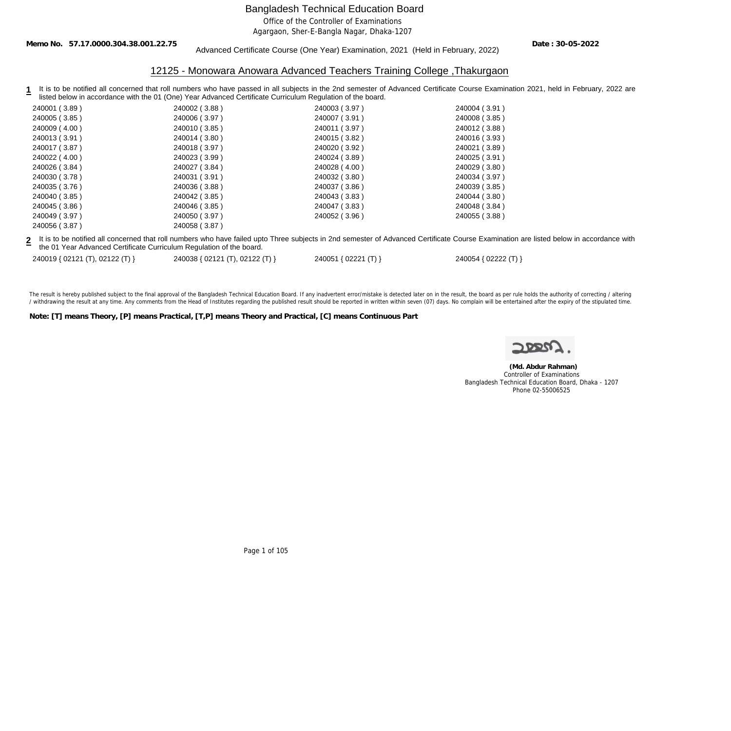# Bangladesh Technical Education Board

Office of the Controller of Examinations

Agargaon, Sher-E-Bangla Nagar, Dhaka-1207

**Memo No. 57.17.0000.304.38.001.22.75** **Date : 30-05-2022**

Advanced Certificate Course (One Year) Examination, 2021 (Held in February, 2022)

## 12125 - Monowara Anowara Advanced Teachers Training College ,Thakurgaon

**1** It is to be notified all concerned that roll numbers who have passed in all subjects in the 2nd semester of Advanced Certificate Course Examination 2021, held in February, 2022 are listed below in accordance with the 01 (One) Year Advanced Certificate Curriculum Regulation of the board.

| | | | |
|---|---|---|---|
| 240001 ( 3.89 ) | 240002 ( 3.88 ) | 240003 ( 3.97 ) | 240004 ( 3.91 ) |
| 240005 ( 3.85 ) | 240006 ( 3.97 ) | 240007 ( 3.91 ) | 240008 ( 3.85 ) |
| 240009 ( 4.00 ) | 240010 ( 3.85 ) | 240011 ( 3.97 ) | 240012 ( 3.88 ) |
| 240013 ( 3.91 ) | 240014 ( 3.80 ) | 240015 ( 3.82 ) | 240016 ( 3.93 ) |
| 240017 ( 3.87 ) | 240018 ( 3.97 ) | 240020 ( 3.92 ) | 240021 ( 3.89 ) |
| 240022 ( 4.00 ) | 240023 ( 3.99 ) | 240024 ( 3.89 ) | 240025 ( 3.91 ) |
| 240026 ( 3.84 ) | 240027 ( 3.84 ) | 240028 ( 4.00 ) | 240029 ( 3.80 ) |
| 240030 ( 3.78 ) | 240031 ( 3.91 ) | 240032 ( 3.80 ) | 240034 ( 3.97 ) |
| 240035 ( 3.76 ) | 240036 ( 3.88 ) | 240037 ( 3.86 ) | 240039 ( 3.85 ) |
| 240040 ( 3.85 ) | 240042 ( 3.85 ) | 240043 ( 3.83 ) | 240044 ( 3.80 ) |
| 240045 ( 3.86 ) | 240046 ( 3.85 ) | 240047 ( 3.83 ) | 240048 ( 3.84 ) |
| 240049 ( 3.97 ) | 240050 ( 3.97 ) | 240052 ( 3.96 ) | 240055 ( 3.88 ) |
| 240056 ( 3.87 ) | 240058 ( 3.87 ) | | |

**2** It is to be notified all concerned that roll numbers who have failed upto Three subjects in 2nd semester of Advanced Certificate Course Examination are listed below in accordance with the 01 Year Advanced Certificate Curriculum Regulation of the board.

| | | | |
|---|---|---|---|
| 240019 { 02121 (T), 02122 (T) } | 240038 { 02121 (T), 02122 (T) } | 240051 { 02221 (T) } | 240054 { 02222 (T) } |

The result is hereby published subject to the final approval of the Bangladesh Technical Education Board. If any inadvertent error/mistake is detected later on in the result, the board as per rule holds the authority of correcting / altering / withdrawing the result at any time. Any comments from the Head of Institutes regarding the published result should be reported in written within seven (07) days. No complain will be entertained after the expiry of the stipulated time.

**Note: [T] means Theory, [P] means Practical, [T,P] means Theory and Practical, [C] means Continuous Part**

**(Md. Abdur Rahman)**
Controller of Examinations
Bangladesh Technical Education Board, Dhaka - 1207
Phone 02-55006525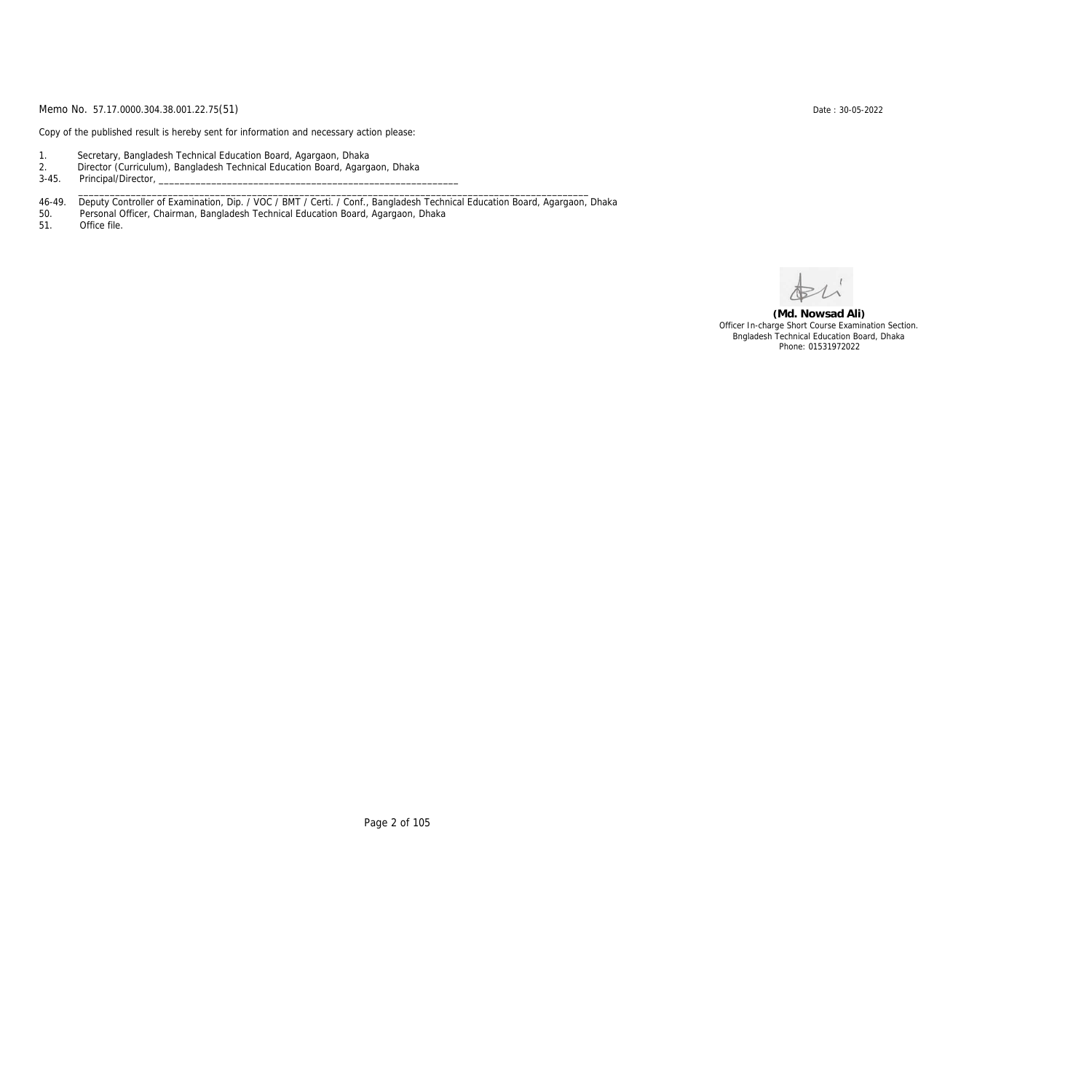Memo No. 57.17.0000.304.38.001.22.75(51)

Date : 30-05-2022

Copy of the published result is hereby sent for information and necessary action please:

1. Secretary, Bangladesh Technical Education Board, Agargaon, Dhaka
2. Director (Curriculum), Bangladesh Technical Education Board, Agargaon, Dhaka
3-45. Principal/Director, ______________________________________________________________
   ________________________________________________________________________________________________
46-49. Deputy Controller of Examination, Dip. / VOC / BMT / Certi. / Conf., Bangladesh Technical Education Board, Agargaon, Dhaka
50. Personal Officer, Chairman, Bangladesh Technical Education Board, Agargaon, Dhaka
51. Office file.

**(Md. Nowsad Ali)**
Officer In-charge Short Course Examination Section.
Bngladesh Technical Education Board, Dhaka
Phone: 01531972022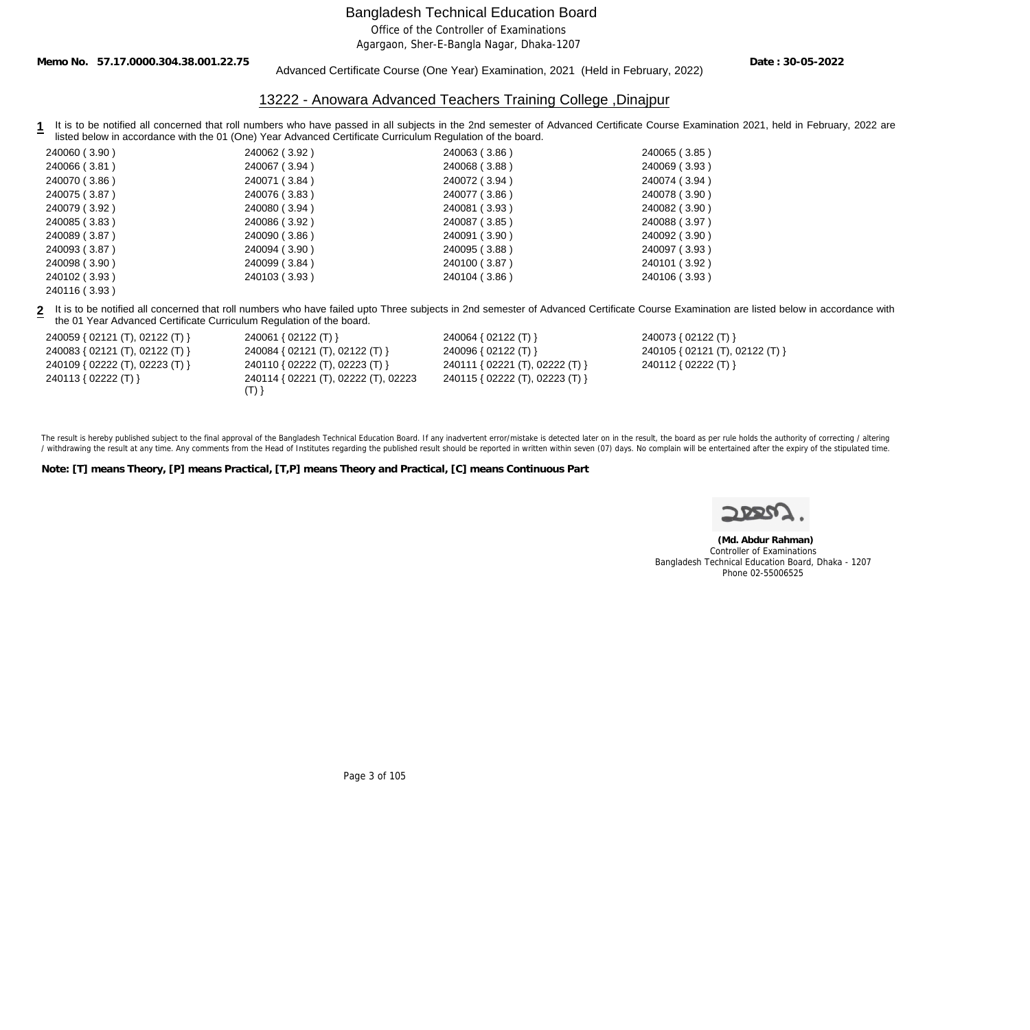# Bangladesh Technical Education Board

Office of the Controller of Examinations

Agargaon, Sher-E-Bangla Nagar, Dhaka-1207

**Memo No. 57.17.0000.304.38.001.22.75** **Date : 30-05-2022**

Advanced Certificate Course (One Year) Examination, 2021 (Held in February, 2022)

## 13222 - Anowara Advanced Teachers Training College ,Dinajpur

**1** It is to be notified all concerned that roll numbers who have passed in all subjects in the 2nd semester of Advanced Certificate Course Examination 2021, held in February, 2022 are listed below in accordance with the 01 (One) Year Advanced Certificate Curriculum Regulation of the board.

| | | | |
|---|---|---|---|
| 240060 ( 3.90 ) | 240062 ( 3.92 ) | 240063 ( 3.86 ) | 240065 ( 3.85 ) |
| 240066 ( 3.81 ) | 240067 ( 3.94 ) | 240068 ( 3.88 ) | 240069 ( 3.93 ) |
| 240070 ( 3.86 ) | 240071 ( 3.84 ) | 240072 ( 3.94 ) | 240074 ( 3.94 ) |
| 240075 ( 3.87 ) | 240076 ( 3.83 ) | 240077 ( 3.86 ) | 240078 ( 3.90 ) |
| 240079 ( 3.92 ) | 240080 ( 3.94 ) | 240081 ( 3.93 ) | 240082 ( 3.90 ) |
| 240085 ( 3.83 ) | 240086 ( 3.92 ) | 240087 ( 3.85 ) | 240088 ( 3.97 ) |
| 240089 ( 3.87 ) | 240090 ( 3.86 ) | 240091 ( 3.90 ) | 240092 ( 3.90 ) |
| 240093 ( 3.87 ) | 240094 ( 3.90 ) | 240095 ( 3.88 ) | 240097 ( 3.93 ) |
| 240098 ( 3.90 ) | 240099 ( 3.84 ) | 240100 ( 3.87 ) | 240101 ( 3.92 ) |
| 240102 ( 3.93 ) | 240103 ( 3.93 ) | 240104 ( 3.86 ) | 240106 ( 3.93 ) |
| 240116 ( 3.93 ) | | | |

**2** It is to be notified all concerned that roll numbers who have failed upto Three subjects in 2nd semester of Advanced Certificate Course Examination are listed below in accordance with the 01 Year Advanced Certificate Curriculum Regulation of the board.

| | | | |
|---|---|---|---|
| 240059 { 02121 (T), 02122 (T) } | 240061 { 02122 (T) } | 240064 { 02122 (T) } | 240073 { 02122 (T) } |
| 240083 { 02121 (T), 02122 (T) } | 240084 { 02121 (T), 02122 (T) } | 240096 { 02122 (T) } | 240105 { 02121 (T), 02122 (T) } |
| 240109 { 02222 (T), 02223 (T) } | 240110 { 02222 (T), 02223 (T) } | 240111 { 02221 (T), 02222 (T) } | 240112 { 02222 (T) } |
| 240113 { 02222 (T) } | 240114 { 02221 (T), 02222 (T), 02223 (T) } | 240115 { 02222 (T), 02223 (T) } | |

The result is hereby published subject to the final approval of the Bangladesh Technical Education Board. If any inadvertent error/mistake is detected later on in the result, the board as per rule holds the authority of correcting / altering / withdrawing the result at any time. Any comments from the Head of Institutes regarding the published result should be reported in written within seven (07) days. No complain will be entertained after the expiry of the stipulated time.

**Note: [T] means Theory, [P] means Practical, [T,P] means Theory and Practical, [C] means Continuous Part**

**(Md. Abdur Rahman)**
Controller of Examinations
Bangladesh Technical Education Board, Dhaka - 1207
Phone 02-55006525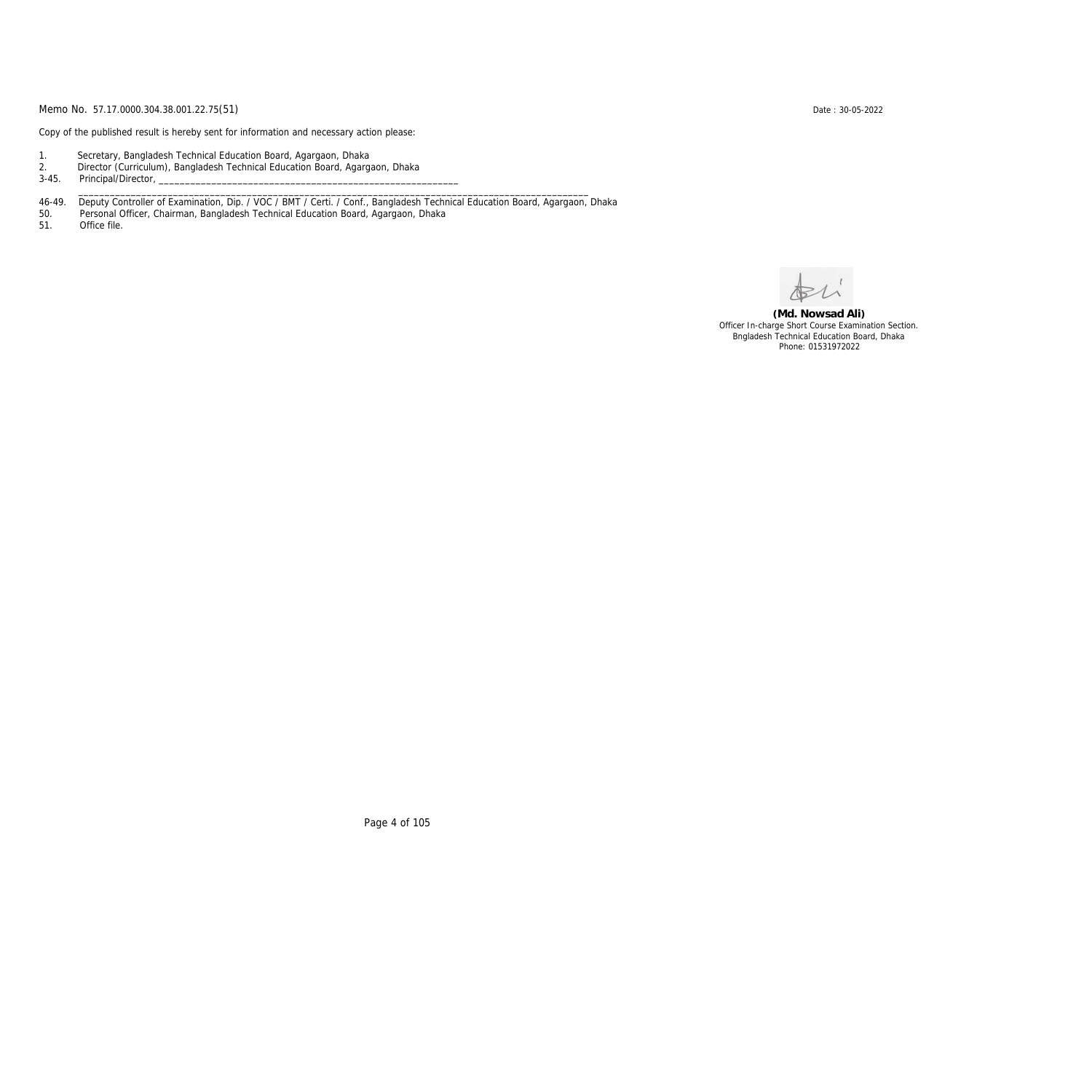Memo No. 57.17.0000.304.38.001.22.75(51)

Date : 30-05-2022

Copy of the published result is hereby sent for information and necessary action please:

1. Secretary, Bangladesh Technical Education Board, Agargaon, Dhaka
2. Director (Curriculum), Bangladesh Technical Education Board, Agargaon, Dhaka

3-45. Principal/Director, ____________________________________________________________
______________________________________________________________________________________________

46-49. Deputy Controller of Examination, Dip. / VOC / BMT / Certi. / Conf., Bangladesh Technical Education Board, Agargaon, Dhaka

50. Personal Officer, Chairman, Bangladesh Technical Education Board, Agargaon, Dhaka

51. Office file.

**(Md. Nowsad Ali)**
Officer In-charge Short Course Examination Section.
Bngladesh Technical Education Board, Dhaka
Phone: 01531972022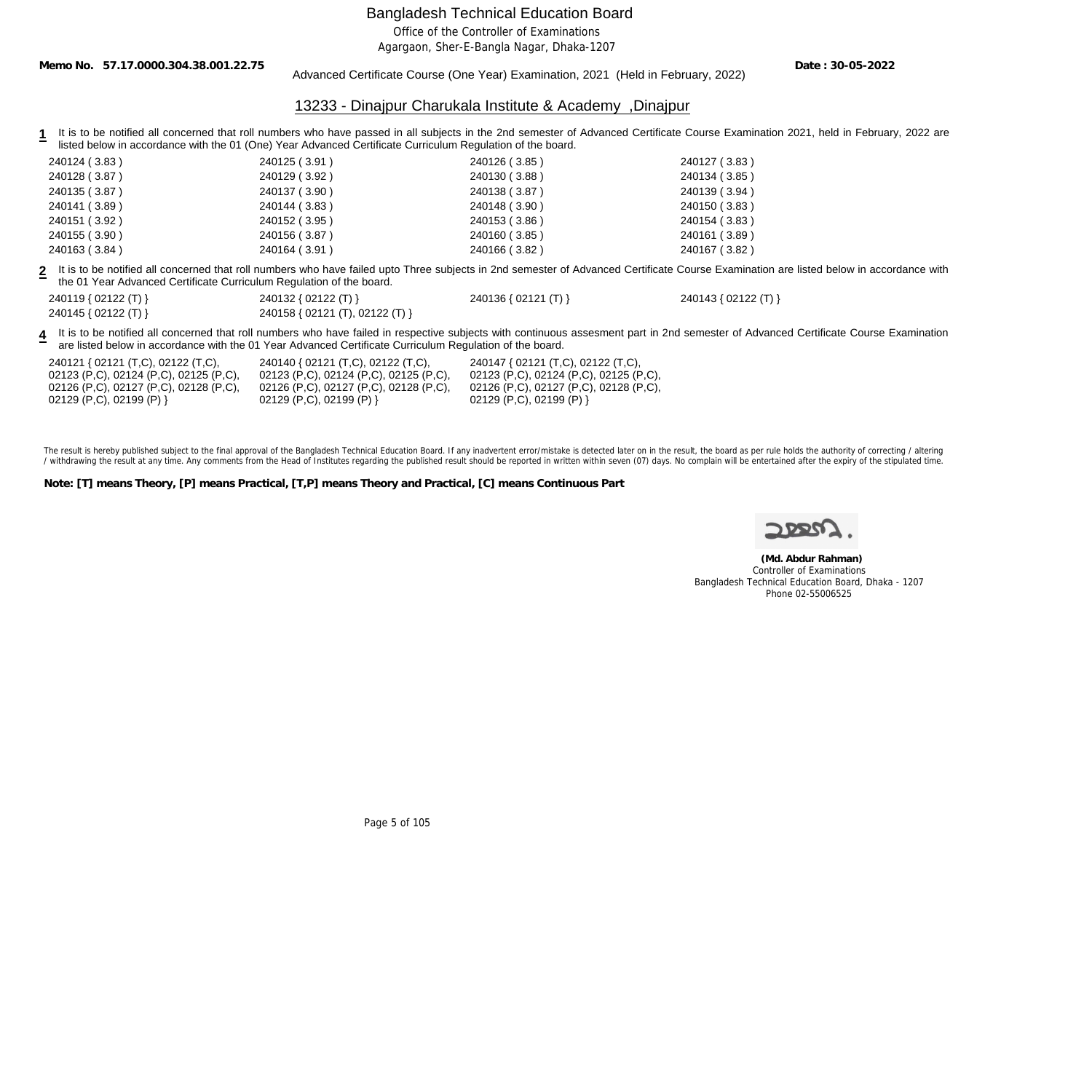# Bangladesh Technical Education Board

Office of the Controller of Examinations

Agargaon, Sher-E-Bangla Nagar, Dhaka-1207

**Memo No. 57.17.0000.304.38.001.22.75**

Advanced Certificate Course (One Year) Examination, 2021 (Held in February, 2022)

**Date : 30-05-2022**

## 13233 - Dinajpur Charukala Institute & Academy ,Dinajpur

**1** It is to be notified all concerned that roll numbers who have passed in all subjects in the 2nd semester of Advanced Certificate Course Examination 2021, held in February, 2022 are listed below in accordance with the 01 (One) Year Advanced Certificate Curriculum Regulation of the board.

| | | | |
|---|---|---|---|
| 240124 ( 3.83 ) | 240125 ( 3.91 ) | 240126 ( 3.85 ) | 240127 ( 3.83 ) |
| 240128 ( 3.87 ) | 240129 ( 3.92 ) | 240130 ( 3.88 ) | 240134 ( 3.85 ) |
| 240135 ( 3.87 ) | 240137 ( 3.90 ) | 240138 ( 3.87 ) | 240139 ( 3.94 ) |
| 240141 ( 3.89 ) | 240144 ( 3.83 ) | 240148 ( 3.90 ) | 240150 ( 3.83 ) |
| 240151 ( 3.92 ) | 240152 ( 3.95 ) | 240153 ( 3.86 ) | 240154 ( 3.83 ) |
| 240155 ( 3.90 ) | 240156 ( 3.87 ) | 240160 ( 3.85 ) | 240161 ( 3.89 ) |
| 240163 ( 3.84 ) | 240164 ( 3.91 ) | 240166 ( 3.82 ) | 240167 ( 3.82 ) |

**2** It is to be notified all concerned that roll numbers who have failed upto Three subjects in 2nd semester of Advanced Certificate Course Examination are listed below in accordance with the 01 Year Advanced Certificate Curriculum Regulation of the board.

| | | | |
|---|---|---|---|
| 240119 { 02122 (T) } | 240132 { 02122 (T) } | 240136 { 02121 (T) } | 240143 { 02122 (T) } |
| 240145 { 02122 (T) } | 240158 { 02121 (T), 02122 (T) } | | |

**4** It is to be notified all concerned that roll numbers who have failed in respective subjects with continuous assesment part in 2nd semester of Advanced Certificate Course Examination are listed below in accordance with the 01 Year Advanced Certificate Curriculum Regulation of the board.

| | | |
|---|---|---|
| 240121 { 02121 (T,C), 02122 (T,C), 02123 (P,C), 02124 (P,C), 02125 (P,C), 02126 (P,C), 02127 (P,C), 02128 (P,C), 02129 (P,C), 02199 (P) } | 240140 { 02121 (T,C), 02122 (T,C), 02123 (P,C), 02124 (P,C), 02125 (P,C), 02126 (P,C), 02127 (P,C), 02128 (P,C), 02129 (P,C), 02199 (P) } | 240147 { 02121 (T,C), 02122 (T,C), 02123 (P,C), 02124 (P,C), 02125 (P,C), 02126 (P,C), 02127 (P,C), 02128 (P,C), 02129 (P,C), 02199 (P) } |

The result is hereby published subject to the final approval of the Bangladesh Technical Education Board. If any inadvertent error/mistake is detected later on in the result, the board as per rule holds the authority of correcting / altering / withdrawing the result at any time. Any comments from the Head of Institutes regarding the published result should be reported in written within seven (07) days. No complain will be entertained after the expiry of the stipulated time.

**Note: [T] means Theory, [P] means Practical, [T,P] means Theory and Practical, [C] means Continuous Part**

**(Md. Abdur Rahman)**
Controller of Examinations
Bangladesh Technical Education Board, Dhaka - 1207
Phone 02-55006525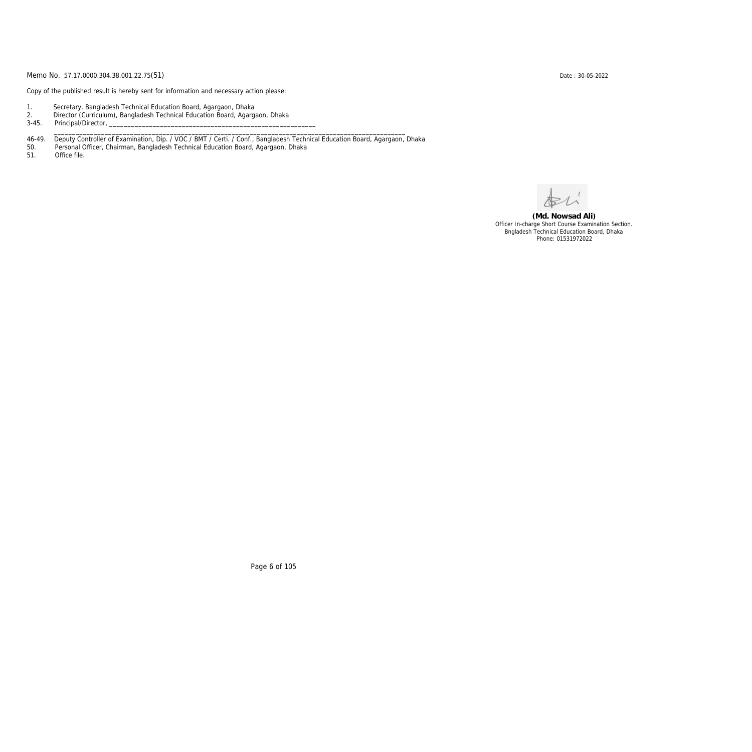Memo No. 57.17.0000.304.38.001.22.75(51)

Date : 30-05-2022

Copy of the published result is hereby sent for information and necessary action please:

1. Secretary, Bangladesh Technical Education Board, Agargaon, Dhaka
2. Director (Curriculum), Bangladesh Technical Education Board, Agargaon, Dhaka
3-45. Principal/Director, ____________________________________________________________
____________________________________________________________________________________________________
46-49. Deputy Controller of Examination, Dip. / VOC / BMT / Certi. / Conf., Bangladesh Technical Education Board, Agargaon, Dhaka
50. Personal Officer, Chairman, Bangladesh Technical Education Board, Agargaon, Dhaka
51. Office file.

**(Md. Nowsad Ali)**
Officer In-charge Short Course Examination Section.
Bngladesh Technical Education Board, Dhaka
Phone: 01531972022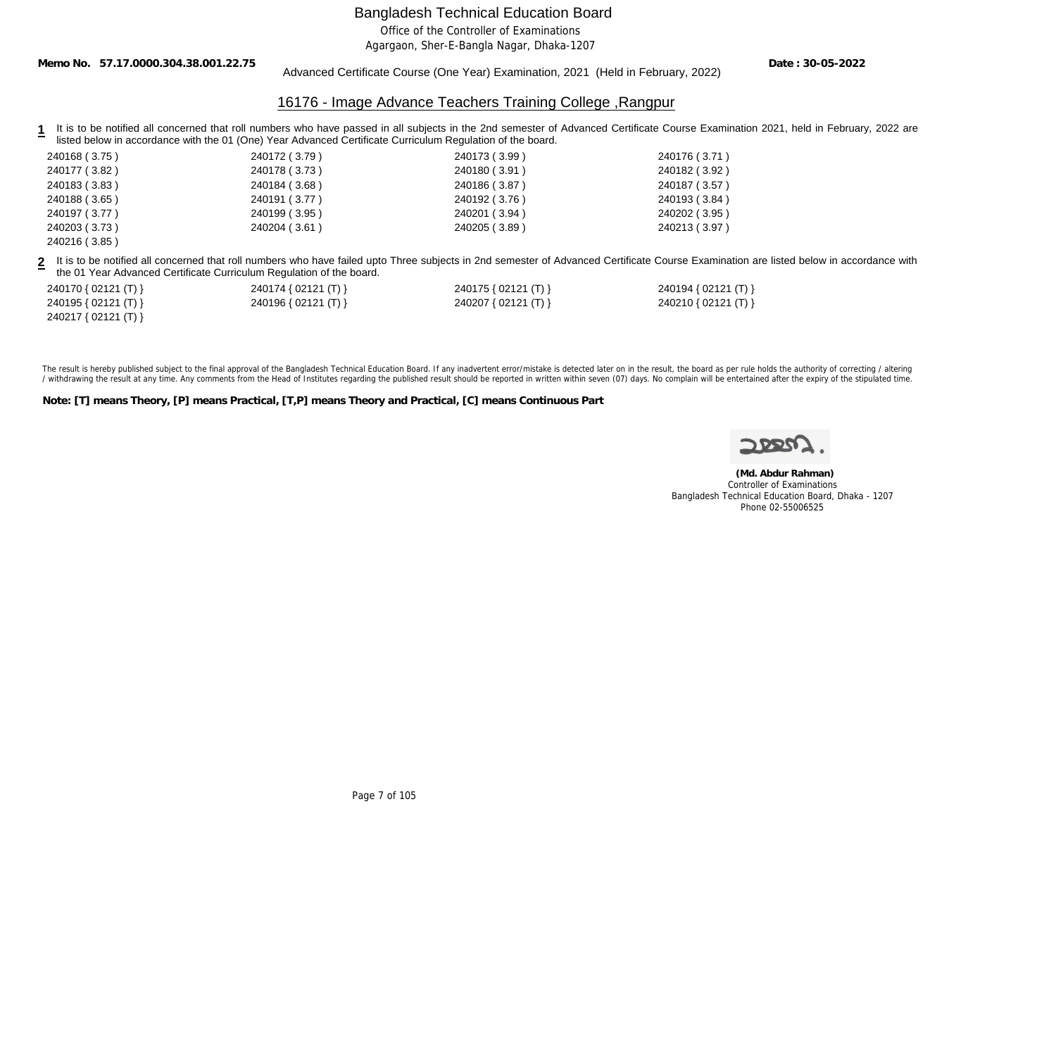# Bangladesh Technical Education Board

Office of the Controller of Examinations

Agargaon, Sher-E-Bangla Nagar, Dhaka-1207

**Memo No. 57.17.0000.304.38.001.22.75** **Date : 30-05-2022**

Advanced Certificate Course (One Year) Examination, 2021 (Held in February, 2022)

## 16176 - Image Advance Teachers Training College ,Rangpur

**1** It is to be notified all concerned that roll numbers who have passed in all subjects in the 2nd semester of Advanced Certificate Course Examination 2021, held in February, 2022 are listed below in accordance with the 01 (One) Year Advanced Certificate Curriculum Regulation of the board.

| | | | |
|---|---|---|---|
| 240168 ( 3.75 ) | 240172 ( 3.79 ) | 240173 ( 3.99 ) | 240176 ( 3.71 ) |
| 240177 ( 3.82 ) | 240178 ( 3.73 ) | 240180 ( 3.91 ) | 240182 ( 3.92 ) |
| 240183 ( 3.83 ) | 240184 ( 3.68 ) | 240186 ( 3.87 ) | 240187 ( 3.57 ) |
| 240188 ( 3.65 ) | 240191 ( 3.77 ) | 240192 ( 3.76 ) | 240193 ( 3.84 ) |
| 240197 ( 3.77 ) | 240199 ( 3.95 ) | 240201 ( 3.94 ) | 240202 ( 3.95 ) |
| 240203 ( 3.73 ) | 240204 ( 3.61 ) | 240205 ( 3.89 ) | 240213 ( 3.97 ) |
| 240216 ( 3.85 ) | | | |

**2** It is to be notified all concerned that roll numbers who have failed upto Three subjects in 2nd semester of Advanced Certificate Course Examination are listed below in accordance with the 01 Year Advanced Certificate Curriculum Regulation of the board.

| | | | |
|---|---|---|---|
| 240170 { 02121 (T) } | 240174 { 02121 (T) } | 240175 { 02121 (T) } | 240194 { 02121 (T) } |
| 240195 { 02121 (T) } | 240196 { 02121 (T) } | 240207 { 02121 (T) } | 240210 { 02121 (T) } |
| 240217 { 02121 (T) } | | | |

The result is hereby published subject to the final approval of the Bangladesh Technical Education Board. If any inadvertent error/mistake is detected later on in the result, the board as per rule holds the authority of correcting / altering / withdrawing the result at any time. Any comments from the Head of Institutes regarding the published result should be reported in written within seven (07) days. No complain will be entertained after the expiry of the stipulated time.

**Note: [T] means Theory, [P] means Practical, [T,P] means Theory and Practical, [C] means Continuous Part**

**(Md. Abdur Rahman)**
Controller of Examinations
Bangladesh Technical Education Board, Dhaka - 1207
Phone 02-55006525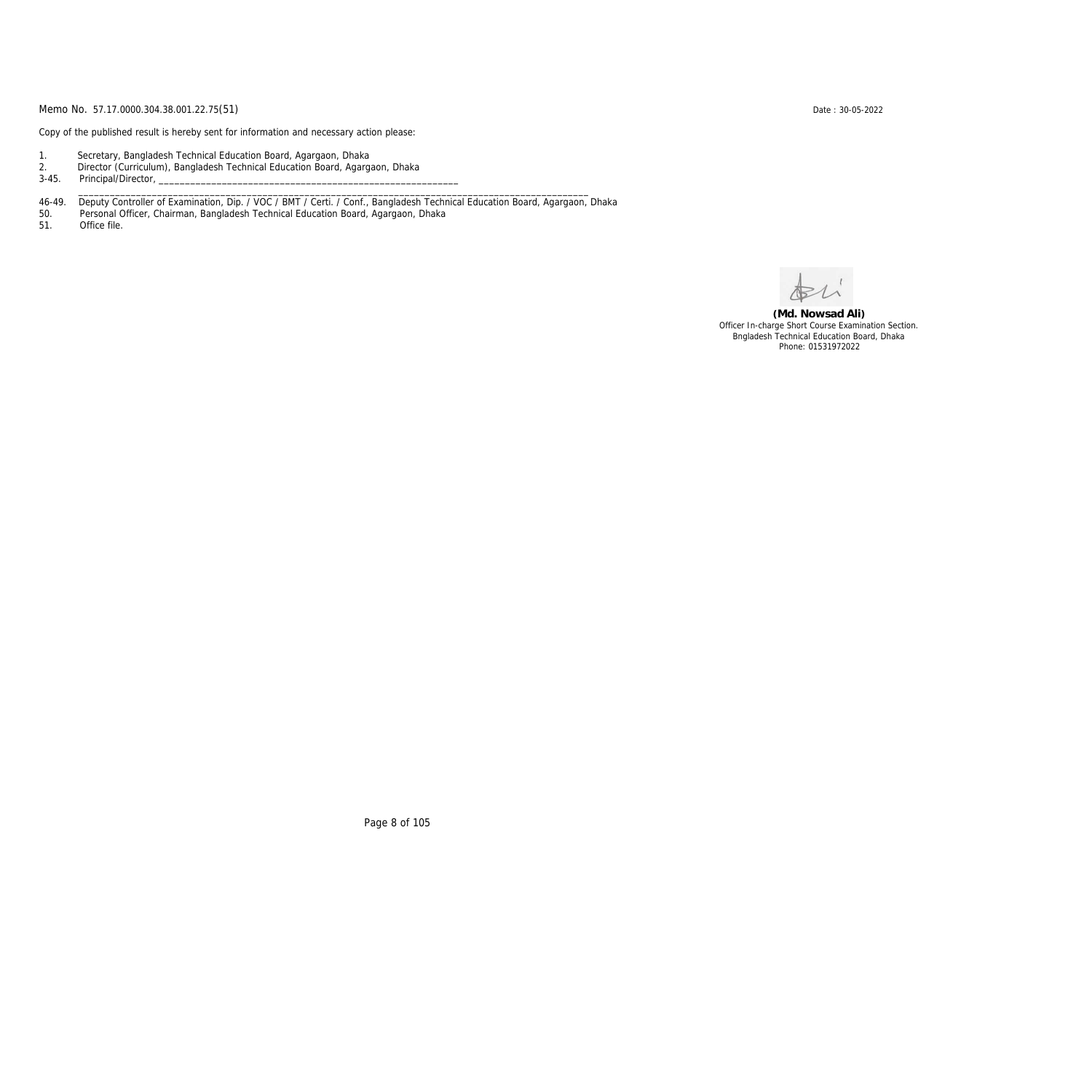Memo No. 57.17.0000.304.38.001.22.75(51) Date : 30-05-2022

Copy of the published result is hereby sent for information and necessary action please:

1. Secretary, Bangladesh Technical Education Board, Agargaon, Dhaka
2. Director (Curriculum), Bangladesh Technical Education Board, Agargaon, Dhaka
3-45. Principal/Director, ____________________________________________________________

   ______________________________________________________________________________________________
46-49. Deputy Controller of Examination, Dip. / VOC / BMT / Certi. / Conf., Bangladesh Technical Education Board, Agargaon, Dhaka
50. Personal Officer, Chairman, Bangladesh Technical Education Board, Agargaon, Dhaka
51. Office file.

**(Md. Nowsad Ali)**
Officer In-charge Short Course Examination Section.
Bngladesh Technical Education Board, Dhaka
Phone: 01531972022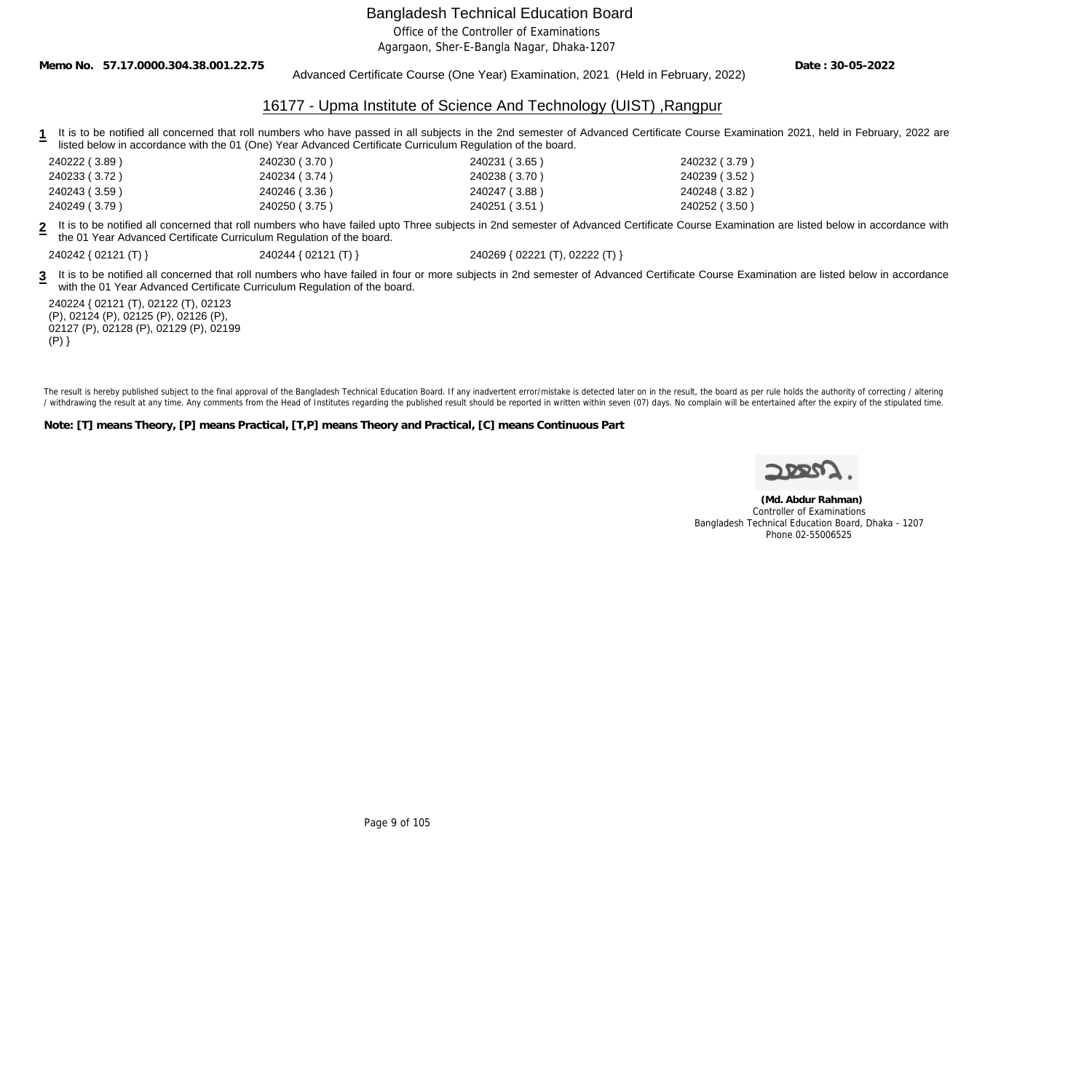Bangladesh Technical Education Board

Office of the Controller of Examinations

Agargaon, Sher-E-Bangla Nagar, Dhaka-1207

**Memo No. 57.17.0000.304.38.001.22.75** **Date : 30-05-2022**

Advanced Certificate Course (One Year) Examination, 2021 (Held in February, 2022)

## 16177 - Upma Institute of Science And Technology (UIST) ,Rangpur

**1** It is to be notified all concerned that roll numbers who have passed in all subjects in the 2nd semester of Advanced Certificate Course Examination 2021, held in February, 2022 are listed below in accordance with the 01 (One) Year Advanced Certificate Curriculum Regulation of the board.

| | | | |
|---|---|---|---|
| 240222 ( 3.89 ) | 240230 ( 3.70 ) | 240231 ( 3.65 ) | 240232 ( 3.79 ) |
| 240233 ( 3.72 ) | 240234 ( 3.74 ) | 240238 ( 3.70 ) | 240239 ( 3.52 ) |
| 240243 ( 3.59 ) | 240246 ( 3.36 ) | 240247 ( 3.88 ) | 240248 ( 3.82 ) |
| 240249 ( 3.79 ) | 240250 ( 3.75 ) | 240251 ( 3.51 ) | 240252 ( 3.50 ) |

**2** It is to be notified all concerned that roll numbers who have failed upto Three subjects in 2nd semester of Advanced Certificate Course Examination are listed below in accordance with the 01 Year Advanced Certificate Curriculum Regulation of the board.

240242 { 02121 (T) }    240244 { 02121 (T) }    240269 { 02221 (T), 02222 (T) }

**3** It is to be notified all concerned that roll numbers who have failed in four or more subjects in 2nd semester of Advanced Certificate Course Examination are listed below in accordance with the 01 Year Advanced Certificate Curriculum Regulation of the board.

240224 { 02121 (T), 02122 (T), 02123 (P), 02124 (P), 02125 (P), 02126 (P), 02127 (P), 02128 (P), 02129 (P), 02199 (P) }

The result is hereby published subject to the final approval of the Bangladesh Technical Education Board. If any inadvertent error/mistake is detected later on in the result, the board as per rule holds the authority of correcting / altering / withdrawing the result at any time. Any comments from the Head of Institutes regarding the published result should be reported in written within seven (07) days. No complain will be entertained after the expiry of the stipulated time.

**Note: [T] means Theory, [P] means Practical, [T,P] means Theory and Practical, [C] means Continuous Part**

**(Md. Abdur Rahman)**
Controller of Examinations
Bangladesh Technical Education Board, Dhaka - 1207
Phone 02-55006525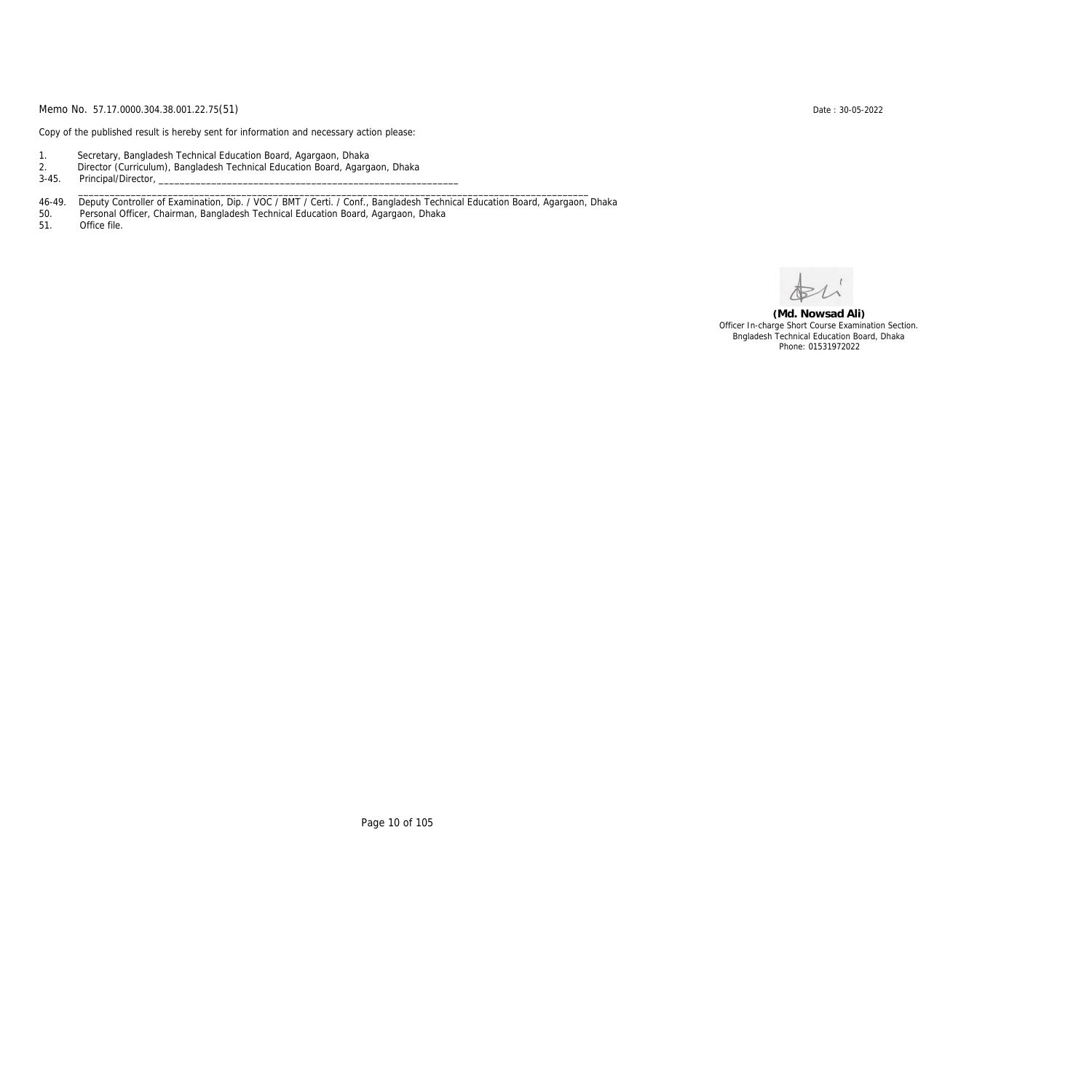Memo No. 57.17.0000.304.38.001.22.75(51)

Date : 30-05-2022

Copy of the published result is hereby sent for information and necessary action please:

1. Secretary, Bangladesh Technical Education Board, Agargaon, Dhaka
2. Director (Curriculum), Bangladesh Technical Education Board, Agargaon, Dhaka
3-45. Principal/Director, ____________________________________________________________

_____________________________________________________________________________________________

46-49. Deputy Controller of Examination, Dip. / VOC / BMT / Certi. / Conf., Bangladesh Technical Education Board, Agargaon, Dhaka
50. Personal Officer, Chairman, Bangladesh Technical Education Board, Agargaon, Dhaka
51. Office file.

**(Md. Nowsad Ali)**
Officer In-charge Short Course Examination Section.
Bngladesh Technical Education Board, Dhaka
Phone: 01531972022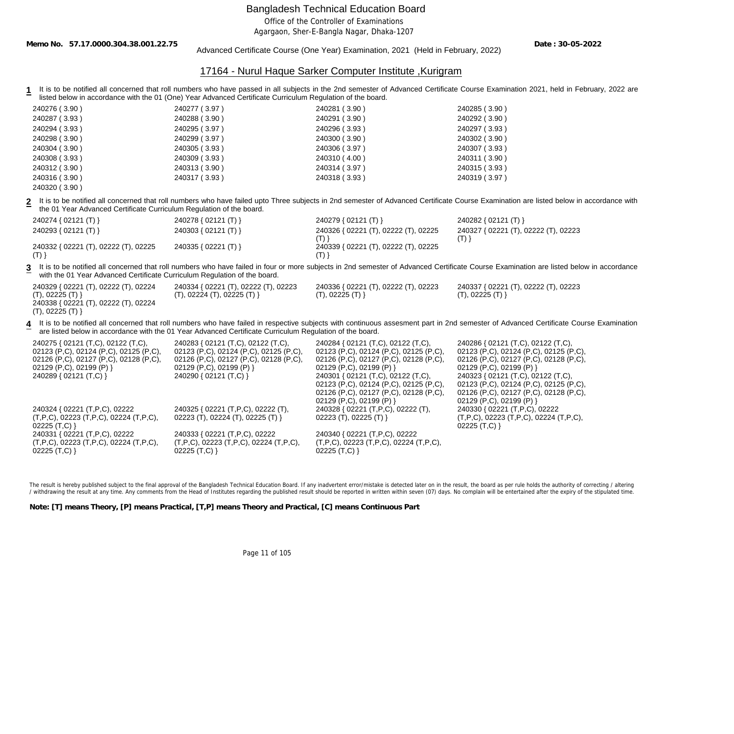# Bangladesh Technical Education Board

Office of the Controller of Examinations

Agargaon, Sher-E-Bangla Nagar, Dhaka-1207

**Memo No. 57.17.0000.304.38.001.22.75** **Date : 30-05-2022**

Advanced Certificate Course (One Year) Examination, 2021 (Held in February, 2022)

## 17164 - Nurul Haque Sarker Computer Institute ,Kurigram

**1** It is to be notified all concerned that roll numbers who have passed in all subjects in the 2nd semester of Advanced Certificate Course Examination 2021, held in February, 2022 are listed below in accordance with the 01 (One) Year Advanced Certificate Curriculum Regulation of the board.

240276 ( 3.90 ) 240277 ( 3.97 ) 240281 ( 3.90 ) 240285 ( 3.90 )
240287 ( 3.93 ) 240288 ( 3.90 ) 240291 ( 3.90 ) 240292 ( 3.90 )
240294 ( 3.93 ) 240295 ( 3.97 ) 240296 ( 3.93 ) 240297 ( 3.93 )
240298 ( 3.90 ) 240299 ( 3.97 ) 240300 ( 3.90 ) 240302 ( 3.90 )
240304 ( 3.90 ) 240305 ( 3.93 ) 240306 ( 3.97 ) 240307 ( 3.93 )
240308 ( 3.93 ) 240309 ( 3.93 ) 240310 ( 4.00 ) 240311 ( 3.90 )
240312 ( 3.90 ) 240313 ( 3.90 ) 240314 ( 3.97 ) 240315 ( 3.93 )
240316 ( 3.90 ) 240317 ( 3.93 ) 240318 ( 3.93 ) 240319 ( 3.97 )
240320 ( 3.90 )

**2** It is to be notified all concerned that roll numbers who have failed upto Three subjects in 2nd semester of Advanced Certificate Course Examination are listed below in accordance with the 01 Year Advanced Certificate Curriculum Regulation of the board.

240274 { 02121 (T) } 240278 { 02121 (T) } 240279 { 02121 (T) } 240282 { 02121 (T) }
240293 { 02121 (T) } 240303 { 02121 (T) } 240326 { 02221 (T), 02222 (T), 02225 (T) } 240327 { 02221 (T), 02222 (T), 02223 (T) }
240332 { 02221 (T), 02222 (T), 02225 (T) } 240335 { 02221 (T) } 240339 { 02221 (T), 02222 (T), 02225 (T) }

**3** It is to be notified all concerned that roll numbers who have failed in four or more subjects in 2nd semester of Advanced Certificate Course Examination are listed below in accordance with the 01 Year Advanced Certificate Curriculum Regulation of the board.

240329 { 02221 (T), 02222 (T), 02224 (T), 02225 (T) } 240334 { 02221 (T), 02222 (T), 02223 (T), 02224 (T), 02225 (T) } 240336 { 02221 (T), 02222 (T), 02223 (T), 02225 (T) } 240337 { 02221 (T), 02222 (T), 02223 (T), 02225 (T) }
240338 { 02221 (T), 02222 (T), 02224 (T), 02225 (T) }

**4** It is to be notified all concerned that roll numbers who have failed in respective subjects with continuous assesment part in 2nd semester of Advanced Certificate Course Examination are listed below in accordance with the 01 Year Advanced Certificate Curriculum Regulation of the board.

240275 { 02121 (T,C), 02122 (T,C), 02123 (P,C), 02124 (P,C), 02125 (P,C), 02126 (P,C), 02127 (P,C), 02128 (P,C), 02129 (P,C), 02199 (P) } 240283 { 02121 (T,C), 02122 (T,C), 02123 (P,C), 02124 (P,C), 02125 (P,C), 02126 (P,C), 02127 (P,C), 02128 (P,C), 02129 (P,C), 02199 (P) } 240284 { 02121 (T,C), 02122 (T,C), 02123 (P,C), 02124 (P,C), 02125 (P,C), 02126 (P,C), 02127 (P,C), 02128 (P,C), 02129 (P,C), 02199 (P) } 240286 { 02121 (T,C), 02122 (T,C), 02123 (P,C), 02124 (P,C), 02125 (P,C), 02126 (P,C), 02127 (P,C), 02128 (P,C), 02129 (P,C), 02199 (P) }
240289 { 02121 (T,C) } 240290 { 02121 (T,C) } 240301 { 02121 (T,C), 02122 (T,C), 02123 (P,C), 02124 (P,C), 02125 (P,C), 02126 (P,C), 02127 (P,C), 02128 (P,C), 02129 (P,C), 02199 (P) } 240323 { 02121 (T,C), 02122 (T,C), 02123 (P,C), 02124 (P,C), 02125 (P,C), 02126 (P,C), 02127 (P,C), 02128 (P,C), 02129 (P,C), 02199 (P) }
240324 { 02221 (T,P,C), 02222 (T,P,C), 02223 (T,P,C), 02224 (T,P,C), 02225 (T,C) } 240325 { 02221 (T,P,C), 02222 (T), 02223 (T), 02224 (T), 02225 (T) } 240328 { 02221 (T,P,C), 02222 (T), 02223 (T), 02225 (T) } 240330 { 02221 (T,P,C), 02222 (T,P,C), 02223 (T,P,C), 02224 (T,P,C), 02225 (T,C) }
240331 { 02221 (T,P,C), 02222 (T,P,C), 02223 (T,P,C), 02224 (T,P,C), 02225 (T,C) } 240333 { 02221 (T,P,C), 02222 (T,P,C), 02223 (T,P,C), 02224 (T,P,C), 02225 (T,C) } 240340 { 02221 (T,P,C), 02222 (T,P,C), 02223 (T,P,C), 02224 (T,P,C), 02225 (T,C) }

The result is hereby published subject to the final approval of the Bangladesh Technical Education Board. If any inadvertent error/mistake is detected later on in the result, the board as per rule holds the authority of correcting / altering / withdrawing the result at any time. Any comments from the Head of Institutes regarding the published result should be reported in written within seven (07) days. No complain will be entertained after the expiry of the stipulated time.

**Note: [T] means Theory, [P] means Practical, [T,P] means Theory and Practical, [C] means Continuous Part**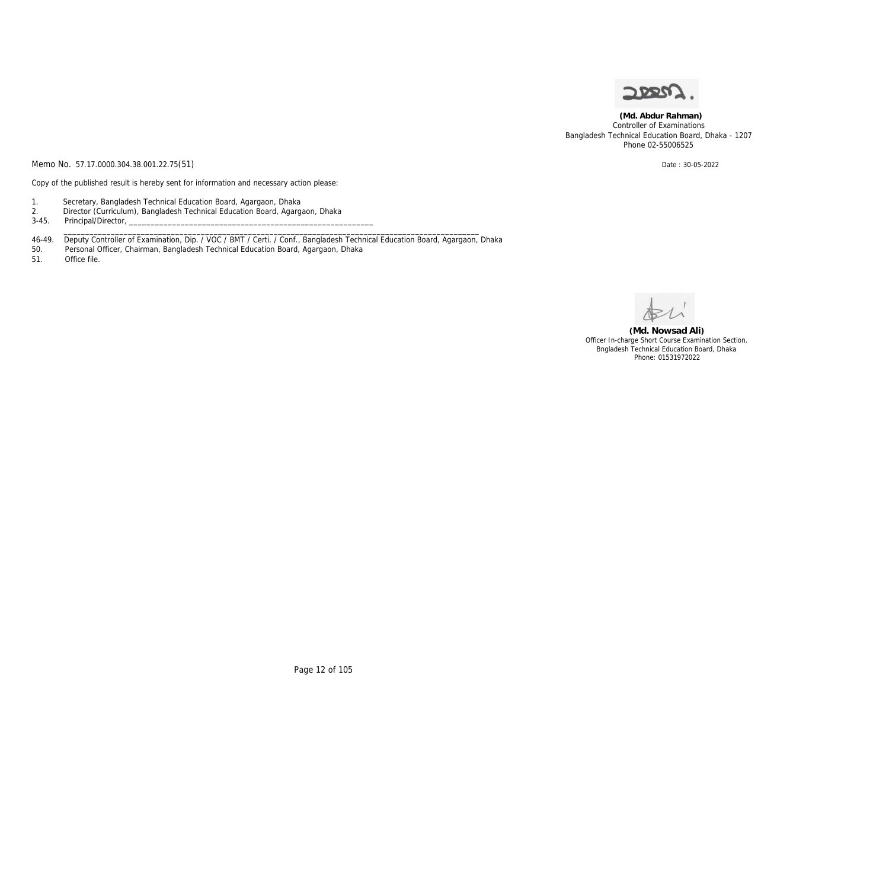**(Md. Abdur Rahman)**
Controller of Examinations
Bangladesh Technical Education Board, Dhaka - 1207
Phone 02-55006525

Memo No. 57.17.0000.304.38.001.22.75(51) Date : 30-05-2022

Copy of the published result is hereby sent for information and necessary action please:

1. Secretary, Bangladesh Technical Education Board, Agargaon, Dhaka
2. Director (Curriculum), Bangladesh Technical Education Board, Agargaon, Dhaka
3-45. Principal/Director, ____________________________________________________________
_____________________________________________________________________________________________
46-49. Deputy Controller of Examination, Dip. / VOC / BMT / Certi. / Conf., Bangladesh Technical Education Board, Agargaon, Dhaka
50. Personal Officer, Chairman, Bangladesh Technical Education Board, Agargaon, Dhaka
51. Office file.

**(Md. Nowsad Ali)**
Officer In-charge Short Course Examination Section.
Bngladesh Technical Education Board, Dhaka
Phone: 01531972022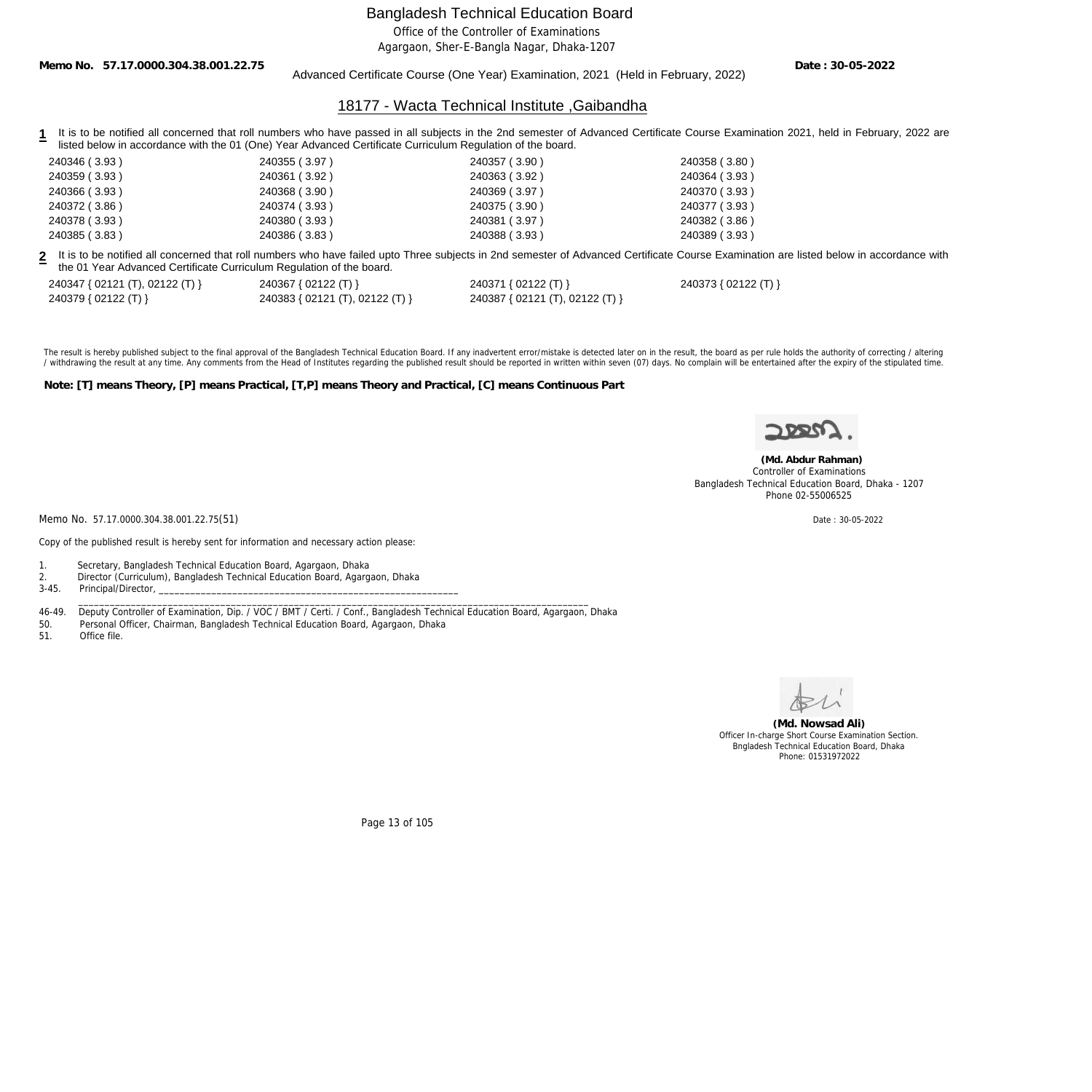# Bangladesh Technical Education Board

Office of the Controller of Examinations

Agargaon, Sher-E-Bangla Nagar, Dhaka-1207

**Memo No. 57.17.0000.304.38.001.22.75** Advanced Certificate Course (One Year) Examination, 2021 (Held in February, 2022) **Date : 30-05-2022**

## 18177 - Wacta Technical Institute ,Gaibandha

**1** It is to be notified all concerned that roll numbers who have passed in all subjects in the 2nd semester of Advanced Certificate Course Examination 2021, held in February, 2022 are listed below in accordance with the 01 (One) Year Advanced Certificate Curriculum Regulation of the board.

| | | | |
|---|---|---|---|
| 240346 ( 3.93 ) | 240355 ( 3.97 ) | 240357 ( 3.90 ) | 240358 ( 3.80 ) |
| 240359 ( 3.93 ) | 240361 ( 3.92 ) | 240363 ( 3.92 ) | 240364 ( 3.93 ) |
| 240366 ( 3.93 ) | 240368 ( 3.90 ) | 240369 ( 3.97 ) | 240370 ( 3.93 ) |
| 240372 ( 3.86 ) | 240374 ( 3.93 ) | 240375 ( 3.90 ) | 240377 ( 3.93 ) |
| 240378 ( 3.93 ) | 240380 ( 3.93 ) | 240381 ( 3.97 ) | 240382 ( 3.86 ) |
| 240385 ( 3.83 ) | 240386 ( 3.83 ) | 240388 ( 3.93 ) | 240389 ( 3.93 ) |

**2** It is to be notified all concerned that roll numbers who have failed upto Three subjects in 2nd semester of Advanced Certificate Course Examination are listed below in accordance with the 01 Year Advanced Certificate Curriculum Regulation of the board.

| | | | |
|---|---|---|---|
| 240347 { 02121 (T), 02122 (T) } | 240367 { 02122 (T) } | 240371 { 02122 (T) } | 240373 { 02122 (T) } |
| 240379 { 02122 (T) } | 240383 { 02121 (T), 02122 (T) } | 240387 { 02121 (T), 02122 (T) } | |

The result is hereby published subject to the final approval of the Bangladesh Technical Education Board. If any inadvertent error/mistake is detected later on in the result, the board as per rule holds the authority of correcting / altering / withdrawing the result at any time. Any comments from the Head of Institutes regarding the published result should be reported in written within seven (07) days. No complain will be entertained after the expiry of the stipulated time.

**Note: [T] means Theory, [P] means Practical, [T,P] means Theory and Practical, [C] means Continuous Part**

**(Md. Abdur Rahman)**
Controller of Examinations
Bangladesh Technical Education Board, Dhaka - 1207
Phone 02-55006525

Memo No. 57.17.0000.304.38.001.22.75(51) Date : 30-05-2022

Copy of the published result is hereby sent for information and necessary action please:

1. Secretary, Bangladesh Technical Education Board, Agargaon, Dhaka
2. Director (Curriculum), Bangladesh Technical Education Board, Agargaon, Dhaka

3-45. Principal/Director, ____________________________________________________________

46-49. Deputy Controller of Examination, Dip. / VOC / BMT / Certi. / Conf., Bangladesh Technical Education Board, Agargaon, Dhaka

50. Personal Officer, Chairman, Bangladesh Technical Education Board, Agargaon, Dhaka

51. Office file.

**(Md. Nowsad Ali)**
Officer In-charge Short Course Examination Section.
Bngladesh Technical Education Board, Dhaka
Phone: 01531972022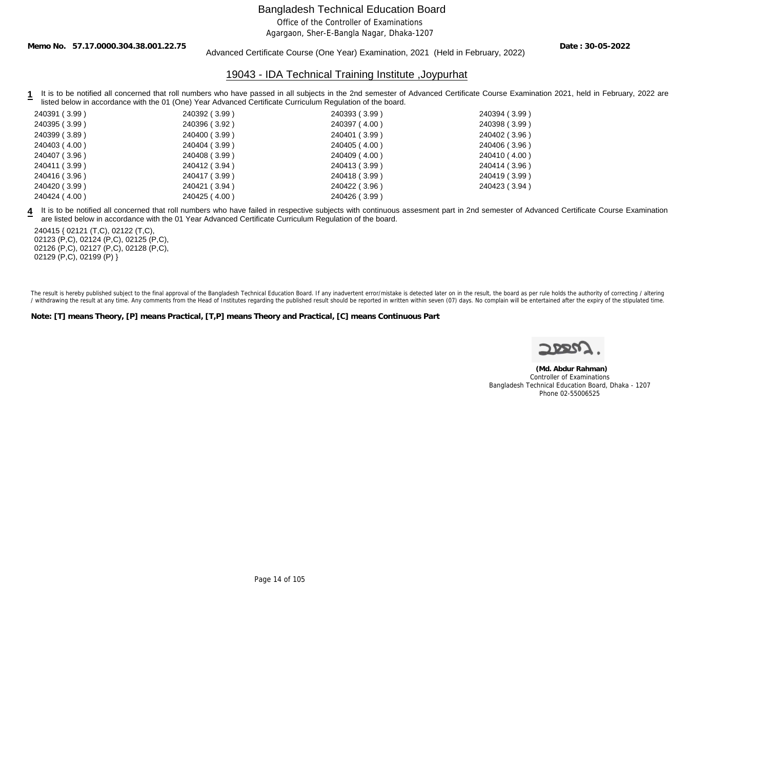# Bangladesh Technical Education Board

Office of the Controller of Examinations

Agargaon, Sher-E-Bangla Nagar, Dhaka-1207

**Memo No. 57.17.0000.304.38.001.22.75** **Date : 30-05-2022**

Advanced Certificate Course (One Year) Examination, 2021 (Held in February, 2022)

## 19043 - IDA Technical Training Institute ,Joypurhat

**1** It is to be notified all concerned that roll numbers who have passed in all subjects in the 2nd semester of Advanced Certificate Course Examination 2021, held in February, 2022 are listed below in accordance with the 01 (One) Year Advanced Certificate Curriculum Regulation of the board.

| | | | |
|---|---|---|---|
| 240391 ( 3.99 ) | 240392 ( 3.99 ) | 240393 ( 3.99 ) | 240394 ( 3.99 ) |
| 240395 ( 3.99 ) | 240396 ( 3.92 ) | 240397 ( 4.00 ) | 240398 ( 3.99 ) |
| 240399 ( 3.89 ) | 240400 ( 3.99 ) | 240401 ( 3.99 ) | 240402 ( 3.96 ) |
| 240403 ( 4.00 ) | 240404 ( 3.99 ) | 240405 ( 4.00 ) | 240406 ( 3.96 ) |
| 240407 ( 3.96 ) | 240408 ( 3.99 ) | 240409 ( 4.00 ) | 240410 ( 4.00 ) |
| 240411 ( 3.99 ) | 240412 ( 3.94 ) | 240413 ( 3.99 ) | 240414 ( 3.96 ) |
| 240416 ( 3.96 ) | 240417 ( 3.99 ) | 240418 ( 3.99 ) | 240419 ( 3.99 ) |
| 240420 ( 3.99 ) | 240421 ( 3.94 ) | 240422 ( 3.96 ) | 240423 ( 3.94 ) |
| 240424 ( 4.00 ) | 240425 ( 4.00 ) | 240426 ( 3.99 ) | |

**4** It is to be notified all concerned that roll numbers who have failed in respective subjects with continuous assesment part in 2nd semester of Advanced Certificate Course Examination are listed below in accordance with the 01 Year Advanced Certificate Curriculum Regulation of the board.

240415 { 02121 (T,C), 02122 (T,C), 02123 (P,C), 02124 (P,C), 02125 (P,C), 02126 (P,C), 02127 (P,C), 02128 (P,C), 02129 (P,C), 02199 (P) }

The result is hereby published subject to the final approval of the Bangladesh Technical Education Board. If any inadvertent error/mistake is detected later on in the result, the board as per rule holds the authority of correcting / altering / withdrawing the result at any time. Any comments from the Head of Institutes regarding the published result should be reported in written within seven (07) days. No complain will be entertained after the expiry of the stipulated time.

**Note: [T] means Theory, [P] means Practical, [T,P] means Theory and Practical, [C] means Continuous Part**

**(Md. Abdur Rahman)**
Controller of Examinations
Bangladesh Technical Education Board, Dhaka - 1207
Phone 02-55006525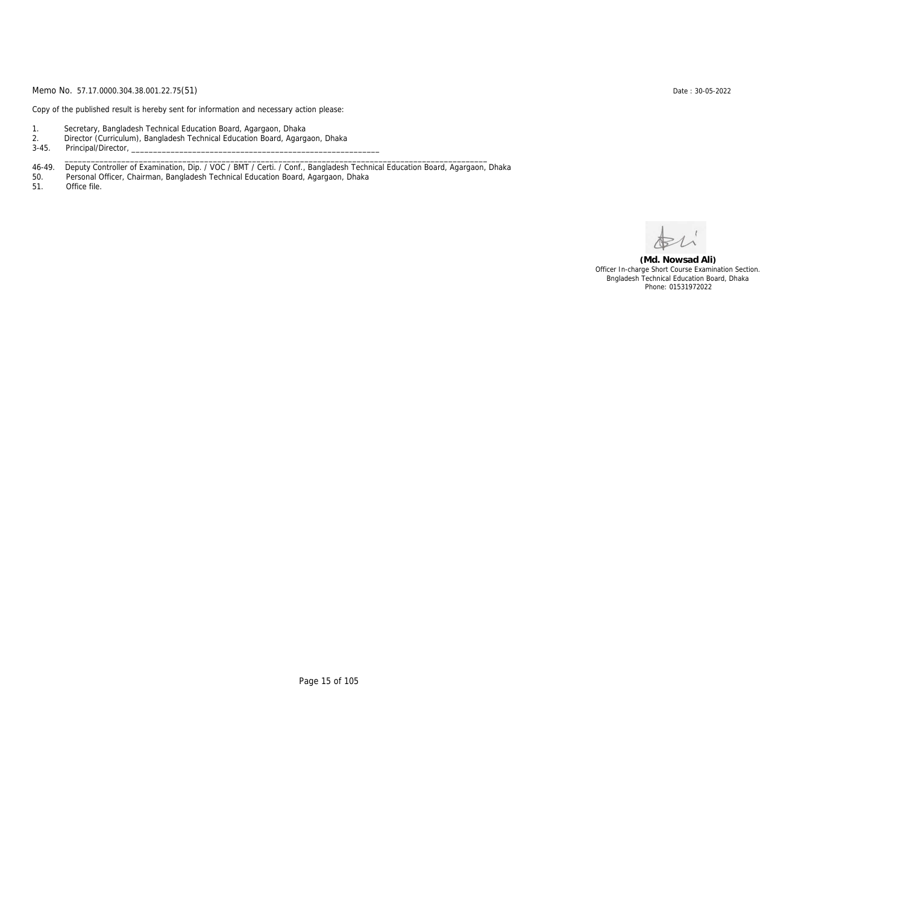Memo No. 57.17.0000.304.38.001.22.75(51)

Date : 30-05-2022

Copy of the published result is hereby sent for information and necessary action please:

1. Secretary, Bangladesh Technical Education Board, Agargaon, Dhaka
2. Director (Curriculum), Bangladesh Technical Education Board, Agargaon, Dhaka

3-45. Principal/Director, ____________________________________________________________

______________________________________________________________________________________________

46-49. Deputy Controller of Examination, Dip. / VOC / BMT / Certi. / Conf., Bangladesh Technical Education Board, Agargaon, Dhaka

50. Personal Officer, Chairman, Bangladesh Technical Education Board, Agargaon, Dhaka

51. Office file.

**(Md. Nowsad Ali)**
Officer In-charge Short Course Examination Section.
Bngladesh Technical Education Board, Dhaka
Phone: 01531972022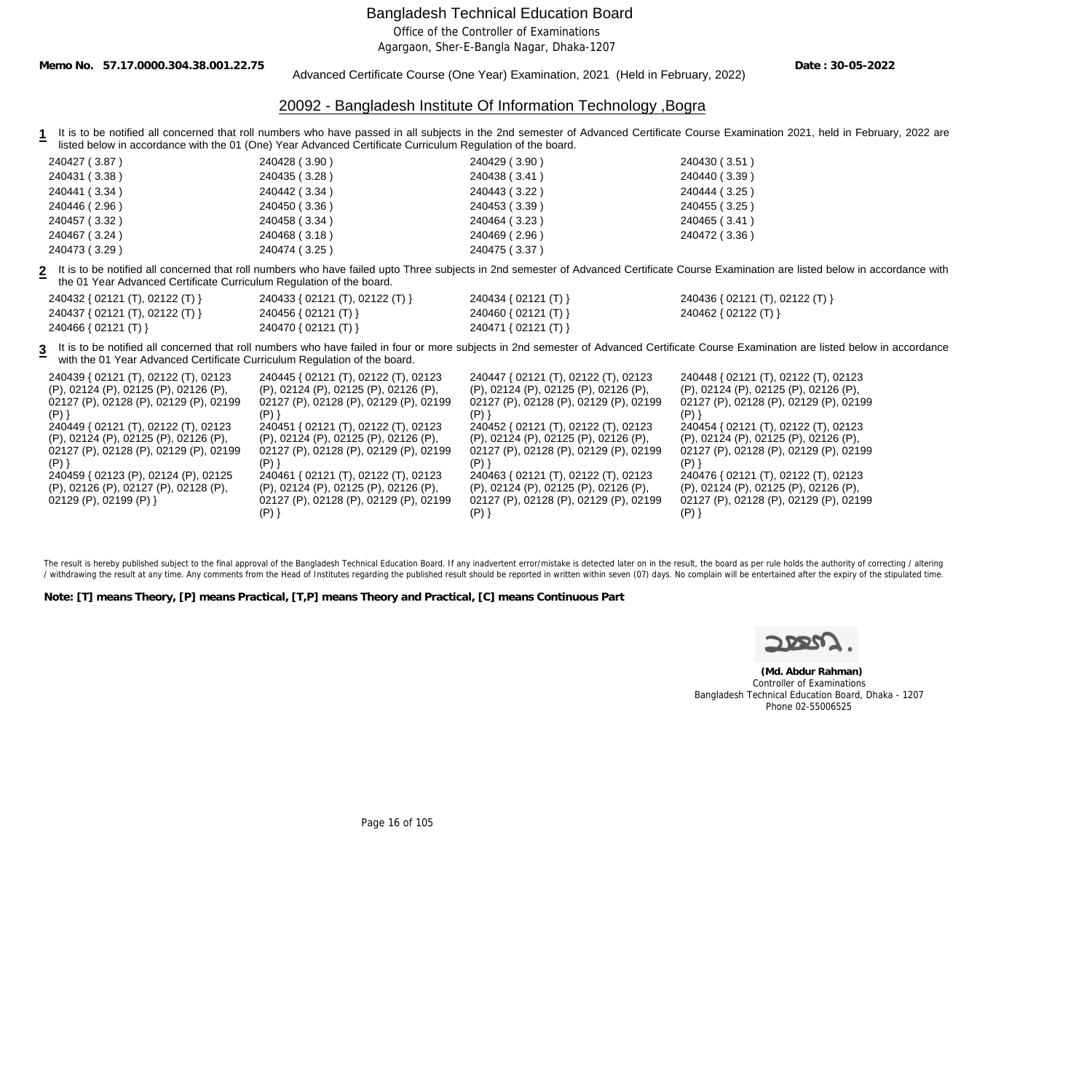# Bangladesh Technical Education Board

Office of the Controller of Examinations

Agargaon, Sher-E-Bangla Nagar, Dhaka-1207

**Memo No. 57.17.0000.304.38.001.22.75** **Date : 30-05-2022**

Advanced Certificate Course (One Year) Examination, 2021 (Held in February, 2022)

## 20092 - Bangladesh Institute Of Information Technology ,Bogra

**1** It is to be notified all concerned that roll numbers who have passed in all subjects in the 2nd semester of Advanced Certificate Course Examination 2021, held in February, 2022 are listed below in accordance with the 01 (One) Year Advanced Certificate Curriculum Regulation of the board.

| | | | |
|---|---|---|---|
| 240427 ( 3.87 ) | 240428 ( 3.90 ) | 240429 ( 3.90 ) | 240430 ( 3.51 ) |
| 240431 ( 3.38 ) | 240435 ( 3.28 ) | 240438 ( 3.41 ) | 240440 ( 3.39 ) |
| 240441 ( 3.34 ) | 240442 ( 3.34 ) | 240443 ( 3.22 ) | 240444 ( 3.25 ) |
| 240446 ( 2.96 ) | 240450 ( 3.36 ) | 240453 ( 3.39 ) | 240455 ( 3.25 ) |
| 240457 ( 3.32 ) | 240458 ( 3.34 ) | 240464 ( 3.23 ) | 240465 ( 3.41 ) |
| 240467 ( 3.24 ) | 240468 ( 3.18 ) | 240469 ( 2.96 ) | 240472 ( 3.36 ) |
| 240473 ( 3.29 ) | 240474 ( 3.25 ) | 240475 ( 3.37 ) | |

**2** It is to be notified all concerned that roll numbers who have failed upto Three subjects in 2nd semester of Advanced Certificate Course Examination are listed below in accordance with the 01 Year Advanced Certificate Curriculum Regulation of the board.

| | | | |
|---|---|---|---|
| 240432 { 02121 (T), 02122 (T) } | 240433 { 02121 (T), 02122 (T) } | 240434 { 02121 (T) } | 240436 { 02121 (T), 02122 (T) } |
| 240437 { 02121 (T), 02122 (T) } | 240456 { 02121 (T) } | 240460 { 02121 (T) } | 240462 { 02122 (T) } |
| 240466 { 02121 (T) } | 240470 { 02121 (T) } | 240471 { 02121 (T) } | |

**3** It is to be notified all concerned that roll numbers who have failed in four or more subjects in 2nd semester of Advanced Certificate Course Examination are listed below in accordance with the 01 Year Advanced Certificate Curriculum Regulation of the board.

| | | | |
|---|---|---|---|
| 240439 { 02121 (T), 02122 (T), 02123 (P), 02124 (P), 02125 (P), 02126 (P), 02127 (P), 02128 (P), 02129 (P), 02199 (P) } | 240445 { 02121 (T), 02122 (T), 02123 (P), 02124 (P), 02125 (P), 02126 (P), 02127 (P), 02128 (P), 02129 (P), 02199 (P) } | 240447 { 02121 (T), 02122 (T), 02123 (P), 02124 (P), 02125 (P), 02126 (P), 02127 (P), 02128 (P), 02129 (P), 02199 (P) } | 240448 { 02121 (T), 02122 (T), 02123 (P), 02124 (P), 02125 (P), 02126 (P), 02127 (P), 02128 (P), 02129 (P), 02199 (P) } |
| 240449 { 02121 (T), 02122 (T), 02123 (P), 02124 (P), 02125 (P), 02126 (P), 02127 (P), 02128 (P), 02129 (P), 02199 (P) } | 240451 { 02121 (T), 02122 (T), 02123 (P), 02124 (P), 02125 (P), 02126 (P), 02127 (P), 02128 (P), 02129 (P), 02199 (P) } | 240452 { 02121 (T), 02122 (T), 02123 (P), 02124 (P), 02125 (P), 02126 (P), 02127 (P), 02128 (P), 02129 (P), 02199 (P) } | 240454 { 02121 (T), 02122 (T), 02123 (P), 02124 (P), 02125 (P), 02126 (P), 02127 (P), 02128 (P), 02129 (P), 02199 (P) } |
| 240459 { 02123 (P), 02124 (P), 02125 (P), 02126 (P), 02127 (P), 02128 (P), 02129 (P), 02199 (P) } | 240461 { 02121 (T), 02122 (T), 02123 (P), 02124 (P), 02125 (P), 02126 (P), 02127 (P), 02128 (P), 02129 (P), 02199 (P) } | 240463 { 02121 (T), 02122 (T), 02123 (P), 02124 (P), 02125 (P), 02126 (P), 02127 (P), 02128 (P), 02129 (P), 02199 (P) } | 240476 { 02121 (T), 02122 (T), 02123 (P), 02124 (P), 02125 (P), 02126 (P), 02127 (P), 02128 (P), 02129 (P), 02199 (P) } |

The result is hereby published subject to the final approval of the Bangladesh Technical Education Board. If any inadvertent error/mistake is detected later on in the result, the board as per rule holds the authority of correcting / altering / withdrawing the result at any time. Any comments from the Head of Institutes regarding the published result should be reported in written within seven (07) days. No complain will be entertained after the expiry of the stipulated time.

**Note: [T] means Theory, [P] means Practical, [T,P] means Theory and Practical, [C] means Continuous Part**

**(Md. Abdur Rahman)**
Controller of Examinations
Bangladesh Technical Education Board, Dhaka - 1207
Phone 02-55006525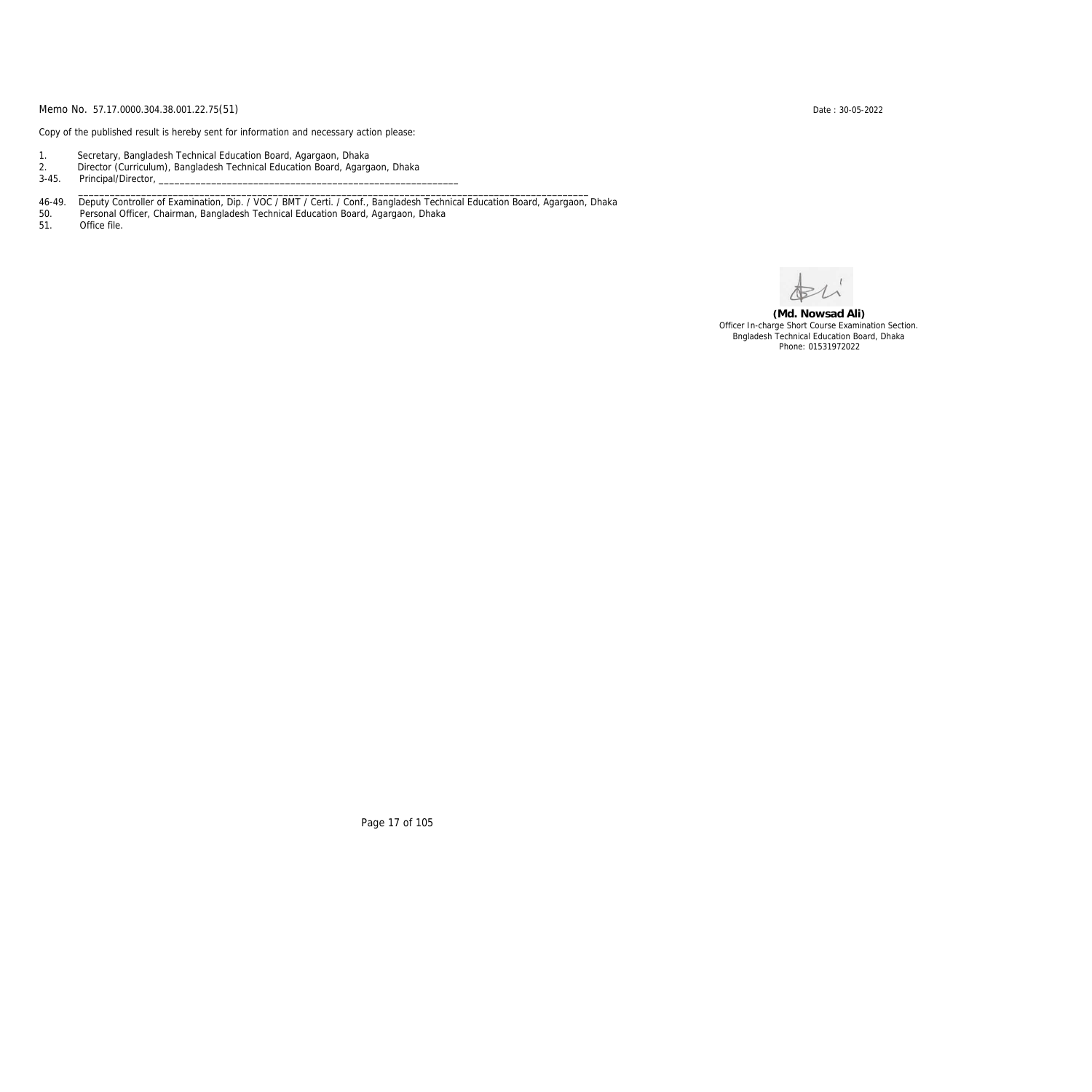Memo No. 57.17.0000.304.38.001.22.75(51)

Date : 30-05-2022

Copy of the published result is hereby sent for information and necessary action please:

1. Secretary, Bangladesh Technical Education Board, Agargaon, Dhaka
2. Director (Curriculum), Bangladesh Technical Education Board, Agargaon, Dhaka
3-45. Principal/Director, ____________________________________________________________
_____________________________________________________________________________________________
46-49. Deputy Controller of Examination, Dip. / VOC / BMT / Certi. / Conf., Bangladesh Technical Education Board, Agargaon, Dhaka
50. Personal Officer, Chairman, Bangladesh Technical Education Board, Agargaon, Dhaka
51. Office file.

**(Md. Nowsad Ali)**
Officer In-charge Short Course Examination Section.
Bngladesh Technical Education Board, Dhaka
Phone: 01531972022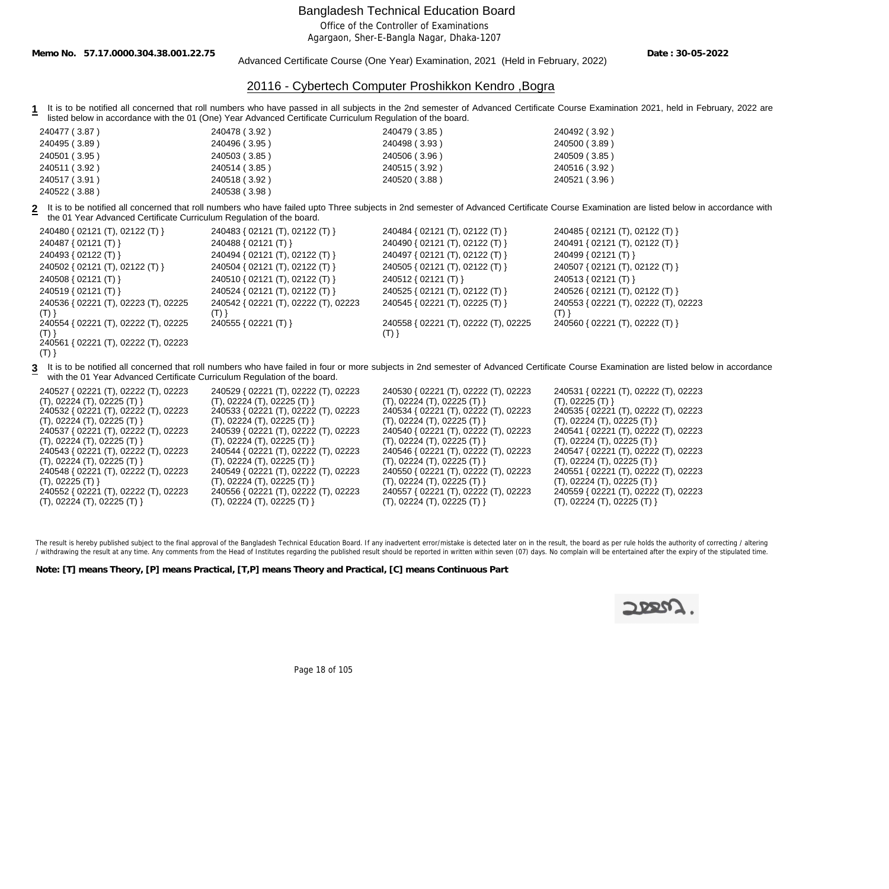# Bangladesh Technical Education Board

Office of the Controller of Examinations
Agargaon, Sher-E-Bangla Nagar, Dhaka-1207

**Memo No. 57.17.0000.304.38.001.22.75** Advanced Certificate Course (One Year) Examination, 2021 (Held in February, 2022) **Date : 30-05-2022**

## 20116 - Cybertech Computer Proshikkon Kendro ,Bogra

**1** It is to be notified all concerned that roll numbers who have passed in all subjects in the 2nd semester of Advanced Certificate Course Examination 2021, held in February, 2022 are listed below in accordance with the 01 (One) Year Advanced Certificate Curriculum Regulation of the board.

240477 ( 3.87 ) 240478 ( 3.92 ) 240479 ( 3.85 ) 240492 ( 3.92 )
240495 ( 3.89 ) 240496 ( 3.95 ) 240498 ( 3.93 ) 240500 ( 3.89 )
240501 ( 3.95 ) 240503 ( 3.85 ) 240506 ( 3.96 ) 240509 ( 3.85 )
240511 ( 3.92 ) 240514 ( 3.85 ) 240515 ( 3.92 ) 240516 ( 3.92 )
240517 ( 3.91 ) 240518 ( 3.92 ) 240520 ( 3.88 ) 240521 ( 3.96 )
240522 ( 3.88 ) 240538 ( 3.98 )

**2** It is to be notified all concerned that roll numbers who have failed upto Three subjects in 2nd semester of Advanced Certificate Course Examination are listed below in accordance with the 01 Year Advanced Certificate Curriculum Regulation of the board.

240480 { 02121 (T), 02122 (T) } 240483 { 02121 (T), 02122 (T) } 240484 { 02121 (T), 02122 (T) } 240485 { 02121 (T), 02122 (T) }
240487 { 02121 (T) } 240488 { 02121 (T) } 240490 { 02121 (T), 02122 (T) } 240491 { 02121 (T), 02122 (T) }
240493 { 02122 (T) } 240494 { 02121 (T), 02122 (T) } 240497 { 02121 (T), 02122 (T) } 240499 { 02121 (T) }
240502 { 02121 (T), 02122 (T) } 240504 { 02121 (T), 02122 (T) } 240505 { 02121 (T), 02122 (T) } 240507 { 02121 (T), 02122 (T) }
240508 { 02121 (T) } 240510 { 02121 (T), 02122 (T) } 240512 { 02121 (T) } 240513 { 02121 (T) }
240519 { 02121 (T) } 240524 { 02121 (T), 02122 (T) } 240525 { 02121 (T), 02122 (T) } 240526 { 02121 (T), 02122 (T) }
240536 { 02221 (T), 02223 (T), 02225 (T) } 240542 { 02221 (T), 02222 (T), 02223 (T) } 240545 { 02221 (T), 02225 (T) } 240553 { 02221 (T), 02222 (T), 02223 (T) }
240554 { 02221 (T), 02222 (T), 02225 (T) } 240555 { 02221 (T) } 240558 { 02221 (T), 02222 (T), 02225 (T) } 240560 { 02221 (T), 02222 (T) }
240561 { 02221 (T), 02222 (T), 02223 (T) }

**3** It is to be notified all concerned that roll numbers who have failed in four or more subjects in 2nd semester of Advanced Certificate Course Examination are listed below in accordance with the 01 Year Advanced Certificate Curriculum Regulation of the board.

240527 { 02221 (T), 02222 (T), 02223 (T), 02224 (T), 02225 (T) } 240529 { 02221 (T), 02222 (T), 02223 (T), 02224 (T), 02225 (T) } 240530 { 02221 (T), 02222 (T), 02223 (T), 02224 (T), 02225 (T) } 240531 { 02221 (T), 02222 (T), 02223 (T), 02225 (T) }
240532 { 02221 (T), 02222 (T), 02223 (T), 02224 (T), 02225 (T) } 240533 { 02221 (T), 02222 (T), 02223 (T), 02224 (T), 02225 (T) } 240534 { 02221 (T), 02222 (T), 02223 (T), 02224 (T), 02225 (T) } 240535 { 02221 (T), 02222 (T), 02223 (T), 02224 (T), 02225 (T) }
240537 { 02221 (T), 02222 (T), 02223 (T), 02224 (T), 02225 (T) } 240539 { 02221 (T), 02222 (T), 02223 (T), 02224 (T), 02225 (T) } 240540 { 02221 (T), 02222 (T), 02223 (T), 02224 (T), 02225 (T) } 240541 { 02221 (T), 02222 (T), 02223 (T), 02224 (T), 02225 (T) }
240543 { 02221 (T), 02222 (T), 02223 (T), 02224 (T), 02225 (T) } 240544 { 02221 (T), 02222 (T), 02223 (T), 02224 (T), 02225 (T) } 240546 { 02221 (T), 02222 (T), 02223 (T), 02224 (T), 02225 (T) } 240547 { 02221 (T), 02222 (T), 02223 (T), 02224 (T), 02225 (T) }
240548 { 02221 (T), 02222 (T), 02223 (T), 02225 (T) } 240549 { 02221 (T), 02222 (T), 02223 (T), 02224 (T), 02225 (T) } 240550 { 02221 (T), 02222 (T), 02223 (T), 02224 (T), 02225 (T) } 240551 { 02221 (T), 02222 (T), 02223 (T), 02224 (T), 02225 (T) }
240552 { 02221 (T), 02222 (T), 02223 (T), 02224 (T), 02225 (T) } 240556 { 02221 (T), 02222 (T), 02223 (T), 02224 (T), 02225 (T) } 240557 { 02221 (T), 02222 (T), 02223 (T), 02224 (T), 02225 (T) } 240559 { 02221 (T), 02222 (T), 02223 (T), 02224 (T), 02225 (T) }

The result is hereby published subject to the final approval of the Bangladesh Technical Education Board. If any inadvertent error/mistake is detected later on in the result, the board as per rule holds the authority of correcting / altering / withdrawing the result at any time. Any comments from the Head of Institutes regarding the published result should be reported in written within seven (07) days. No complain will be entertained after the expiry of the stipulated time.

**Note: [T] means Theory, [P] means Practical, [T,P] means Theory and Practical, [C] means Continuous Part**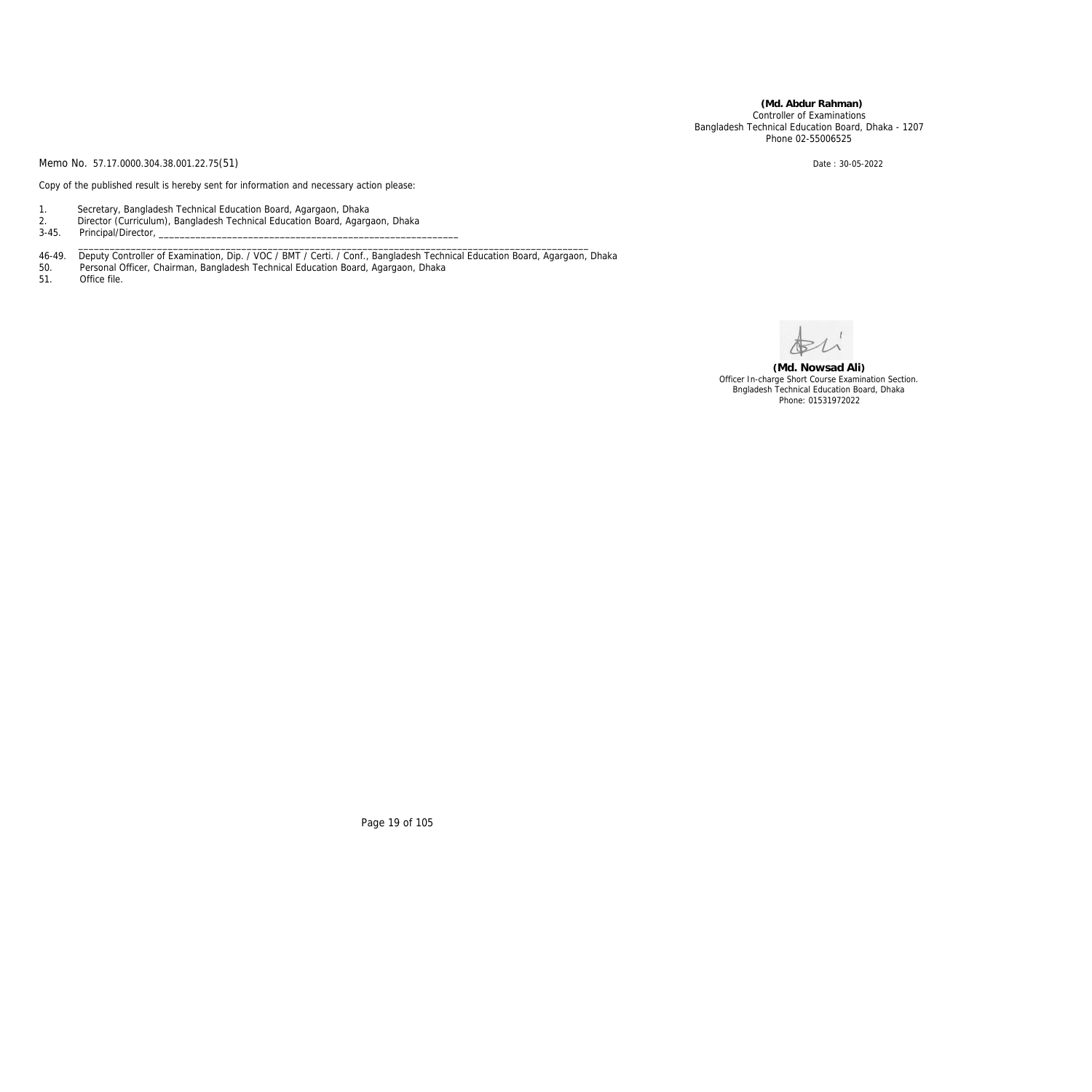**(Md. Abdur Rahman)**
Controller of Examinations
Bangladesh Technical Education Board, Dhaka - 1207
Phone 02-55006525

Memo No. 57.17.0000.304.38.001.22.75(51)

Date : 30-05-2022

Copy of the published result is hereby sent for information and necessary action please:

1. Secretary, Bangladesh Technical Education Board, Agargaon, Dhaka
2. Director (Curriculum), Bangladesh Technical Education Board, Agargaon, Dhaka
3-45. Principal/Director, ___________________________________________________________
_____________________________________________________________________________________________
46-49. Deputy Controller of Examination, Dip. / VOC / BMT / Certi. / Conf., Bangladesh Technical Education Board, Agargaon, Dhaka
50. Personal Officer, Chairman, Bangladesh Technical Education Board, Agargaon, Dhaka
51. Office file.

**(Md. Nowsad Ali)**
Officer In-charge Short Course Examination Section.
Bngladesh Technical Education Board, Dhaka
Phone: 01531972022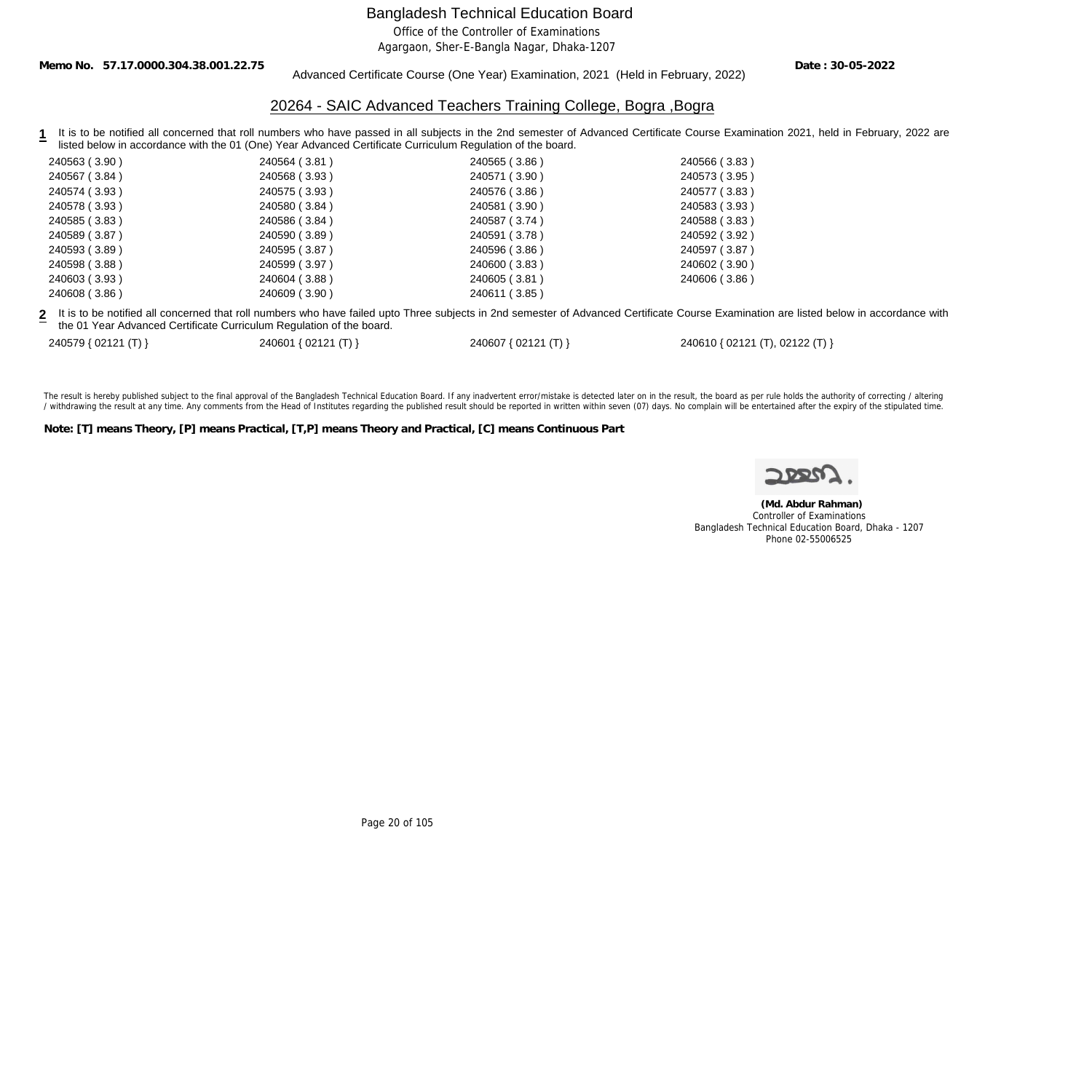# Bangladesh Technical Education Board

Office of the Controller of Examinations
Agargaon, Sher-E-Bangla Nagar, Dhaka-1207

**Memo No. 57.17.0000.304.38.001.22.75** **Date : 30-05-2022**

Advanced Certificate Course (One Year) Examination, 2021 (Held in February, 2022)

## 20264 - SAIC Advanced Teachers Training College, Bogra ,Bogra

**1** It is to be notified all concerned that roll numbers who have passed in all subjects in the 2nd semester of Advanced Certificate Course Examination 2021, held in February, 2022 are listed below in accordance with the 01 (One) Year Advanced Certificate Curriculum Regulation of the board.

| | | | |
|---|---|---|---|
| 240563 ( 3.90 ) | 240564 ( 3.81 ) | 240565 ( 3.86 ) | 240566 ( 3.83 ) |
| 240567 ( 3.84 ) | 240568 ( 3.93 ) | 240571 ( 3.90 ) | 240573 ( 3.95 ) |
| 240574 ( 3.93 ) | 240575 ( 3.93 ) | 240576 ( 3.86 ) | 240577 ( 3.83 ) |
| 240578 ( 3.93 ) | 240580 ( 3.84 ) | 240581 ( 3.90 ) | 240583 ( 3.93 ) |
| 240585 ( 3.83 ) | 240586 ( 3.84 ) | 240587 ( 3.74 ) | 240588 ( 3.83 ) |
| 240589 ( 3.87 ) | 240590 ( 3.89 ) | 240591 ( 3.78 ) | 240592 ( 3.92 ) |
| 240593 ( 3.89 ) | 240595 ( 3.87 ) | 240596 ( 3.86 ) | 240597 ( 3.87 ) |
| 240598 ( 3.88 ) | 240599 ( 3.97 ) | 240600 ( 3.83 ) | 240602 ( 3.90 ) |
| 240603 ( 3.93 ) | 240604 ( 3.88 ) | 240605 ( 3.81 ) | 240606 ( 3.86 ) |
| 240608 ( 3.86 ) | 240609 ( 3.90 ) | 240611 ( 3.85 ) | |

**2** It is to be notified all concerned that roll numbers who have failed upto Three subjects in 2nd semester of Advanced Certificate Course Examination are listed below in accordance with the 01 Year Advanced Certificate Curriculum Regulation of the board.

| | | | |
|---|---|---|---|
| 240579 { 02121 (T) } | 240601 { 02121 (T) } | 240607 { 02121 (T) } | 240610 { 02121 (T), 02122 (T) } |

The result is hereby published subject to the final approval of the Bangladesh Technical Education Board. If any inadvertent error/mistake is detected later on in the result, the board as per rule holds the authority of correcting / altering / withdrawing the result at any time. Any comments from the Head of Institutes regarding the published result should be reported in written within seven (07) days. No complain will be entertained after the expiry of the stipulated time.

**Note: [T] means Theory, [P] means Practical, [T,P] means Theory and Practical, [C] means Continuous Part**

**(Md. Abdur Rahman)**
Controller of Examinations
Bangladesh Technical Education Board, Dhaka - 1207
Phone 02-55006525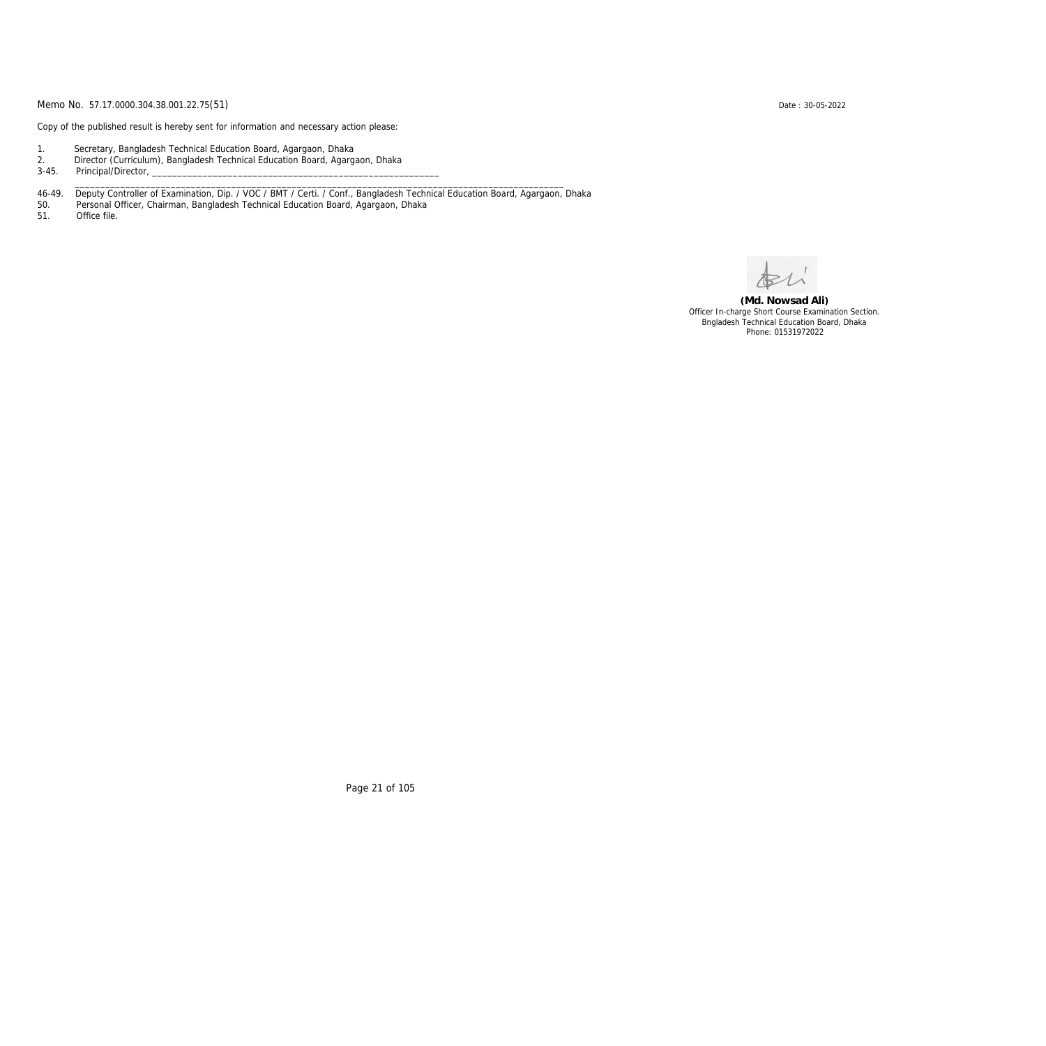Memo No. 57.17.0000.304.38.001.22.75(51)

Date : 30-05-2022

Copy of the published result is hereby sent for information and necessary action please:

1. Secretary, Bangladesh Technical Education Board, Agargaon, Dhaka
2. Director (Curriculum), Bangladesh Technical Education Board, Agargaon, Dhaka

3-45. Principal/Director, ____________________________________________________________
_____________________________________________________________________________________________

46-49. Deputy Controller of Examination, Dip. / VOC / BMT / Certi. / Conf., Bangladesh Technical Education Board, Agargaon, Dhaka

50. Personal Officer, Chairman, Bangladesh Technical Education Board, Agargaon, Dhaka

51. Office file.

**(Md. Nowsad Ali)**
Officer In-charge Short Course Examination Section.
Bngladesh Technical Education Board, Dhaka
Phone: 01531972022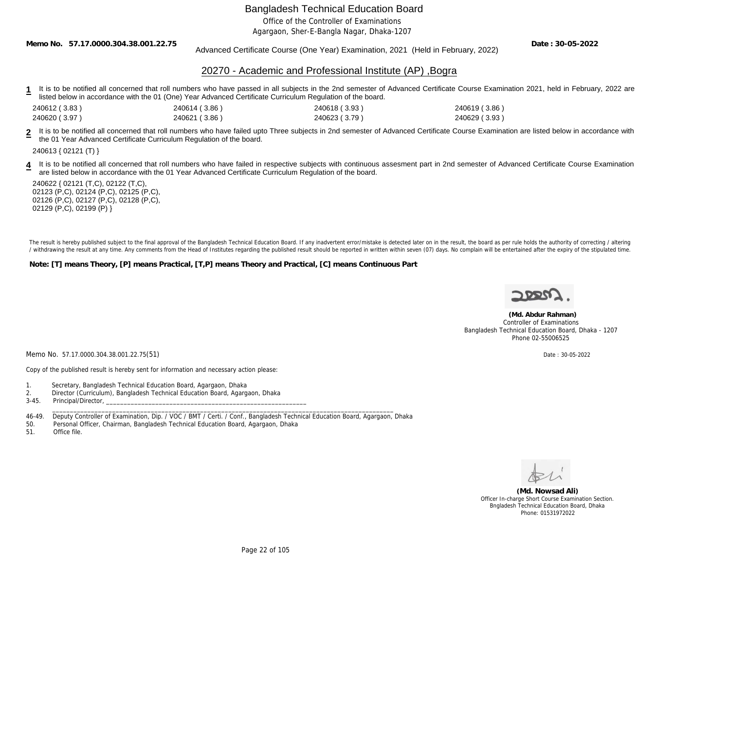# Bangladesh Technical Education Board

Office of the Controller of Examinations

Agargaon, Sher-E-Bangla Nagar, Dhaka-1207

**Memo No. 57.17.0000.304.38.001.22.75** Advanced Certificate Course (One Year) Examination, 2021 (Held in February, 2022) **Date : 30-05-2022**

## 20270 - Academic and Professional Institute (AP) ,Bogra

**1** It is to be notified all concerned that roll numbers who have passed in all subjects in the 2nd semester of Advanced Certificate Course Examination 2021, held in February, 2022 are listed below in accordance with the 01 (One) Year Advanced Certificate Curriculum Regulation of the board.

| | | | |
|---|---|---|---|
| 240612 ( 3.83 ) | 240614 ( 3.86 ) | 240618 ( 3.93 ) | 240619 ( 3.86 ) |
| 240620 ( 3.97 ) | 240621 ( 3.86 ) | 240623 ( 3.79 ) | 240629 ( 3.93 ) |

**2** It is to be notified all concerned that roll numbers who have failed upto Three subjects in 2nd semester of Advanced Certificate Course Examination are listed below in accordance with the 01 Year Advanced Certificate Curriculum Regulation of the board.

240613 { 02121 (T) }

**4** It is to be notified all concerned that roll numbers who have failed in respective subjects with continuous assesment part in 2nd semester of Advanced Certificate Course Examination are listed below in accordance with the 01 Year Advanced Certificate Curriculum Regulation of the board.

240622 { 02121 (T,C), 02122 (T,C),
02123 (P,C), 02124 (P,C), 02125 (P,C),
02126 (P,C), 02127 (P,C), 02128 (P,C),
02129 (P,C), 02199 (P) }

The result is hereby published subject to the final approval of the Bangladesh Technical Education Board. If any inadvertent error/mistake is detected later on in the result, the board as per rule holds the authority of correcting / altering / withdrawing the result at any time. Any comments from the Head of Institutes regarding the published result should be reported in written within seven (07) days. No complain will be entertained after the expiry of the stipulated time.

**Note: [T] means Theory, [P] means Practical, [T,P] means Theory and Practical, [C] means Continuous Part**

**(Md. Abdur Rahman)**
Controller of Examinations
Bangladesh Technical Education Board, Dhaka - 1207
Phone 02-55006525

Memo No. 57.17.0000.304.38.001.22.75(51) Date : 30-05-2022

Copy of the published result is hereby sent for information and necessary action please:

1. Secretary, Bangladesh Technical Education Board, Agargaon, Dhaka
2. Director (Curriculum), Bangladesh Technical Education Board, Agargaon, Dhaka

3-45. Principal/Director, ________________________________________________________________________________________

46-49. Deputy Controller of Examination, Dip. / VOC / BMT / Certi. / Conf., Bangladesh Technical Education Board, Agargaon, Dhaka

50. Personal Officer, Chairman, Bangladesh Technical Education Board, Agargaon, Dhaka
51. Office file.

**(Md. Nowsad Ali)**
Officer In-charge Short Course Examination Section.
Bngladesh Technical Education Board, Dhaka
Phone: 01531972022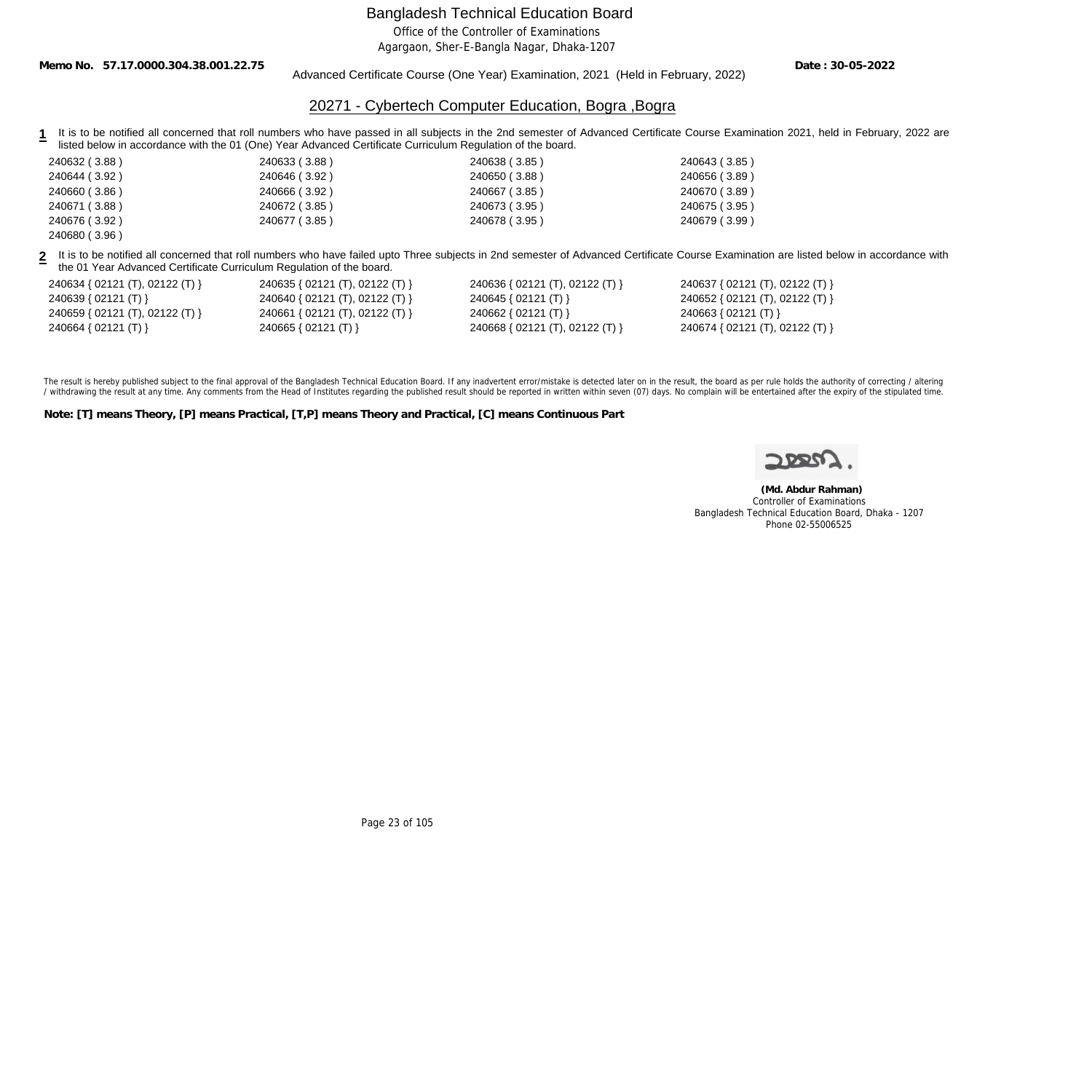# Bangladesh Technical Education Board

Office of the Controller of Examinations

Agargaon, Sher-E-Bangla Nagar, Dhaka-1207

**Memo No. 57.17.0000.304.38.001.22.75** **Date : 30-05-2022**

Advanced Certificate Course (One Year) Examination, 2021 (Held in February, 2022)

## 20271 - Cybertech Computer Education, Bogra ,Bogra

**1** It is to be notified all concerned that roll numbers who have passed in all subjects in the 2nd semester of Advanced Certificate Course Examination 2021, held in February, 2022 are listed below in accordance with the 01 (One) Year Advanced Certificate Curriculum Regulation of the board.

| | | | |
|---|---|---|---|
| 240632 ( 3.88 ) | 240633 ( 3.88 ) | 240638 ( 3.85 ) | 240643 ( 3.85 ) |
| 240644 ( 3.92 ) | 240646 ( 3.92 ) | 240650 ( 3.88 ) | 240656 ( 3.89 ) |
| 240660 ( 3.86 ) | 240666 ( 3.92 ) | 240667 ( 3.85 ) | 240670 ( 3.89 ) |
| 240671 ( 3.88 ) | 240672 ( 3.85 ) | 240673 ( 3.95 ) | 240675 ( 3.95 ) |
| 240676 ( 3.92 ) | 240677 ( 3.85 ) | 240678 ( 3.95 ) | 240679 ( 3.99 ) |
| 240680 ( 3.96 ) | | | |

**2** It is to be notified all concerned that roll numbers who have failed upto Three subjects in 2nd semester of Advanced Certificate Course Examination are listed below in accordance with the 01 Year Advanced Certificate Curriculum Regulation of the board.

| | | | |
|---|---|---|---|
| 240634 { 02121 (T), 02122 (T) } | 240635 { 02121 (T), 02122 (T) } | 240636 { 02121 (T), 02122 (T) } | 240637 { 02121 (T), 02122 (T) } |
| 240639 { 02121 (T) } | 240640 { 02121 (T), 02122 (T) } | 240645 { 02121 (T) } | 240652 { 02121 (T), 02122 (T) } |
| 240659 { 02121 (T), 02122 (T) } | 240661 { 02121 (T), 02122 (T) } | 240662 { 02121 (T) } | 240663 { 02121 (T) } |
| 240664 { 02121 (T) } | 240665 { 02121 (T) } | 240668 { 02121 (T), 02122 (T) } | 240674 { 02121 (T), 02122 (T) } |

The result is hereby published subject to the final approval of the Bangladesh Technical Education Board. If any inadvertent error/mistake is detected later on in the result, the board as per rule holds the authority of correcting / altering / withdrawing the result at any time. Any comments from the Head of Institutes regarding the published result should be reported in written within seven (07) days. No complain will be entertained after the expiry of the stipulated time.

**Note: [T] means Theory, [P] means Practical, [T,P] means Theory and Practical, [C] means Continuous Part**

**(Md. Abdur Rahman)**
Controller of Examinations
Bangladesh Technical Education Board, Dhaka - 1207
Phone 02-55006525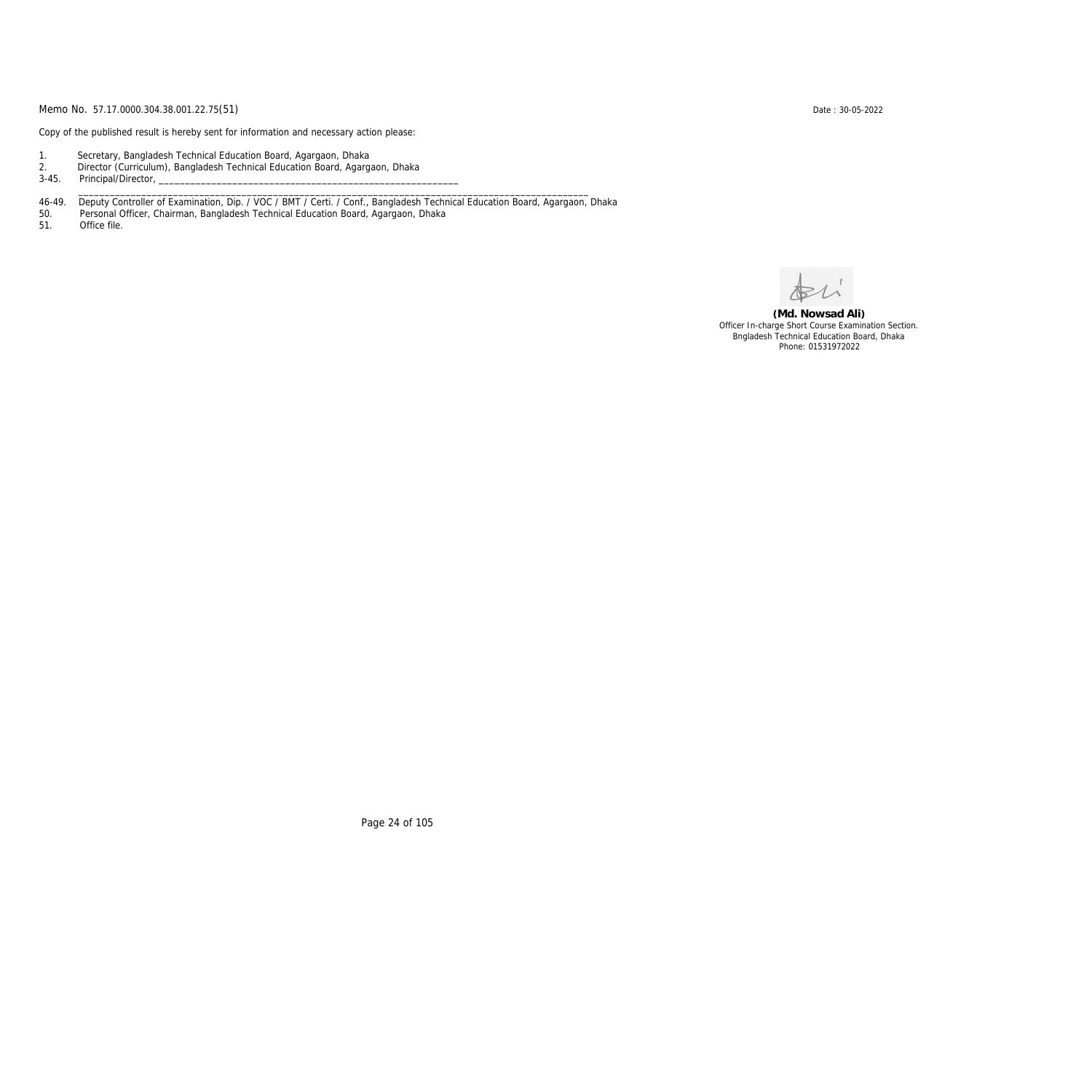Memo No. 57.17.0000.304.38.001.22.75(51) Date : 30-05-2022

Copy of the published result is hereby sent for information and necessary action please:

1. Secretary, Bangladesh Technical Education Board, Agargaon, Dhaka
2. Director (Curriculum), Bangladesh Technical Education Board, Agargaon, Dhaka
3-45. Principal/Director, ______________________________________________________________

______________________________________________________________________________________________

46-49. Deputy Controller of Examination, Dip. / VOC / BMT / Certi. / Conf., Bangladesh Technical Education Board, Agargaon, Dhaka
50. Personal Officer, Chairman, Bangladesh Technical Education Board, Agargaon, Dhaka
51. Office file.

**(Md. Nowsad Ali)**
Officer In-charge Short Course Examination Section.
Bngladesh Technical Education Board, Dhaka
Phone: 01531972022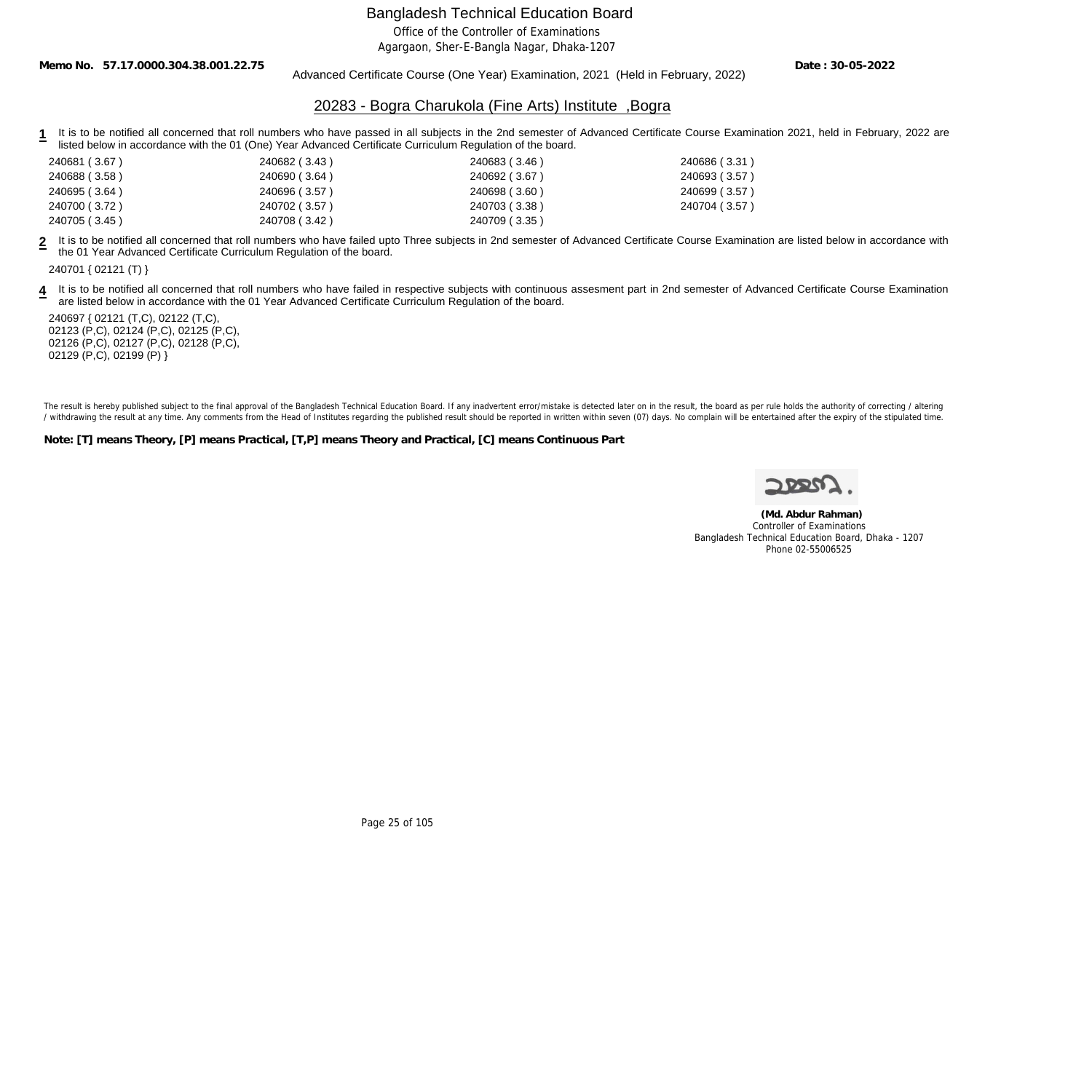Bangladesh Technical Education Board

Office of the Controller of Examinations

Agargaon, Sher-E-Bangla Nagar, Dhaka-1207

**Memo No. 57.17.0000.304.38.001.22.75**

Advanced Certificate Course (One Year) Examination, 2021 (Held in February, 2022)

**Date : 30-05-2022**

## 20283 - Bogra Charukola (Fine Arts) Institute ,Bogra

**1** It is to be notified all concerned that roll numbers who have passed in all subjects in the 2nd semester of Advanced Certificate Course Examination 2021, held in February, 2022 are listed below in accordance with the 01 (One) Year Advanced Certificate Curriculum Regulation of the board.

| | | | |
|---|---|---|---|
| 240681 ( 3.67 ) | 240682 ( 3.43 ) | 240683 ( 3.46 ) | 240686 ( 3.31 ) |
| 240688 ( 3.58 ) | 240690 ( 3.64 ) | 240692 ( 3.67 ) | 240693 ( 3.57 ) |
| 240695 ( 3.64 ) | 240696 ( 3.57 ) | 240698 ( 3.60 ) | 240699 ( 3.57 ) |
| 240700 ( 3.72 ) | 240702 ( 3.57 ) | 240703 ( 3.38 ) | 240704 ( 3.57 ) |
| 240705 ( 3.45 ) | 240708 ( 3.42 ) | 240709 ( 3.35 ) | |

**2** It is to be notified all concerned that roll numbers who have failed upto Three subjects in 2nd semester of Advanced Certificate Course Examination are listed below in accordance with the 01 Year Advanced Certificate Curriculum Regulation of the board.

240701 { 02121 (T) }

**4** It is to be notified all concerned that roll numbers who have failed in respective subjects with continuous assesment part in 2nd semester of Advanced Certificate Course Examination are listed below in accordance with the 01 Year Advanced Certificate Curriculum Regulation of the board.

240697 { 02121 (T,C), 02122 (T,C), 02123 (P,C), 02124 (P,C), 02125 (P,C), 02126 (P,C), 02127 (P,C), 02128 (P,C), 02129 (P,C), 02199 (P) }

The result is hereby published subject to the final approval of the Bangladesh Technical Education Board. If any inadvertent error/mistake is detected later on in the result, the board as per rule holds the authority of correcting / altering / withdrawing the result at any time. Any comments from the Head of Institutes regarding the published result should be reported in written within seven (07) days. No complain will be entertained after the expiry of the stipulated time.

**Note: [T] means Theory, [P] means Practical, [T,P] means Theory and Practical, [C] means Continuous Part**

**(Md. Abdur Rahman)**
Controller of Examinations
Bangladesh Technical Education Board, Dhaka - 1207
Phone 02-55006525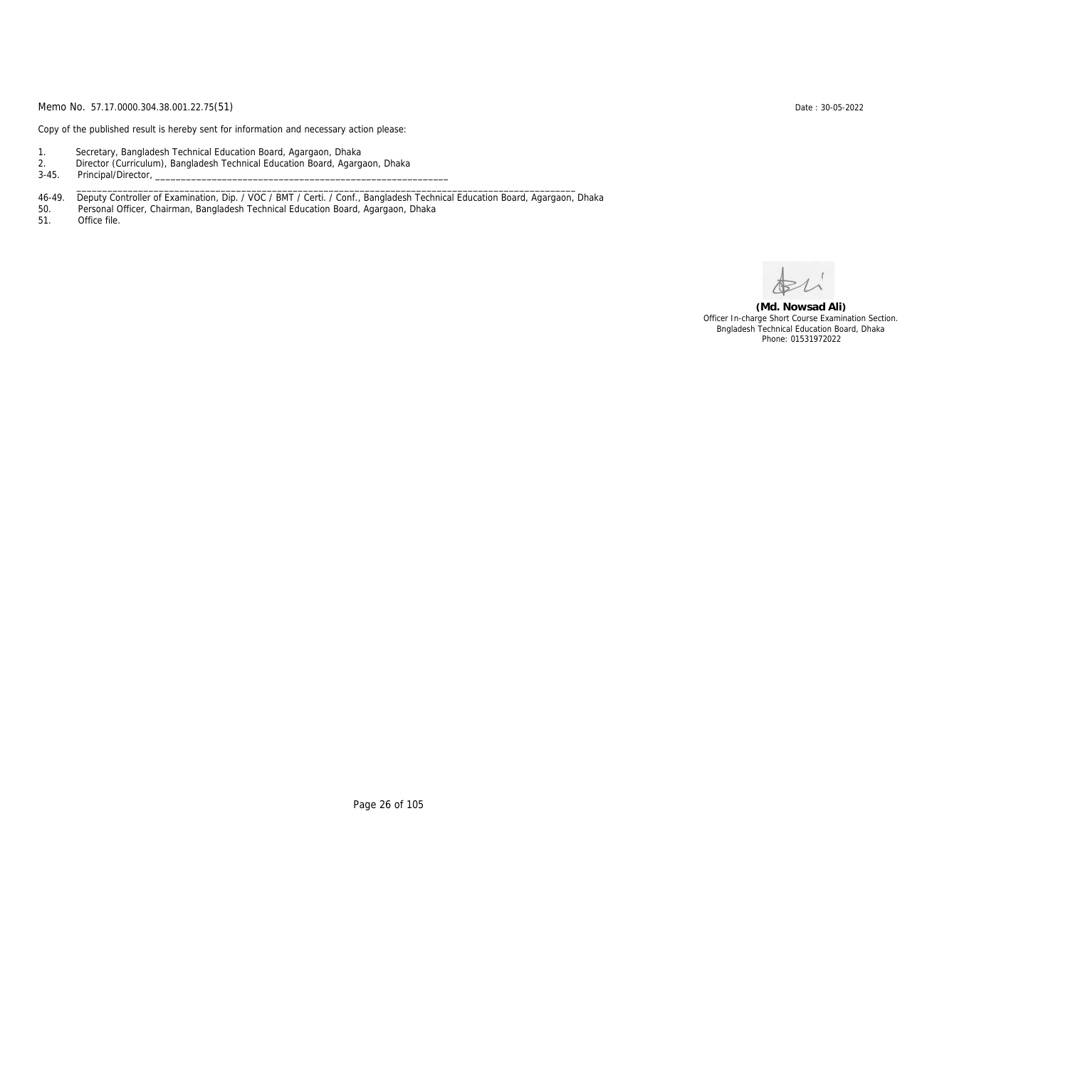Memo No. 57.17.0000.304.38.001.22.75(51)  Date : 30-05-2022

Copy of the published result is hereby sent for information and necessary action please:

1. Secretary, Bangladesh Technical Education Board, Agargaon, Dhaka
2. Director (Curriculum), Bangladesh Technical Education Board, Agargaon, Dhaka
3-45. Principal/Director, ____________________________________________________________
_______________________________________________________________________________________________
46-49. Deputy Controller of Examination, Dip. / VOC / BMT / Certi. / Conf., Bangladesh Technical Education Board, Agargaon, Dhaka
50. Personal Officer, Chairman, Bangladesh Technical Education Board, Agargaon, Dhaka
51. Office file.

**(Md. Nowsad Ali)**
Officer In-charge Short Course Examination Section.
Bngladesh Technical Education Board, Dhaka
Phone: 01531972022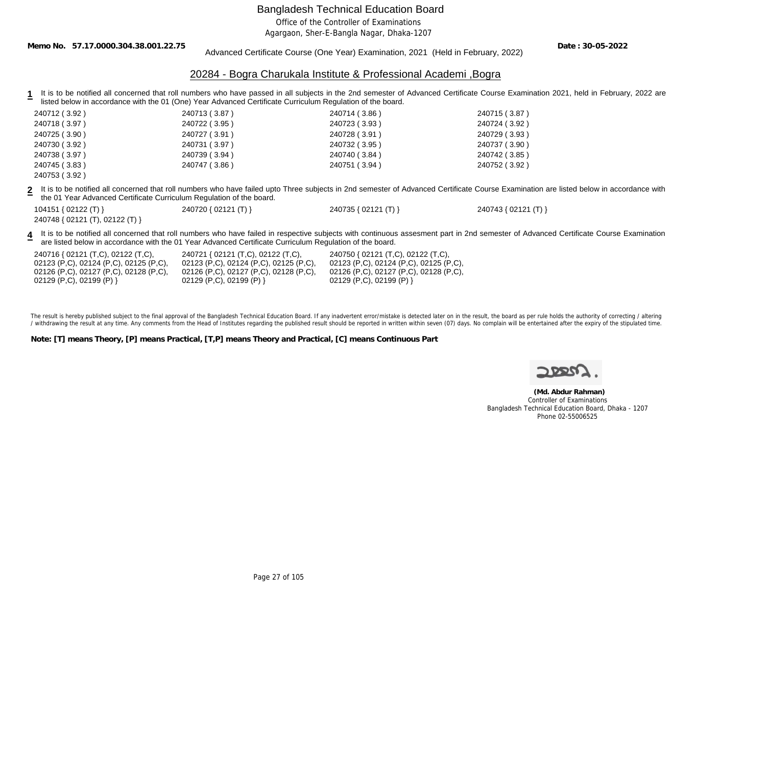# Bangladesh Technical Education Board

Office of the Controller of Examinations

Agargaon, Sher-E-Bangla Nagar, Dhaka-1207

**Memo No. 57.17.0000.304.38.001.22.75** **Date : 30-05-2022**

Advanced Certificate Course (One Year) Examination, 2021 (Held in February, 2022)

## 20284 - Bogra Charukala Institute & Professional Academi ,Bogra

**1** It is to be notified all concerned that roll numbers who have passed in all subjects in the 2nd semester of Advanced Certificate Course Examination 2021, held in February, 2022 are listed below in accordance with the 01 (One) Year Advanced Certificate Curriculum Regulation of the board.

| | | | |
|---|---|---|---|
| 240712 ( 3.92 ) | 240713 ( 3.87 ) | 240714 ( 3.86 ) | 240715 ( 3.87 ) |
| 240718 ( 3.97 ) | 240722 ( 3.95 ) | 240723 ( 3.93 ) | 240724 ( 3.92 ) |
| 240725 ( 3.90 ) | 240727 ( 3.91 ) | 240728 ( 3.91 ) | 240729 ( 3.93 ) |
| 240730 ( 3.92 ) | 240731 ( 3.97 ) | 240732 ( 3.95 ) | 240737 ( 3.90 ) |
| 240738 ( 3.97 ) | 240739 ( 3.94 ) | 240740 ( 3.84 ) | 240742 ( 3.85 ) |
| 240745 ( 3.83 ) | 240747 ( 3.86 ) | 240751 ( 3.94 ) | 240752 ( 3.92 ) |
| 240753 ( 3.92 ) | | | |

**2** It is to be notified all concerned that roll numbers who have failed upto Three subjects in 2nd semester of Advanced Certificate Course Examination are listed below in accordance with the 01 Year Advanced Certificate Curriculum Regulation of the board.

| | | | |
|---|---|---|---|
| 104151 { 02122 (T) } | 240720 { 02121 (T) } | 240735 { 02121 (T) } | 240743 { 02121 (T) } |
| 240748 { 02121 (T), 02122 (T) } | | | |

**4** It is to be notified all concerned that roll numbers who have failed in respective subjects with continuous assesment part in 2nd semester of Advanced Certificate Course Examination are listed below in accordance with the 01 Year Advanced Certificate Curriculum Regulation of the board.

| | | |
|---|---|---|
| 240716 { 02121 (T,C), 02122 (T,C), 02123 (P,C), 02124 (P,C), 02125 (P,C), 02126 (P,C), 02127 (P,C), 02128 (P,C), 02129 (P,C), 02199 (P) } | 240721 { 02121 (T,C), 02122 (T,C), 02123 (P,C), 02124 (P,C), 02125 (P,C), 02126 (P,C), 02127 (P,C), 02128 (P,C), 02129 (P,C), 02199 (P) } | 240750 { 02121 (T,C), 02122 (T,C), 02123 (P,C), 02124 (P,C), 02125 (P,C), 02126 (P,C), 02127 (P,C), 02128 (P,C), 02129 (P,C), 02199 (P) } |

The result is hereby published subject to the final approval of the Bangladesh Technical Education Board. If any inadvertent error/mistake is detected later on in the result, the board as per rule holds the authority of correcting / altering / withdrawing the result at any time. Any comments from the Head of Institutes regarding the published result should be reported in written within seven (07) days. No complain will be entertained after the expiry of the stipulated time.

**Note: [T] means Theory, [P] means Practical, [T,P] means Theory and Practical, [C] means Continuous Part**

**(Md. Abdur Rahman)**
Controller of Examinations
Bangladesh Technical Education Board, Dhaka - 1207
Phone 02-55006525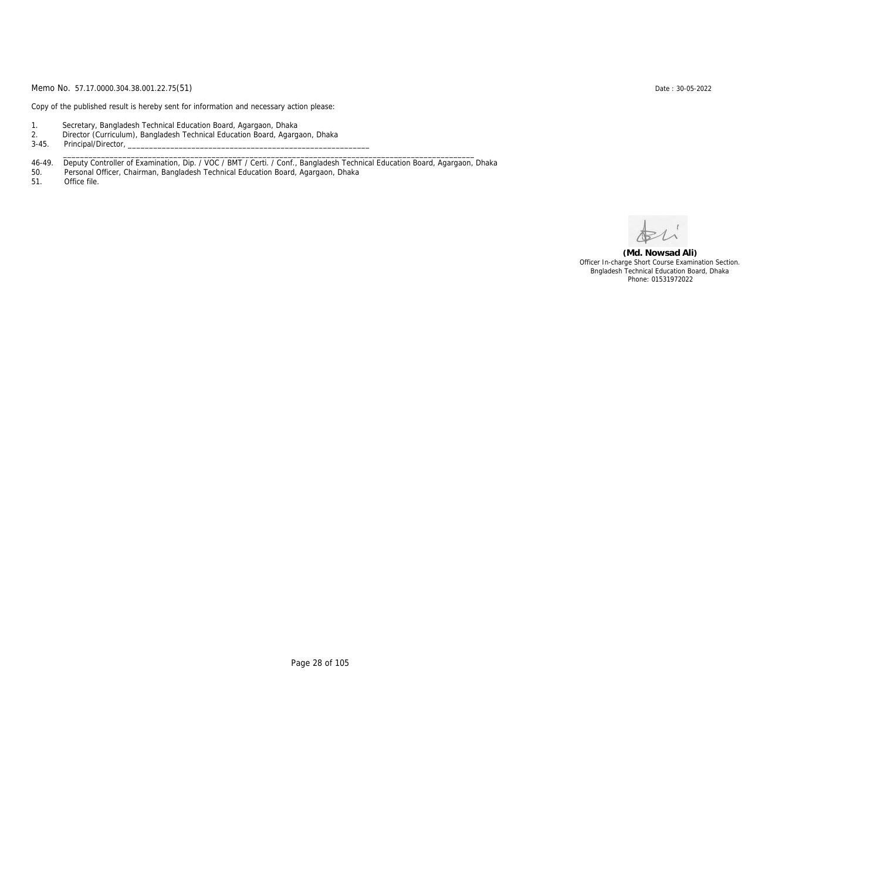Memo No. 57.17.0000.304.38.001.22.75(51)

Date : 30-05-2022

Copy of the published result is hereby sent for information and necessary action please:

1. Secretary, Bangladesh Technical Education Board, Agargaon, Dhaka
2. Director (Curriculum), Bangladesh Technical Education Board, Agargaon, Dhaka
3-45. Principal/Director, ____________________________________________________________
_______________________________________________________________________________________________
46-49. Deputy Controller of Examination, Dip. / VOC / BMT / Certi. / Conf., Bangladesh Technical Education Board, Agargaon, Dhaka
50. Personal Officer, Chairman, Bangladesh Technical Education Board, Agargaon, Dhaka
51. Office file.

**(Md. Nowsad Ali)**
Officer In-charge Short Course Examination Section.
Bngladesh Technical Education Board, Dhaka
Phone: 01531972022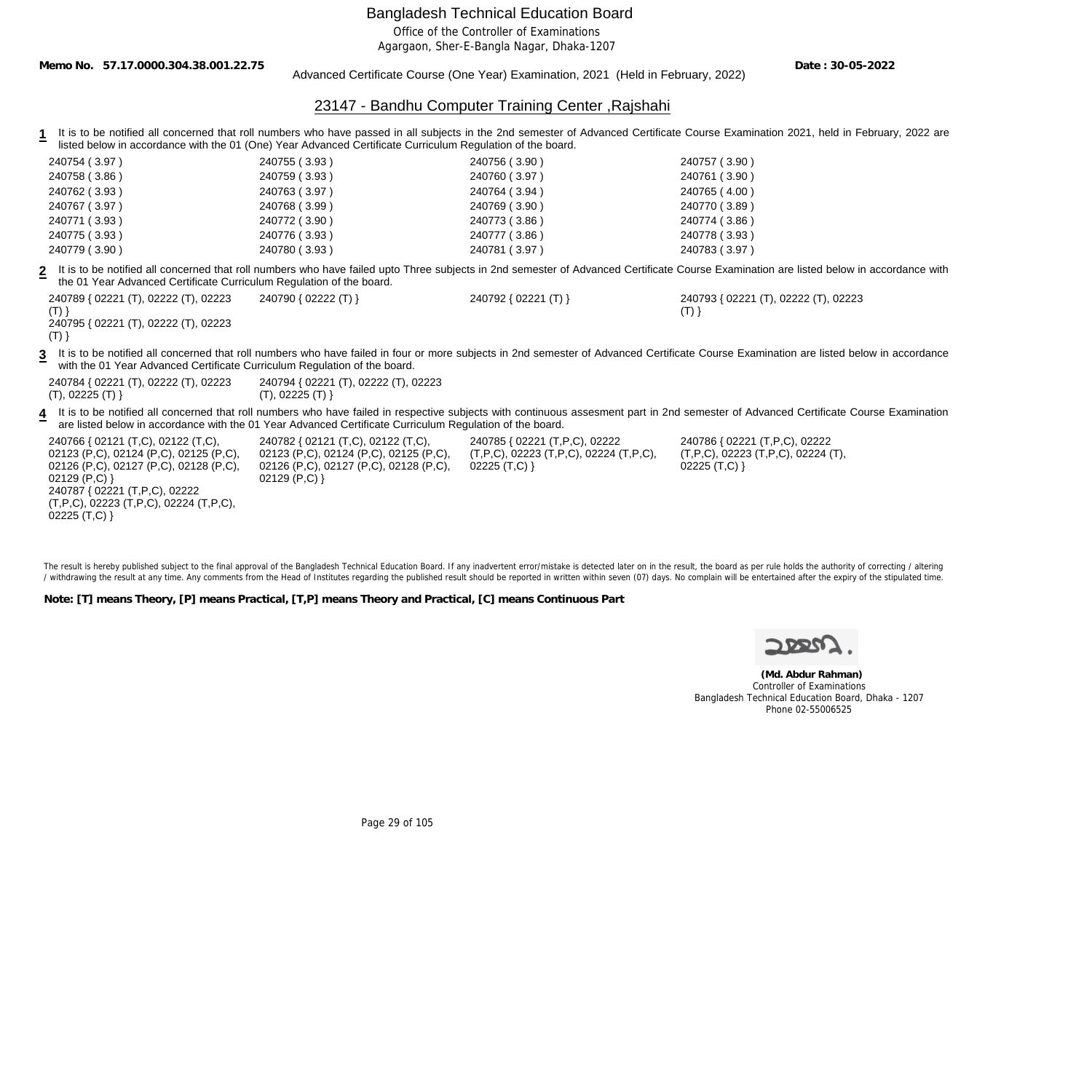# Bangladesh Technical Education Board

Office of the Controller of Examinations
Agargaon, Sher-E-Bangla Nagar, Dhaka-1207

**Memo No. 57.17.0000.304.38.001.22.75** **Date : 30-05-2022**

Advanced Certificate Course (One Year) Examination, 2021 (Held in February, 2022)

## 23147 - Bandhu Computer Training Center ,Rajshahi

**1** It is to be notified all concerned that roll numbers who have passed in all subjects in the 2nd semester of Advanced Certificate Course Examination 2021, held in February, 2022 are listed below in accordance with the 01 (One) Year Advanced Certificate Curriculum Regulation of the board.

| | | | |
|---|---|---|---|
| 240754 ( 3.97 ) | 240755 ( 3.93 ) | 240756 ( 3.90 ) | 240757 ( 3.90 ) |
| 240758 ( 3.86 ) | 240759 ( 3.93 ) | 240760 ( 3.97 ) | 240761 ( 3.90 ) |
| 240762 ( 3.93 ) | 240763 ( 3.97 ) | 240764 ( 3.94 ) | 240765 ( 4.00 ) |
| 240767 ( 3.97 ) | 240768 ( 3.99 ) | 240769 ( 3.90 ) | 240770 ( 3.89 ) |
| 240771 ( 3.93 ) | 240772 ( 3.90 ) | 240773 ( 3.86 ) | 240774 ( 3.86 ) |
| 240775 ( 3.93 ) | 240776 ( 3.93 ) | 240777 ( 3.86 ) | 240778 ( 3.93 ) |
| 240779 ( 3.90 ) | 240780 ( 3.93 ) | 240781 ( 3.97 ) | 240783 ( 3.97 ) |

**2** It is to be notified all concerned that roll numbers who have failed upto Three subjects in 2nd semester of Advanced Certificate Course Examination are listed below in accordance with the 01 Year Advanced Certificate Curriculum Regulation of the board.

240789 { 02221 (T), 02222 (T), 02223 (T) }
240790 { 02222 (T) }
240792 { 02221 (T) }
240793 { 02221 (T), 02222 (T), 02223 (T) }
240795 { 02221 (T), 02222 (T), 02223 (T) }

**3** It is to be notified all concerned that roll numbers who have failed in four or more subjects in 2nd semester of Advanced Certificate Course Examination are listed below in accordance with the 01 Year Advanced Certificate Curriculum Regulation of the board.

240784 { 02221 (T), 02222 (T), 02223 (T), 02225 (T) }
240794 { 02221 (T), 02222 (T), 02223 (T), 02225 (T) }

**4** It is to be notified all concerned that roll numbers who have failed in respective subjects with continuous assesment part in 2nd semester of Advanced Certificate Course Examination are listed below in accordance with the 01 Year Advanced Certificate Curriculum Regulation of the board.

240766 { 02121 (T,C), 02122 (T,C), 02123 (P,C), 02124 (P,C), 02125 (P,C), 02126 (P,C), 02127 (P,C), 02128 (P,C), 02129 (P,C) }
240782 { 02121 (T,C), 02122 (T,C), 02123 (P,C), 02124 (P,C), 02125 (P,C), 02126 (P,C), 02127 (P,C), 02128 (P,C), 02129 (P,C) }
240785 { 02221 (T,P,C), 02222 (T,P,C), 02223 (T,P,C), 02224 (T,P,C), 02225 (T,C) }
240786 { 02221 (T,P,C), 02222 (T,P,C), 02223 (T,P,C), 02224 (T), 02225 (T,C) }
240787 { 02221 (T,P,C), 02222 (T,P,C), 02223 (T,P,C), 02224 (T,P,C), 02225 (T,C) }

The result is hereby published subject to the final approval of the Bangladesh Technical Education Board. If any inadvertent error/mistake is detected later on in the result, the board as per rule holds the authority of correcting / altering / withdrawing the result at any time. Any comments from the Head of Institutes regarding the published result should be reported in written within seven (07) days. No complain will be entertained after the expiry of the stipulated time.

**Note: [T] means Theory, [P] means Practical, [T,P] means Theory and Practical, [C] means Continuous Part**

**(Md. Abdur Rahman)**
Controller of Examinations
Bangladesh Technical Education Board, Dhaka - 1207
Phone 02-55006525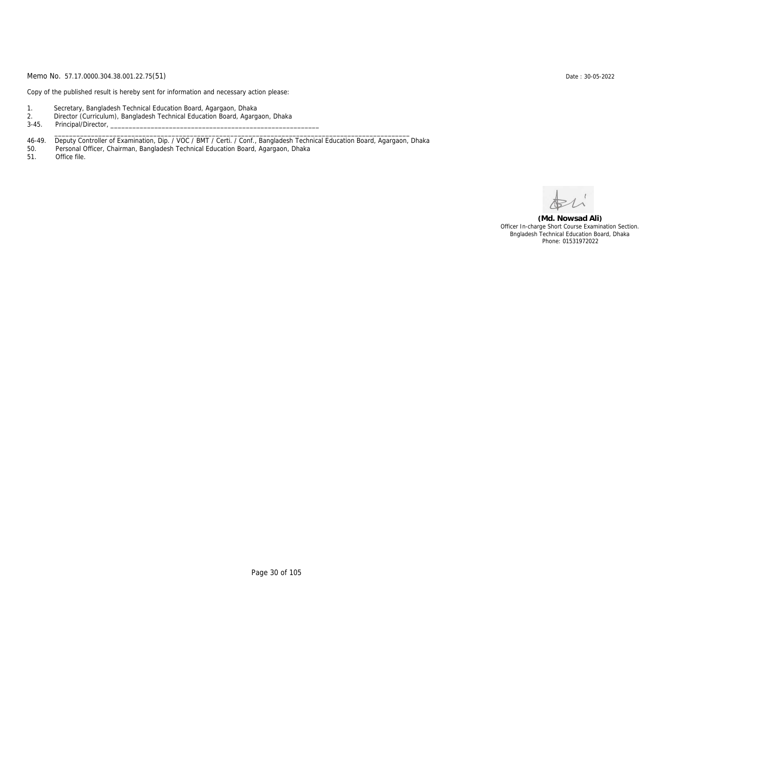Memo No. 57.17.0000.304.38.001.22.75(51)

Date : 30-05-2022

Copy of the published result is hereby sent for information and necessary action please:

1. Secretary, Bangladesh Technical Education Board, Agargaon, Dhaka
2. Director (Curriculum), Bangladesh Technical Education Board, Agargaon, Dhaka
3-45. Principal/Director, ____________________________________________________________
______________________________________________________________________________________________
46-49. Deputy Controller of Examination, Dip. / VOC / BMT / Certi. / Conf., Bangladesh Technical Education Board, Agargaon, Dhaka
50. Personal Officer, Chairman, Bangladesh Technical Education Board, Agargaon, Dhaka
51. Office file.

**(Md. Nowsad Ali)**
Officer In-charge Short Course Examination Section.
Bngladesh Technical Education Board, Dhaka
Phone: 01531972022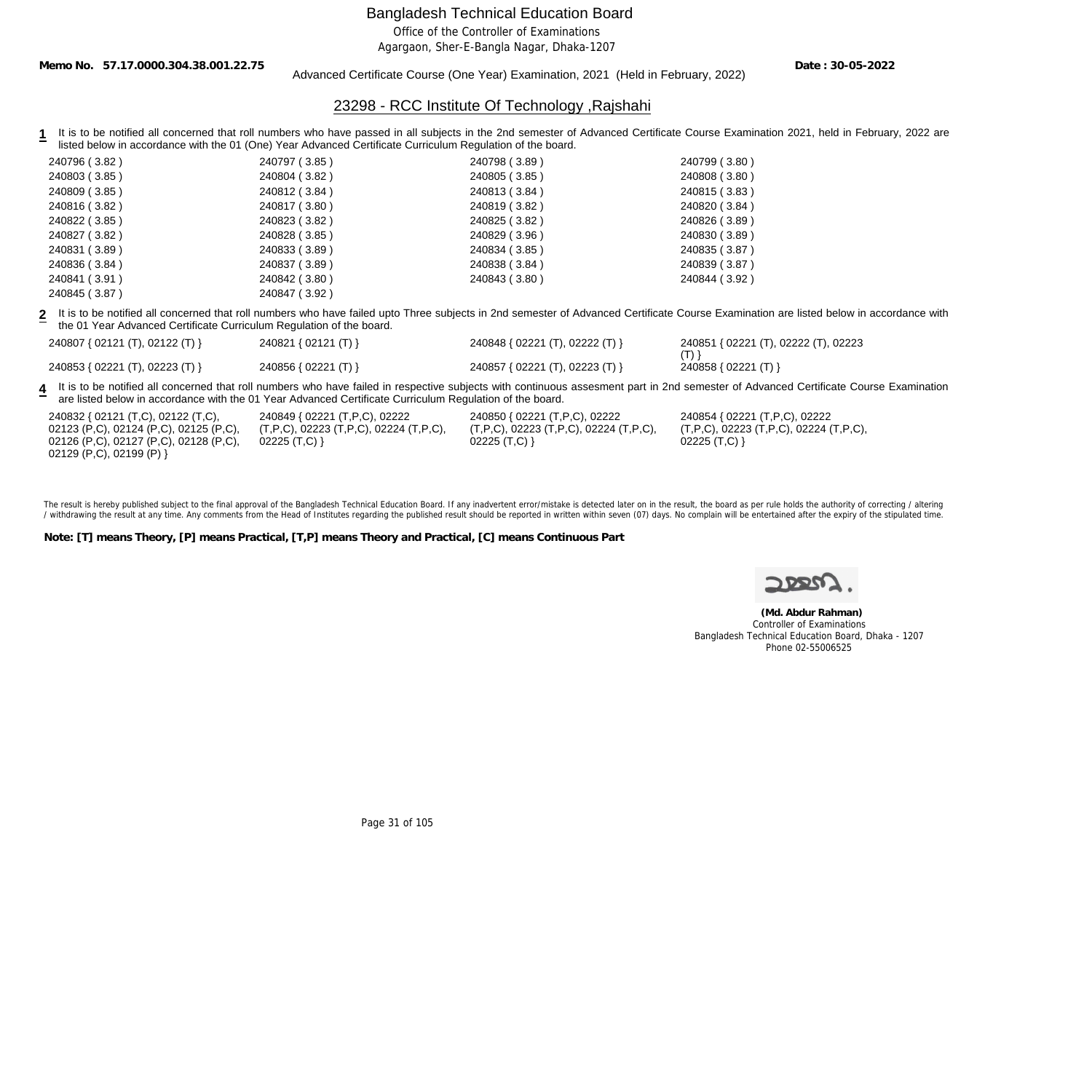# Bangladesh Technical Education Board

Office of the Controller of Examinations

Agargaon, Sher-E-Bangla Nagar, Dhaka-1207

**Memo No. 57.17.0000.304.38.001.22.75** **Date : 30-05-2022**

Advanced Certificate Course (One Year) Examination, 2021 (Held in February, 2022)

## 23298 - RCC Institute Of Technology ,Rajshahi

**1** It is to be notified all concerned that roll numbers who have passed in all subjects in the 2nd semester of Advanced Certificate Course Examination 2021, held in February, 2022 are listed below in accordance with the 01 (One) Year Advanced Certificate Curriculum Regulation of the board.

| | | | |
|---|---|---|---|
| 240796 ( 3.82 ) | 240797 ( 3.85 ) | 240798 ( 3.89 ) | 240799 ( 3.80 ) |
| 240803 ( 3.85 ) | 240804 ( 3.82 ) | 240805 ( 3.85 ) | 240808 ( 3.80 ) |
| 240809 ( 3.85 ) | 240812 ( 3.84 ) | 240813 ( 3.84 ) | 240815 ( 3.83 ) |
| 240816 ( 3.82 ) | 240817 ( 3.80 ) | 240819 ( 3.82 ) | 240820 ( 3.84 ) |
| 240822 ( 3.85 ) | 240823 ( 3.82 ) | 240825 ( 3.82 ) | 240826 ( 3.89 ) |
| 240827 ( 3.82 ) | 240828 ( 3.85 ) | 240829 ( 3.96 ) | 240830 ( 3.89 ) |
| 240831 ( 3.89 ) | 240833 ( 3.89 ) | 240834 ( 3.85 ) | 240835 ( 3.87 ) |
| 240836 ( 3.84 ) | 240837 ( 3.89 ) | 240838 ( 3.84 ) | 240839 ( 3.87 ) |
| 240841 ( 3.91 ) | 240842 ( 3.80 ) | 240843 ( 3.80 ) | 240844 ( 3.92 ) |
| 240845 ( 3.87 ) | 240847 ( 3.92 ) | | |

**2** It is to be notified all concerned that roll numbers who have failed upto Three subjects in 2nd semester of Advanced Certificate Course Examination are listed below in accordance with the 01 Year Advanced Certificate Curriculum Regulation of the board.

| | | | |
|---|---|---|---|
| 240807 { 02121 (T), 02122 (T) } | 240821 { 02121 (T) } | 240848 { 02221 (T), 02222 (T) } | 240851 { 02221 (T), 02222 (T), 02223 (T) } |
| 240853 { 02221 (T), 02223 (T) } | 240856 { 02221 (T) } | 240857 { 02221 (T), 02223 (T) } | 240858 { 02221 (T) } |

**4** It is to be notified all concerned that roll numbers who have failed in respective subjects with continuous assesment part in 2nd semester of Advanced Certificate Course Examination are listed below in accordance with the 01 Year Advanced Certificate Curriculum Regulation of the board.

| | | | |
|---|---|---|---|
| 240832 { 02121 (T,C), 02122 (T,C), 02123 (P,C), 02124 (P,C), 02125 (P,C), 02126 (P,C), 02127 (P,C), 02128 (P,C), 02129 (P,C), 02199 (P) } | 240849 { 02221 (T,P,C), 02222 (T,P,C), 02223 (T,P,C), 02224 (T,P,C), 02225 (T,C) } | 240850 { 02221 (T,P,C), 02222 (T,P,C), 02223 (T,P,C), 02224 (T,P,C), 02225 (T,C) } | 240854 { 02221 (T,P,C), 02222 (T,P,C), 02223 (T,P,C), 02224 (T,P,C), 02225 (T,C) } |

The result is hereby published subject to the final approval of the Bangladesh Technical Education Board. If any inadvertent error/mistake is detected later on in the result, the board as per rule holds the authority of correcting / altering / withdrawing the result at any time. Any comments from the Head of Institutes regarding the published result should be reported in written within seven (07) days. No complain will be entertained after the expiry of the stipulated time.

**Note: [T] means Theory, [P] means Practical, [T,P] means Theory and Practical, [C] means Continuous Part**

**(Md. Abdur Rahman)**
Controller of Examinations
Bangladesh Technical Education Board, Dhaka - 1207
Phone 02-55006525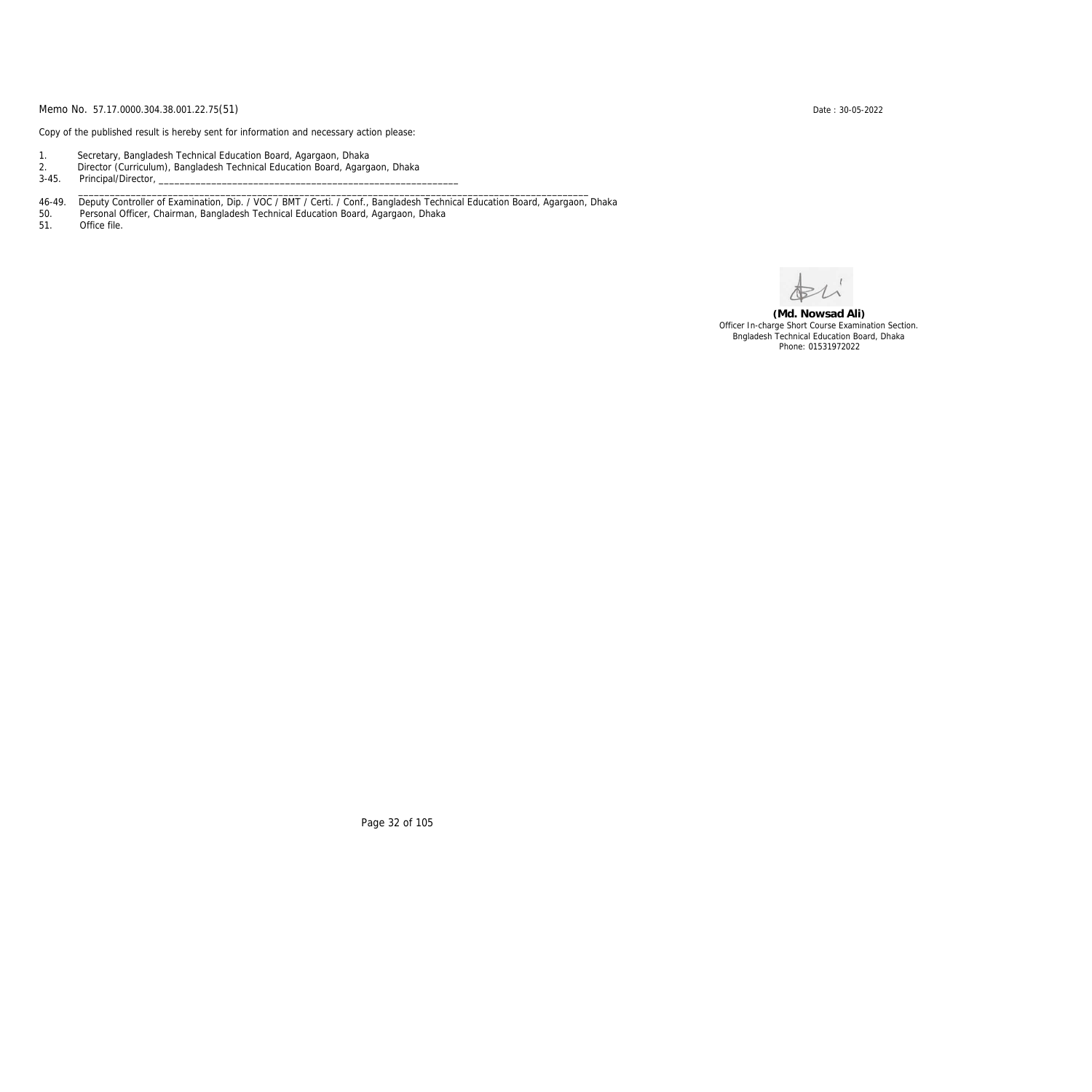Memo No. 57.17.0000.304.38.001.22.75(51)

Date : 30-05-2022

Copy of the published result is hereby sent for information and necessary action please:

1. Secretary, Bangladesh Technical Education Board, Agargaon, Dhaka
2. Director (Curriculum), Bangladesh Technical Education Board, Agargaon, Dhaka
3-45. Principal/Director, ____________________________________________________________

______________________________________________________________________________________________
46-49. Deputy Controller of Examination, Dip. / VOC / BMT / Certi. / Conf., Bangladesh Technical Education Board, Agargaon, Dhaka
50. Personal Officer, Chairman, Bangladesh Technical Education Board, Agargaon, Dhaka
51. Office file.

**(Md. Nowsad Ali)**
Officer In-charge Short Course Examination Section.
Bngladesh Technical Education Board, Dhaka
Phone: 01531972022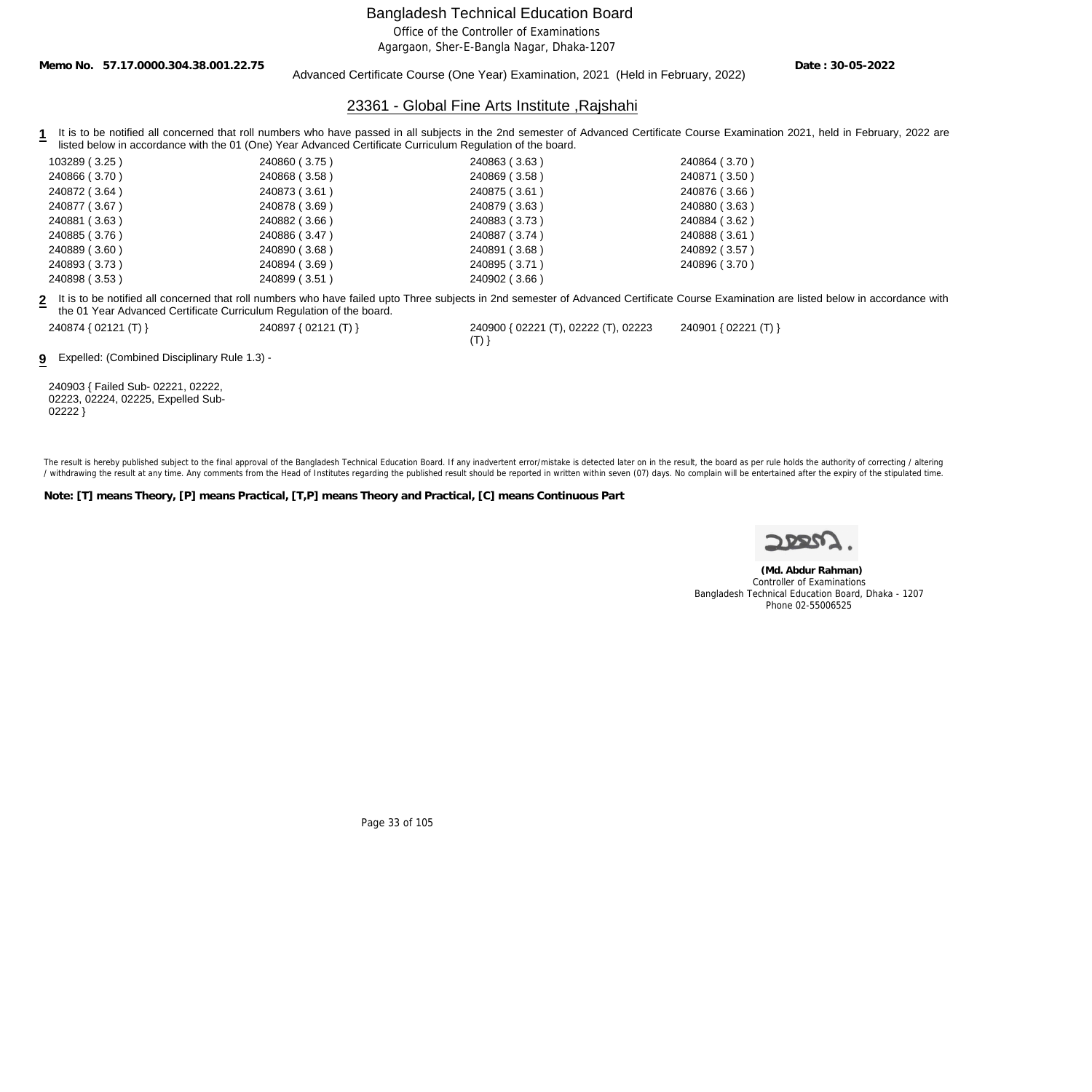# Bangladesh Technical Education Board

Office of the Controller of Examinations
Agargaon, Sher-E-Bangla Nagar, Dhaka-1207

**Memo No. 57.17.0000.304.38.001.22.75** Advanced Certificate Course (One Year) Examination, 2021 (Held in February, 2022) **Date : 30-05-2022**

## 23361 - Global Fine Arts Institute ,Rajshahi

**1** It is to be notified all concerned that roll numbers who have passed in all subjects in the 2nd semester of Advanced Certificate Course Examination 2021, held in February, 2022 are listed below in accordance with the 01 (One) Year Advanced Certificate Curriculum Regulation of the board.

| | | | |
|---|---|---|---|
| 103289 ( 3.25 ) | 240860 ( 3.75 ) | 240863 ( 3.63 ) | 240864 ( 3.70 ) |
| 240866 ( 3.70 ) | 240868 ( 3.58 ) | 240869 ( 3.58 ) | 240871 ( 3.50 ) |
| 240872 ( 3.64 ) | 240873 ( 3.61 ) | 240875 ( 3.61 ) | 240876 ( 3.66 ) |
| 240877 ( 3.67 ) | 240878 ( 3.69 ) | 240879 ( 3.63 ) | 240880 ( 3.63 ) |
| 240881 ( 3.63 ) | 240882 ( 3.66 ) | 240883 ( 3.73 ) | 240884 ( 3.62 ) |
| 240885 ( 3.76 ) | 240886 ( 3.47 ) | 240887 ( 3.74 ) | 240888 ( 3.61 ) |
| 240889 ( 3.60 ) | 240890 ( 3.68 ) | 240891 ( 3.68 ) | 240892 ( 3.57 ) |
| 240893 ( 3.73 ) | 240894 ( 3.69 ) | 240895 ( 3.71 ) | 240896 ( 3.70 ) |
| 240898 ( 3.53 ) | 240899 ( 3.51 ) | 240902 ( 3.66 ) | |

**2** It is to be notified all concerned that roll numbers who have failed upto Three subjects in 2nd semester of Advanced Certificate Course Examination are listed below in accordance with the 01 Year Advanced Certificate Curriculum Regulation of the board.

| | | | |
|---|---|---|---|
| 240874 { 02121 (T) } | 240897 { 02121 (T) } | 240900 { 02221 (T), 02222 (T), 02223 (T) } | 240901 { 02221 (T) } |

**9** Expelled: (Combined Disciplinary Rule 1.3) -

240903 { Failed Sub- 02221, 02222, 02223, 02224, 02225, Expelled Sub- 02222 }

The result is hereby published subject to the final approval of the Bangladesh Technical Education Board. If any inadvertent error/mistake is detected later on in the result, the board as per rule holds the authority of correcting / altering / withdrawing the result at any time. Any comments from the Head of Institutes regarding the published result should be reported in written within seven (07) days. No complain will be entertained after the expiry of the stipulated time.

**Note: [T] means Theory, [P] means Practical, [T,P] means Theory and Practical, [C] means Continuous Part**

**(Md. Abdur Rahman)**
Controller of Examinations
Bangladesh Technical Education Board, Dhaka - 1207
Phone 02-55006525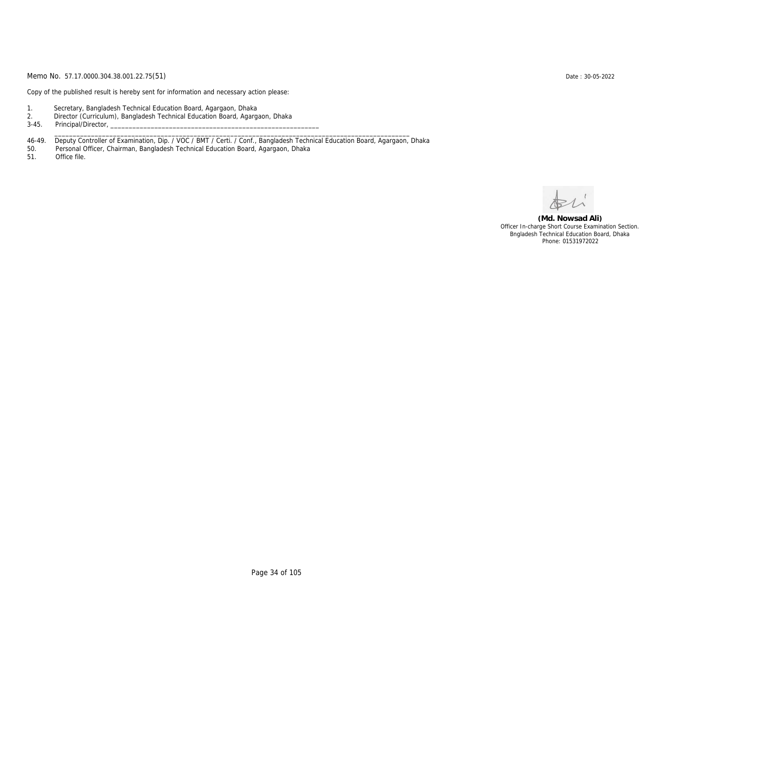Memo No. 57.17.0000.304.38.001.22.75(51)

Date : 30-05-2022

Copy of the published result is hereby sent for information and necessary action please:

1. Secretary, Bangladesh Technical Education Board, Agargaon, Dhaka
2. Director (Curriculum), Bangladesh Technical Education Board, Agargaon, Dhaka

3-45. Principal/Director, ____________________________________________________________

______________________________________________________________________________________________

46-49. Deputy Controller of Examination, Dip. / VOC / BMT / Certi. / Conf., Bangladesh Technical Education Board, Agargaon, Dhaka

50. Personal Officer, Chairman, Bangladesh Technical Education Board, Agargaon, Dhaka

51. Office file.

**(Md. Nowsad Ali)**
Officer In-charge Short Course Examination Section.
Bngladesh Technical Education Board, Dhaka
Phone: 01531972022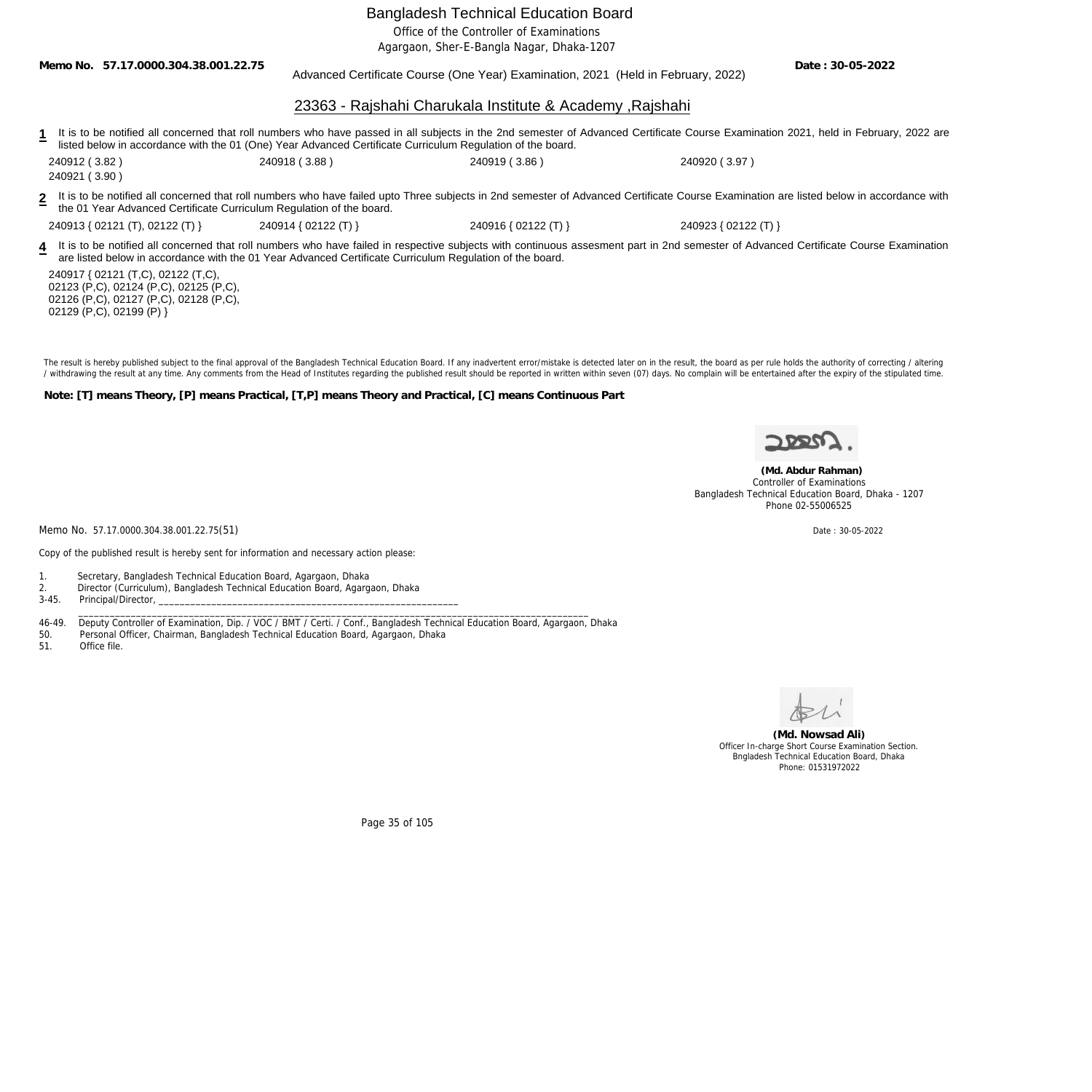# Bangladesh Technical Education Board

Office of the Controller of Examinations
Agargaon, Sher-E-Bangla Nagar, Dhaka-1207

**Memo No. 57.17.0000.304.38.001.22.75** Advanced Certificate Course (One Year) Examination, 2021 (Held in February, 2022) **Date : 30-05-2022**

## 23363 - Rajshahi Charukala Institute & Academy ,Rajshahi

**1** It is to be notified all concerned that roll numbers who have passed in all subjects in the 2nd semester of Advanced Certificate Course Examination 2021, held in February, 2022 are listed below in accordance with the 01 (One) Year Advanced Certificate Curriculum Regulation of the board.

240912 ( 3.82 )    240918 ( 3.88 )    240919 ( 3.86 )    240920 ( 3.97 )
240921 ( 3.90 )

**2** It is to be notified all concerned that roll numbers who have failed upto Three subjects in 2nd semester of Advanced Certificate Course Examination are listed below in accordance with the 01 Year Advanced Certificate Curriculum Regulation of the board.

240913 { 02121 (T), 02122 (T) }    240914 { 02122 (T) }    240916 { 02122 (T) }    240923 { 02122 (T) }

**4** It is to be notified all concerned that roll numbers who have failed in respective subjects with continuous assesment part in 2nd semester of Advanced Certificate Course Examination are listed below in accordance with the 01 Year Advanced Certificate Curriculum Regulation of the board.

240917 { 02121 (T,C), 02122 (T,C),
02123 (P,C), 02124 (P,C), 02125 (P,C),
02126 (P,C), 02127 (P,C), 02128 (P,C),
02129 (P,C), 02199 (P) }

The result is hereby published subject to the final approval of the Bangladesh Technical Education Board. If any inadvertent error/mistake is detected later on in the result, the board as per rule holds the authority of correcting / altering / withdrawing the result at any time. Any comments from the Head of Institutes regarding the published result should be reported in written within seven (07) days. No complain will be entertained after the expiry of the stipulated time.

**Note: [T] means Theory, [P] means Practical, [T,P] means Theory and Practical, [C] means Continuous Part**

**(Md. Abdur Rahman)**
Controller of Examinations
Bangladesh Technical Education Board, Dhaka - 1207
Phone 02-55006525

Memo No. 57.17.0000.304.38.001.22.75(51)    Date : 30-05-2022

Copy of the published result is hereby sent for information and necessary action please:

1. Secretary, Bangladesh Technical Education Board, Agargaon, Dhaka
2. Director (Curriculum), Bangladesh Technical Education Board, Agargaon, Dhaka
3-45. Principal/Director, ____________________________________________________________

46-49. Deputy Controller of Examination, Dip. / VOC / BMT / Certi. / Conf., Bangladesh Technical Education Board, Agargaon, Dhaka
50. Personal Officer, Chairman, Bangladesh Technical Education Board, Agargaon, Dhaka
51. Office file.

**(Md. Nowsad Ali)**
Officer In-charge Short Course Examination Section.
Bngladesh Technical Education Board, Dhaka
Phone: 01531972022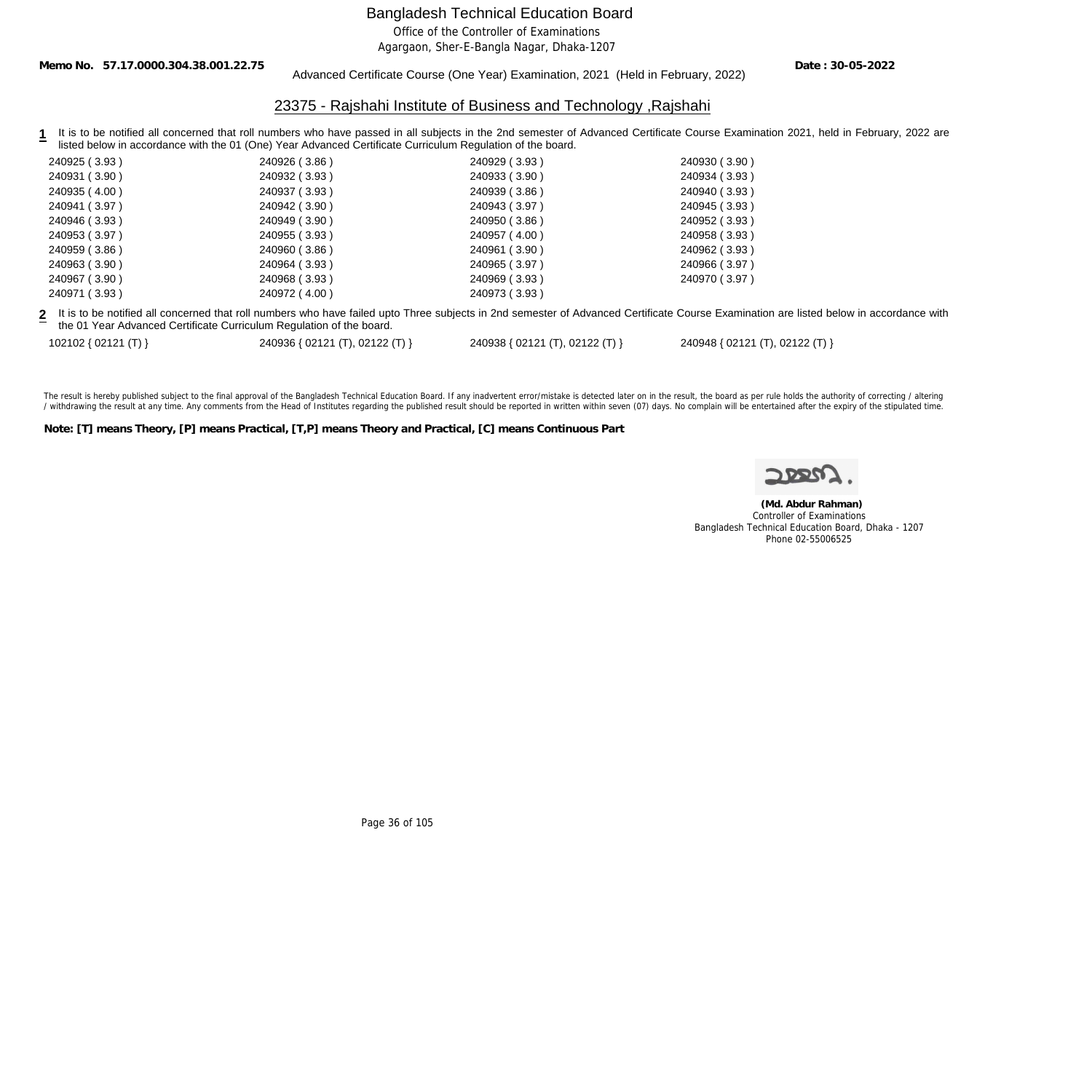# Bangladesh Technical Education Board

Office of the Controller of Examinations

Agargaon, Sher-E-Bangla Nagar, Dhaka-1207

**Memo No. 57.17.0000.304.38.001.22.75** **Date : 30-05-2022**

Advanced Certificate Course (One Year) Examination, 2021 (Held in February, 2022)

## 23375 - Rajshahi Institute of Business and Technology ,Rajshahi

**1** It is to be notified all concerned that roll numbers who have passed in all subjects in the 2nd semester of Advanced Certificate Course Examination 2021, held in February, 2022 are listed below in accordance with the 01 (One) Year Advanced Certificate Curriculum Regulation of the board.

| | | | |
|---|---|---|---|
| 240925 ( 3.93 ) | 240926 ( 3.86 ) | 240929 ( 3.93 ) | 240930 ( 3.90 ) |
| 240931 ( 3.90 ) | 240932 ( 3.93 ) | 240933 ( 3.90 ) | 240934 ( 3.93 ) |
| 240935 ( 4.00 ) | 240937 ( 3.93 ) | 240939 ( 3.86 ) | 240940 ( 3.93 ) |
| 240941 ( 3.97 ) | 240942 ( 3.90 ) | 240943 ( 3.97 ) | 240945 ( 3.93 ) |
| 240946 ( 3.93 ) | 240949 ( 3.90 ) | 240950 ( 3.86 ) | 240952 ( 3.93 ) |
| 240953 ( 3.97 ) | 240955 ( 3.93 ) | 240957 ( 4.00 ) | 240958 ( 3.93 ) |
| 240959 ( 3.86 ) | 240960 ( 3.86 ) | 240961 ( 3.90 ) | 240962 ( 3.93 ) |
| 240963 ( 3.90 ) | 240964 ( 3.93 ) | 240965 ( 3.97 ) | 240966 ( 3.97 ) |
| 240967 ( 3.90 ) | 240968 ( 3.93 ) | 240969 ( 3.93 ) | 240970 ( 3.97 ) |
| 240971 ( 3.93 ) | 240972 ( 4.00 ) | 240973 ( 3.93 ) | |

**2** It is to be notified all concerned that roll numbers who have failed upto Three subjects in 2nd semester of Advanced Certificate Course Examination are listed below in accordance with the 01 Year Advanced Certificate Curriculum Regulation of the board.

| | | | |
|---|---|---|---|
| 102102 { 02121 (T) } | 240936 { 02121 (T), 02122 (T) } | 240938 { 02121 (T), 02122 (T) } | 240948 { 02121 (T), 02122 (T) } |

The result is hereby published subject to the final approval of the Bangladesh Technical Education Board. If any inadvertent error/mistake is detected later on in the result, the board as per rule holds the authority of correcting / altering / withdrawing the result at any time. Any comments from the Head of Institutes regarding the published result should be reported in written within seven (07) days. No complain will be entertained after the expiry of the stipulated time.

**Note: [T] means Theory, [P] means Practical, [T,P] means Theory and Practical, [C] means Continuous Part**

**(Md. Abdur Rahman)**
Controller of Examinations
Bangladesh Technical Education Board, Dhaka - 1207
Phone 02-55006525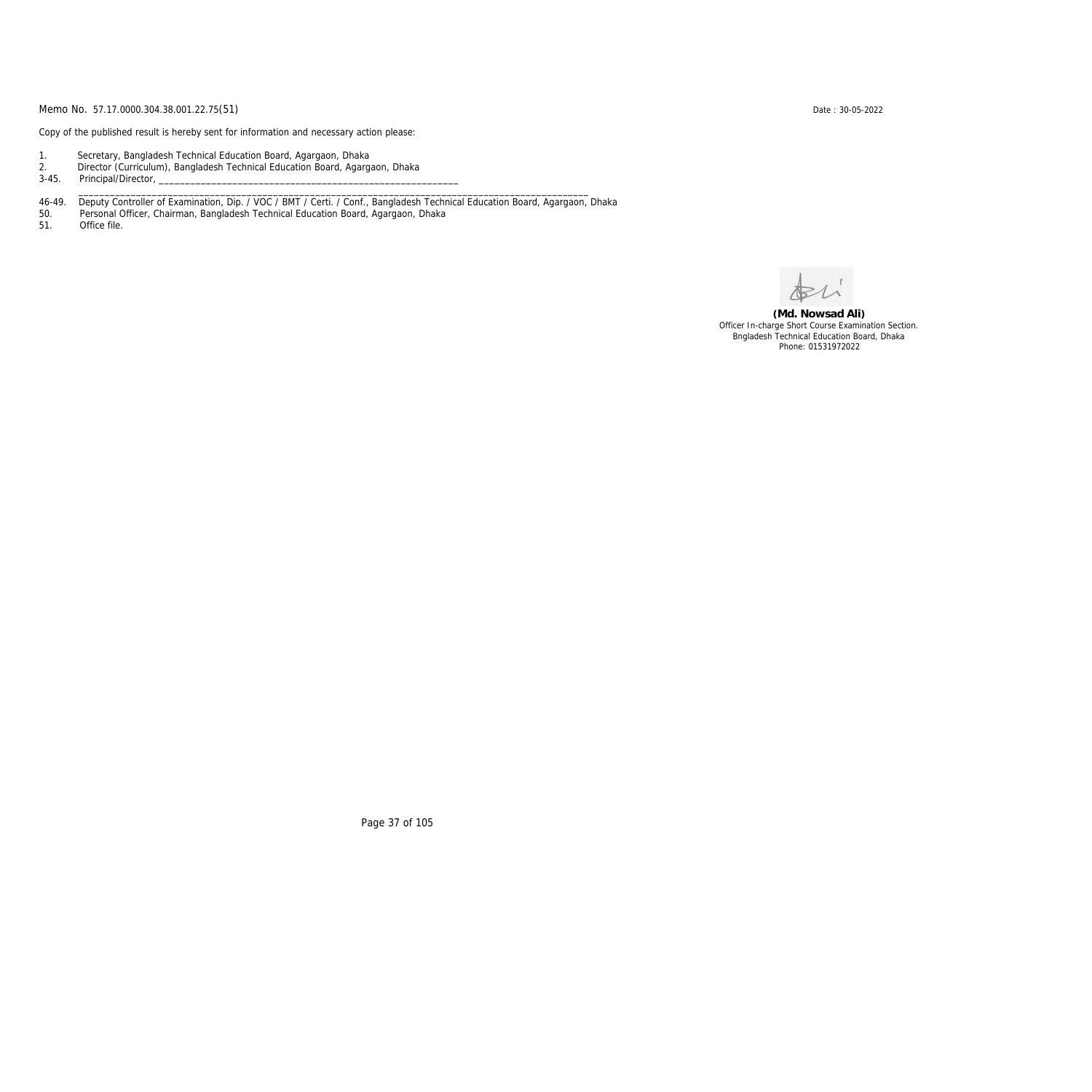Memo No. 57.17.0000.304.38.001.22.75(51)

Date : 30-05-2022

Copy of the published result is hereby sent for information and necessary action please:

1. Secretary, Bangladesh Technical Education Board, Agargaon, Dhaka
2. Director (Curriculum), Bangladesh Technical Education Board, Agargaon, Dhaka

3-45. Principal/Director, ____________________________________________________________
_______________________________________________________________________________________________

46-49. Deputy Controller of Examination, Dip. / VOC / BMT / Certi. / Conf., Bangladesh Technical Education Board, Agargaon, Dhaka

50. Personal Officer, Chairman, Bangladesh Technical Education Board, Agargaon, Dhaka
51. Office file.

**(Md. Nowsad Ali)**
Officer In-charge Short Course Examination Section.
Bngladesh Technical Education Board, Dhaka
Phone: 01531972022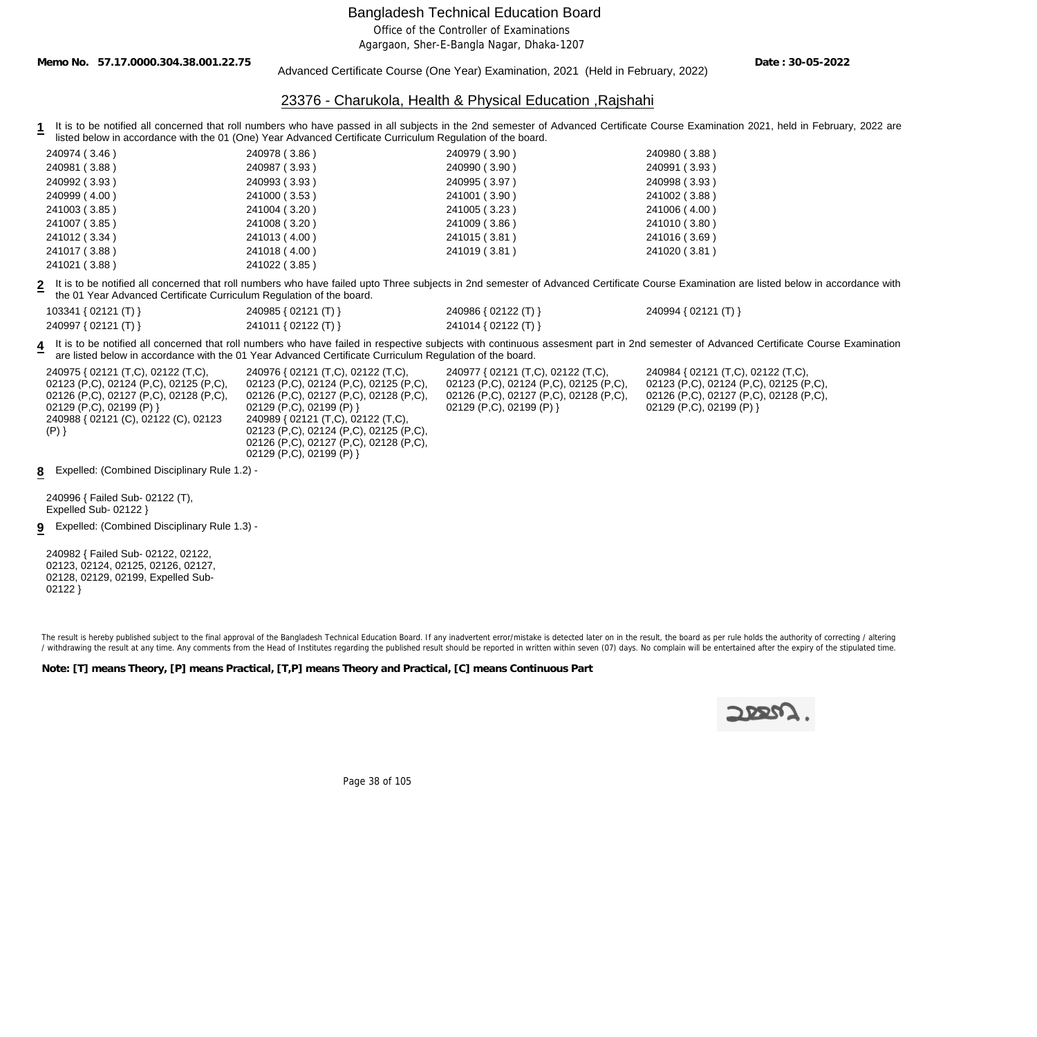# Bangladesh Technical Education Board

Office of the Controller of Examinations

Agargaon, Sher-E-Bangla Nagar, Dhaka-1207

**Memo No. 57.17.0000.304.38.001.22.75** Advanced Certificate Course (One Year) Examination, 2021 (Held in February, 2022) **Date : 30-05-2022**

## 23376 - Charukola, Health & Physical Education ,Rajshahi

**1** It is to be notified all concerned that roll numbers who have passed in all subjects in the 2nd semester of Advanced Certificate Course Examination 2021, held in February, 2022 are listed below in accordance with the 01 (One) Year Advanced Certificate Curriculum Regulation of the board.

240974 ( 3.46 ) 240978 ( 3.86 ) 240979 ( 3.90 ) 240980 ( 3.88 )
240981 ( 3.88 ) 240987 ( 3.93 ) 240990 ( 3.90 ) 240991 ( 3.93 )
240992 ( 3.93 ) 240993 ( 3.93 ) 240995 ( 3.97 ) 240998 ( 3.93 )
240999 ( 4.00 ) 241000 ( 3.53 ) 241001 ( 3.90 ) 241002 ( 3.88 )
241003 ( 3.85 ) 241004 ( 3.20 ) 241005 ( 3.23 ) 241006 ( 4.00 )
241007 ( 3.85 ) 241008 ( 3.20 ) 241009 ( 3.86 ) 241010 ( 3.80 )
241012 ( 3.34 ) 241013 ( 4.00 ) 241015 ( 3.81 ) 241016 ( 3.69 )
241017 ( 3.88 ) 241018 ( 4.00 ) 241019 ( 3.81 ) 241020 ( 3.81 )
241021 ( 3.88 ) 241022 ( 3.85 )

**2** It is to be notified all concerned that roll numbers who have failed upto Three subjects in 2nd semester of Advanced Certificate Course Examination are listed below in accordance with the 01 Year Advanced Certificate Curriculum Regulation of the board.

103341 { 02121 (T) } 240985 { 02121 (T) } 240986 { 02122 (T) } 240994 { 02121 (T) }
240997 { 02121 (T) } 241011 { 02122 (T) } 241014 { 02122 (T) }

**4** It is to be notified all concerned that roll numbers who have failed in respective subjects with continuous assesment part in 2nd semester of Advanced Certificate Course Examination are listed below in accordance with the 01 Year Advanced Certificate Curriculum Regulation of the board.

240975 { 02121 (T,C), 02122 (T,C), 02123 (P,C), 02124 (P,C), 02125 (P,C), 02126 (P,C), 02127 (P,C), 02128 (P,C), 02129 (P,C), 02199 (P) }
240976 { 02121 (T,C), 02122 (T,C), 02123 (P,C), 02124 (P,C), 02125 (P,C), 02126 (P,C), 02127 (P,C), 02128 (P,C), 02129 (P,C), 02199 (P) }
240977 { 02121 (T,C), 02122 (T,C), 02123 (P,C), 02124 (P,C), 02125 (P,C), 02126 (P,C), 02127 (P,C), 02128 (P,C), 02129 (P,C), 02199 (P) }
240984 { 02121 (T,C), 02122 (T,C), 02123 (P,C), 02124 (P,C), 02125 (P,C), 02126 (P,C), 02127 (P,C), 02128 (P,C), 02129 (P,C), 02199 (P) }
240988 { 02121 (C), 02122 (C), 02123 (P) }
240989 { 02121 (T,C), 02122 (T,C), 02123 (P,C), 02124 (P,C), 02125 (P,C), 02126 (P,C), 02127 (P,C), 02128 (P,C), 02129 (P,C), 02199 (P) }

**8** Expelled: (Combined Disciplinary Rule 1.2) -

240996 { Failed Sub- 02122 (T), Expelled Sub- 02122 }

**9** Expelled: (Combined Disciplinary Rule 1.3) -

240982 { Failed Sub- 02122, 02122, 02123, 02124, 02125, 02126, 02127, 02128, 02129, 02199, Expelled Sub- 02122 }

The result is hereby published subject to the final approval of the Bangladesh Technical Education Board. If any inadvertent error/mistake is detected later on in the result, the board as per rule holds the authority of correcting / altering / withdrawing the result at any time. Any comments from the Head of Institutes regarding the published result should be reported in written within seven (07) days. No complain will be entertained after the expiry of the stipulated time.

**Note: [T] means Theory, [P] means Practical, [T,P] means Theory and Practical, [C] means Continuous Part**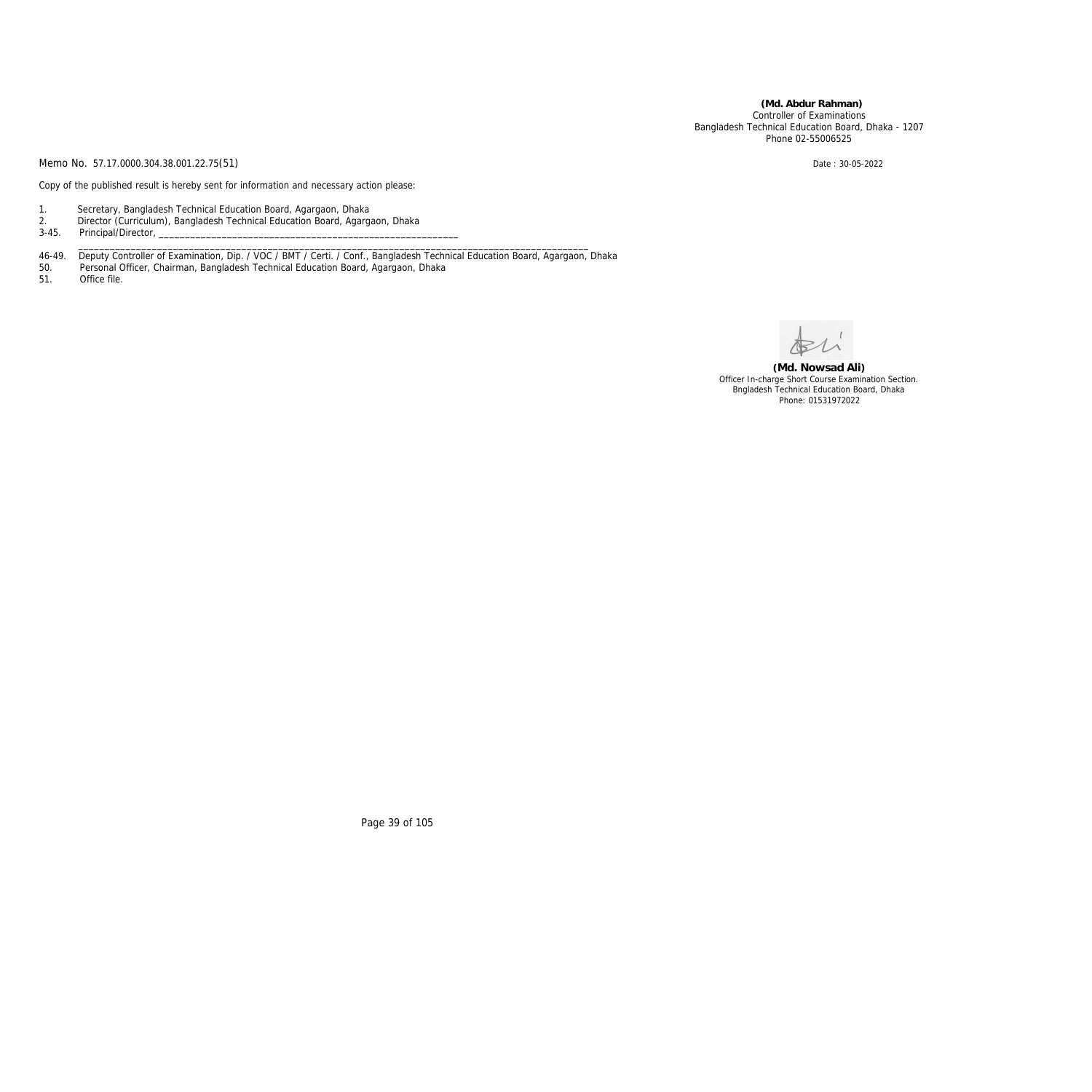**(Md. Abdur Rahman)**
Controller of Examinations
Bangladesh Technical Education Board, Dhaka - 1207
Phone 02-55006525

Memo No. 57.17.0000.304.38.001.22.75(51)

Date : 30-05-2022

Copy of the published result is hereby sent for information and necessary action please:

1. Secretary, Bangladesh Technical Education Board, Agargaon, Dhaka
2. Director (Curriculum), Bangladesh Technical Education Board, Agargaon, Dhaka

3-45. Principal/Director, ____________________________________________________________
_____________________________________________________________________________________________

46-49. Deputy Controller of Examination, Dip. / VOC / BMT / Certi. / Conf., Bangladesh Technical Education Board, Agargaon, Dhaka

50. Personal Officer, Chairman, Bangladesh Technical Education Board, Agargaon, Dhaka

51. Office file.

**(Md. Nowsad Ali)**
Officer In-charge Short Course Examination Section.
Bngladesh Technical Education Board, Dhaka
Phone: 01531972022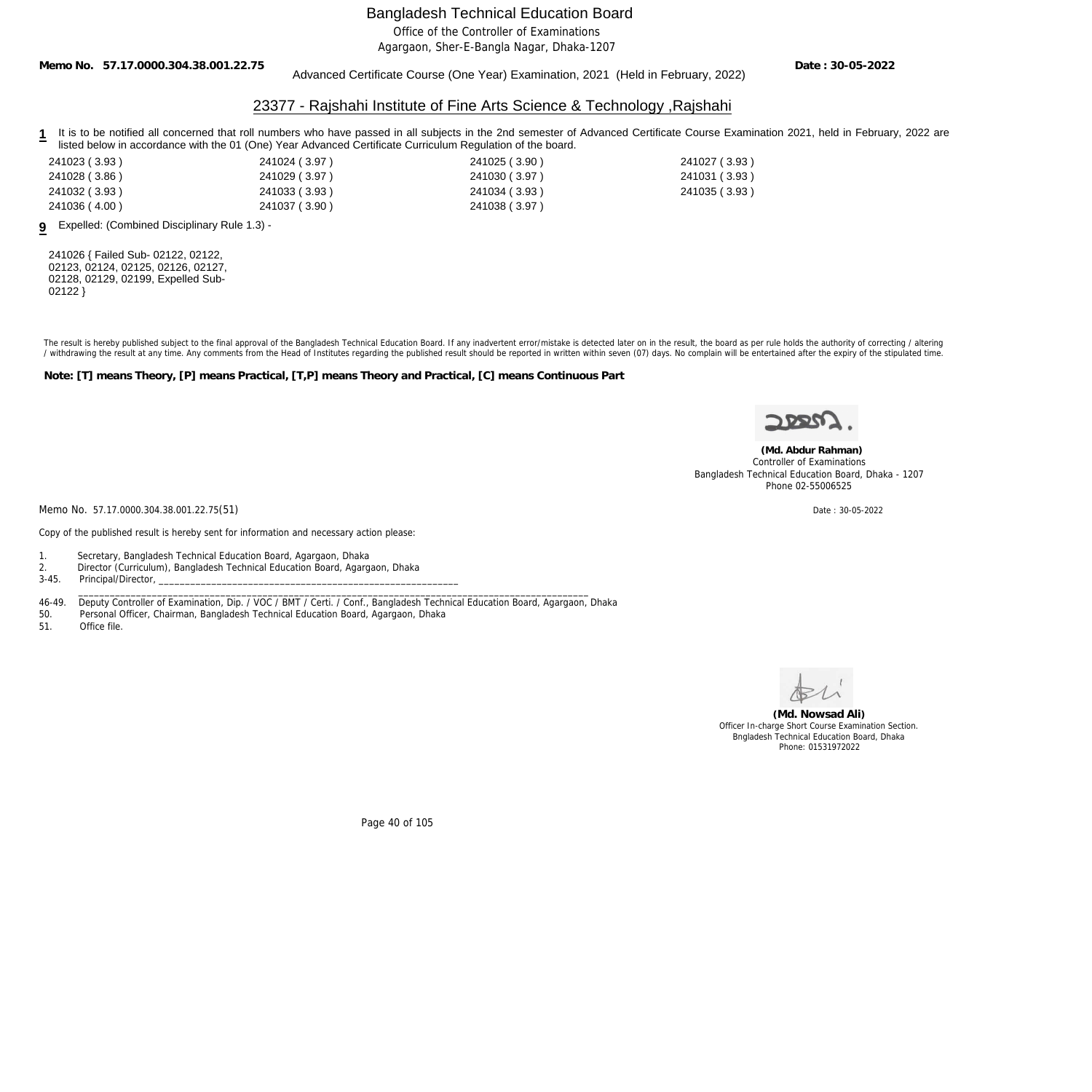# Bangladesh Technical Education Board

Office of the Controller of Examinations

Agargaon, Sher-E-Bangla Nagar, Dhaka-1207

**Memo No. 57.17.0000.304.38.001.22.75** **Date : 30-05-2022**

Advanced Certificate Course (One Year) Examination, 2021 (Held in February, 2022)

## 23377 - Rajshahi Institute of Fine Arts Science & Technology ,Rajshahi

**1** It is to be notified all concerned that roll numbers who have passed in all subjects in the 2nd semester of Advanced Certificate Course Examination 2021, held in February, 2022 are listed below in accordance with the 01 (One) Year Advanced Certificate Curriculum Regulation of the board.

| | | | |
|---|---|---|---|
| 241023 ( 3.93 ) | 241024 ( 3.97 ) | 241025 ( 3.90 ) | 241027 ( 3.93 ) |
| 241028 ( 3.86 ) | 241029 ( 3.97 ) | 241030 ( 3.97 ) | 241031 ( 3.93 ) |
| 241032 ( 3.93 ) | 241033 ( 3.93 ) | 241034 ( 3.93 ) | 241035 ( 3.93 ) |
| 241036 ( 4.00 ) | 241037 ( 3.90 ) | 241038 ( 3.97 ) | |

**9** Expelled: (Combined Disciplinary Rule 1.3) -

241026 { Failed Sub- 02122, 02122, 02123, 02124, 02125, 02126, 02127, 02128, 02129, 02199, Expelled Sub- 02122 }

The result is hereby published subject to the final approval of the Bangladesh Technical Education Board. If any inadvertent error/mistake is detected later on in the result, the board as per rule holds the authority of correcting / altering / withdrawing the result at any time. Any comments from the Head of Institutes regarding the published result should be reported in written within seven (07) days. No complain will be entertained after the expiry of the stipulated time.

**Note: [T] means Theory, [P] means Practical, [T,P] means Theory and Practical, [C] means Continuous Part**

**(Md. Abdur Rahman)**
Controller of Examinations
Bangladesh Technical Education Board, Dhaka - 1207
Phone 02-55006525

Memo No. 57.17.0000.304.38.001.22.75(51) Date : 30-05-2022

Copy of the published result is hereby sent for information and necessary action please:

1. Secretary, Bangladesh Technical Education Board, Agargaon, Dhaka
2. Director (Curriculum), Bangladesh Technical Education Board, Agargaon, Dhaka

3-45. Principal/Director, ____________________________________________________________
_____________________________________________________________________________________________

46-49. Deputy Controller of Examination, Dip. / VOC / BMT / Certi. / Conf., Bangladesh Technical Education Board, Agargaon, Dhaka

50. Personal Officer, Chairman, Bangladesh Technical Education Board, Agargaon, Dhaka

51. Office file.

**(Md. Nowsad Ali)**
Officer In-charge Short Course Examination Section.
Bngladesh Technical Education Board, Dhaka
Phone: 01531972022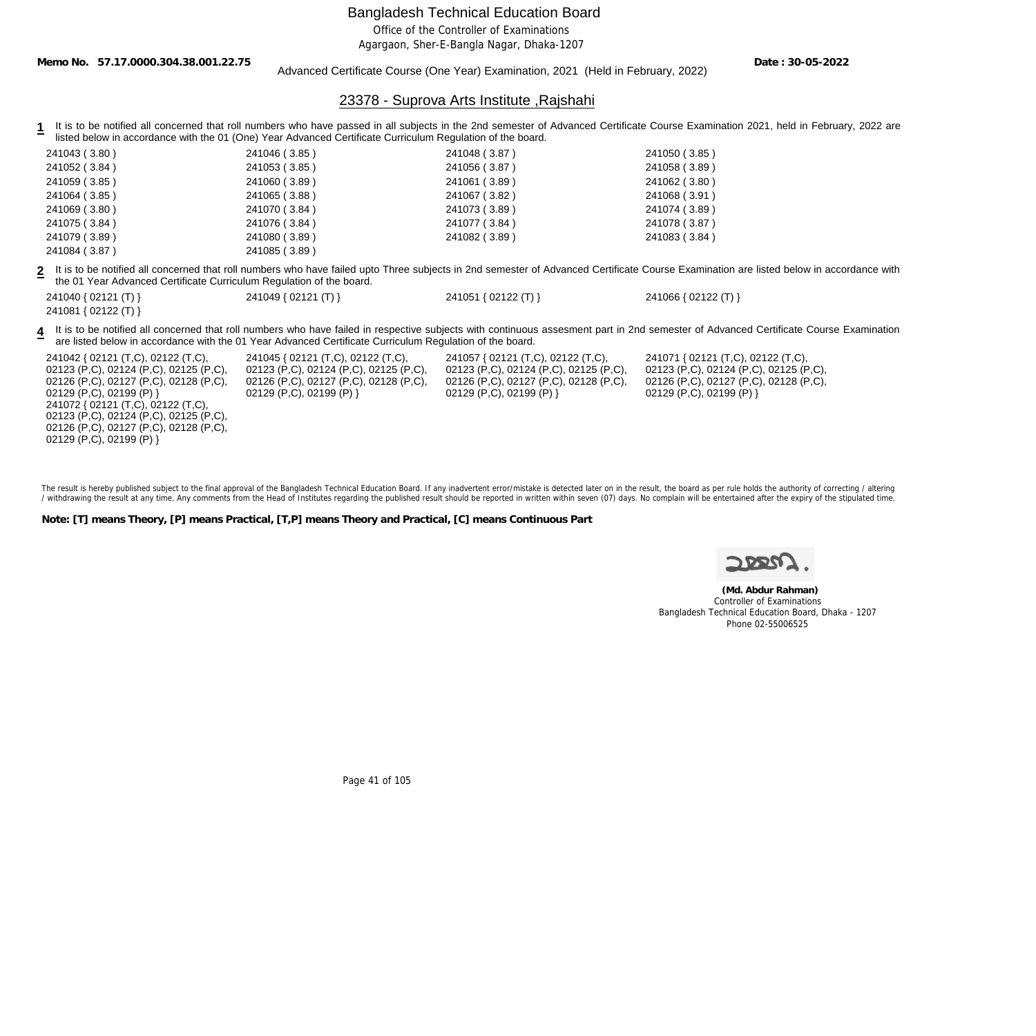Bangladesh Technical Education Board

Office of the Controller of Examinations

Agargaon, Sher-E-Bangla Nagar, Dhaka-1207

**Memo No. 57.17.0000.304.38.001.22.75** **Date : 30-05-2022**

Advanced Certificate Course (One Year) Examination, 2021 (Held in February, 2022)

## 23378 - Suprova Arts Institute ,Rajshahi

**1** It is to be notified all concerned that roll numbers who have passed in all subjects in the 2nd semester of Advanced Certificate Course Examination 2021, held in February, 2022 are listed below in accordance with the 01 (One) Year Advanced Certificate Curriculum Regulation of the board.

| | | | |
|---|---|---|---|
| 241043 ( 3.80 ) | 241046 ( 3.85 ) | 241048 ( 3.87 ) | 241050 ( 3.85 ) |
| 241052 ( 3.84 ) | 241053 ( 3.85 ) | 241056 ( 3.87 ) | 241058 ( 3.89 ) |
| 241059 ( 3.85 ) | 241060 ( 3.89 ) | 241061 ( 3.89 ) | 241062 ( 3.80 ) |
| 241064 ( 3.85 ) | 241065 ( 3.88 ) | 241067 ( 3.82 ) | 241068 ( 3.91 ) |
| 241069 ( 3.80 ) | 241070 ( 3.84 ) | 241073 ( 3.89 ) | 241074 ( 3.89 ) |
| 241075 ( 3.84 ) | 241076 ( 3.84 ) | 241077 ( 3.84 ) | 241078 ( 3.87 ) |
| 241079 ( 3.89 ) | 241080 ( 3.89 ) | 241082 ( 3.89 ) | 241083 ( 3.84 ) |
| 241084 ( 3.87 ) | 241085 ( 3.89 ) | | |

**2** It is to be notified all concerned that roll numbers who have failed upto Three subjects in 2nd semester of Advanced Certificate Course Examination are listed below in accordance with the 01 Year Advanced Certificate Curriculum Regulation of the board.

| | | | |
|---|---|---|---|
| 241040 { 02121 (T) } | 241049 { 02121 (T) } | 241051 { 02122 (T) } | 241066 { 02122 (T) } |
| 241081 { 02122 (T) } | | | |

**4** It is to be notified all concerned that roll numbers who have failed in respective subjects with continuous assesment part in 2nd semester of Advanced Certificate Course Examination are listed below in accordance with the 01 Year Advanced Certificate Curriculum Regulation of the board.

- 241042 { 02121 (T,C), 02122 (T,C), 02123 (P,C), 02124 (P,C), 02125 (P,C), 02126 (P,C), 02127 (P,C), 02128 (P,C), 02129 (P,C), 02199 (P) }
- 241045 { 02121 (T,C), 02122 (T,C), 02123 (P,C), 02124 (P,C), 02125 (P,C), 02126 (P,C), 02127 (P,C), 02128 (P,C), 02129 (P,C), 02199 (P) }
- 241057 { 02121 (T,C), 02122 (T,C), 02123 (P,C), 02124 (P,C), 02125 (P,C), 02126 (P,C), 02127 (P,C), 02128 (P,C), 02129 (P,C), 02199 (P) }
- 241071 { 02121 (T,C), 02122 (T,C), 02123 (P,C), 02124 (P,C), 02125 (P,C), 02126 (P,C), 02127 (P,C), 02128 (P,C), 02129 (P,C), 02199 (P) }
- 241072 { 02121 (T,C), 02122 (T,C), 02123 (P,C), 02124 (P,C), 02125 (P,C), 02126 (P,C), 02127 (P,C), 02128 (P,C), 02129 (P,C), 02199 (P) }

The result is hereby published subject to the final approval of the Bangladesh Technical Education Board. If any inadvertent error/mistake is detected later on in the result, the board as per rule holds the authority of correcting / altering / withdrawing the result at any time. Any comments from the Head of Institutes regarding the published result should be reported in written within seven (07) days. No complain will be entertained after the expiry of the stipulated time.

**Note: [T] means Theory, [P] means Practical, [T,P] means Theory and Practical, [C] means Continuous Part**

**(Md. Abdur Rahman)**
Controller of Examinations
Bangladesh Technical Education Board, Dhaka - 1207
Phone 02-55006525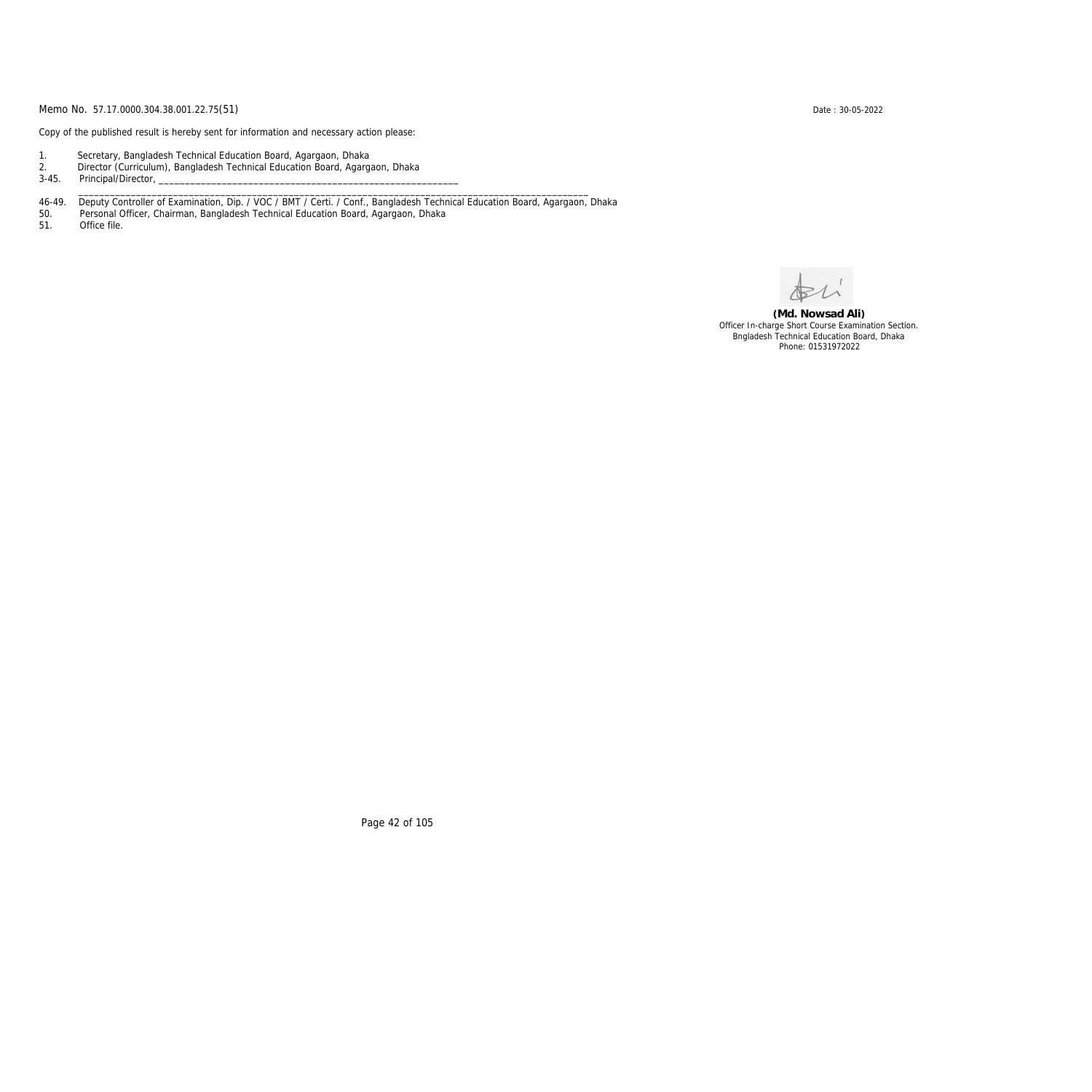Memo No. 57.17.0000.304.38.001.22.75(51)

Date : 30-05-2022

Copy of the published result is hereby sent for information and necessary action please:

1. Secretary, Bangladesh Technical Education Board, Agargaon, Dhaka
2. Director (Curriculum), Bangladesh Technical Education Board, Agargaon, Dhaka
3-45. Principal/Director, ____________________________________________________________
____________________________________________________________________________________________
46-49. Deputy Controller of Examination, Dip. / VOC / BMT / Certi. / Conf., Bangladesh Technical Education Board, Agargaon, Dhaka
50. Personal Officer, Chairman, Bangladesh Technical Education Board, Agargaon, Dhaka
51. Office file.

**(Md. Nowsad Ali)**
Officer In-charge Short Course Examination Section.
Bngladesh Technical Education Board, Dhaka
Phone: 01531972022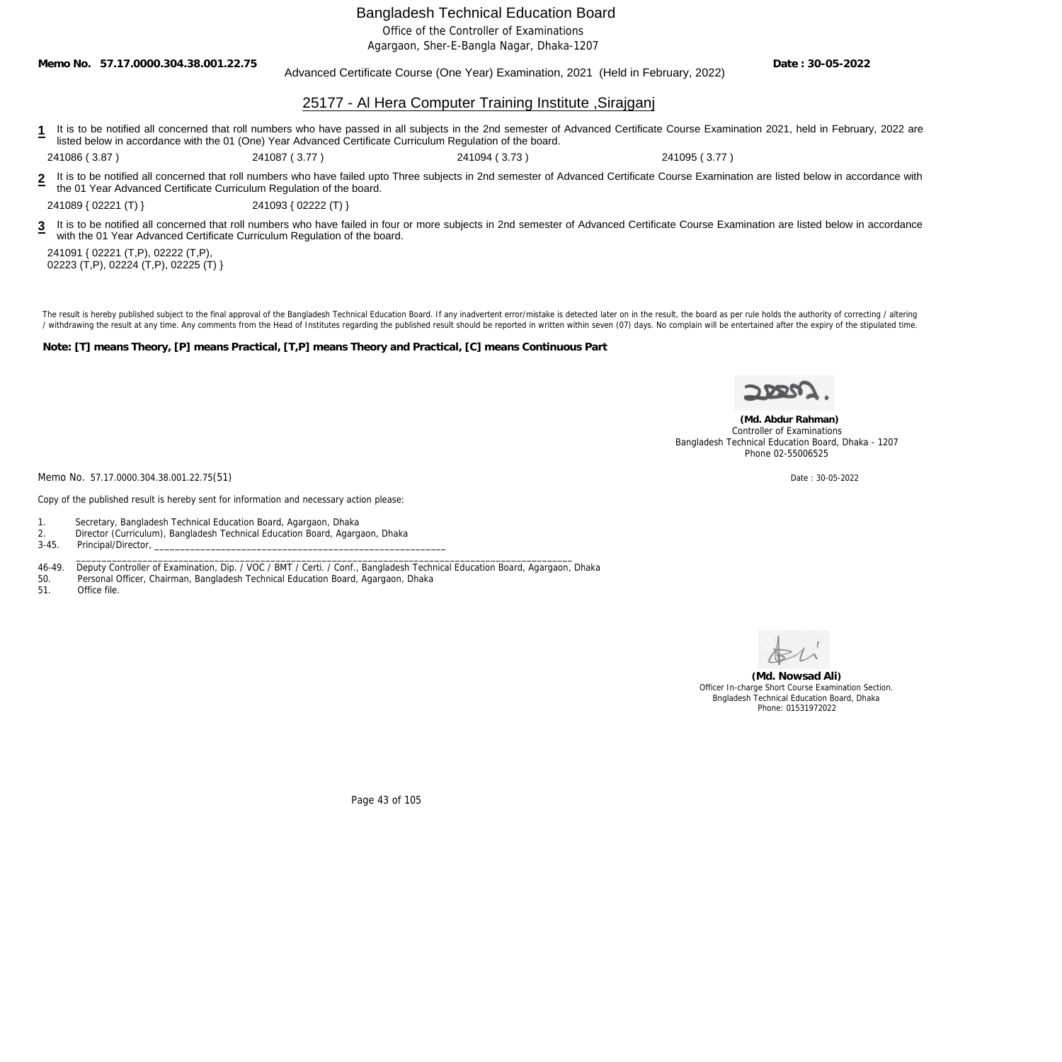# Bangladesh Technical Education Board

Office of the Controller of Examinations

Agargaon, Sher-E-Bangla Nagar, Dhaka-1207

**Memo No. 57.17.0000.304.38.001.22.75** **Date : 30-05-2022**

Advanced Certificate Course (One Year) Examination, 2021 (Held in February, 2022)

## 25177 - Al Hera Computer Training Institute ,Sirajganj

**1** It is to be notified all concerned that roll numbers who have passed in all subjects in the 2nd semester of Advanced Certificate Course Examination 2021, held in February, 2022 are listed below in accordance with the 01 (One) Year Advanced Certificate Curriculum Regulation of the board.

241086 ( 3.87 ) 241087 ( 3.77 ) 241094 ( 3.73 ) 241095 ( 3.77 )

**2** It is to be notified all concerned that roll numbers who have failed upto Three subjects in 2nd semester of Advanced Certificate Course Examination are listed below in accordance with the 01 Year Advanced Certificate Curriculum Regulation of the board.

241089 { 02221 (T) } 241093 { 02222 (T) }

**3** It is to be notified all concerned that roll numbers who have failed in four or more subjects in 2nd semester of Advanced Certificate Course Examination are listed below in accordance with the 01 Year Advanced Certificate Curriculum Regulation of the board.

241091 { 02221 (T,P), 02222 (T,P), 02223 (T,P), 02224 (T,P), 02225 (T) }

The result is hereby published subject to the final approval of the Bangladesh Technical Education Board. If any inadvertent error/mistake is detected later on in the result, the board as per rule holds the authority of correcting / altering / withdrawing the result at any time. Any comments from the Head of Institutes regarding the published result should be reported in written within seven (07) days. No complain will be entertained after the expiry of the stipulated time.

**Note: [T] means Theory, [P] means Practical, [T,P] means Theory and Practical, [C] means Continuous Part**

**(Md. Abdur Rahman)**
Controller of Examinations
Bangladesh Technical Education Board, Dhaka - 1207
Phone 02-55006525

Memo No. 57.17.0000.304.38.001.22.75(51) Date : 30-05-2022

Copy of the published result is hereby sent for information and necessary action please:

1. Secretary, Bangladesh Technical Education Board, Agargaon, Dhaka
2. Director (Curriculum), Bangladesh Technical Education Board, Agargaon, Dhaka

3-45. Principal/Director, ____________________________________________________________

46-49. Deputy Controller of Examination, Dip. / VOC / BMT / Certi. / Conf., Bangladesh Technical Education Board, Agargaon, Dhaka

50. Personal Officer, Chairman, Bangladesh Technical Education Board, Agargaon, Dhaka

51. Office file.

**(Md. Nowsad Ali)**
Officer In-charge Short Course Examination Section.
Bngladesh Technical Education Board, Dhaka
Phone: 01531972022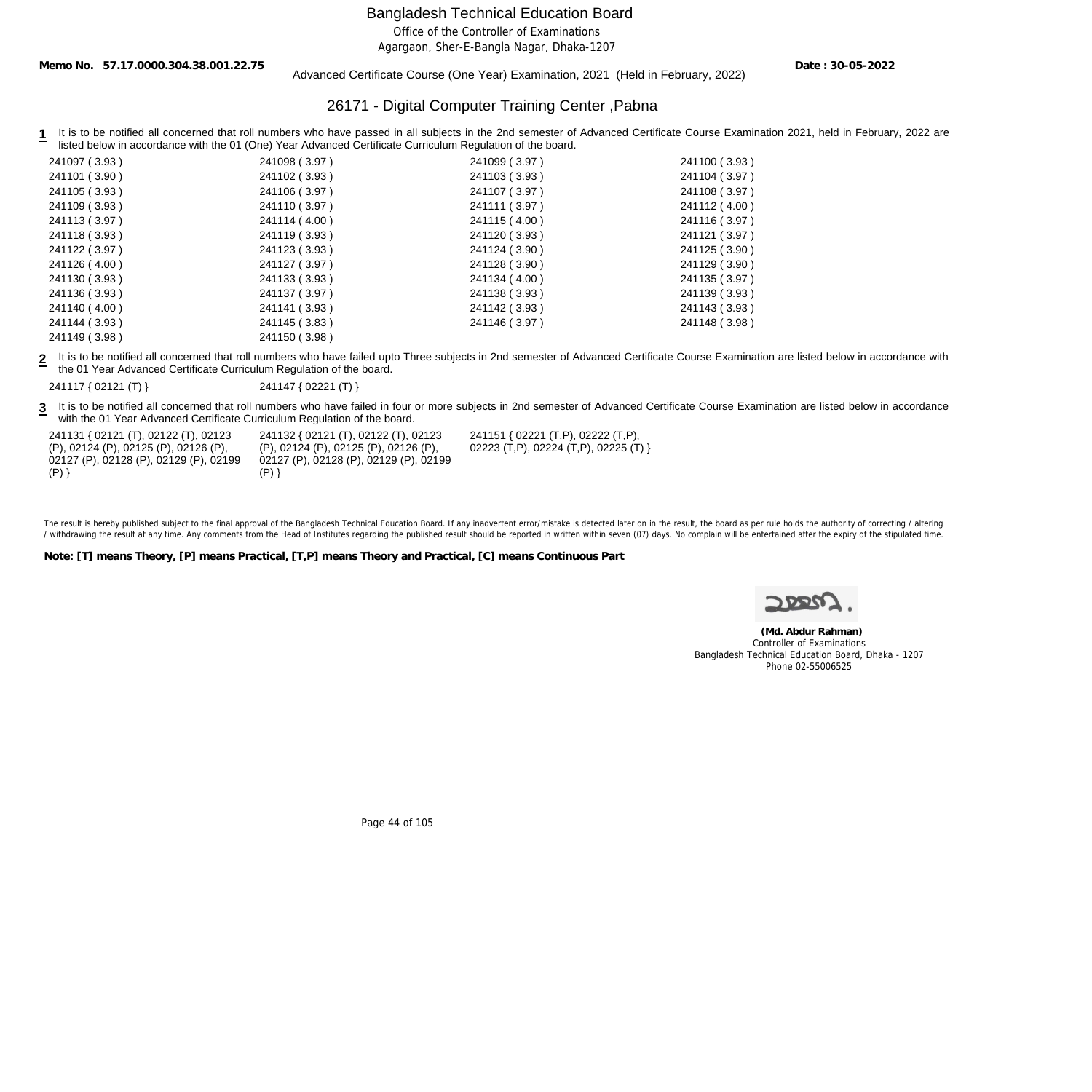# Bangladesh Technical Education Board

Office of the Controller of Examinations

Agargaon, Sher-E-Bangla Nagar, Dhaka-1207

**Memo No. 57.17.0000.304.38.001.22.75** **Date : 30-05-2022**

Advanced Certificate Course (One Year) Examination, 2021 (Held in February, 2022)

## 26171 - Digital Computer Training Center ,Pabna

**1** It is to be notified all concerned that roll numbers who have passed in all subjects in the 2nd semester of Advanced Certificate Course Examination 2021, held in February, 2022 are listed below in accordance with the 01 (One) Year Advanced Certificate Curriculum Regulation of the board.

| | | | |
|---|---|---|---|
| 241097 ( 3.93 ) | 241098 ( 3.97 ) | 241099 ( 3.97 ) | 241100 ( 3.93 ) |
| 241101 ( 3.90 ) | 241102 ( 3.93 ) | 241103 ( 3.93 ) | 241104 ( 3.97 ) |
| 241105 ( 3.93 ) | 241106 ( 3.97 ) | 241107 ( 3.97 ) | 241108 ( 3.97 ) |
| 241109 ( 3.93 ) | 241110 ( 3.97 ) | 241111 ( 3.97 ) | 241112 ( 4.00 ) |
| 241113 ( 3.97 ) | 241114 ( 4.00 ) | 241115 ( 4.00 ) | 241116 ( 3.97 ) |
| 241118 ( 3.93 ) | 241119 ( 3.93 ) | 241120 ( 3.93 ) | 241121 ( 3.97 ) |
| 241122 ( 3.97 ) | 241123 ( 3.93 ) | 241124 ( 3.90 ) | 241125 ( 3.90 ) |
| 241126 ( 4.00 ) | 241127 ( 3.97 ) | 241128 ( 3.90 ) | 241129 ( 3.90 ) |
| 241130 ( 3.93 ) | 241133 ( 3.93 ) | 241134 ( 4.00 ) | 241135 ( 3.97 ) |
| 241136 ( 3.93 ) | 241137 ( 3.97 ) | 241138 ( 3.93 ) | 241139 ( 3.93 ) |
| 241140 ( 4.00 ) | 241141 ( 3.93 ) | 241142 ( 3.93 ) | 241143 ( 3.93 ) |
| 241144 ( 3.93 ) | 241145 ( 3.83 ) | 241146 ( 3.97 ) | 241148 ( 3.98 ) |
| 241149 ( 3.98 ) | 241150 ( 3.98 ) | | |

**2** It is to be notified all concerned that roll numbers who have failed upto Three subjects in 2nd semester of Advanced Certificate Course Examination are listed below in accordance with the 01 Year Advanced Certificate Curriculum Regulation of the board.

241117 { 02121 (T) }  241147 { 02221 (T) }

**3** It is to be notified all concerned that roll numbers who have failed in four or more subjects in 2nd semester of Advanced Certificate Course Examination are listed below in accordance with the 01 Year Advanced Certificate Curriculum Regulation of the board.

241131 { 02121 (T), 02122 (T), 02123 (P), 02124 (P), 02125 (P), 02126 (P), 02127 (P), 02128 (P), 02129 (P), 02199 (P) }

241132 { 02121 (T), 02122 (T), 02123 (P), 02124 (P), 02125 (P), 02126 (P), 02127 (P), 02128 (P), 02129 (P), 02199 (P) }

241151 { 02221 (T,P), 02222 (T,P), 02223 (T,P), 02224 (T,P), 02225 (T) }

The result is hereby published subject to the final approval of the Bangladesh Technical Education Board. If any inadvertent error/mistake is detected later on in the result, the board as per rule holds the authority of correcting / altering / withdrawing the result at any time. Any comments from the Head of Institutes regarding the published result should be reported in written within seven (07) days. No complain will be entertained after the expiry of the stipulated time.

**Note: [T] means Theory, [P] means Practical, [T,P] means Theory and Practical, [C] means Continuous Part**

**(Md. Abdur Rahman)**
Controller of Examinations
Bangladesh Technical Education Board, Dhaka - 1207
Phone 02-55006525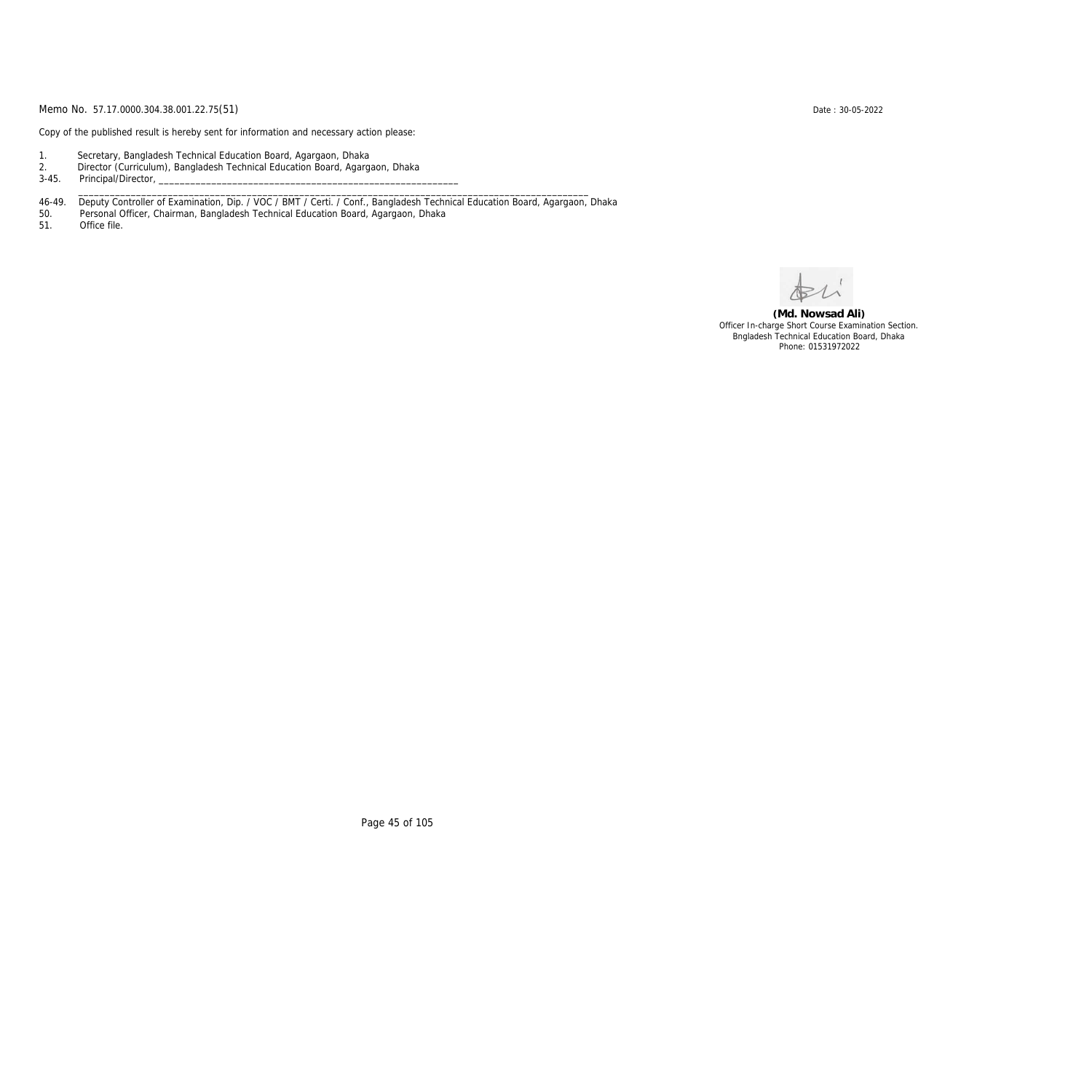Memo No. 57.17.0000.304.38.001.22.75(51)

Date : 30-05-2022

Copy of the published result is hereby sent for information and necessary action please:

1. Secretary, Bangladesh Technical Education Board, Agargaon, Dhaka
2. Director (Curriculum), Bangladesh Technical Education Board, Agargaon, Dhaka

3-45. Principal/Director, ____________________________________________________________
______________________________________________________________________________________________

46-49. Deputy Controller of Examination, Dip. / VOC / BMT / Certi. / Conf., Bangladesh Technical Education Board, Agargaon, Dhaka

50. Personal Officer, Chairman, Bangladesh Technical Education Board, Agargaon, Dhaka

51. Office file.

**(Md. Nowsad Ali)**
Officer In-charge Short Course Examination Section.
Bngladesh Technical Education Board, Dhaka
Phone: 01531972022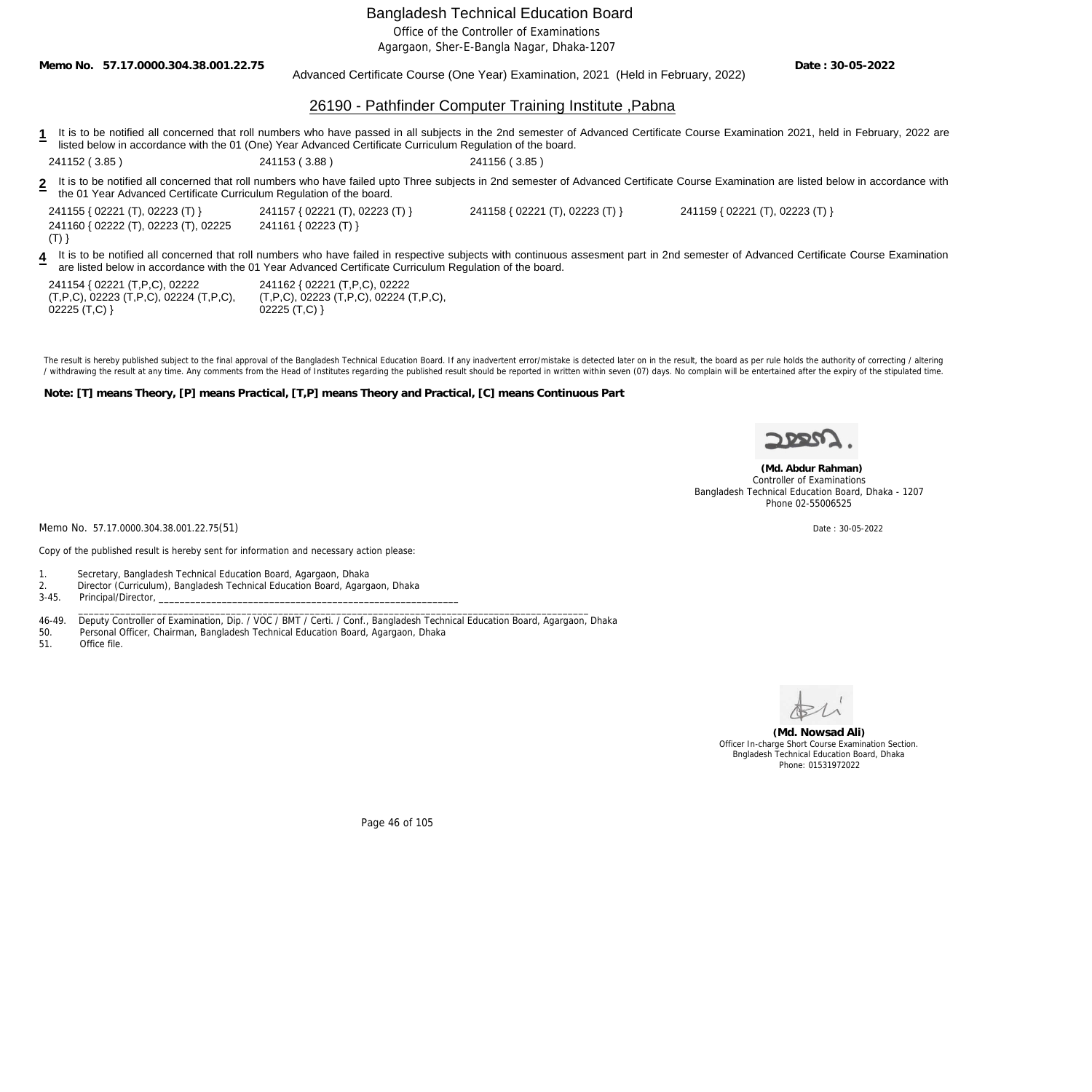Bangladesh Technical Education Board

Office of the Controller of Examinations

Agargaon, Sher-E-Bangla Nagar, Dhaka-1207

**Memo No. 57.17.0000.304.38.001.22.75** Advanced Certificate Course (One Year) Examination, 2021 (Held in February, 2022) **Date : 30-05-2022**

## 26190 - Pathfinder Computer Training Institute ,Pabna

**1** It is to be notified all concerned that roll numbers who have passed in all subjects in the 2nd semester of Advanced Certificate Course Examination 2021, held in February, 2022 are listed below in accordance with the 01 (One) Year Advanced Certificate Curriculum Regulation of the board.

241152 ( 3.85 ) 241153 ( 3.88 ) 241156 ( 3.85 )

**2** It is to be notified all concerned that roll numbers who have failed upto Three subjects in 2nd semester of Advanced Certificate Course Examination are listed below in accordance with the 01 Year Advanced Certificate Curriculum Regulation of the board.

241155 { 02221 (T), 02223 (T) } 241157 { 02221 (T), 02223 (T) } 241158 { 02221 (T), 02223 (T) } 241159 { 02221 (T), 02223 (T) }
241160 { 02222 (T), 02223 (T), 02225 (T) } 241161 { 02223 (T) }

**4** It is to be notified all concerned that roll numbers who have failed in respective subjects with continuous assesment part in 2nd semester of Advanced Certificate Course Examination are listed below in accordance with the 01 Year Advanced Certificate Curriculum Regulation of the board.

241154 { 02221 (T,P,C), 02222 (T,P,C), 02223 (T,P,C), 02224 (T,P,C), 02225 (T,C) } 241162 { 02221 (T,P,C), 02222 (T,P,C), 02223 (T,P,C), 02224 (T,P,C), 02225 (T,C) }

The result is hereby published subject to the final approval of the Bangladesh Technical Education Board. If any inadvertent error/mistake is detected later on in the result, the board as per rule holds the authority of correcting / altering / withdrawing the result at any time. Any comments from the Head of Institutes regarding the published result should be reported in written within seven (07) days. No complain will be entertained after the expiry of the stipulated time.

**Note: [T] means Theory, [P] means Practical, [T,P] means Theory and Practical, [C] means Continuous Part**

**(Md. Abdur Rahman)**
Controller of Examinations
Bangladesh Technical Education Board, Dhaka - 1207
Phone 02-55006525

Memo No. 57.17.0000.304.38.001.22.75(51) Date : 30-05-2022

Copy of the published result is hereby sent for information and necessary action please:

1. Secretary, Bangladesh Technical Education Board, Agargaon, Dhaka
2. Director (Curriculum), Bangladesh Technical Education Board, Agargaon, Dhaka

3-45. Principal/Director, ______________________________________________________________

46-49. Deputy Controller of Examination, Dip. / VOC / BMT / Certi. / Conf., Bangladesh Technical Education Board, Agargaon, Dhaka

50. Personal Officer, Chairman, Bangladesh Technical Education Board, Agargaon, Dhaka

51. Office file.

**(Md. Nowsad Ali)**
Officer In-charge Short Course Examination Section.
Bngladesh Technical Education Board, Dhaka
Phone: 01531972022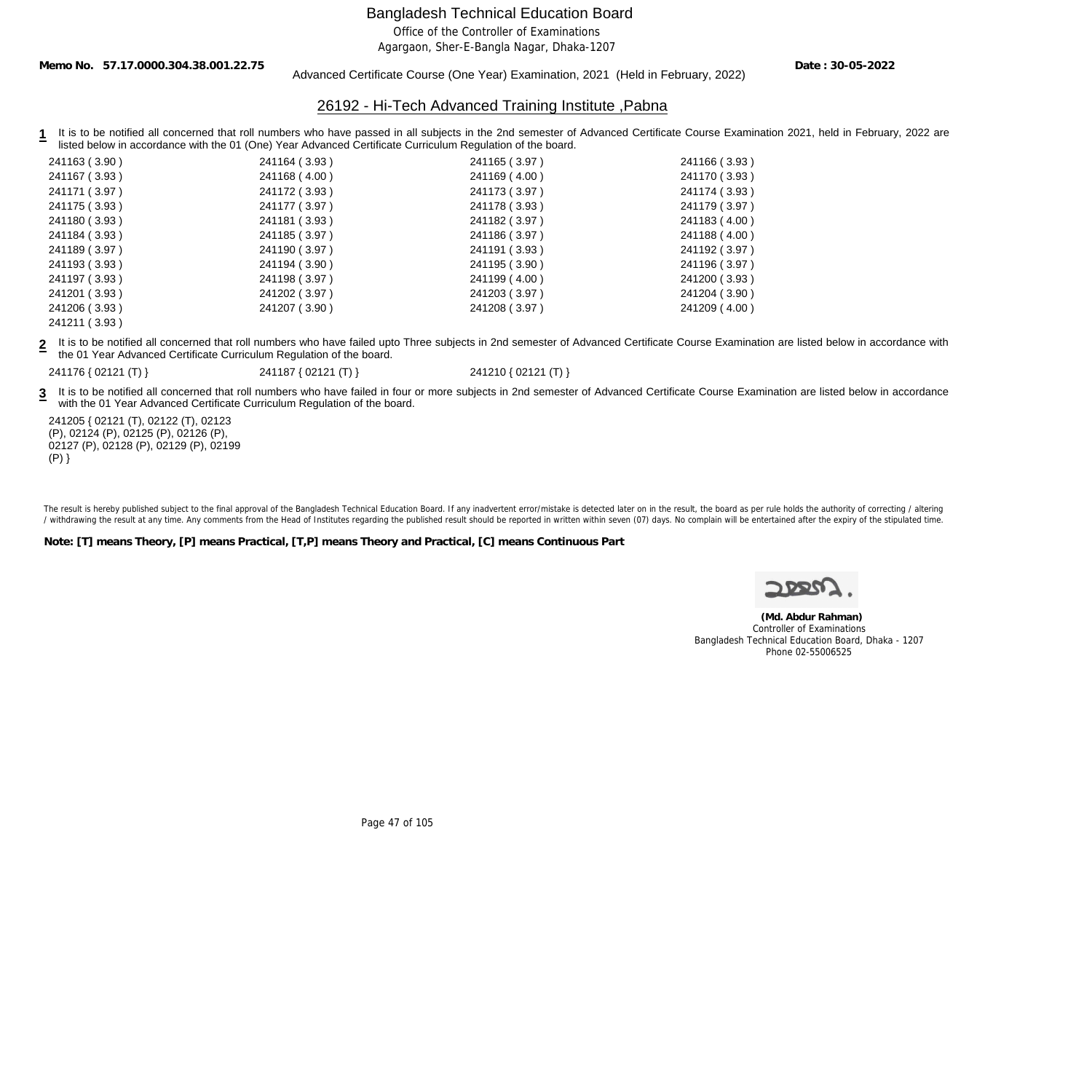Bangladesh Technical Education Board

Office of the Controller of Examinations

Agargaon, Sher-E-Bangla Nagar, Dhaka-1207

**Memo No. 57.17.0000.304.38.001.22.75** **Date : 30-05-2022**

Advanced Certificate Course (One Year) Examination, 2021 (Held in February, 2022)

## 26192 - Hi-Tech Advanced Training Institute ,Pabna

**1** It is to be notified all concerned that roll numbers who have passed in all subjects in the 2nd semester of Advanced Certificate Course Examination 2021, held in February, 2022 are listed below in accordance with the 01 (One) Year Advanced Certificate Curriculum Regulation of the board.

| | | | |
|---|---|---|---|
| 241163 ( 3.90 ) | 241164 ( 3.93 ) | 241165 ( 3.97 ) | 241166 ( 3.93 ) |
| 241167 ( 3.93 ) | 241168 ( 4.00 ) | 241169 ( 4.00 ) | 241170 ( 3.93 ) |
| 241171 ( 3.97 ) | 241172 ( 3.93 ) | 241173 ( 3.97 ) | 241174 ( 3.93 ) |
| 241175 ( 3.93 ) | 241177 ( 3.97 ) | 241178 ( 3.93 ) | 241179 ( 3.97 ) |
| 241180 ( 3.93 ) | 241181 ( 3.93 ) | 241182 ( 3.97 ) | 241183 ( 4.00 ) |
| 241184 ( 3.93 ) | 241185 ( 3.97 ) | 241186 ( 3.97 ) | 241188 ( 4.00 ) |
| 241189 ( 3.97 ) | 241190 ( 3.97 ) | 241191 ( 3.93 ) | 241192 ( 3.97 ) |
| 241193 ( 3.93 ) | 241194 ( 3.90 ) | 241195 ( 3.90 ) | 241196 ( 3.97 ) |
| 241197 ( 3.93 ) | 241198 ( 3.97 ) | 241199 ( 4.00 ) | 241200 ( 3.93 ) |
| 241201 ( 3.93 ) | 241202 ( 3.97 ) | 241203 ( 3.97 ) | 241204 ( 3.90 ) |
| 241206 ( 3.93 ) | 241207 ( 3.90 ) | 241208 ( 3.97 ) | 241209 ( 4.00 ) |
| 241211 ( 3.93 ) | | | |

**2** It is to be notified all concerned that roll numbers who have failed upto Three subjects in 2nd semester of Advanced Certificate Course Examination are listed below in accordance with the 01 Year Advanced Certificate Curriculum Regulation of the board.

241176 { 02121 (T) } 241187 { 02121 (T) } 241210 { 02121 (T) }

**3** It is to be notified all concerned that roll numbers who have failed in four or more subjects in 2nd semester of Advanced Certificate Course Examination are listed below in accordance with the 01 Year Advanced Certificate Curriculum Regulation of the board.

241205 { 02121 (T), 02122 (T), 02123 (P), 02124 (P), 02125 (P), 02126 (P), 02127 (P), 02128 (P), 02129 (P), 02199 (P) }

The result is hereby published subject to the final approval of the Bangladesh Technical Education Board. If any inadvertent error/mistake is detected later on in the result, the board as per rule holds the authority of correcting / altering / withdrawing the result at any time. Any comments from the Head of Institutes regarding the published result should be reported in written within seven (07) days. No complain will be entertained after the expiry of the stipulated time.

**Note: [T] means Theory, [P] means Practical, [T,P] means Theory and Practical, [C] means Continuous Part**

**(Md. Abdur Rahman)**
Controller of Examinations
Bangladesh Technical Education Board, Dhaka - 1207
Phone 02-55006525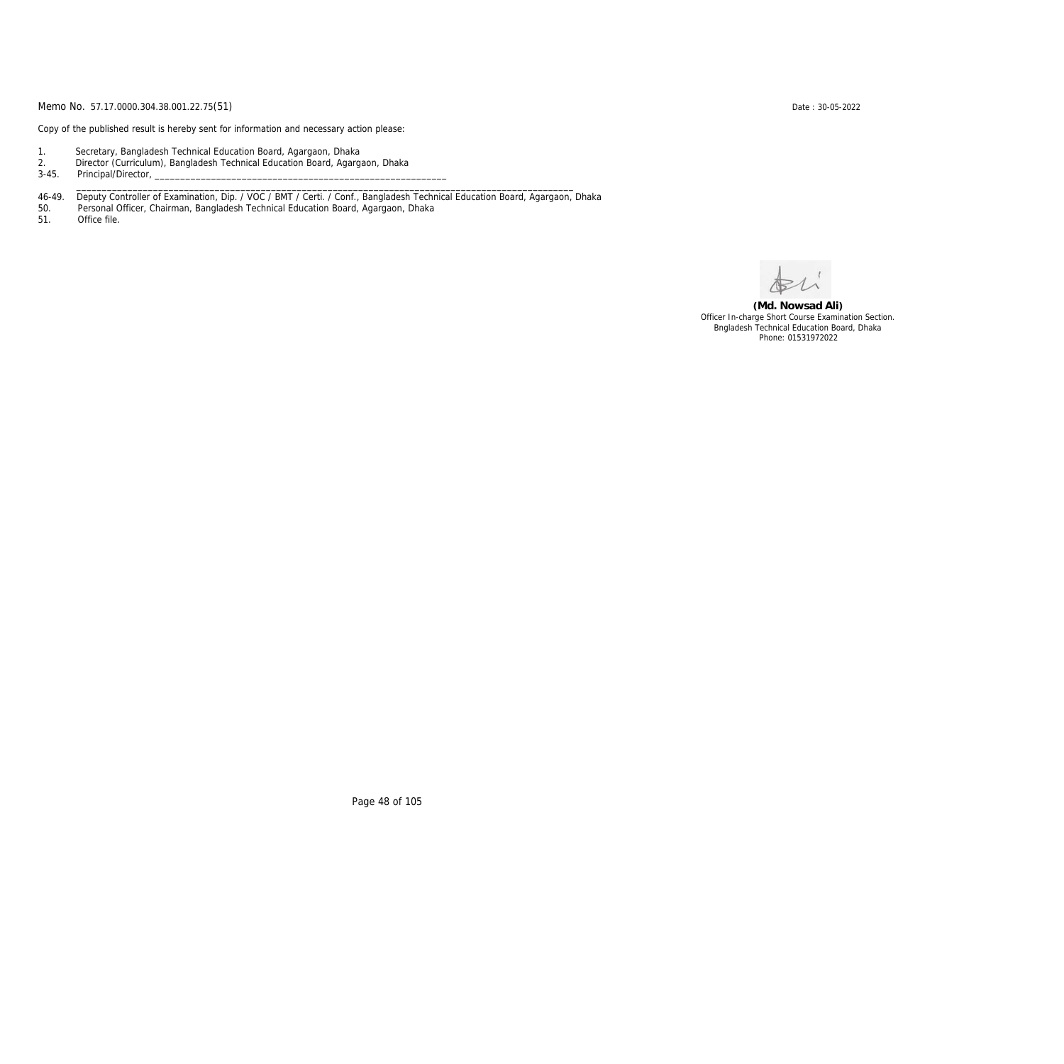Memo No. 57.17.0000.304.38.001.22.75(51)

Date : 30-05-2022

Copy of the published result is hereby sent for information and necessary action please:

1. Secretary, Bangladesh Technical Education Board, Agargaon, Dhaka
2. Director (Curriculum), Bangladesh Technical Education Board, Agargaon, Dhaka

3-45. Principal/Director, ____________________________________________________________

____________________________________________________________________________________________

46-49. Deputy Controller of Examination, Dip. / VOC / BMT / Certi. / Conf., Bangladesh Technical Education Board, Agargaon, Dhaka

50. Personal Officer, Chairman, Bangladesh Technical Education Board, Agargaon, Dhaka

51. Office file.

**(Md. Nowsad Ali)**
Officer In-charge Short Course Examination Section.
Bngladesh Technical Education Board, Dhaka
Phone: 01531972022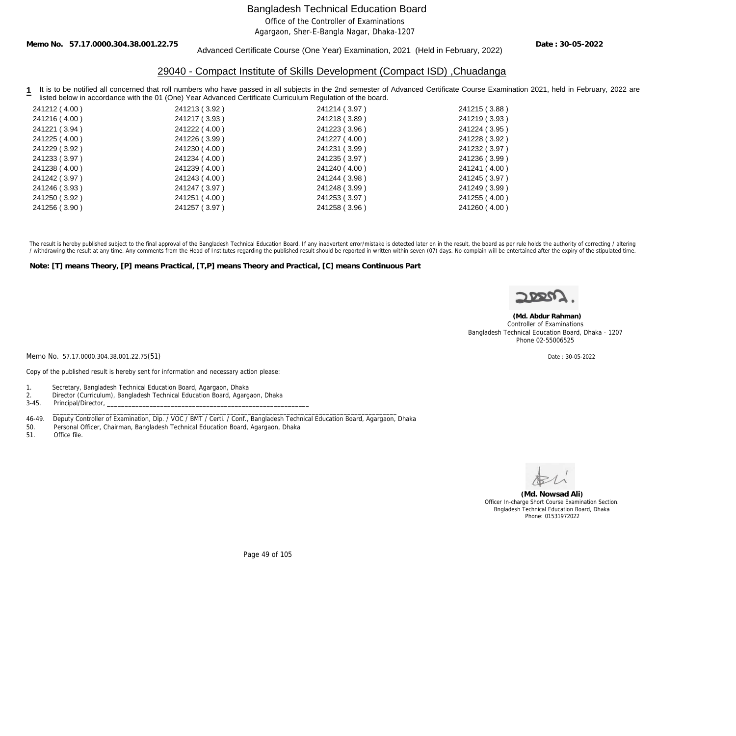# Bangladesh Technical Education Board

Office of the Controller of Examinations

Agargaon, Sher-E-Bangla Nagar, Dhaka-1207

**Memo No. 57.17.0000.304.38.001.22.75** **Date : 30-05-2022**

Advanced Certificate Course (One Year) Examination, 2021 (Held in February, 2022)

## 29040 - Compact Institute of Skills Development (Compact ISD) ,Chuadanga

**1** It is to be notified all concerned that roll numbers who have passed in all subjects in the 2nd semester of Advanced Certificate Course Examination 2021, held in February, 2022 are listed below in accordance with the 01 (One) Year Advanced Certificate Curriculum Regulation of the board.

| | | | |
|---|---|---|---|
| 241212 ( 4.00 ) | 241213 ( 3.92 ) | 241214 ( 3.97 ) | 241215 ( 3.88 ) |
| 241216 ( 4.00 ) | 241217 ( 3.93 ) | 241218 ( 3.89 ) | 241219 ( 3.93 ) |
| 241221 ( 3.94 ) | 241222 ( 4.00 ) | 241223 ( 3.96 ) | 241224 ( 3.95 ) |
| 241225 ( 4.00 ) | 241226 ( 3.99 ) | 241227 ( 4.00 ) | 241228 ( 3.92 ) |
| 241229 ( 3.92 ) | 241230 ( 4.00 ) | 241231 ( 3.99 ) | 241232 ( 3.97 ) |
| 241233 ( 3.97 ) | 241234 ( 4.00 ) | 241235 ( 3.97 ) | 241236 ( 3.99 ) |
| 241238 ( 4.00 ) | 241239 ( 4.00 ) | 241240 ( 4.00 ) | 241241 ( 4.00 ) |
| 241242 ( 3.97 ) | 241243 ( 4.00 ) | 241244 ( 3.98 ) | 241245 ( 3.97 ) |
| 241246 ( 3.93 ) | 241247 ( 3.97 ) | 241248 ( 3.99 ) | 241249 ( 3.99 ) |
| 241250 ( 3.92 ) | 241251 ( 4.00 ) | 241253 ( 3.97 ) | 241255 ( 4.00 ) |
| 241256 ( 3.90 ) | 241257 ( 3.97 ) | 241258 ( 3.96 ) | 241260 ( 4.00 ) |

The result is hereby published subject to the final approval of the Bangladesh Technical Education Board. If any inadvertent error/mistake is detected later on in the result, the board as per rule holds the authority of correcting / altering / withdrawing the result at any time. Any comments from the Head of Institutes regarding the published result should be reported in written within seven (07) days. No complain will be entertained after the expiry of the stipulated time.

**Note: [T] means Theory, [P] means Practical, [T,P] means Theory and Practical, [C] means Continuous Part**

**(Md. Abdur Rahman)**
Controller of Examinations
Bangladesh Technical Education Board, Dhaka - 1207
Phone 02-55006525

Memo No. 57.17.0000.304.38.001.22.75(51) Date : 30-05-2022

Copy of the published result is hereby sent for information and necessary action please:

1. Secretary, Bangladesh Technical Education Board, Agargaon, Dhaka
2. Director (Curriculum), Bangladesh Technical Education Board, Agargaon, Dhaka

3-45. Principal/Director, ______________________________________________________________

46-49. Deputy Controller of Examination, Dip. / VOC / BMT / Certi. / Conf., Bangladesh Technical Education Board, Agargaon, Dhaka

50. Personal Officer, Chairman, Bangladesh Technical Education Board, Agargaon, Dhaka
51. Office file.

**(Md. Nowsad Ali)**
Officer In-charge Short Course Examination Section.
Bngladesh Technical Education Board, Dhaka
Phone: 01531972022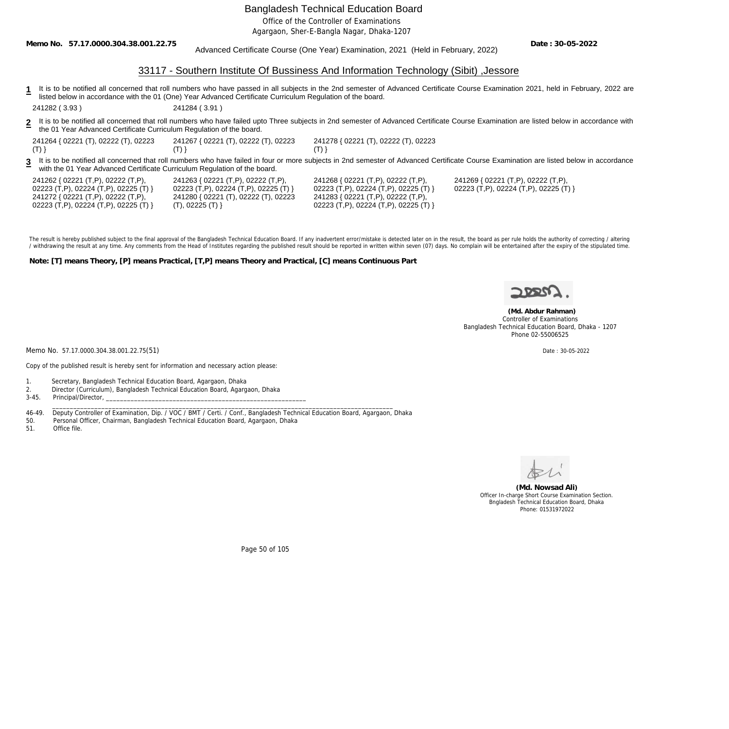# Bangladesh Technical Education Board

Office of the Controller of Examinations

Agargaon, Sher-E-Bangla Nagar, Dhaka-1207

**Memo No. 57.17.0000.304.38.001.22.75** Advanced Certificate Course (One Year) Examination, 2021 (Held in February, 2022) **Date : 30-05-2022**

## 33117 - Southern Institute Of Bussiness And Information Technology (Sibit) ,Jessore

**1** It is to be notified all concerned that roll numbers who have passed in all subjects in the 2nd semester of Advanced Certificate Course Examination 2021, held in February, 2022 are listed below in accordance with the 01 (One) Year Advanced Certificate Curriculum Regulation of the board.

241282 ( 3.93 )   241284 ( 3.91 )

**2** It is to be notified all concerned that roll numbers who have failed upto Three subjects in 2nd semester of Advanced Certificate Course Examination are listed below in accordance with the 01 Year Advanced Certificate Curriculum Regulation of the board.

241264 { 02221 (T), 02222 (T), 02223 (T) }   241267 { 02221 (T), 02222 (T), 02223 (T) }   241278 { 02221 (T), 02222 (T), 02223 (T) }

**3** It is to be notified all concerned that roll numbers who have failed in four or more subjects in 2nd semester of Advanced Certificate Course Examination are listed below in accordance with the 01 Year Advanced Certificate Curriculum Regulation of the board.

241262 { 02221 (T,P), 02222 (T,P), 02223 (T,P), 02224 (T,P), 02225 (T) }   241263 { 02221 (T,P), 02222 (T,P), 02223 (T,P), 02224 (T,P), 02225 (T) }   241268 { 02221 (T,P), 02222 (T,P), 02223 (T,P), 02224 (T,P), 02225 (T) }   241269 { 02221 (T,P), 02222 (T,P), 02223 (T,P), 02224 (T,P), 02225 (T) }   241272 { 02221 (T,P), 02222 (T,P), 02223 (T,P), 02224 (T,P), 02225 (T) }   241280 { 02221 (T), 02222 (T), 02223 (T), 02225 (T) }   241283 { 02221 (T,P), 02222 (T,P), 02223 (T,P), 02224 (T,P), 02225 (T) }

The result is hereby published subject to the final approval of the Bangladesh Technical Education Board. If any inadvertent error/mistake is detected later on in the result, the board as per rule holds the authority of correcting / altering / withdrawing the result at any time. Any comments from the Head of Institutes regarding the published result should be reported in written within seven (07) days. No complain will be entertained after the expiry of the stipulated time.

**Note: [T] means Theory, [P] means Practical, [T,P] means Theory and Practical, [C] means Continuous Part**

**(Md. Abdur Rahman)**
Controller of Examinations
Bangladesh Technical Education Board, Dhaka - 1207
Phone 02-55006525

Memo No. 57.17.0000.304.38.001.22.75(51)   Date : 30-05-2022

Copy of the published result is hereby sent for information and necessary action please:

1. Secretary, Bangladesh Technical Education Board, Agargaon, Dhaka
2. Director (Curriculum), Bangladesh Technical Education Board, Agargaon, Dhaka
3-45. Principal/Director, ________________________________________________________________
46-49. Deputy Controller of Examination, Dip. / VOC / BMT / Certi. / Conf., Bangladesh Technical Education Board, Agargaon, Dhaka
50. Personal Officer, Chairman, Bangladesh Technical Education Board, Agargaon, Dhaka
51. Office file.

**(Md. Nowsad Ali)**
Officer In-charge Short Course Examination Section.
Bngladesh Technical Education Board, Dhaka
Phone: 01531972022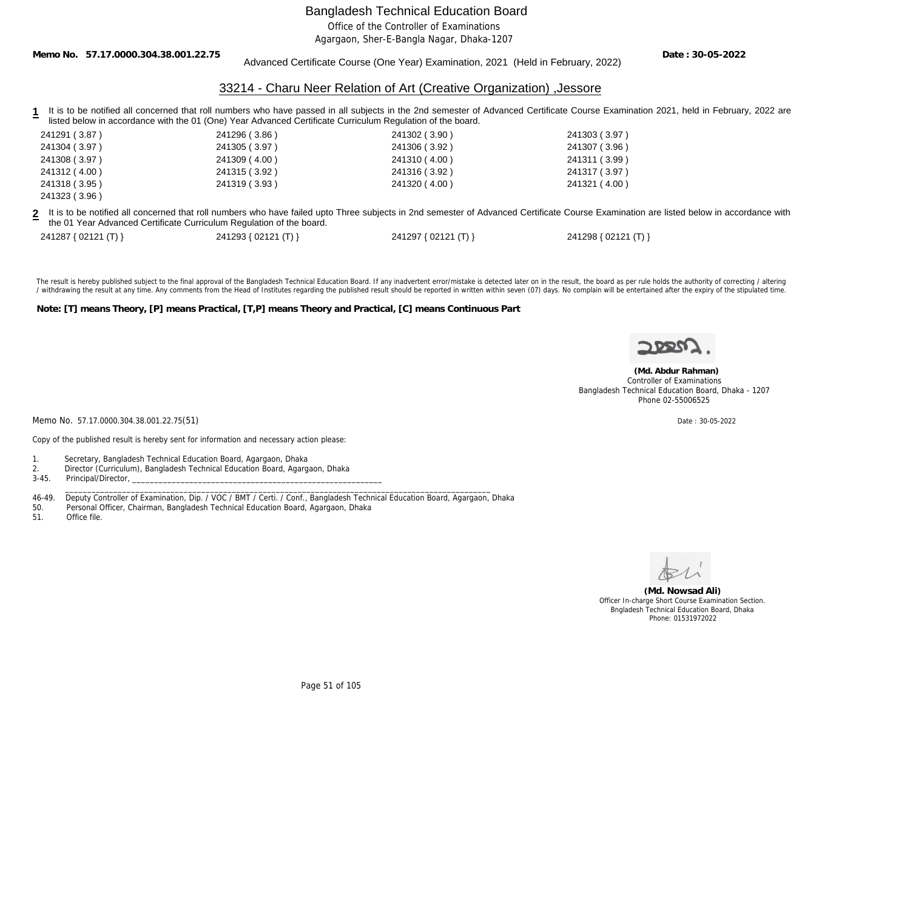# Bangladesh Technical Education Board

Office of the Controller of Examinations
Agargaon, Sher-E-Bangla Nagar, Dhaka-1207

**Memo No. 57.17.0000.304.38.001.22.75** **Date : 30-05-2022**

Advanced Certificate Course (One Year) Examination, 2021 (Held in February, 2022)

## 33214 - Charu Neer Relation of Art (Creative Organization) ,Jessore

**1** It is to be notified all concerned that roll numbers who have passed in all subjects in the 2nd semester of Advanced Certificate Course Examination 2021, held in February, 2022 are listed below in accordance with the 01 (One) Year Advanced Certificate Curriculum Regulation of the board.

| | | | |
|---|---|---|---|
| 241291 ( 3.87 ) | 241296 ( 3.86 ) | 241302 ( 3.90 ) | 241303 ( 3.97 ) |
| 241304 ( 3.97 ) | 241305 ( 3.97 ) | 241306 ( 3.92 ) | 241307 ( 3.96 ) |
| 241308 ( 3.97 ) | 241309 ( 4.00 ) | 241310 ( 4.00 ) | 241311 ( 3.99 ) |
| 241312 ( 4.00 ) | 241315 ( 3.92 ) | 241316 ( 3.92 ) | 241317 ( 3.97 ) |
| 241318 ( 3.95 ) | 241319 ( 3.93 ) | 241320 ( 4.00 ) | 241321 ( 4.00 ) |
| 241323 ( 3.96 ) | | | |

**2** It is to be notified all concerned that roll numbers who have failed upto Three subjects in 2nd semester of Advanced Certificate Course Examination are listed below in accordance with the 01 Year Advanced Certificate Curriculum Regulation of the board.

| | | | |
|---|---|---|---|
| 241287 { 02121 (T) } | 241293 { 02121 (T) } | 241297 { 02121 (T) } | 241298 { 02121 (T) } |

The result is hereby published subject to the final approval of the Bangladesh Technical Education Board. If any inadvertent error/mistake is detected later on in the result, the board as per rule holds the authority of correcting / altering / withdrawing the result at any time. Any comments from the Head of Institutes regarding the published result should be reported in written within seven (07) days. No complain will be entertained after the expiry of the stipulated time.

**Note: [T] means Theory, [P] means Practical, [T,P] means Theory and Practical, [C] means Continuous Part**

**(Md. Abdur Rahman)**
Controller of Examinations
Bangladesh Technical Education Board, Dhaka - 1207
Phone 02-55006525

Memo No. 57.17.0000.304.38.001.22.75(51) Date : 30-05-2022

Copy of the published result is hereby sent for information and necessary action please:

1. Secretary, Bangladesh Technical Education Board, Agargaon, Dhaka
2. Director (Curriculum), Bangladesh Technical Education Board, Agargaon, Dhaka
3-45. Principal/Director, ______________________________________________________________
46-49. Deputy Controller of Examination, Dip. / VOC / BMT / Certi. / Conf., Bangladesh Technical Education Board, Agargaon, Dhaka
50. Personal Officer, Chairman, Bangladesh Technical Education Board, Agargaon, Dhaka
51. Office file.

**(Md. Nowsad Ali)**
Officer In-charge Short Course Examination Section.
Bngladesh Technical Education Board, Dhaka
Phone: 01531972022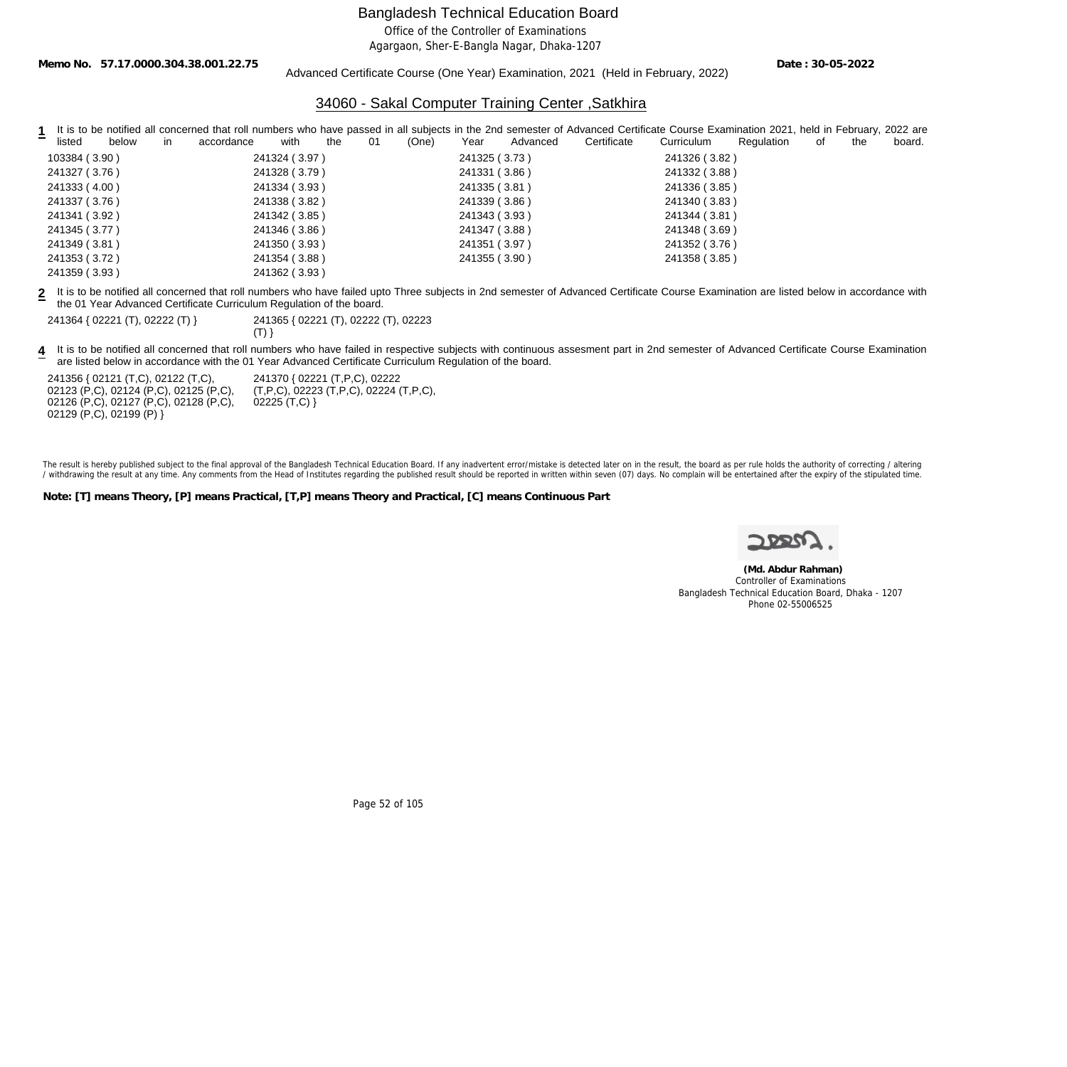# Bangladesh Technical Education Board

Office of the Controller of Examinations

Agargaon, Sher-E-Bangla Nagar, Dhaka-1207

**Memo No. 57.17.0000.304.38.001.22.75** **Date : 30-05-2022**

Advanced Certificate Course (One Year) Examination, 2021 (Held in February, 2022)

## 34060 - Sakal Computer Training Center ,Satkhira

**1** It is to be notified all concerned that roll numbers who have passed in all subjects in the 2nd semester of Advanced Certificate Course Examination 2021, held in February, 2022 are listed below in accordance with the 01 (One) Year Advanced Certificate Curriculum Regulation of the board.

| | | | |
|---|---|---|---|
| 103384 ( 3.90 ) | 241324 ( 3.97 ) | 241325 ( 3.73 ) | 241326 ( 3.82 ) |
| 241327 ( 3.76 ) | 241328 ( 3.79 ) | 241331 ( 3.86 ) | 241332 ( 3.88 ) |
| 241333 ( 4.00 ) | 241334 ( 3.93 ) | 241335 ( 3.81 ) | 241336 ( 3.85 ) |
| 241337 ( 3.76 ) | 241338 ( 3.82 ) | 241339 ( 3.86 ) | 241340 ( 3.83 ) |
| 241341 ( 3.92 ) | 241342 ( 3.85 ) | 241343 ( 3.93 ) | 241344 ( 3.81 ) |
| 241345 ( 3.77 ) | 241346 ( 3.86 ) | 241347 ( 3.88 ) | 241348 ( 3.69 ) |
| 241349 ( 3.81 ) | 241350 ( 3.93 ) | 241351 ( 3.97 ) | 241352 ( 3.76 ) |
| 241353 ( 3.72 ) | 241354 ( 3.88 ) | 241355 ( 3.90 ) | 241358 ( 3.85 ) |
| 241359 ( 3.93 ) | 241362 ( 3.93 ) | | |

**2** It is to be notified all concerned that roll numbers who have failed upto Three subjects in 2nd semester of Advanced Certificate Course Examination are listed below in accordance with the 01 Year Advanced Certificate Curriculum Regulation of the board.

241364 { 02221 (T), 02222 (T) }

241365 { 02221 (T), 02222 (T), 02223 (T) }

**4** It is to be notified all concerned that roll numbers who have failed in respective subjects with continuous assesment part in 2nd semester of Advanced Certificate Course Examination are listed below in accordance with the 01 Year Advanced Certificate Curriculum Regulation of the board.

241356 { 02121 (T,C), 02122 (T,C), 02123 (P,C), 02124 (P,C), 02125 (P,C), 02126 (P,C), 02127 (P,C), 02128 (P,C), 02129 (P,C), 02199 (P) }

241370 { 02221 (T,P,C), 02222 (T,P,C), 02223 (T,P,C), 02224 (T,P,C), 02225 (T,C) }

The result is hereby published subject to the final approval of the Bangladesh Technical Education Board. If any inadvertent error/mistake is detected later on in the result, the board as per rule holds the authority of correcting / altering / withdrawing the result at any time. Any comments from the Head of Institutes regarding the published result should be reported in written within seven (07) days. No complain will be entertained after the expiry of the stipulated time.

**Note: [T] means Theory, [P] means Practical, [T,P] means Theory and Practical, [C] means Continuous Part**

**(Md. Abdur Rahman)**
Controller of Examinations
Bangladesh Technical Education Board, Dhaka - 1207
Phone 02-55006525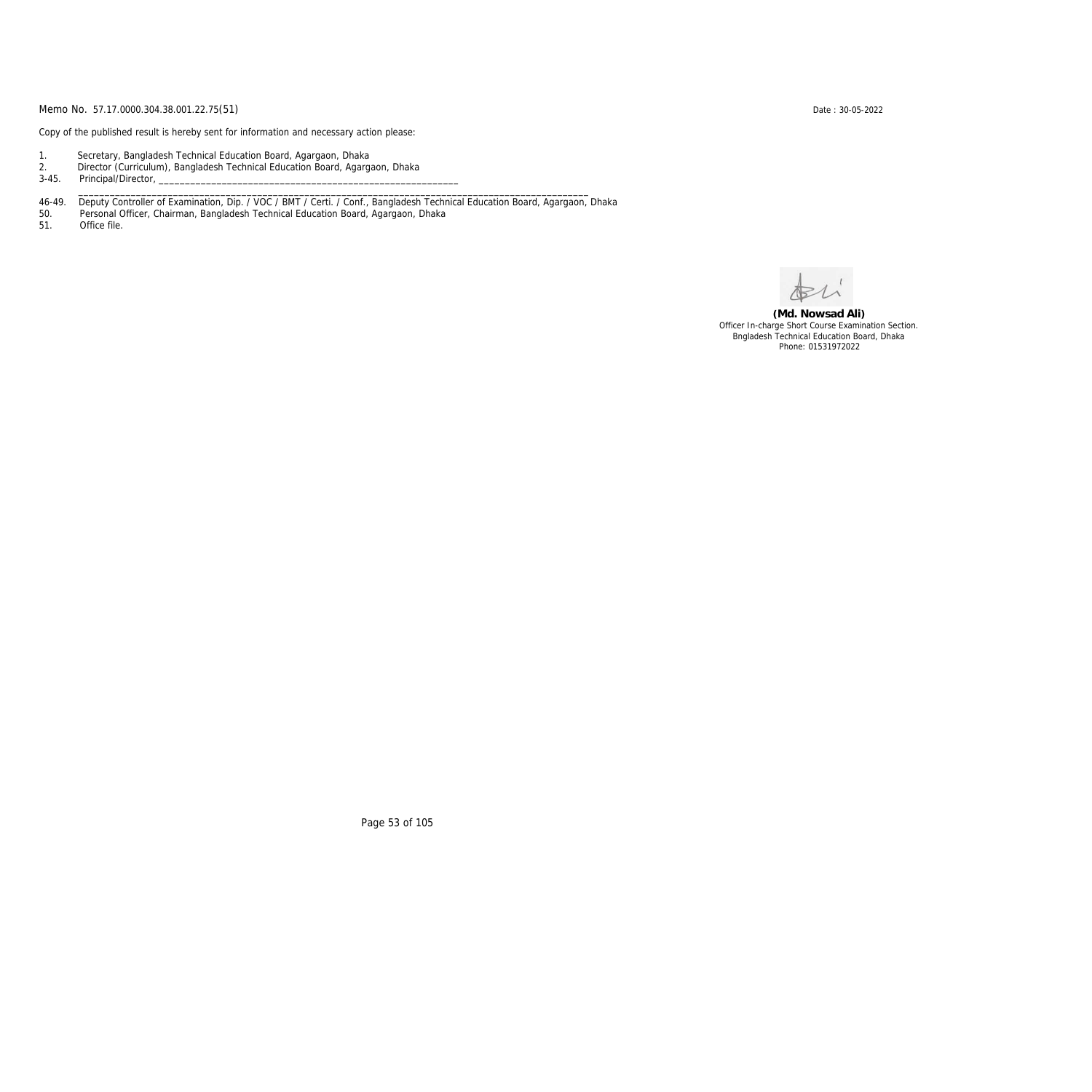Memo No. 57.17.0000.304.38.001.22.75(51) Date : 30-05-2022

Copy of the published result is hereby sent for information and necessary action please:

1. Secretary, Bangladesh Technical Education Board, Agargaon, Dhaka
2. Director (Curriculum), Bangladesh Technical Education Board, Agargaon, Dhaka
3-45. Principal/Director, ____________________________________________________________
_____________________________________________________________________________________________
46-49. Deputy Controller of Examination, Dip. / VOC / BMT / Certi. / Conf., Bangladesh Technical Education Board, Agargaon, Dhaka
50. Personal Officer, Chairman, Bangladesh Technical Education Board, Agargaon, Dhaka
51. Office file.

**(Md. Nowsad Ali)**
Officer In-charge Short Course Examination Section.
Bngladesh Technical Education Board, Dhaka
Phone: 01531972022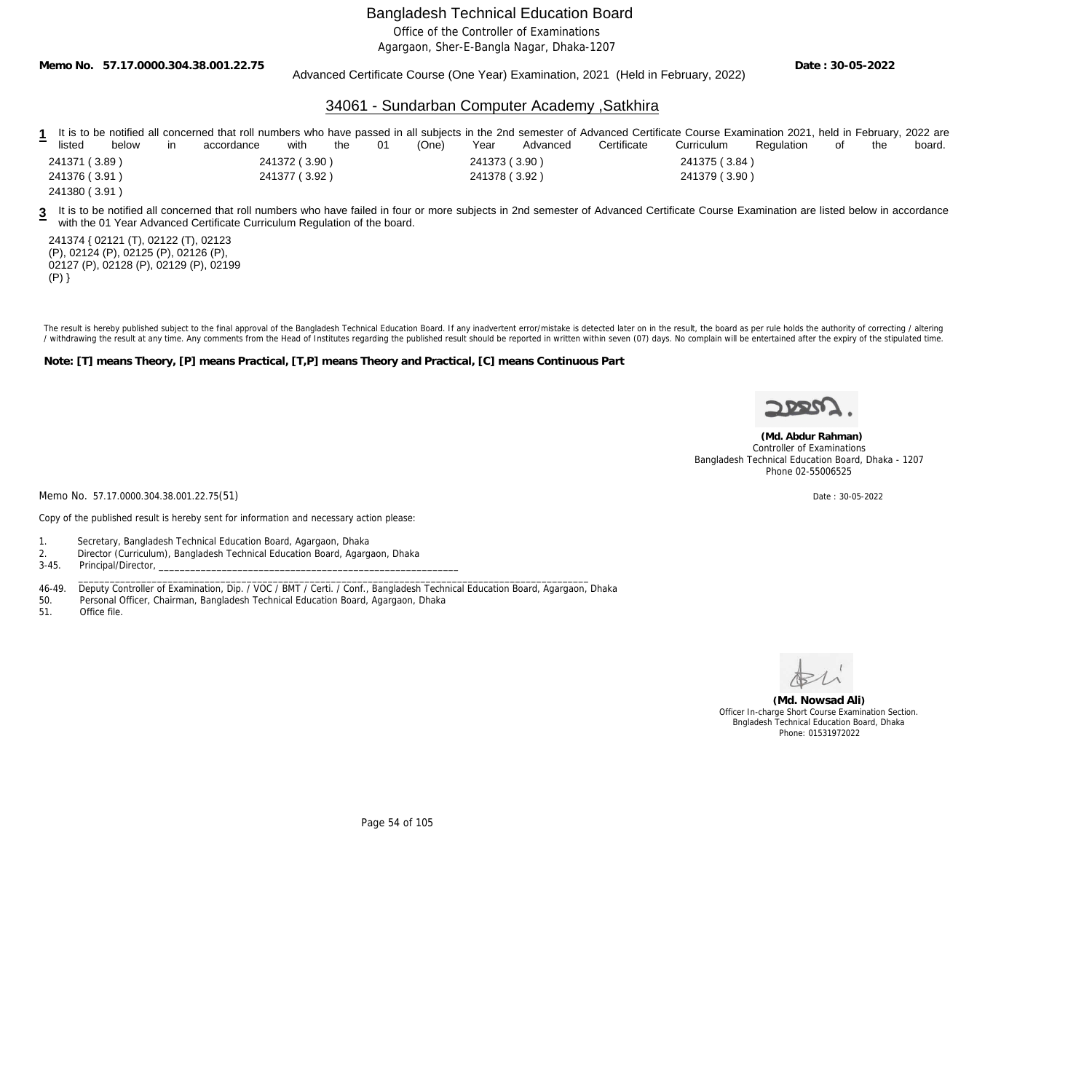# Bangladesh Technical Education Board

Office of the Controller of Examinations

Agargaon, Sher-E-Bangla Nagar, Dhaka-1207

**Memo No. 57.17.0000.304.38.001.22.75** **Date : 30-05-2022**

Advanced Certificate Course (One Year) Examination, 2021 (Held in February, 2022)

## 34061 - Sundarban Computer Academy ,Satkhira

**1** It is to be notified all concerned that roll numbers who have passed in all subjects in the 2nd semester of Advanced Certificate Course Examination 2021, held in February, 2022 are listed below in accordance with the 01 (One) Year Advanced Certificate Curriculum Regulation of the board.

| | | | |
|---|---|---|---|
| 241371 ( 3.89 ) | 241372 ( 3.90 ) | 241373 ( 3.90 ) | 241375 ( 3.84 ) |
| 241376 ( 3.91 ) | 241377 ( 3.92 ) | 241378 ( 3.92 ) | 241379 ( 3.90 ) |
| 241380 ( 3.91 ) | | | |

**3** It is to be notified all concerned that roll numbers who have failed in four or more subjects in 2nd semester of Advanced Certificate Course Examination are listed below in accordance with the 01 Year Advanced Certificate Curriculum Regulation of the board.

241374 { 02121 (T), 02122 (T), 02123 (P), 02124 (P), 02125 (P), 02126 (P), 02127 (P), 02128 (P), 02129 (P), 02199 (P) }

The result is hereby published subject to the final approval of the Bangladesh Technical Education Board. If any inadvertent error/mistake is detected later on in the result, the board as per rule holds the authority of correcting / altering / withdrawing the result at any time. Any comments from the Head of Institutes regarding the published result should be reported in written within seven (07) days. No complain will be entertained after the expiry of the stipulated time.

**Note: [T] means Theory, [P] means Practical, [T,P] means Theory and Practical, [C] means Continuous Part**

**(Md. Abdur Rahman)**
Controller of Examinations
Bangladesh Technical Education Board, Dhaka - 1207
Phone 02-55006525

Memo No. 57.17.0000.304.38.001.22.75(51) Date : 30-05-2022

Copy of the published result is hereby sent for information and necessary action please:

1. Secretary, Bangladesh Technical Education Board, Agargaon, Dhaka
2. Director (Curriculum), Bangladesh Technical Education Board, Agargaon, Dhaka

3-45. Principal/Director, ______________________________________________________________

46-49. Deputy Controller of Examination, Dip. / VOC / BMT / Certi. / Conf., Bangladesh Technical Education Board, Agargaon, Dhaka

50. Personal Officer, Chairman, Bangladesh Technical Education Board, Agargaon, Dhaka

51. Office file.

**(Md. Nowsad Ali)**
Officer In-charge Short Course Examination Section.
Bngladesh Technical Education Board, Dhaka
Phone: 01531972022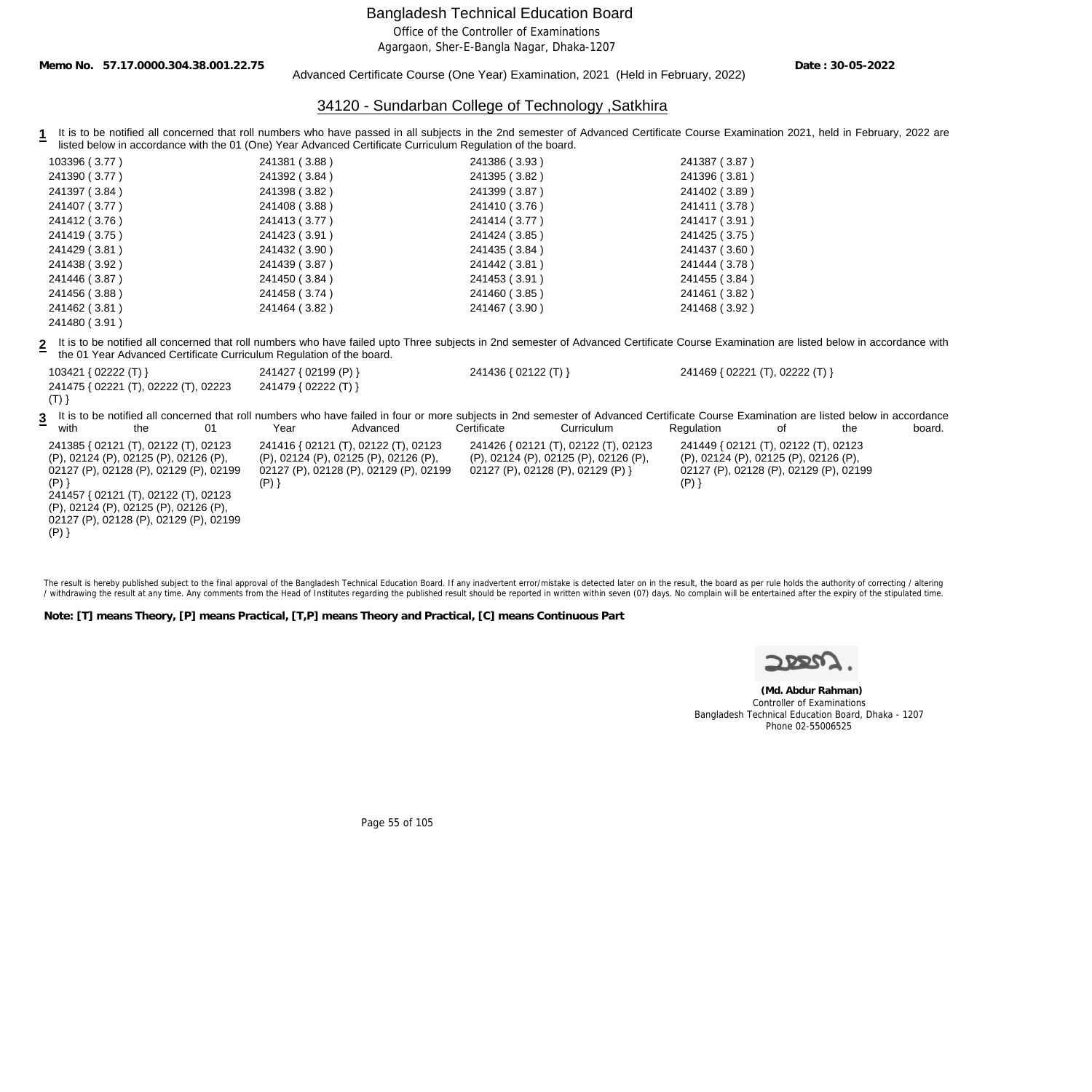# Bangladesh Technical Education Board

Office of the Controller of Examinations

Agargaon, Sher-E-Bangla Nagar, Dhaka-1207

**Memo No. 57.17.0000.304.38.001.22.75** **Date : 30-05-2022**

Advanced Certificate Course (One Year) Examination, 2021 (Held in February, 2022)

## 34120 - Sundarban College of Technology ,Satkhira

**1** It is to be notified all concerned that roll numbers who have passed in all subjects in the 2nd semester of Advanced Certificate Course Examination 2021, held in February, 2022 are listed below in accordance with the 01 (One) Year Advanced Certificate Curriculum Regulation of the board.

| | | | |
|---|---|---|---|
| 103396 ( 3.77 ) | 241381 ( 3.88 ) | 241386 ( 3.93 ) | 241387 ( 3.87 ) |
| 241390 ( 3.77 ) | 241392 ( 3.84 ) | 241395 ( 3.82 ) | 241396 ( 3.81 ) |
| 241397 ( 3.84 ) | 241398 ( 3.82 ) | 241399 ( 3.87 ) | 241402 ( 3.89 ) |
| 241407 ( 3.77 ) | 241408 ( 3.88 ) | 241410 ( 3.76 ) | 241411 ( 3.78 ) |
| 241412 ( 3.76 ) | 241413 ( 3.77 ) | 241414 ( 3.77 ) | 241417 ( 3.91 ) |
| 241419 ( 3.75 ) | 241423 ( 3.91 ) | 241424 ( 3.85 ) | 241425 ( 3.75 ) |
| 241429 ( 3.81 ) | 241432 ( 3.90 ) | 241435 ( 3.84 ) | 241437 ( 3.60 ) |
| 241438 ( 3.92 ) | 241439 ( 3.87 ) | 241442 ( 3.81 ) | 241444 ( 3.78 ) |
| 241446 ( 3.87 ) | 241450 ( 3.84 ) | 241453 ( 3.91 ) | 241455 ( 3.84 ) |
| 241456 ( 3.88 ) | 241458 ( 3.74 ) | 241460 ( 3.85 ) | 241461 ( 3.82 ) |
| 241462 ( 3.81 ) | 241464 ( 3.82 ) | 241467 ( 3.90 ) | 241468 ( 3.92 ) |
| 241480 ( 3.91 ) | | | |

**2** It is to be notified all concerned that roll numbers who have failed upto Three subjects in 2nd semester of Advanced Certificate Course Examination are listed below in accordance with the 01 Year Advanced Certificate Curriculum Regulation of the board.

- 103421 { 02222 (T) }
- 241427 { 02199 (P) }
- 241436 { 02122 (T) }
- 241469 { 02221 (T), 02222 (T) }
- 241475 { 02221 (T), 02222 (T), 02223 (T) }
- 241479 { 02222 (T) }

**3** It is to be notified all concerned that roll numbers who have failed in four or more subjects in 2nd semester of Advanced Certificate Course Examination are listed below in accordance with the 01 Year Advanced Certificate Curriculum Regulation of the board.

- 241385 { 02121 (T), 02122 (T), 02123 (P), 02124 (P), 02125 (P), 02126 (P), 02127 (P), 02128 (P), 02129 (P), 02199 (P) }
- 241416 { 02121 (T), 02122 (T), 02123 (P), 02124 (P), 02125 (P), 02126 (P), 02127 (P), 02128 (P), 02129 (P), 02199 (P) }
- 241426 { 02121 (T), 02122 (T), 02123 (P), 02124 (P), 02125 (P), 02126 (P), 02127 (P), 02128 (P), 02129 (P) }
- 241449 { 02121 (T), 02122 (T), 02123 (P), 02124 (P), 02125 (P), 02126 (P), 02127 (P), 02128 (P), 02129 (P), 02199 (P) }
- 241457 { 02121 (T), 02122 (T), 02123 (P), 02124 (P), 02125 (P), 02126 (P), 02127 (P), 02128 (P), 02129 (P), 02199 (P) }

The result is hereby published subject to the final approval of the Bangladesh Technical Education Board. If any inadvertent error/mistake is detected later on in the result, the board as per rule holds the authority of correcting / altering / withdrawing the result at any time. Any comments from the Head of Institutes regarding the published result should be reported in written within seven (07) days. No complain will be entertained after the expiry of the stipulated time.

**Note: [T] means Theory, [P] means Practical, [T,P] means Theory and Practical, [C] means Continuous Part**

**(Md. Abdur Rahman)**
Controller of Examinations
Bangladesh Technical Education Board, Dhaka - 1207
Phone 02-55006525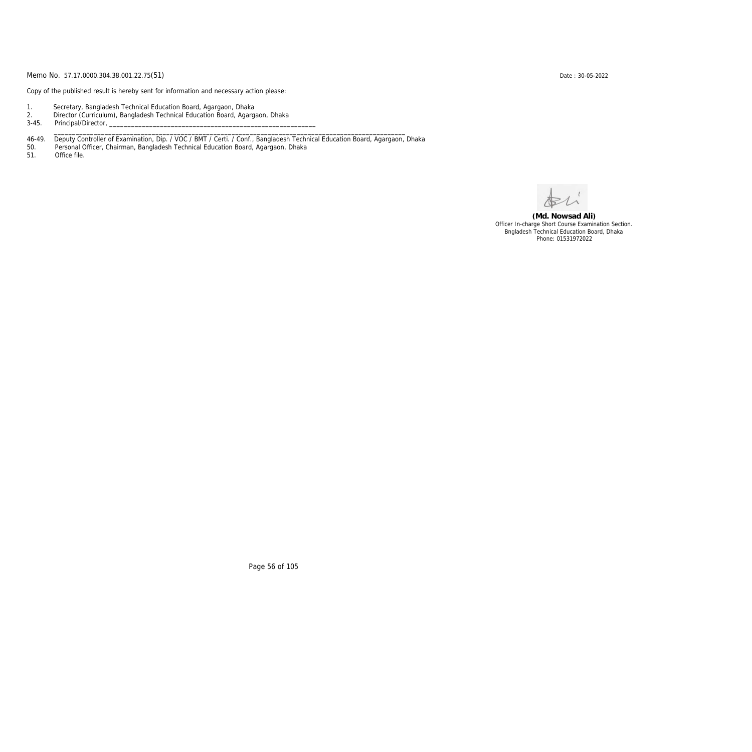Memo No. 57.17.0000.304.38.001.22.75(51)

Date : 30-05-2022

Copy of the published result is hereby sent for information and necessary action please:

1. Secretary, Bangladesh Technical Education Board, Agargaon, Dhaka
2. Director (Curriculum), Bangladesh Technical Education Board, Agargaon, Dhaka
3-45. Principal/Director, ____________________________________________________________
____________________________________________________________________________________________
46-49. Deputy Controller of Examination, Dip. / VOC / BMT / Certi. / Conf., Bangladesh Technical Education Board, Agargaon, Dhaka
50. Personal Officer, Chairman, Bangladesh Technical Education Board, Agargaon, Dhaka
51. Office file.

**(Md. Nowsad Ali)**
Officer In-charge Short Course Examination Section.
Bngladesh Technical Education Board, Dhaka
Phone: 01531972022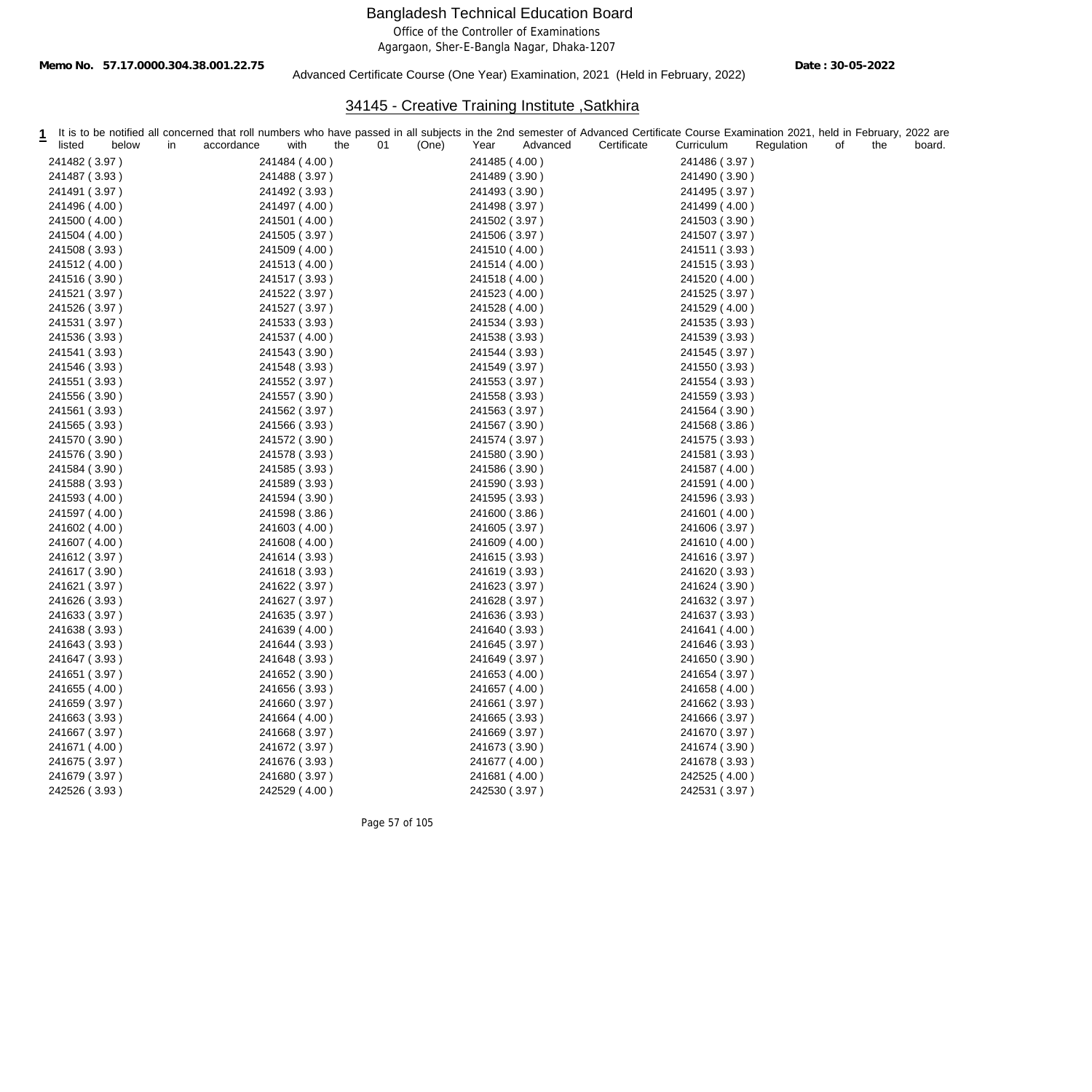# Bangladesh Technical Education Board

Office of the Controller of Examinations

Agargaon, Sher-E-Bangla Nagar, Dhaka-1207

**Memo No. 57.17.0000.304.38.001.22.75** **Date : 30-05-2022**

Advanced Certificate Course (One Year) Examination, 2021 (Held in February, 2022)

## 34145 - Creative Training Institute ,Satkhira

**1** It is to be notified all concerned that roll numbers who have passed in all subjects in the 2nd semester of Advanced Certificate Course Examination 2021, held in February, 2022 are listed below in accordance with the 01 (One) Year Advanced Certificate Curriculum Regulation of the board.

| | | | |
|---|---|---|---|
| 241482 ( 3.97 ) | 241484 ( 4.00 ) | 241485 ( 4.00 ) | 241486 ( 3.97 ) |
| 241487 ( 3.93 ) | 241488 ( 3.97 ) | 241489 ( 3.90 ) | 241490 ( 3.90 ) |
| 241491 ( 3.97 ) | 241492 ( 3.93 ) | 241493 ( 3.90 ) | 241495 ( 3.97 ) |
| 241496 ( 4.00 ) | 241497 ( 4.00 ) | 241498 ( 3.97 ) | 241499 ( 4.00 ) |
| 241500 ( 4.00 ) | 241501 ( 4.00 ) | 241502 ( 3.97 ) | 241503 ( 3.90 ) |
| 241504 ( 4.00 ) | 241505 ( 3.97 ) | 241506 ( 3.97 ) | 241507 ( 3.97 ) |
| 241508 ( 3.93 ) | 241509 ( 4.00 ) | 241510 ( 4.00 ) | 241511 ( 3.93 ) |
| 241512 ( 4.00 ) | 241513 ( 4.00 ) | 241514 ( 4.00 ) | 241515 ( 3.93 ) |
| 241516 ( 3.90 ) | 241517 ( 3.93 ) | 241518 ( 4.00 ) | 241520 ( 4.00 ) |
| 241521 ( 3.97 ) | 241522 ( 3.97 ) | 241523 ( 4.00 ) | 241525 ( 3.97 ) |
| 241526 ( 3.97 ) | 241527 ( 3.97 ) | 241528 ( 4.00 ) | 241529 ( 4.00 ) |
| 241531 ( 3.97 ) | 241533 ( 3.93 ) | 241534 ( 3.93 ) | 241535 ( 3.93 ) |
| 241536 ( 3.93 ) | 241537 ( 4.00 ) | 241538 ( 3.93 ) | 241539 ( 3.93 ) |
| 241541 ( 3.93 ) | 241543 ( 3.90 ) | 241544 ( 3.93 ) | 241545 ( 3.97 ) |
| 241546 ( 3.93 ) | 241548 ( 3.93 ) | 241549 ( 3.97 ) | 241550 ( 3.93 ) |
| 241551 ( 3.93 ) | 241552 ( 3.97 ) | 241553 ( 3.97 ) | 241554 ( 3.93 ) |
| 241556 ( 3.90 ) | 241557 ( 3.90 ) | 241558 ( 3.93 ) | 241559 ( 3.93 ) |
| 241561 ( 3.93 ) | 241562 ( 3.97 ) | 241563 ( 3.97 ) | 241564 ( 3.90 ) |
| 241565 ( 3.93 ) | 241566 ( 3.93 ) | 241567 ( 3.90 ) | 241568 ( 3.86 ) |
| 241570 ( 3.90 ) | 241572 ( 3.90 ) | 241574 ( 3.97 ) | 241575 ( 3.93 ) |
| 241576 ( 3.90 ) | 241578 ( 3.93 ) | 241580 ( 3.90 ) | 241581 ( 3.93 ) |
| 241584 ( 3.90 ) | 241585 ( 3.93 ) | 241586 ( 3.90 ) | 241587 ( 4.00 ) |
| 241588 ( 3.93 ) | 241589 ( 3.93 ) | 241590 ( 3.93 ) | 241591 ( 4.00 ) |
| 241593 ( 4.00 ) | 241594 ( 3.90 ) | 241595 ( 3.93 ) | 241596 ( 3.93 ) |
| 241597 ( 4.00 ) | 241598 ( 3.86 ) | 241600 ( 3.86 ) | 241601 ( 4.00 ) |
| 241602 ( 4.00 ) | 241603 ( 4.00 ) | 241605 ( 3.97 ) | 241606 ( 3.97 ) |
| 241607 ( 4.00 ) | 241608 ( 4.00 ) | 241609 ( 4.00 ) | 241610 ( 4.00 ) |
| 241612 ( 3.97 ) | 241614 ( 3.93 ) | 241615 ( 3.93 ) | 241616 ( 3.97 ) |
| 241617 ( 3.90 ) | 241618 ( 3.93 ) | 241619 ( 3.93 ) | 241620 ( 3.93 ) |
| 241621 ( 3.97 ) | 241622 ( 3.97 ) | 241623 ( 3.97 ) | 241624 ( 3.90 ) |
| 241626 ( 3.93 ) | 241627 ( 3.97 ) | 241628 ( 3.97 ) | 241632 ( 3.97 ) |
| 241633 ( 3.97 ) | 241635 ( 3.97 ) | 241636 ( 3.93 ) | 241637 ( 3.93 ) |
| 241638 ( 3.93 ) | 241639 ( 4.00 ) | 241640 ( 3.93 ) | 241641 ( 4.00 ) |
| 241643 ( 3.93 ) | 241644 ( 3.93 ) | 241645 ( 3.97 ) | 241646 ( 3.93 ) |
| 241647 ( 3.93 ) | 241648 ( 3.93 ) | 241649 ( 3.97 ) | 241650 ( 3.90 ) |
| 241651 ( 3.97 ) | 241652 ( 3.90 ) | 241653 ( 4.00 ) | 241654 ( 3.97 ) |
| 241655 ( 4.00 ) | 241656 ( 3.93 ) | 241657 ( 4.00 ) | 241658 ( 4.00 ) |
| 241659 ( 3.97 ) | 241660 ( 3.97 ) | 241661 ( 3.97 ) | 241662 ( 3.93 ) |
| 241663 ( 3.93 ) | 241664 ( 4.00 ) | 241665 ( 3.93 ) | 241666 ( 3.97 ) |
| 241667 ( 3.97 ) | 241668 ( 3.97 ) | 241669 ( 3.97 ) | 241670 ( 3.97 ) |
| 241671 ( 4.00 ) | 241672 ( 3.97 ) | 241673 ( 3.90 ) | 241674 ( 3.90 ) |
| 241675 ( 3.97 ) | 241676 ( 3.93 ) | 241677 ( 4.00 ) | 241678 ( 3.93 ) |
| 241679 ( 3.97 ) | 241680 ( 3.97 ) | 241681 ( 4.00 ) | 242525 ( 4.00 ) |
| 242526 ( 3.93 ) | 242529 ( 4.00 ) | 242530 ( 3.97 ) | 242531 ( 3.97 ) |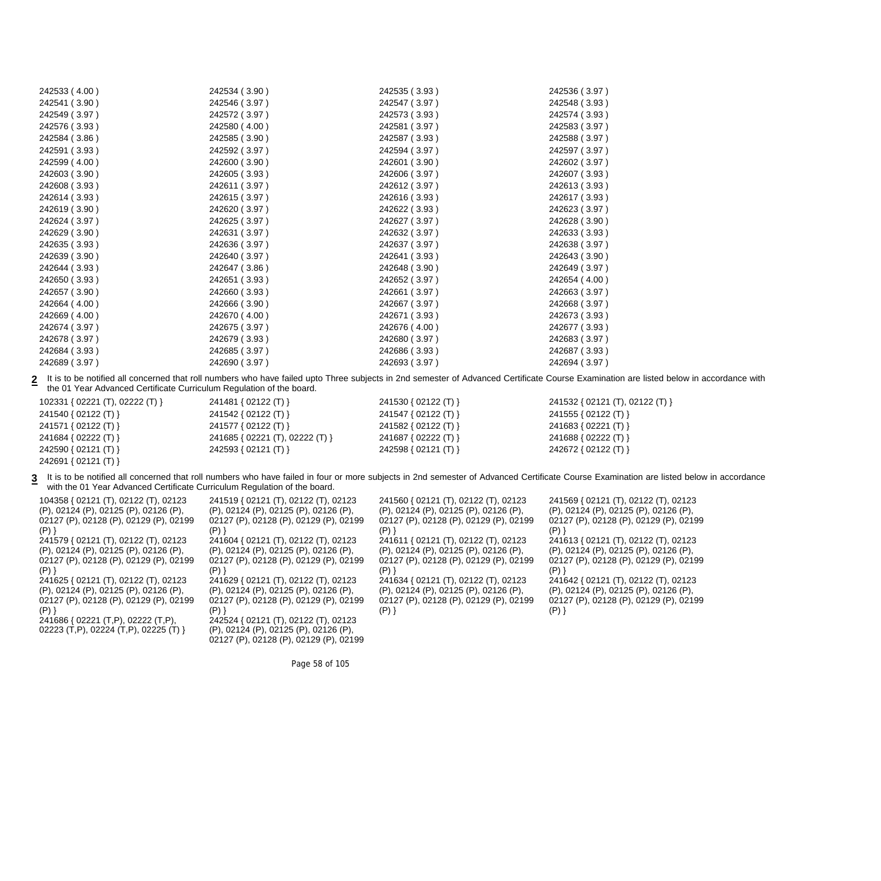| | | | |
|---|---|---|---|
| 242533 ( 4.00 ) | 242534 ( 3.90 ) | 242535 ( 3.93 ) | 242536 ( 3.97 ) |
| 242541 ( 3.90 ) | 242546 ( 3.97 ) | 242547 ( 3.97 ) | 242548 ( 3.93 ) |
| 242549 ( 3.97 ) | 242572 ( 3.97 ) | 242573 ( 3.93 ) | 242574 ( 3.93 ) |
| 242576 ( 3.93 ) | 242580 ( 4.00 ) | 242581 ( 3.97 ) | 242583 ( 3.97 ) |
| 242584 ( 3.86 ) | 242585 ( 3.90 ) | 242587 ( 3.93 ) | 242588 ( 3.97 ) |
| 242591 ( 3.93 ) | 242592 ( 3.97 ) | 242594 ( 3.97 ) | 242597 ( 3.97 ) |
| 242599 ( 4.00 ) | 242600 ( 3.90 ) | 242601 ( 3.90 ) | 242602 ( 3.97 ) |
| 242603 ( 3.90 ) | 242605 ( 3.93 ) | 242606 ( 3.97 ) | 242607 ( 3.93 ) |
| 242608 ( 3.93 ) | 242611 ( 3.97 ) | 242612 ( 3.97 ) | 242613 ( 3.93 ) |
| 242614 ( 3.93 ) | 242615 ( 3.97 ) | 242616 ( 3.93 ) | 242617 ( 3.93 ) |
| 242619 ( 3.90 ) | 242620 ( 3.97 ) | 242622 ( 3.93 ) | 242623 ( 3.97 ) |
| 242624 ( 3.97 ) | 242625 ( 3.97 ) | 242627 ( 3.97 ) | 242628 ( 3.90 ) |
| 242629 ( 3.90 ) | 242631 ( 3.97 ) | 242632 ( 3.97 ) | 242633 ( 3.93 ) |
| 242635 ( 3.93 ) | 242636 ( 3.97 ) | 242637 ( 3.97 ) | 242638 ( 3.97 ) |
| 242639 ( 3.90 ) | 242640 ( 3.97 ) | 242641 ( 3.93 ) | 242643 ( 3.90 ) |
| 242644 ( 3.93 ) | 242647 ( 3.86 ) | 242648 ( 3.90 ) | 242649 ( 3.97 ) |
| 242650 ( 3.93 ) | 242651 ( 3.93 ) | 242652 ( 3.97 ) | 242654 ( 4.00 ) |
| 242657 ( 3.90 ) | 242660 ( 3.93 ) | 242661 ( 3.97 ) | 242663 ( 3.97 ) |
| 242664 ( 4.00 ) | 242666 ( 3.90 ) | 242667 ( 3.97 ) | 242668 ( 3.97 ) |
| 242669 ( 4.00 ) | 242670 ( 4.00 ) | 242671 ( 3.93 ) | 242673 ( 3.93 ) |
| 242674 ( 3.97 ) | 242675 ( 3.97 ) | 242676 ( 4.00 ) | 242677 ( 3.93 ) |
| 242678 ( 3.97 ) | 242679 ( 3.93 ) | 242680 ( 3.97 ) | 242683 ( 3.97 ) |
| 242684 ( 3.93 ) | 242685 ( 3.97 ) | 242686 ( 3.93 ) | 242687 ( 3.93 ) |
| 242689 ( 3.97 ) | 242690 ( 3.97 ) | 242693 ( 3.97 ) | 242694 ( 3.97 ) |

**2** It is to be notified all concerned that roll numbers who have failed upto Three subjects in 2nd semester of Advanced Certificate Course Examination are listed below in accordance with the 01 Year Advanced Certificate Curriculum Regulation of the board.

| | | | |
|---|---|---|---|
| 102331 { 02221 (T), 02222 (T) } | 241481 { 02122 (T) } | 241530 { 02122 (T) } | 241532 { 02121 (T), 02122 (T) } |
| 241540 { 02122 (T) } | 241542 { 02122 (T) } | 241547 { 02122 (T) } | 241555 { 02122 (T) } |
| 241571 { 02122 (T) } | 241577 { 02122 (T) } | 241582 { 02122 (T) } | 241683 { 02221 (T) } |
| 241684 { 02222 (T) } | 241685 { 02221 (T), 02222 (T) } | 241687 { 02222 (T) } | 241688 { 02222 (T) } |
| 242590 { 02121 (T) } | 242593 { 02121 (T) } | 242598 { 02121 (T) } | 242672 { 02122 (T) } |
| 242691 { 02121 (T) } | | | |

**3** It is to be notified all concerned that roll numbers who have failed in four or more subjects in 2nd semester of Advanced Certificate Course Examination are listed below in accordance with the 01 Year Advanced Certificate Curriculum Regulation of the board.

| | | | |
|---|---|---|---|
| 104358 { 02121 (T), 02122 (T), 02123 (P), 02124 (P), 02125 (P), 02126 (P), 02127 (P), 02128 (P), 02129 (P), 02199 (P) } | 241519 { 02121 (T), 02122 (T), 02123 (P), 02124 (P), 02125 (P), 02126 (P), 02127 (P), 02128 (P), 02129 (P), 02199 (P) } | 241560 { 02121 (T), 02122 (T), 02123 (P), 02124 (P), 02125 (P), 02126 (P), 02127 (P), 02128 (P), 02129 (P), 02199 (P) } | 241569 { 02121 (T), 02122 (T), 02123 (P), 02124 (P), 02125 (P), 02126 (P), 02127 (P), 02128 (P), 02129 (P), 02199 (P) } |
| 241579 { 02121 (T), 02122 (T), 02123 (P), 02124 (P), 02125 (P), 02126 (P), 02127 (P), 02128 (P), 02129 (P), 02199 (P) } | 241604 { 02121 (T), 02122 (T), 02123 (P), 02124 (P), 02125 (P), 02126 (P), 02127 (P), 02128 (P), 02129 (P), 02199 (P) } | 241611 { 02121 (T), 02122 (T), 02123 (P), 02124 (P), 02125 (P), 02126 (P), 02127 (P), 02128 (P), 02129 (P), 02199 (P) } | 241613 { 02121 (T), 02122 (T), 02123 (P), 02124 (P), 02125 (P), 02126 (P), 02127 (P), 02128 (P), 02129 (P), 02199 (P) } |
| 241625 { 02121 (T), 02122 (T), 02123 (P), 02124 (P), 02125 (P), 02126 (P), 02127 (P), 02128 (P), 02129 (P), 02199 (P) } | 241629 { 02121 (T), 02122 (T), 02123 (P), 02124 (P), 02125 (P), 02126 (P), 02127 (P), 02128 (P), 02129 (P), 02199 (P) } | 241634 { 02121 (T), 02122 (T), 02123 (P), 02124 (P), 02125 (P), 02126 (P), 02127 (P), 02128 (P), 02129 (P), 02199 (P) } | 241642 { 02121 (T), 02122 (T), 02123 (P), 02124 (P), 02125 (P), 02126 (P), 02127 (P), 02128 (P), 02129 (P), 02199 (P) } |
| 241686 { 02221 (T,P), 02222 (T,P), 02223 (T,P), 02224 (T,P), 02225 (T) } | 242524 { 02121 (T), 02122 (T), 02123 (P), 02124 (P), 02125 (P), 02126 (P), 02127 (P), 02128 (P), 02129 (P), 02199 | | |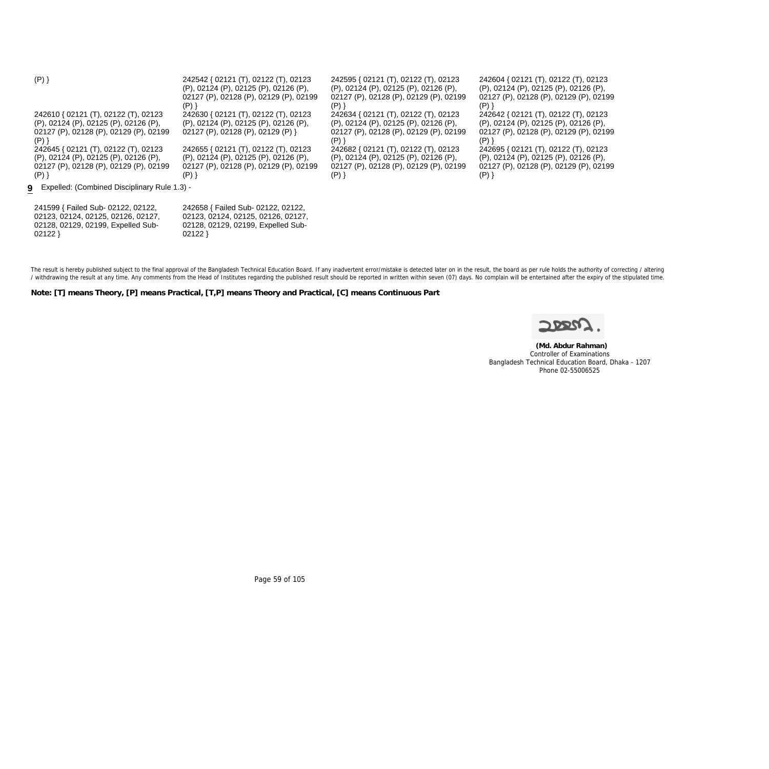(P) }

242542 { 02121 (T), 02122 (T), 02123 (P), 02124 (P), 02125 (P), 02126 (P), 02127 (P), 02128 (P), 02129 (P), 02199 (P) }

242595 { 02121 (T), 02122 (T), 02123 (P), 02124 (P), 02125 (P), 02126 (P), 02127 (P), 02128 (P), 02129 (P), 02199 (P) }

242604 { 02121 (T), 02122 (T), 02123 (P), 02124 (P), 02125 (P), 02126 (P), 02127 (P), 02128 (P), 02129 (P), 02199 (P) }

242610 { 02121 (T), 02122 (T), 02123 (P), 02124 (P), 02125 (P), 02126 (P), 02127 (P), 02128 (P), 02129 (P), 02199 (P) }

242630 { 02121 (T), 02122 (T), 02123 (P), 02124 (P), 02125 (P), 02126 (P), 02127 (P), 02128 (P), 02129 (P) }

242634 { 02121 (T), 02122 (T), 02123 (P), 02124 (P), 02125 (P), 02126 (P), 02127 (P), 02128 (P), 02129 (P), 02199 (P) }

242642 { 02121 (T), 02122 (T), 02123 (P), 02124 (P), 02125 (P), 02126 (P), 02127 (P), 02128 (P), 02129 (P), 02199 (P) }

242645 { 02121 (T), 02122 (T), 02123 (P), 02124 (P), 02125 (P), 02126 (P), 02127 (P), 02128 (P), 02129 (P), 02199 (P) }

242655 { 02121 (T), 02122 (T), 02123 (P), 02124 (P), 02125 (P), 02126 (P), 02127 (P), 02128 (P), 02129 (P), 02199 (P) }

242682 { 02121 (T), 02122 (T), 02123 (P), 02124 (P), 02125 (P), 02126 (P), 02127 (P), 02128 (P), 02129 (P), 02199 (P) }

242695 { 02121 (T), 02122 (T), 02123 (P), 02124 (P), 02125 (P), 02126 (P), 02127 (P), 02128 (P), 02129 (P), 02199 (P) }

**9** Expelled: (Combined Disciplinary Rule 1.3) -

241599 { Failed Sub- 02122, 02122, 02123, 02124, 02125, 02126, 02127, 02128, 02129, 02199, Expelled Sub- 02122 }

242658 { Failed Sub- 02122, 02122, 02123, 02124, 02125, 02126, 02127, 02128, 02129, 02199, Expelled Sub- 02122 }

The result is hereby published subject to the final approval of the Bangladesh Technical Education Board. If any inadvertent error/mistake is detected later on in the result, the board as per rule holds the authority of correcting / altering / withdrawing the result at any time. Any comments from the Head of Institutes regarding the published result should be reported in written within seven (07) days. No complain will be entertained after the expiry of the stipulated time.

**Note: [T] means Theory, [P] means Practical, [T,P] means Theory and Practical, [C] means Continuous Part**

**(Md. Abdur Rahman)**
Controller of Examinations
Bangladesh Technical Education Board, Dhaka - 1207
Phone 02-55006525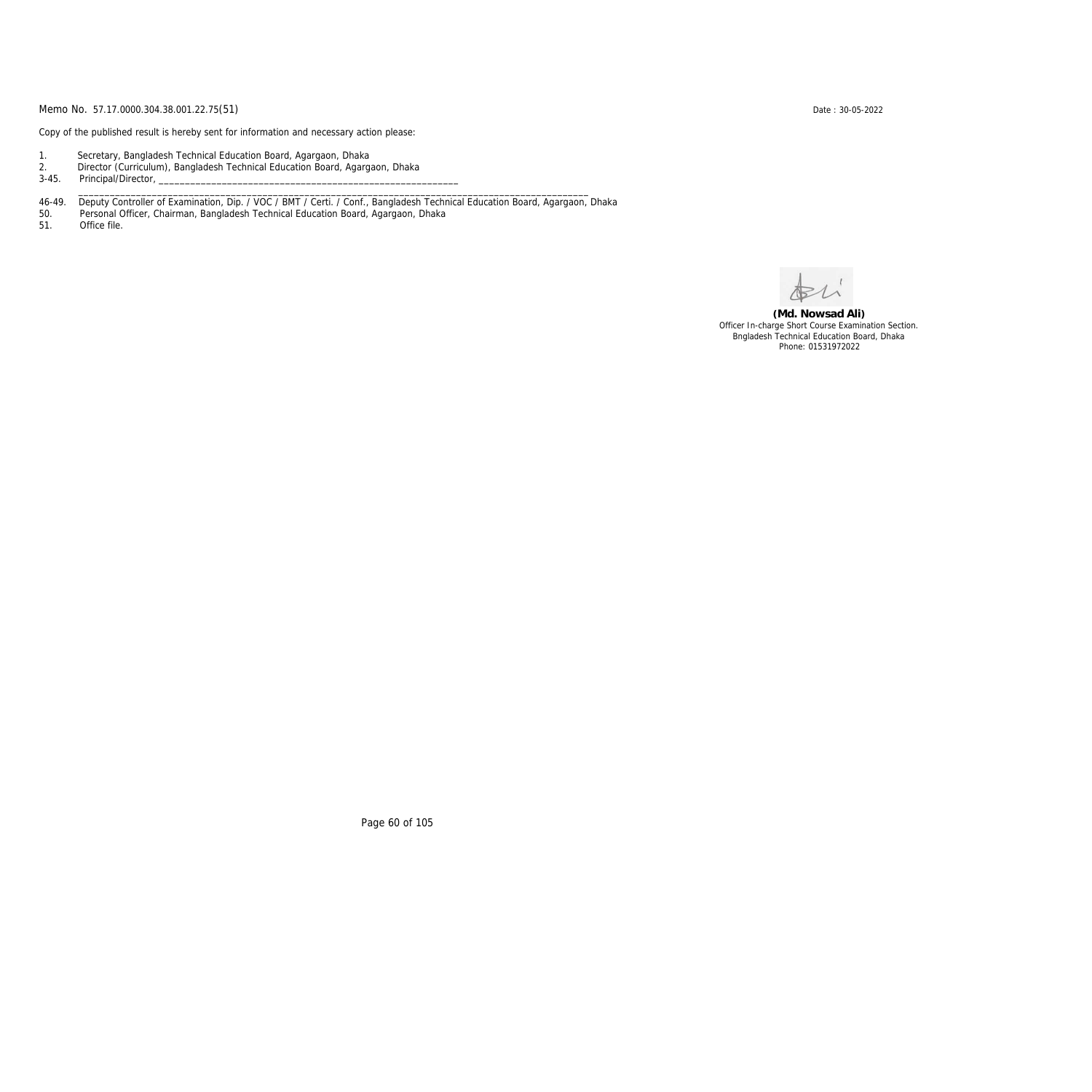Memo No. 57.17.0000.304.38.001.22.75(51)

Date : 30-05-2022

Copy of the published result is hereby sent for information and necessary action please:

1. Secretary, Bangladesh Technical Education Board, Agargaon, Dhaka
2. Director (Curriculum), Bangladesh Technical Education Board, Agargaon, Dhaka

3-45. Principal/Director, ____________________________________________________________

_____________________________________________________________________________________________

46-49. Deputy Controller of Examination, Dip. / VOC / BMT / Certi. / Conf., Bangladesh Technical Education Board, Agargaon, Dhaka

50. Personal Officer, Chairman, Bangladesh Technical Education Board, Agargaon, Dhaka

51. Office file.

**(Md. Nowsad Ali)**
Officer In-charge Short Course Examination Section.
Bngladesh Technical Education Board, Dhaka
Phone: 01531972022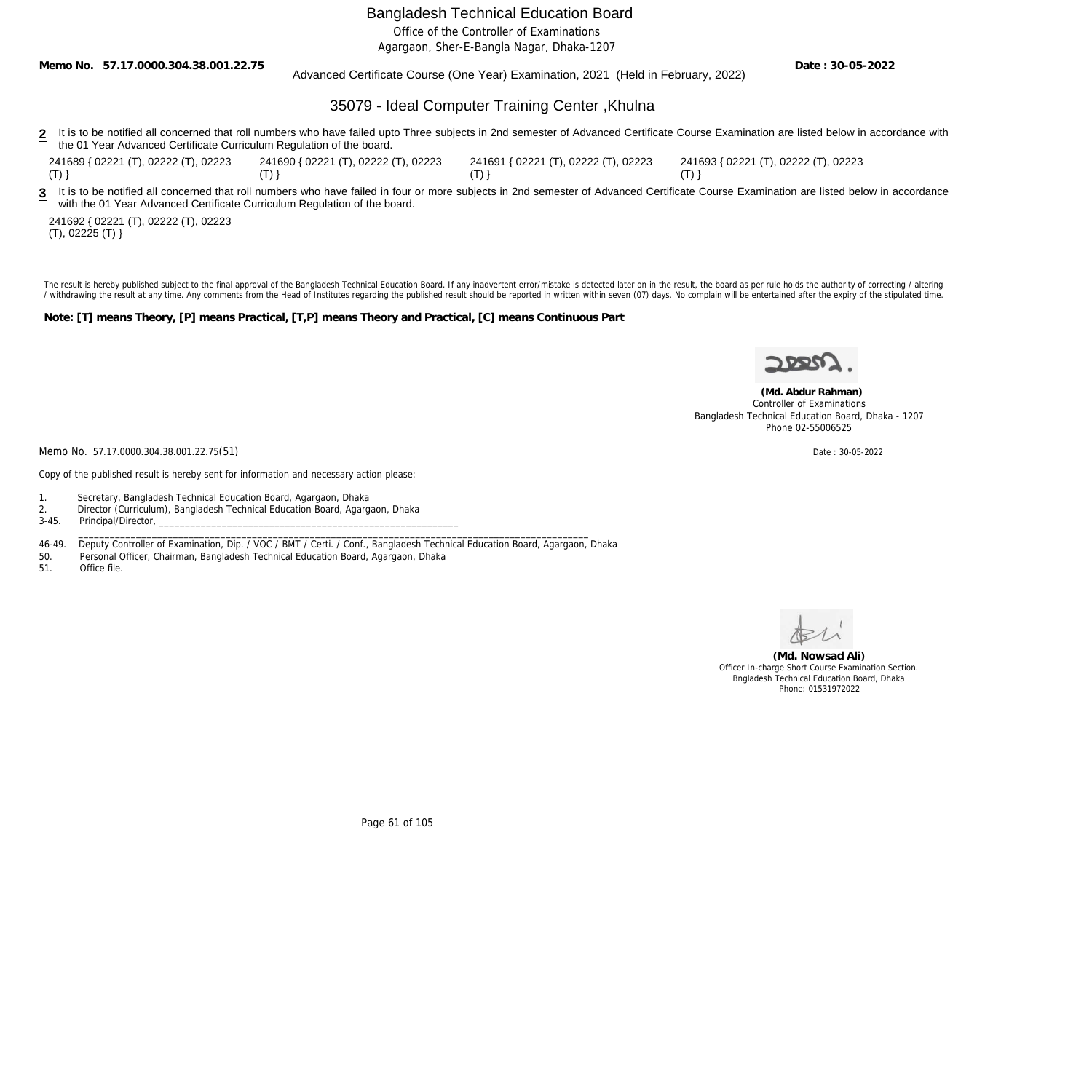# Bangladesh Technical Education Board

Office of the Controller of Examinations

Agargaon, Sher-E-Bangla Nagar, Dhaka-1207

**Memo No. 57.17.0000.304.38.001.22.75** **Date : 30-05-2022**

Advanced Certificate Course (One Year) Examination, 2021 (Held in February, 2022)

## 35079 - Ideal Computer Training Center ,Khulna

**2** It is to be notified all concerned that roll numbers who have failed upto Three subjects in 2nd semester of Advanced Certificate Course Examination are listed below in accordance with the 01 Year Advanced Certificate Curriculum Regulation of the board.

241689 { 02221 (T), 02222 (T), 02223 (T) }
241690 { 02221 (T), 02222 (T), 02223 (T) }
241691 { 02221 (T), 02222 (T), 02223 (T) }
241693 { 02221 (T), 02222 (T), 02223 (T) }

**3** It is to be notified all concerned that roll numbers who have failed in four or more subjects in 2nd semester of Advanced Certificate Course Examination are listed below in accordance with the 01 Year Advanced Certificate Curriculum Regulation of the board.

241692 { 02221 (T), 02222 (T), 02223 (T), 02225 (T) }

The result is hereby published subject to the final approval of the Bangladesh Technical Education Board. If any inadvertent error/mistake is detected later on in the result, the board as per rule holds the authority of correcting / altering / withdrawing the result at any time. Any comments from the Head of Institutes regarding the published result should be reported in written within seven (07) days. No complain will be entertained after the expiry of the stipulated time.

**Note: [T] means Theory, [P] means Practical, [T,P] means Theory and Practical, [C] means Continuous Part**

**(Md. Abdur Rahman)**
Controller of Examinations
Bangladesh Technical Education Board, Dhaka - 1207
Phone 02-55006525

Memo No. 57.17.0000.304.38.001.22.75(51) Date : 30-05-2022

Copy of the published result is hereby sent for information and necessary action please:

1. Secretary, Bangladesh Technical Education Board, Agargaon, Dhaka
2. Director (Curriculum), Bangladesh Technical Education Board, Agargaon, Dhaka

3-45. Principal/Director, ____________________________________________________________

46-49. Deputy Controller of Examination, Dip. / VOC / BMT / Certi. / Conf., Bangladesh Technical Education Board, Agargaon, Dhaka

50. Personal Officer, Chairman, Bangladesh Technical Education Board, Agargaon, Dhaka

51. Office file.

**(Md. Nowsad Ali)**
Officer In-charge Short Course Examination Section.
Bngladesh Technical Education Board, Dhaka
Phone: 01531972022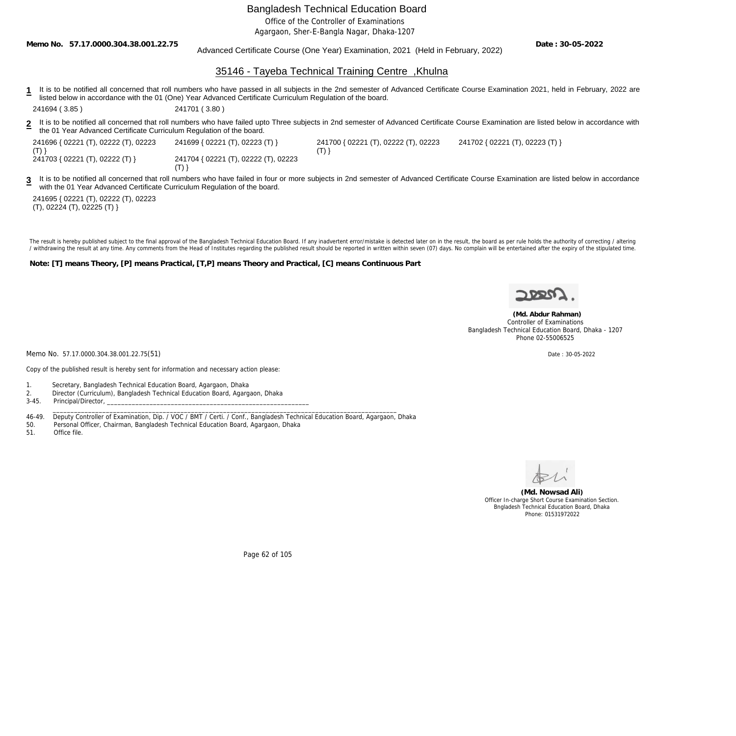# Bangladesh Technical Education Board

Office of the Controller of Examinations

Agargaon, Sher-E-Bangla Nagar, Dhaka-1207

**Memo No. 57.17.0000.304.38.001.22.75** **Date : 30-05-2022**

Advanced Certificate Course (One Year) Examination, 2021 (Held in February, 2022)

## 35146 - Tayeba Technical Training Centre ,Khulna

**1** It is to be notified all concerned that roll numbers who have passed in all subjects in the 2nd semester of Advanced Certificate Course Examination 2021, held in February, 2022 are listed below in accordance with the 01 (One) Year Advanced Certificate Curriculum Regulation of the board.

241694 ( 3.85 ) 241701 ( 3.80 )

**2** It is to be notified all concerned that roll numbers who have failed upto Three subjects in 2nd semester of Advanced Certificate Course Examination are listed below in accordance with the 01 Year Advanced Certificate Curriculum Regulation of the board.

241696 { 02221 (T), 02222 (T), 02223 (T) } 241699 { 02221 (T), 02223 (T) } 241700 { 02221 (T), 02222 (T), 02223 (T) } 241702 { 02221 (T), 02223 (T) } 241703 { 02221 (T), 02222 (T) } 241704 { 02221 (T), 02222 (T), 02223 (T) }

**3** It is to be notified all concerned that roll numbers who have failed in four or more subjects in 2nd semester of Advanced Certificate Course Examination are listed below in accordance with the 01 Year Advanced Certificate Curriculum Regulation of the board.

241695 { 02221 (T), 02222 (T), 02223 (T), 02224 (T), 02225 (T) }

The result is hereby published subject to the final approval of the Bangladesh Technical Education Board. If any inadvertent error/mistake is detected later on in the result, the board as per rule holds the authority of correcting / altering / withdrawing the result at any time. Any comments from the Head of Institutes regarding the published result should be reported in written within seven (07) days. No complain will be entertained after the expiry of the stipulated time.

**Note: [T] means Theory, [P] means Practical, [T,P] means Theory and Practical, [C] means Continuous Part**

**(Md. Abdur Rahman)**
Controller of Examinations
Bangladesh Technical Education Board, Dhaka - 1207
Phone 02-55006525

Memo No. 57.17.0000.304.38.001.22.75(51) Date : 30-05-2022

Copy of the published result is hereby sent for information and necessary action please:

1. Secretary, Bangladesh Technical Education Board, Agargaon, Dhaka
2. Director (Curriculum), Bangladesh Technical Education Board, Agargaon, Dhaka

3-45. Principal/Director, ________________________________________________________________________________________________

46-49. Deputy Controller of Examination, Dip. / VOC / BMT / Certi. / Conf., Bangladesh Technical Education Board, Agargaon, Dhaka

50. Personal Officer, Chairman, Bangladesh Technical Education Board, Agargaon, Dhaka
51. Office file.

**(Md. Nowsad Ali)**
Officer In-charge Short Course Examination Section.
Bngladesh Technical Education Board, Dhaka
Phone: 01531972022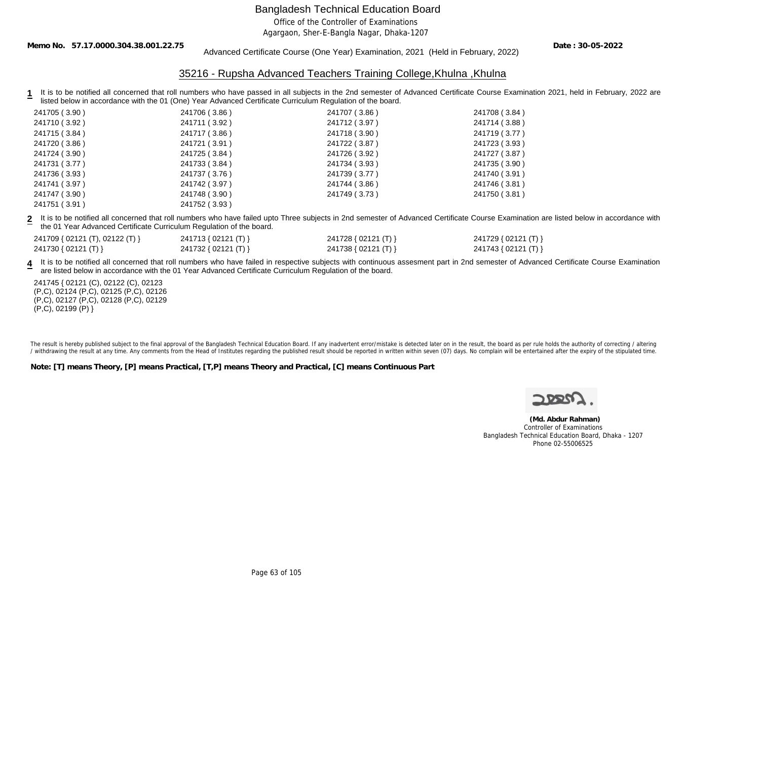# Bangladesh Technical Education Board

Office of the Controller of Examinations
Agargaon, Sher-E-Bangla Nagar, Dhaka-1207

**Memo No. 57.17.0000.304.38.001.22.75** **Date : 30-05-2022**

Advanced Certificate Course (One Year) Examination, 2021 (Held in February, 2022)

## 35216 - Rupsha Advanced Teachers Training College,Khulna ,Khulna

**1** It is to be notified all concerned that roll numbers who have passed in all subjects in the 2nd semester of Advanced Certificate Course Examination 2021, held in February, 2022 are listed below in accordance with the 01 (One) Year Advanced Certificate Curriculum Regulation of the board.

| | | | |
|---|---|---|---|
| 241705 ( 3.90 ) | 241706 ( 3.86 ) | 241707 ( 3.86 ) | 241708 ( 3.84 ) |
| 241710 ( 3.92 ) | 241711 ( 3.92 ) | 241712 ( 3.97 ) | 241714 ( 3.88 ) |
| 241715 ( 3.84 ) | 241717 ( 3.86 ) | 241718 ( 3.90 ) | 241719 ( 3.77 ) |
| 241720 ( 3.86 ) | 241721 ( 3.91 ) | 241722 ( 3.87 ) | 241723 ( 3.93 ) |
| 241724 ( 3.90 ) | 241725 ( 3.84 ) | 241726 ( 3.92 ) | 241727 ( 3.87 ) |
| 241731 ( 3.77 ) | 241733 ( 3.84 ) | 241734 ( 3.93 ) | 241735 ( 3.90 ) |
| 241736 ( 3.93 ) | 241737 ( 3.76 ) | 241739 ( 3.77 ) | 241740 ( 3.91 ) |
| 241741 ( 3.97 ) | 241742 ( 3.97 ) | 241744 ( 3.86 ) | 241746 ( 3.81 ) |
| 241747 ( 3.90 ) | 241748 ( 3.90 ) | 241749 ( 3.73 ) | 241750 ( 3.81 ) |
| 241751 ( 3.91 ) | 241752 ( 3.93 ) | | |

**2** It is to be notified all concerned that roll numbers who have failed upto Three subjects in 2nd semester of Advanced Certificate Course Examination are listed below in accordance with the 01 Year Advanced Certificate Curriculum Regulation of the board.

| | | | |
|---|---|---|---|
| 241709 { 02121 (T), 02122 (T) } | 241713 { 02121 (T) } | 241728 { 02121 (T) } | 241729 { 02121 (T) } |
| 241730 { 02121 (T) } | 241732 { 02121 (T) } | 241738 { 02121 (T) } | 241743 { 02121 (T) } |

**4** It is to be notified all concerned that roll numbers who have failed in respective subjects with continuous assesment part in 2nd semester of Advanced Certificate Course Examination are listed below in accordance with the 01 Year Advanced Certificate Curriculum Regulation of the board.

241745 { 02121 (C), 02122 (C), 02123 (P,C), 02124 (P,C), 02125 (P,C), 02126 (P,C), 02127 (P,C), 02128 (P,C), 02129 (P,C), 02199 (P) }

The result is hereby published subject to the final approval of the Bangladesh Technical Education Board. If any inadvertent error/mistake is detected later on in the result, the board as per rule holds the authority of correcting / altering / withdrawing the result at any time. Any comments from the Head of Institutes regarding the published result should be reported in written within seven (07) days. No complain will be entertained after the expiry of the stipulated time.

**Note: [T] means Theory, [P] means Practical, [T,P] means Theory and Practical, [C] means Continuous Part**

**(Md. Abdur Rahman)**
Controller of Examinations
Bangladesh Technical Education Board, Dhaka - 1207
Phone 02-55006525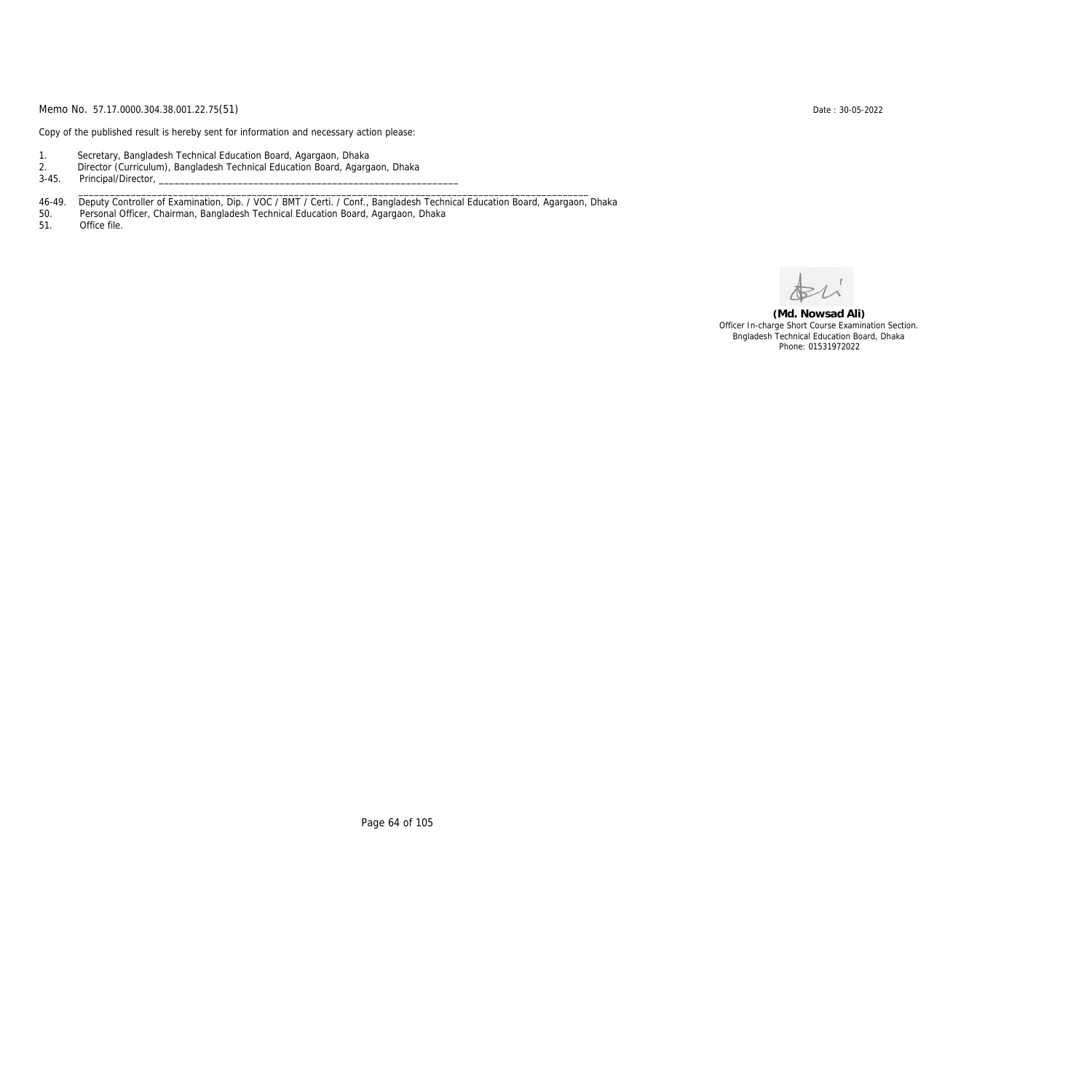Memo No. 57.17.0000.304.38.001.22.75(51)

Date : 30-05-2022

Copy of the published result is hereby sent for information and necessary action please:

1. Secretary, Bangladesh Technical Education Board, Agargaon, Dhaka
2. Director (Curriculum), Bangladesh Technical Education Board, Agargaon, Dhaka
3-45. Principal/Director, ____________________________________________________________
   ______________________________________________________________________________________________
46-49. Deputy Controller of Examination, Dip. / VOC / BMT / Certi. / Conf., Bangladesh Technical Education Board, Agargaon, Dhaka
50. Personal Officer, Chairman, Bangladesh Technical Education Board, Agargaon, Dhaka
51. Office file.

**(Md. Nowsad Ali)**
Officer In-charge Short Course Examination Section.
Bngladesh Technical Education Board, Dhaka
Phone: 01531972022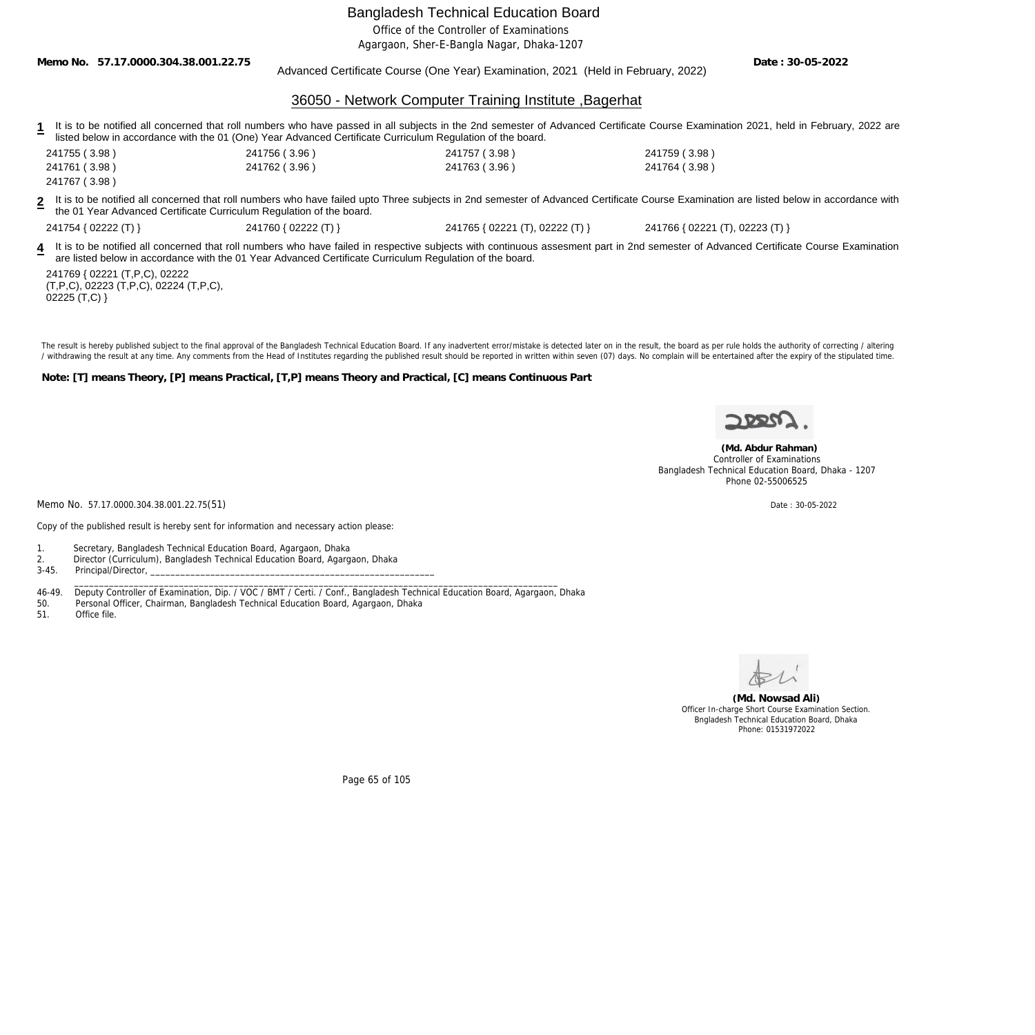# Bangladesh Technical Education Board

Office of the Controller of Examinations

Agargaon, Sher-E-Bangla Nagar, Dhaka-1207

**Memo No. 57.17.0000.304.38.001.22.75** Advanced Certificate Course (One Year) Examination, 2021 (Held in February, 2022) **Date : 30-05-2022**

## 36050 - Network Computer Training Institute ,Bagerhat

**1** It is to be notified all concerned that roll numbers who have passed in all subjects in the 2nd semester of Advanced Certificate Course Examination 2021, held in February, 2022 are listed below in accordance with the 01 (One) Year Advanced Certificate Curriculum Regulation of the board.

| | | | |
|---|---|---|---|
| 241755 ( 3.98 ) | 241756 ( 3.96 ) | 241757 ( 3.98 ) | 241759 ( 3.98 ) |
| 241761 ( 3.98 ) | 241762 ( 3.96 ) | 241763 ( 3.96 ) | 241764 ( 3.98 ) |
| 241767 ( 3.98 ) | | | |

**2** It is to be notified all concerned that roll numbers who have failed upto Three subjects in 2nd semester of Advanced Certificate Course Examination are listed below in accordance with the 01 Year Advanced Certificate Curriculum Regulation of the board.

| | | | |
|---|---|---|---|
| 241754 { 02222 (T) } | 241760 { 02222 (T) } | 241765 { 02221 (T), 02222 (T) } | 241766 { 02221 (T), 02223 (T) } |

**4** It is to be notified all concerned that roll numbers who have failed in respective subjects with continuous assesment part in 2nd semester of Advanced Certificate Course Examination are listed below in accordance with the 01 Year Advanced Certificate Curriculum Regulation of the board.

241769 { 02221 (T,P,C), 02222 (T,P,C), 02223 (T,P,C), 02224 (T,P,C), 02225 (T,C) }

The result is hereby published subject to the final approval of the Bangladesh Technical Education Board. If any inadvertent error/mistake is detected later on in the result, the board as per rule holds the authority of correcting / altering / withdrawing the result at any time. Any comments from the Head of Institutes regarding the published result should be reported in written within seven (07) days. No complain will be entertained after the expiry of the stipulated time.

**Note: [T] means Theory, [P] means Practical, [T,P] means Theory and Practical, [C] means Continuous Part**

**(Md. Abdur Rahman)**
Controller of Examinations
Bangladesh Technical Education Board, Dhaka - 1207
Phone 02-55006525

Memo No. 57.17.0000.304.38.001.22.75(51) Date : 30-05-2022

Copy of the published result is hereby sent for information and necessary action please:

1. Secretary, Bangladesh Technical Education Board, Agargaon, Dhaka
2. Director (Curriculum), Bangladesh Technical Education Board, Agargaon, Dhaka

3-45. Principal/Director, ____________________________________________________________

46-49. Deputy Controller of Examination, Dip. / VOC / BMT / Certi. / Conf., Bangladesh Technical Education Board, Agargaon, Dhaka

50. Personal Officer, Chairman, Bangladesh Technical Education Board, Agargaon, Dhaka
51. Office file.

**(Md. Nowsad Ali)**
Officer In-charge Short Course Examination Section.
Bngladesh Technical Education Board, Dhaka
Phone: 01531972022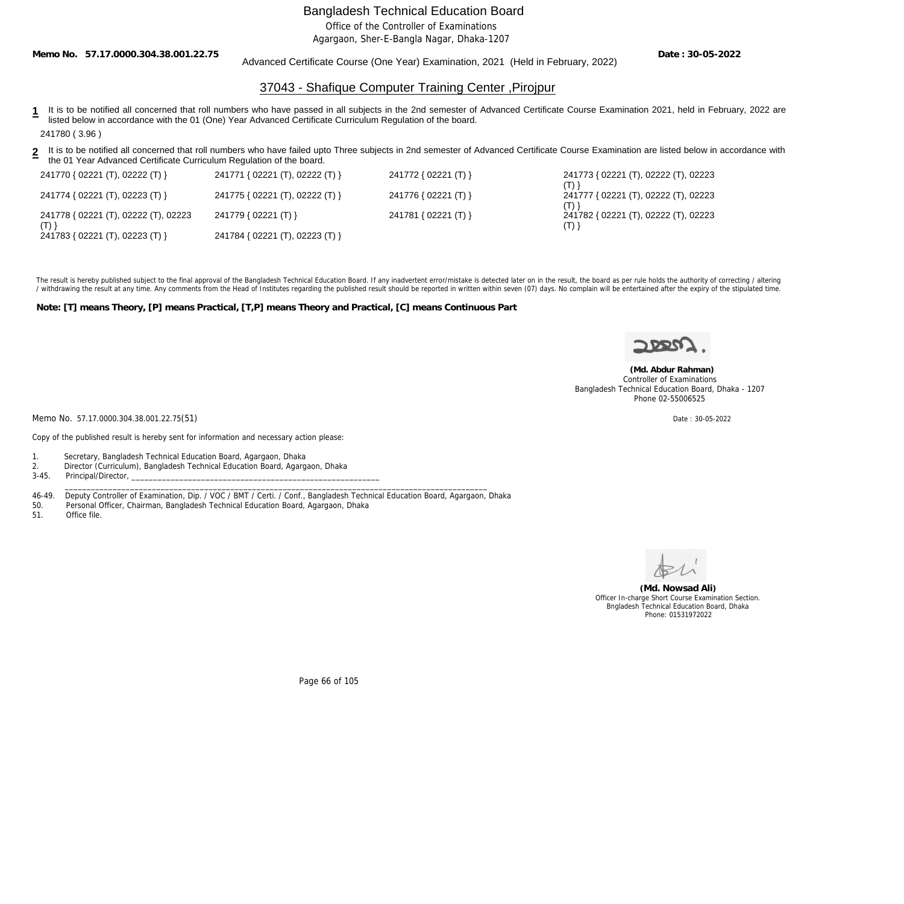# Bangladesh Technical Education Board

Office of the Controller of Examinations

Agargaon, Sher-E-Bangla Nagar, Dhaka-1207

**Memo No. 57.17.0000.304.38.001.22.75** **Date : 30-05-2022**

Advanced Certificate Course (One Year) Examination, 2021 (Held in February, 2022)

## 37043 - Shafique Computer Training Center ,Pirojpur

**1** It is to be notified all concerned that roll numbers who have passed in all subjects in the 2nd semester of Advanced Certificate Course Examination 2021, held in February, 2022 are listed below in accordance with the 01 (One) Year Advanced Certificate Curriculum Regulation of the board.

241780 ( 3.96 )

**2** It is to be notified all concerned that roll numbers who have failed upto Three subjects in 2nd semester of Advanced Certificate Course Examination are listed below in accordance with the 01 Year Advanced Certificate Curriculum Regulation of the board.

| | | | |
|---|---|---|---|
| 241770 { 02221 (T), 02222 (T) } | 241771 { 02221 (T), 02222 (T) } | 241772 { 02221 (T) } | 241773 { 02221 (T), 02222 (T), 02223 (T) } |
| 241774 { 02221 (T), 02223 (T) } | 241775 { 02221 (T), 02222 (T) } | 241776 { 02221 (T) } | 241777 { 02221 (T), 02222 (T), 02223 (T) } |
| 241778 { 02221 (T), 02222 (T), 02223 (T) } | 241779 { 02221 (T) } | 241781 { 02221 (T) } | 241782 { 02221 (T), 02222 (T), 02223 (T) } |
| 241783 { 02221 (T), 02223 (T) } | 241784 { 02221 (T), 02223 (T) } | | |

The result is hereby published subject to the final approval of the Bangladesh Technical Education Board. If any inadvertent error/mistake is detected later on in the result, the board as per rule holds the authority of correcting / altering / withdrawing the result at any time. Any comments from the Head of Institutes regarding the published result should be reported in written within seven (07) days. No complain will be entertained after the expiry of the stipulated time.

**Note: [T] means Theory, [P] means Practical, [T,P] means Theory and Practical, [C] means Continuous Part**

**(Md. Abdur Rahman)**
Controller of Examinations
Bangladesh Technical Education Board, Dhaka - 1207
Phone 02-55006525

Memo No. 57.17.0000.304.38.001.22.75(51) Date : 30-05-2022

Copy of the published result is hereby sent for information and necessary action please:

1. Secretary, Bangladesh Technical Education Board, Agargaon, Dhaka
2. Director (Curriculum), Bangladesh Technical Education Board, Agargaon, Dhaka
3-45. Principal/Director, ____________________________________________________________
46-49. Deputy Controller of Examination, Dip. / VOC / BMT / Certi. / Conf., Bangladesh Technical Education Board, Agargaon, Dhaka
50. Personal Officer, Chairman, Bangladesh Technical Education Board, Agargaon, Dhaka
51. Office file.

**(Md. Nowsad Ali)**
Officer In-charge Short Course Examination Section.
Bngladesh Technical Education Board, Dhaka
Phone: 01531972022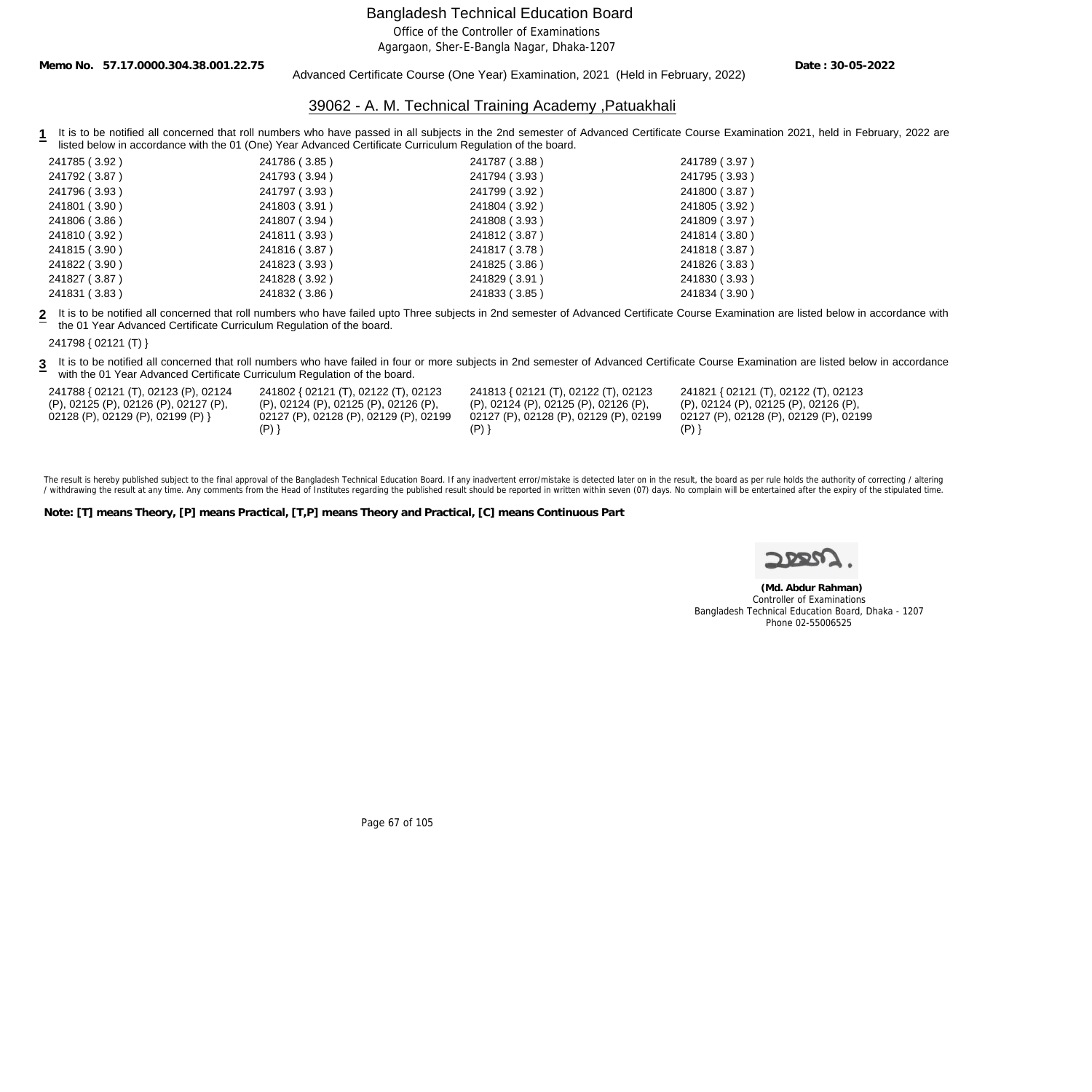Bangladesh Technical Education Board

Office of the Controller of Examinations

Agargaon, Sher-E-Bangla Nagar, Dhaka-1207

**Memo No. 57.17.0000.304.38.001.22.75** Advanced Certificate Course (One Year) Examination, 2021 (Held in February, 2022) **Date : 30-05-2022**

## 39062 - A. M. Technical Training Academy ,Patuakhali

**1** It is to be notified all concerned that roll numbers who have passed in all subjects in the 2nd semester of Advanced Certificate Course Examination 2021, held in February, 2022 are listed below in accordance with the 01 (One) Year Advanced Certificate Curriculum Regulation of the board.

| | | | |
|---|---|---|---|
| 241785 ( 3.92 ) | 241786 ( 3.85 ) | 241787 ( 3.88 ) | 241789 ( 3.97 ) |
| 241792 ( 3.87 ) | 241793 ( 3.94 ) | 241794 ( 3.93 ) | 241795 ( 3.93 ) |
| 241796 ( 3.93 ) | 241797 ( 3.93 ) | 241799 ( 3.92 ) | 241800 ( 3.87 ) |
| 241801 ( 3.90 ) | 241803 ( 3.91 ) | 241804 ( 3.92 ) | 241805 ( 3.92 ) |
| 241806 ( 3.86 ) | 241807 ( 3.94 ) | 241808 ( 3.93 ) | 241809 ( 3.97 ) |
| 241810 ( 3.92 ) | 241811 ( 3.93 ) | 241812 ( 3.87 ) | 241814 ( 3.80 ) |
| 241815 ( 3.90 ) | 241816 ( 3.87 ) | 241817 ( 3.78 ) | 241818 ( 3.87 ) |
| 241822 ( 3.90 ) | 241823 ( 3.93 ) | 241825 ( 3.86 ) | 241826 ( 3.83 ) |
| 241827 ( 3.87 ) | 241828 ( 3.92 ) | 241829 ( 3.91 ) | 241830 ( 3.93 ) |
| 241831 ( 3.83 ) | 241832 ( 3.86 ) | 241833 ( 3.85 ) | 241834 ( 3.90 ) |

**2** It is to be notified all concerned that roll numbers who have failed upto Three subjects in 2nd semester of Advanced Certificate Course Examination are listed below in accordance with the 01 Year Advanced Certificate Curriculum Regulation of the board.

241798 { 02121 (T) }

**3** It is to be notified all concerned that roll numbers who have failed in four or more subjects in 2nd semester of Advanced Certificate Course Examination are listed below in accordance with the 01 Year Advanced Certificate Curriculum Regulation of the board.

241788 { 02121 (T), 02123 (P), 02124 (P), 02125 (P), 02126 (P), 02127 (P), 02128 (P), 02129 (P), 02199 (P) }

241802 { 02121 (T), 02122 (T), 02123 (P), 02124 (P), 02125 (P), 02126 (P), 02127 (P), 02128 (P), 02129 (P), 02199 (P) }

241813 { 02121 (T), 02122 (T), 02123 (P), 02124 (P), 02125 (P), 02126 (P), 02127 (P), 02128 (P), 02129 (P), 02199 (P) }

241821 { 02121 (T), 02122 (T), 02123 (P), 02124 (P), 02125 (P), 02126 (P), 02127 (P), 02128 (P), 02129 (P), 02199 (P) }

The result is hereby published subject to the final approval of the Bangladesh Technical Education Board. If any inadvertent error/mistake is detected later on in the result, the board as per rule holds the authority of correcting / altering / withdrawing the result at any time. Any comments from the Head of Institutes regarding the published result should be reported in written within seven (07) days. No complain will be entertained after the expiry of the stipulated time.

**Note: [T] means Theory, [P] means Practical, [T,P] means Theory and Practical, [C] means Continuous Part**

**(Md. Abdur Rahman)**
Controller of Examinations
Bangladesh Technical Education Board, Dhaka - 1207
Phone 02-55006525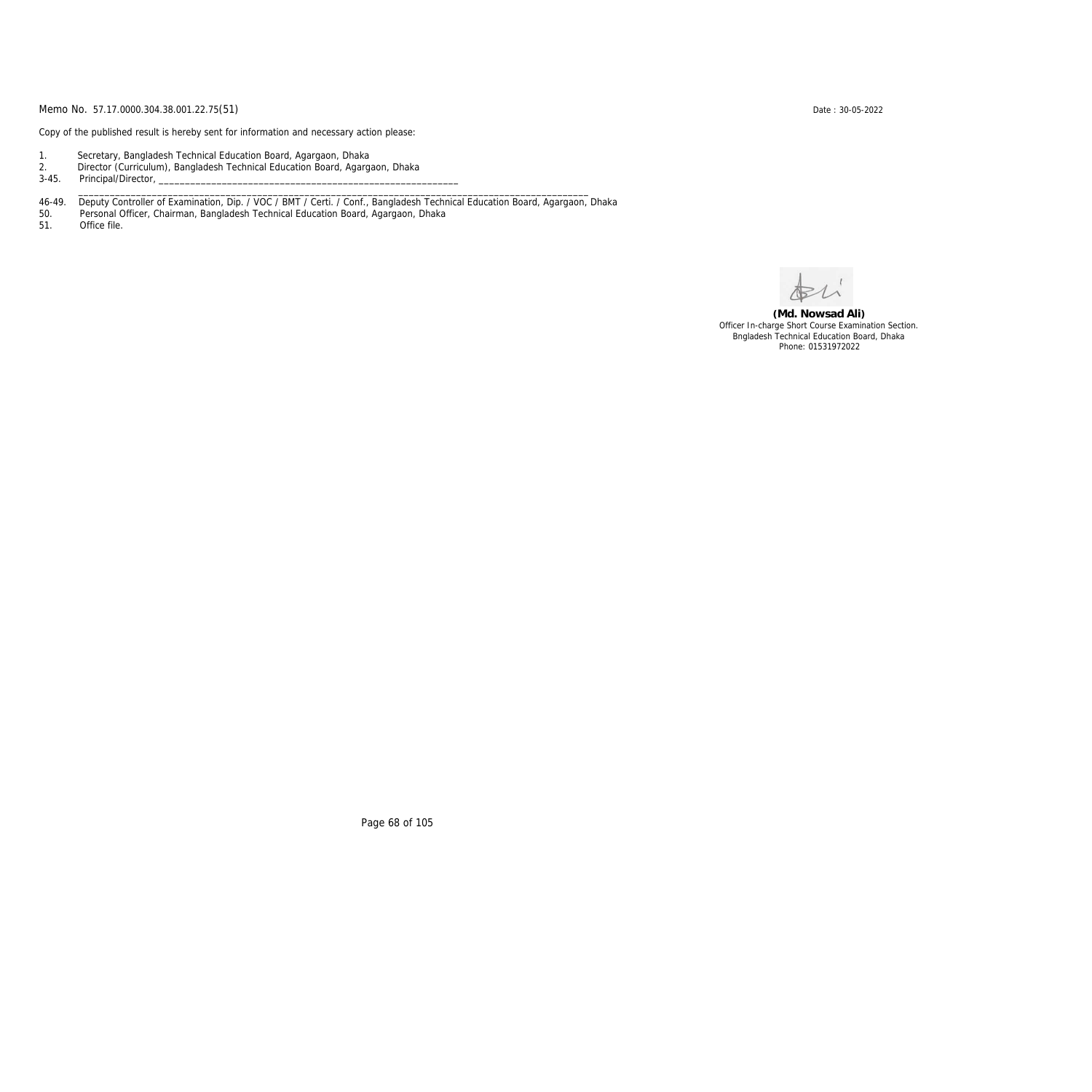Memo No. 57.17.0000.304.38.001.22.75(51) Date : 30-05-2022

Copy of the published result is hereby sent for information and necessary action please:

1. Secretary, Bangladesh Technical Education Board, Agargaon, Dhaka
2. Director (Curriculum), Bangladesh Technical Education Board, Agargaon, Dhaka
3-45. Principal/Director, ____________________________________________________________
    ______________________________________________________________________________________________
46-49. Deputy Controller of Examination, Dip. / VOC / BMT / Certi. / Conf., Bangladesh Technical Education Board, Agargaon, Dhaka
50. Personal Officer, Chairman, Bangladesh Technical Education Board, Agargaon, Dhaka
51. Office file.

**(Md. Nowsad Ali)**
Officer In-charge Short Course Examination Section.
Bngladesh Technical Education Board, Dhaka
Phone: 01531972022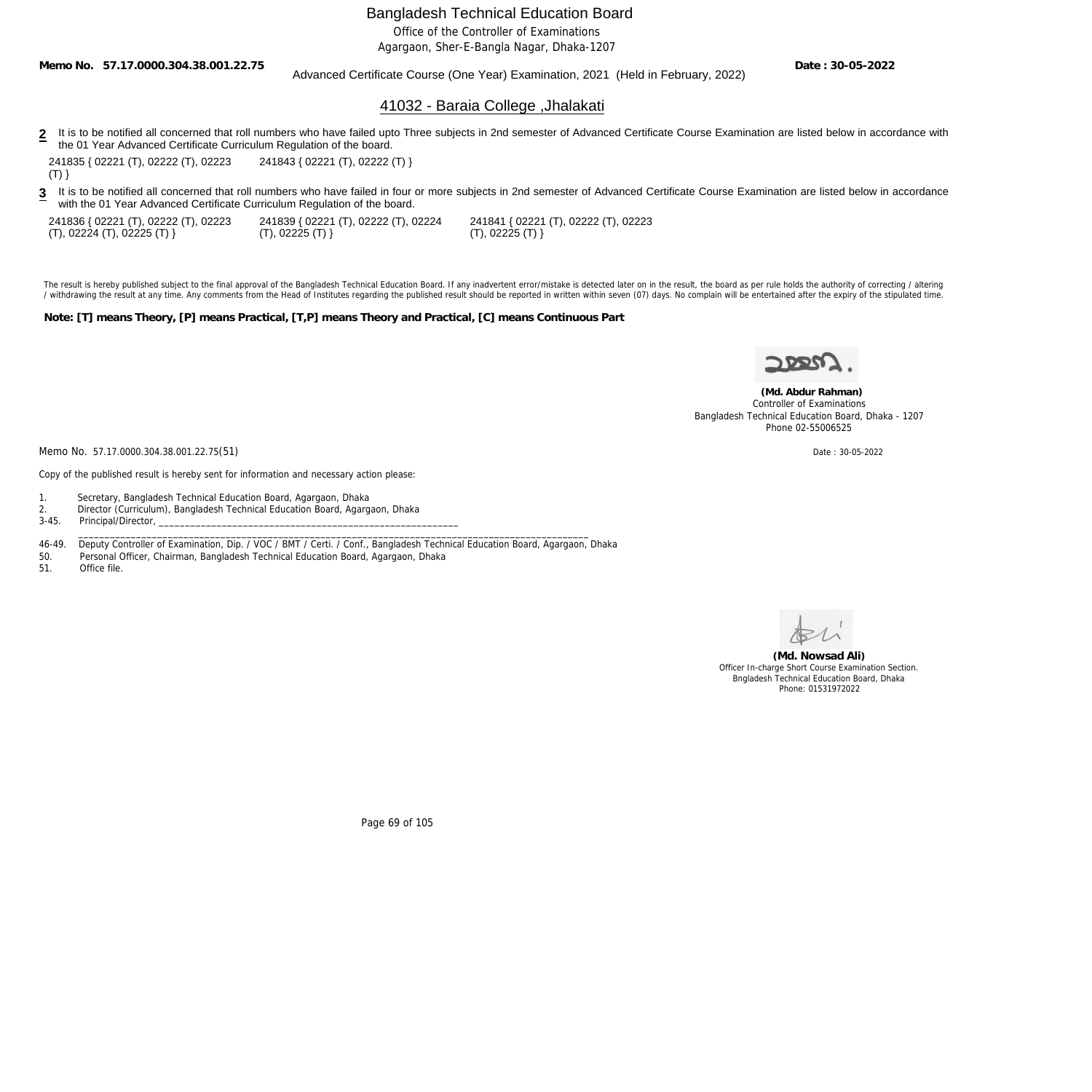# Bangladesh Technical Education Board

Office of the Controller of Examinations
Agargaon, Sher-E-Bangla Nagar, Dhaka-1207

**Memo No. 57.17.0000.304.38.001.22.75** Advanced Certificate Course (One Year) Examination, 2021 (Held in February, 2022) **Date : 30-05-2022**

## 41032 - Baraia College ,Jhalakati

**2** It is to be notified all concerned that roll numbers who have failed upto Three subjects in 2nd semester of Advanced Certificate Course Examination are listed below in accordance with the 01 Year Advanced Certificate Curriculum Regulation of the board.

241835 { 02221 (T), 02222 (T), 02223 (T) }    241843 { 02221 (T), 02222 (T) }

**3** It is to be notified all concerned that roll numbers who have failed in four or more subjects in 2nd semester of Advanced Certificate Course Examination are listed below in accordance with the 01 Year Advanced Certificate Curriculum Regulation of the board.

241836 { 02221 (T), 02222 (T), 02223 (T), 02224 (T), 02225 (T) }    241839 { 02221 (T), 02222 (T), 02224 (T), 02225 (T) }    241841 { 02221 (T), 02222 (T), 02223 (T), 02225 (T) }

The result is hereby published subject to the final approval of the Bangladesh Technical Education Board. If any inadvertent error/mistake is detected later on in the result, the board as per rule holds the authority of correcting / altering / withdrawing the result at any time. Any comments from the Head of Institutes regarding the published result should be reported in written within seven (07) days. No complain will be entertained after the expiry of the stipulated time.

**Note: [T] means Theory, [P] means Practical, [T,P] means Theory and Practical, [C] means Continuous Part**

**(Md. Abdur Rahman)**
Controller of Examinations
Bangladesh Technical Education Board, Dhaka - 1207
Phone 02-55006525

Memo No. 57.17.0000.304.38.001.22.75(51)    Date : 30-05-2022

Copy of the published result is hereby sent for information and necessary action please:

1. Secretary, Bangladesh Technical Education Board, Agargaon, Dhaka
2. Director (Curriculum), Bangladesh Technical Education Board, Agargaon, Dhaka
3-45. Principal/Director, ____________________________________________________________
46-49. Deputy Controller of Examination, Dip. / VOC / BMT / Certi. / Conf., Bangladesh Technical Education Board, Agargaon, Dhaka
50. Personal Officer, Chairman, Bangladesh Technical Education Board, Agargaon, Dhaka
51. Office file.

**(Md. Nowsad Ali)**
Officer In-charge Short Course Examination Section.
Bngladesh Technical Education Board, Dhaka
Phone: 01531972022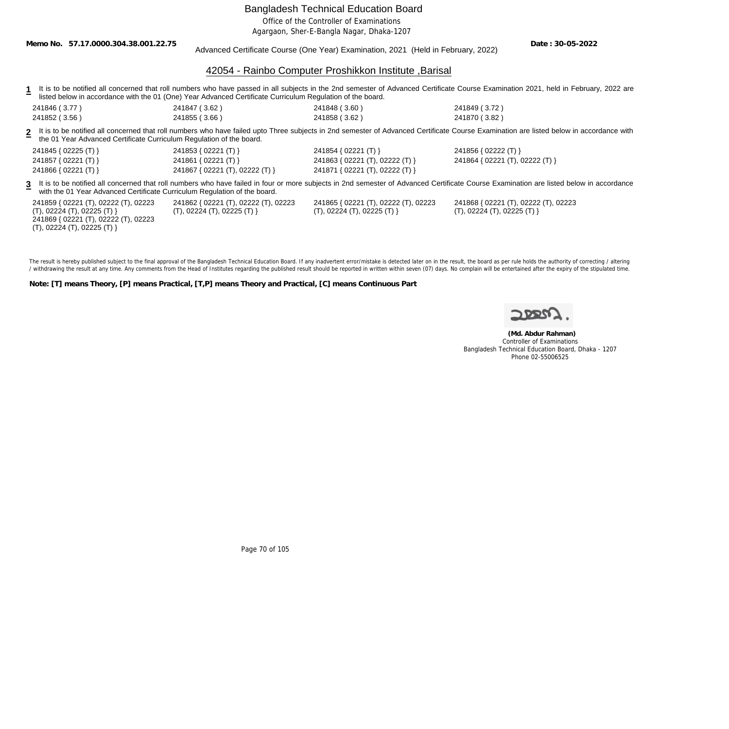# Bangladesh Technical Education Board

Office of the Controller of Examinations

Agargaon, Sher-E-Bangla Nagar, Dhaka-1207

**Memo No. 57.17.0000.304.38.001.22.75** **Date : 30-05-2022**

Advanced Certificate Course (One Year) Examination, 2021 (Held in February, 2022)

## 42054 - Rainbo Computer Proshikkon Institute ,Barisal

**1** It is to be notified all concerned that roll numbers who have passed in all subjects in the 2nd semester of Advanced Certificate Course Examination 2021, held in February, 2022 are listed below in accordance with the 01 (One) Year Advanced Certificate Curriculum Regulation of the board.

| | | | |
|---|---|---|---|
| 241846 ( 3.77 ) | 241847 ( 3.62 ) | 241848 ( 3.60 ) | 241849 ( 3.72 ) |
| 241852 ( 3.56 ) | 241855 ( 3.66 ) | 241858 ( 3.62 ) | 241870 ( 3.82 ) |

**2** It is to be notified all concerned that roll numbers who have failed upto Three subjects in 2nd semester of Advanced Certificate Course Examination are listed below in accordance with the 01 Year Advanced Certificate Curriculum Regulation of the board.

| | | | |
|---|---|---|---|
| 241845 { 02225 (T) } | 241853 { 02221 (T) } | 241854 { 02221 (T) } | 241856 { 02222 (T) } |
| 241857 { 02221 (T) } | 241861 { 02221 (T) } | 241863 { 02221 (T), 02222 (T) } | 241864 { 02221 (T), 02222 (T) } |
| 241866 { 02221 (T) } | 241867 { 02221 (T), 02222 (T) } | 241871 { 02221 (T), 02222 (T) } | |

**3** It is to be notified all concerned that roll numbers who have failed in four or more subjects in 2nd semester of Advanced Certificate Course Examination are listed below in accordance with the 01 Year Advanced Certificate Curriculum Regulation of the board.

| | | | |
|---|---|---|---|
| 241859 { 02221 (T), 02222 (T), 02223 (T), 02224 (T), 02225 (T) } | 241862 { 02221 (T), 02222 (T), 02223 (T), 02224 (T), 02225 (T) } | 241865 { 02221 (T), 02222 (T), 02223 (T), 02224 (T), 02225 (T) } | 241868 { 02221 (T), 02222 (T), 02223 (T), 02224 (T), 02225 (T) } |
| 241869 { 02221 (T), 02222 (T), 02223 (T), 02224 (T), 02225 (T) } | | | |

The result is hereby published subject to the final approval of the Bangladesh Technical Education Board. If any inadvertent error/mistake is detected later on in the result, the board as per rule holds the authority of correcting / altering / withdrawing the result at any time. Any comments from the Head of Institutes regarding the published result should be reported in written within seven (07) days. No complain will be entertained after the expiry of the stipulated time.

**Note: [T] means Theory, [P] means Practical, [T,P] means Theory and Practical, [C] means Continuous Part**

**(Md. Abdur Rahman)**
Controller of Examinations
Bangladesh Technical Education Board, Dhaka - 1207
Phone 02-55006525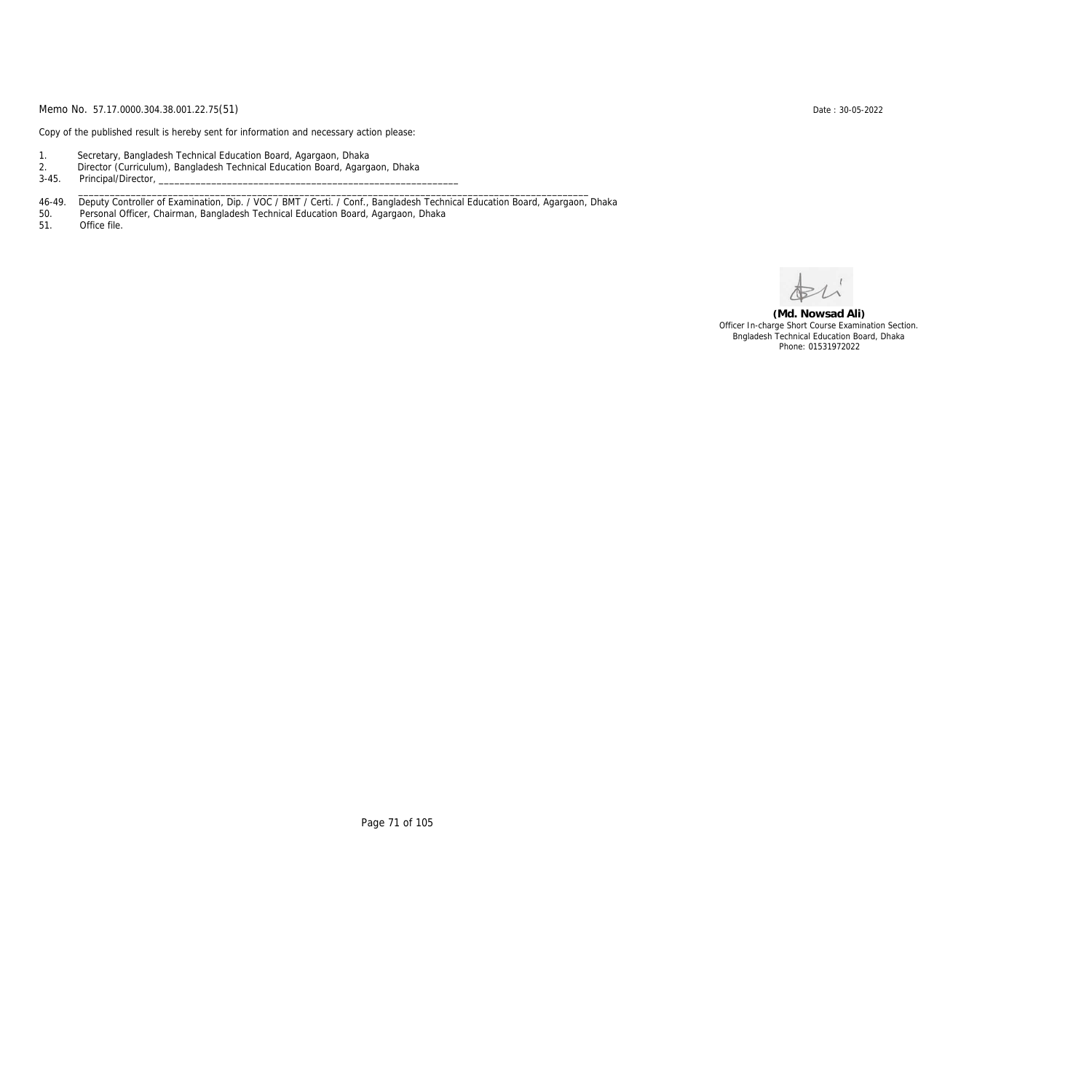Memo No. 57.17.0000.304.38.001.22.75(51)

Date : 30-05-2022

Copy of the published result is hereby sent for information and necessary action please:

1. Secretary, Bangladesh Technical Education Board, Agargaon, Dhaka
2. Director (Curriculum), Bangladesh Technical Education Board, Agargaon, Dhaka

3-45. Principal/Director, ____________________________________________________________

______________________________________________________________________________________________

46-49. Deputy Controller of Examination, Dip. / VOC / BMT / Certi. / Conf., Bangladesh Technical Education Board, Agargaon, Dhaka

50. Personal Officer, Chairman, Bangladesh Technical Education Board, Agargaon, Dhaka

51. Office file.

**(Md. Nowsad Ali)**
Officer In-charge Short Course Examination Section.
Bngladesh Technical Education Board, Dhaka
Phone: 01531972022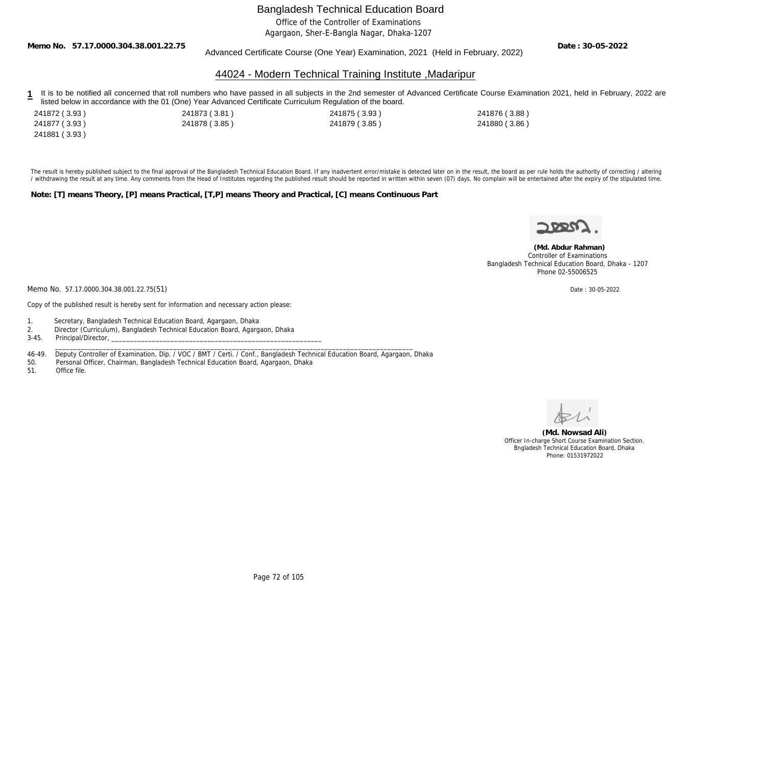# Bangladesh Technical Education Board

Office of the Controller of Examinations

Agargaon, Sher-E-Bangla Nagar, Dhaka-1207

**Memo No. 57.17.0000.304.38.001.22.75** **Date : 30-05-2022**

Advanced Certificate Course (One Year) Examination, 2021 (Held in February, 2022)

## 44024 - Modern Technical Training Institute ,Madaripur

**1** It is to be notified all concerned that roll numbers who have passed in all subjects in the 2nd semester of Advanced Certificate Course Examination 2021, held in February, 2022 are listed below in accordance with the 01 (One) Year Advanced Certificate Curriculum Regulation of the board.

| | | | |
|---|---|---|---|
| 241872 ( 3.93 ) | 241873 ( 3.81 ) | 241875 ( 3.93 ) | 241876 ( 3.88 ) |
| 241877 ( 3.93 ) | 241878 ( 3.85 ) | 241879 ( 3.85 ) | 241880 ( 3.86 ) |
| 241881 ( 3.93 ) | | | |

The result is hereby published subject to the final approval of the Bangladesh Technical Education Board. If any inadvertent error/mistake is detected later on in the result, the board as per rule holds the authority of correcting / altering / withdrawing the result at any time. Any comments from the Head of Institutes regarding the published result should be reported in written within seven (07) days. No complain will be entertained after the expiry of the stipulated time.

**Note: [T] means Theory, [P] means Practical, [T,P] means Theory and Practical, [C] means Continuous Part**

**(Md. Abdur Rahman)**
Controller of Examinations
Bangladesh Technical Education Board, Dhaka - 1207
Phone 02-55006525

Memo No. 57.17.0000.304.38.001.22.75(51) Date : 30-05-2022

Copy of the published result is hereby sent for information and necessary action please:

1. Secretary, Bangladesh Technical Education Board, Agargaon, Dhaka
2. Director (Curriculum), Bangladesh Technical Education Board, Agargaon, Dhaka

3-45. Principal/Director, ____________________________________________________________

46-49. Deputy Controller of Examination, Dip. / VOC / BMT / Certi. / Conf., Bangladesh Technical Education Board, Agargaon, Dhaka

50. Personal Officer, Chairman, Bangladesh Technical Education Board, Agargaon, Dhaka

51. Office file.

**(Md. Nowsad Ali)**
Officer In-charge Short Course Examination Section.
Bngladesh Technical Education Board, Dhaka
Phone: 01531972022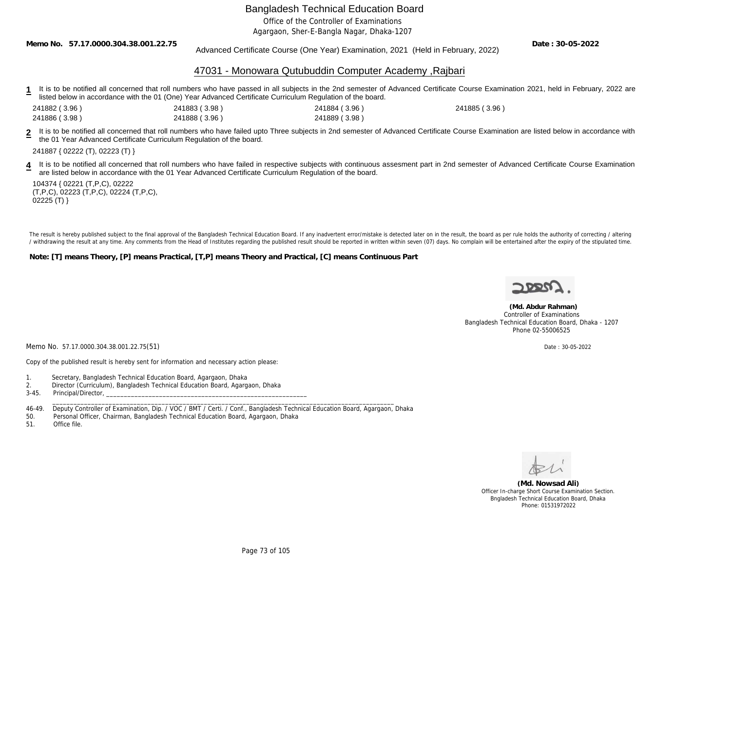Bangladesh Technical Education Board

Office of the Controller of Examinations

Agargaon, Sher-E-Bangla Nagar, Dhaka-1207

**Memo No. 57.17.0000.304.38.001.22.75** Advanced Certificate Course (One Year) Examination, 2021 (Held in February, 2022) **Date : 30-05-2022**

## 47031 - Monowara Qutubuddin Computer Academy ,Rajbari

**1** It is to be notified all concerned that roll numbers who have passed in all subjects in the 2nd semester of Advanced Certificate Course Examination 2021, held in February, 2022 are listed below in accordance with the 01 (One) Year Advanced Certificate Curriculum Regulation of the board.

| | | | |
|---|---|---|---|
| 241882 ( 3.96 ) | 241883 ( 3.98 ) | 241884 ( 3.96 ) | 241885 ( 3.96 ) |
| 241886 ( 3.98 ) | 241888 ( 3.96 ) | 241889 ( 3.98 ) | |

**2** It is to be notified all concerned that roll numbers who have failed upto Three subjects in 2nd semester of Advanced Certificate Course Examination are listed below in accordance with the 01 Year Advanced Certificate Curriculum Regulation of the board.

241887 { 02222 (T), 02223 (T) }

**4** It is to be notified all concerned that roll numbers who have failed in respective subjects with continuous assesment part in 2nd semester of Advanced Certificate Course Examination are listed below in accordance with the 01 Year Advanced Certificate Curriculum Regulation of the board.

104374 { 02221 (T,P,C), 02222 (T,P,C), 02223 (T,P,C), 02224 (T,P,C), 02225 (T) }

The result is hereby published subject to the final approval of the Bangladesh Technical Education Board. If any inadvertent error/mistake is detected later on in the result, the board as per rule holds the authority of correcting / altering / withdrawing the result at any time. Any comments from the Head of Institutes regarding the published result should be reported in written within seven (07) days. No complain will be entertained after the expiry of the stipulated time.

**Note: [T] means Theory, [P] means Practical, [T,P] means Theory and Practical, [C] means Continuous Part**

**(Md. Abdur Rahman)**
Controller of Examinations
Bangladesh Technical Education Board, Dhaka - 1207
Phone 02-55006525

Memo No. 57.17.0000.304.38.001.22.75(51) Date : 30-05-2022

Copy of the published result is hereby sent for information and necessary action please:

1. Secretary, Bangladesh Technical Education Board, Agargaon, Dhaka
2. Director (Curriculum), Bangladesh Technical Education Board, Agargaon, Dhaka

3-45. Principal/Director, ______________________________________________________________

46-49. Deputy Controller of Examination, Dip. / VOC / BMT / Certi. / Conf., Bangladesh Technical Education Board, Agargaon, Dhaka

50. Personal Officer, Chairman, Bangladesh Technical Education Board, Agargaon, Dhaka

51. Office file.

**(Md. Nowsad Ali)**
Officer In-charge Short Course Examination Section.
Bngladesh Technical Education Board, Dhaka
Phone: 01531972022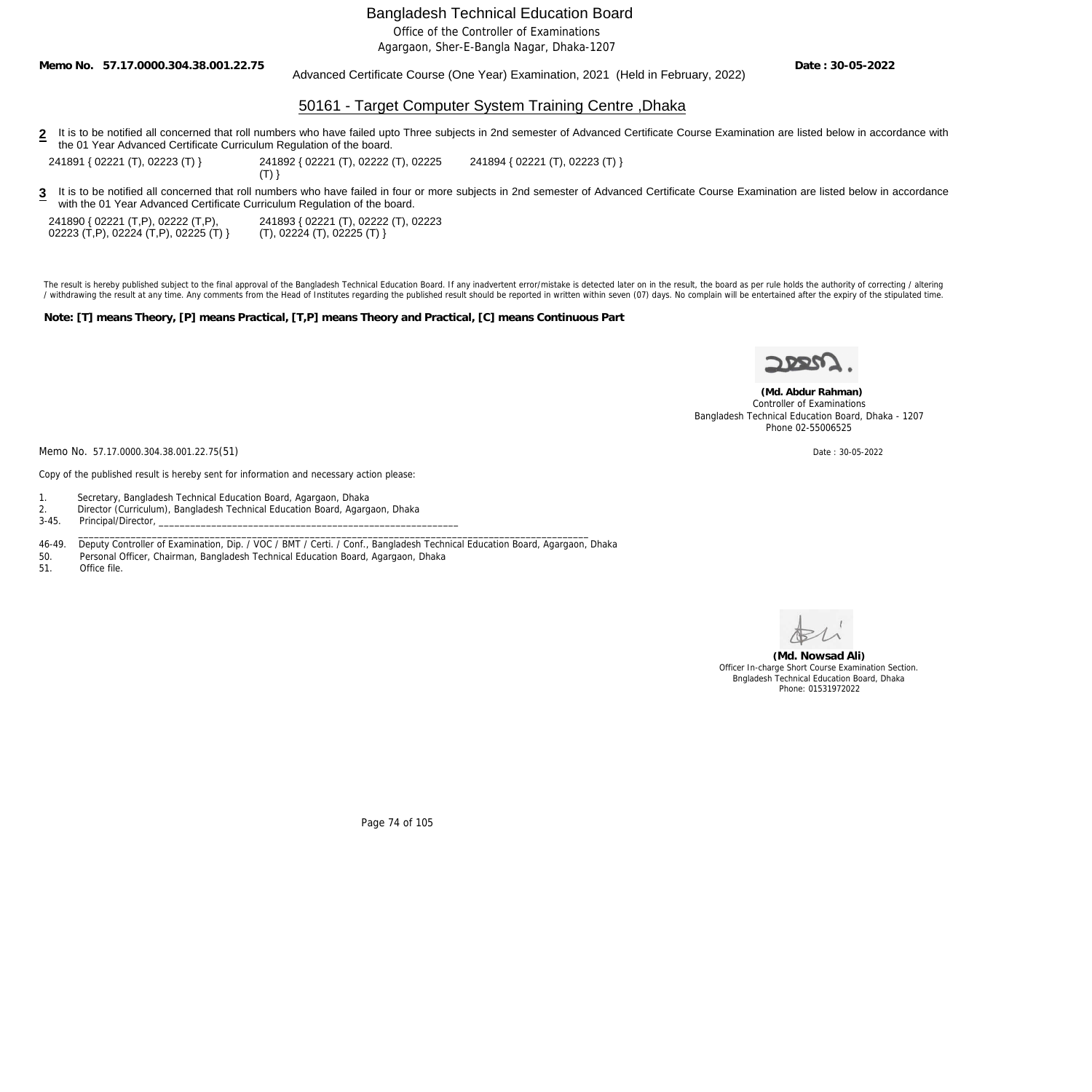# Bangladesh Technical Education Board

Office of the Controller of Examinations

Agargaon, Sher-E-Bangla Nagar, Dhaka-1207

**Memo No. 57.17.0000.304.38.001.22.75** Advanced Certificate Course (One Year) Examination, 2021 (Held in February, 2022) **Date : 30-05-2022**

## 50161 - Target Computer System Training Centre ,Dhaka

**2** It is to be notified all concerned that roll numbers who have failed upto Three subjects in 2nd semester of Advanced Certificate Course Examination are listed below in accordance with the 01 Year Advanced Certificate Curriculum Regulation of the board.

241891 { 02221 (T), 02223 (T) }    241892 { 02221 (T), 02222 (T), 02225 (T) }    241894 { 02221 (T), 02223 (T) }

**3** It is to be notified all concerned that roll numbers who have failed in four or more subjects in 2nd semester of Advanced Certificate Course Examination are listed below in accordance with the 01 Year Advanced Certificate Curriculum Regulation of the board.

241890 { 02221 (T,P), 02222 (T,P), 02223 (T,P), 02224 (T,P), 02225 (T) }    241893 { 02221 (T), 02222 (T), 02223 (T), 02224 (T), 02225 (T) }

The result is hereby published subject to the final approval of the Bangladesh Technical Education Board. If any inadvertent error/mistake is detected later on in the result, the board as per rule holds the authority of correcting / altering / withdrawing the result at any time. Any comments from the Head of Institutes regarding the published result should be reported in written within seven (07) days. No complain will be entertained after the expiry of the stipulated time.

**Note: [T] means Theory, [P] means Practical, [T,P] means Theory and Practical, [C] means Continuous Part**

**(Md. Abdur Rahman)**
Controller of Examinations
Bangladesh Technical Education Board, Dhaka - 1207
Phone 02-55006525

Memo No. 57.17.0000.304.38.001.22.75(51)    Date : 30-05-2022

Copy of the published result is hereby sent for information and necessary action please:

1. Secretary, Bangladesh Technical Education Board, Agargaon, Dhaka
2. Director (Curriculum), Bangladesh Technical Education Board, Agargaon, Dhaka

3-45. Principal/Director, ____________________________________________________________

46-49. Deputy Controller of Examination, Dip. / VOC / BMT / Certi. / Conf., Bangladesh Technical Education Board, Agargaon, Dhaka

50. Personal Officer, Chairman, Bangladesh Technical Education Board, Agargaon, Dhaka
51. Office file.

**(Md. Nowsad Ali)**
Officer In-charge Short Course Examination Section.
Bngladesh Technical Education Board, Dhaka
Phone: 01531972022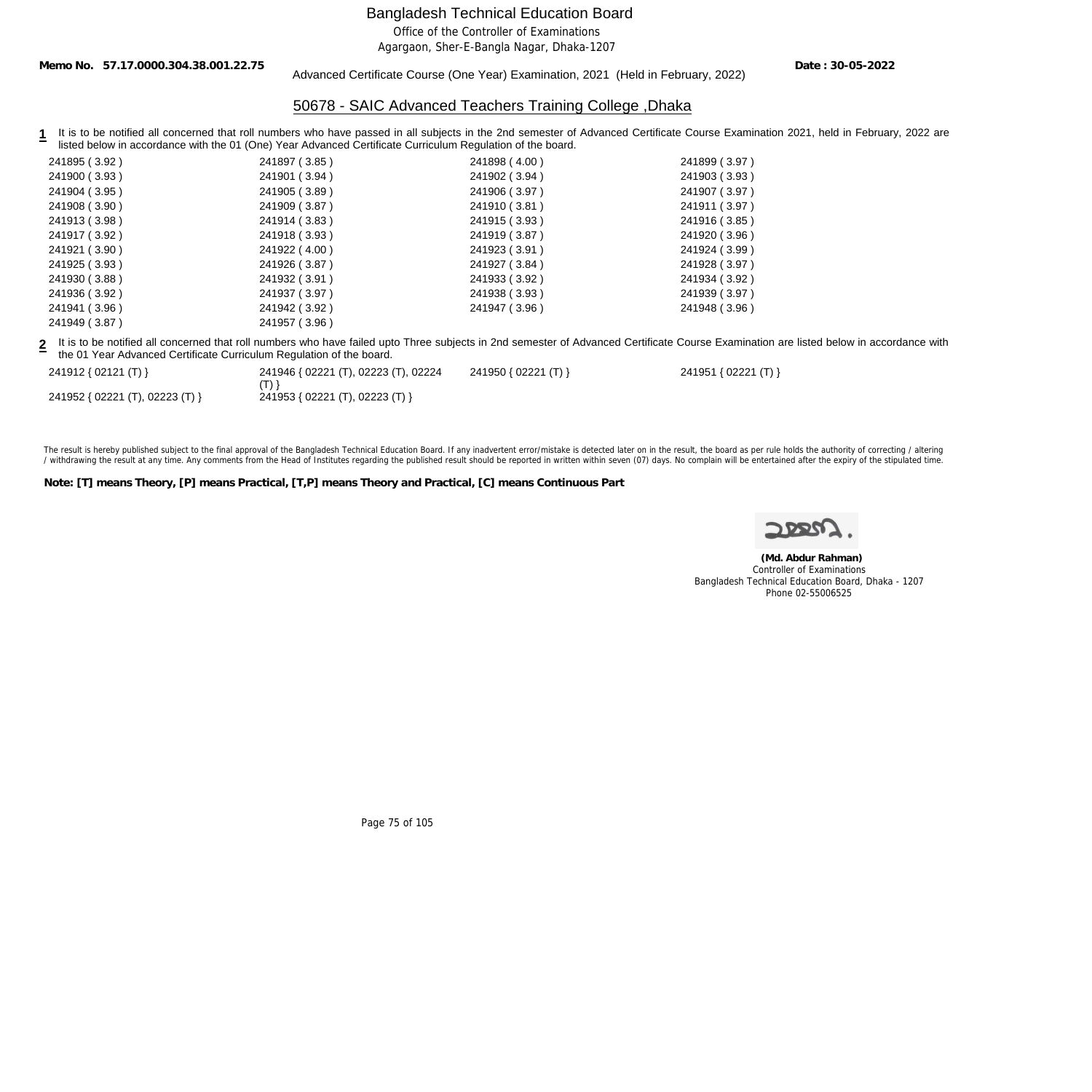# Bangladesh Technical Education Board

Office of the Controller of Examinations
Agargaon, Sher-E-Bangla Nagar, Dhaka-1207

**Memo No. 57.17.0000.304.38.001.22.75** Advanced Certificate Course (One Year) Examination, 2021 (Held in February, 2022) **Date : 30-05-2022**

## 50678 - SAIC Advanced Teachers Training College ,Dhaka

**1** It is to be notified all concerned that roll numbers who have passed in all subjects in the 2nd semester of Advanced Certificate Course Examination 2021, held in February, 2022 are listed below in accordance with the 01 (One) Year Advanced Certificate Curriculum Regulation of the board.

| | | | |
|---|---|---|---|
| 241895 ( 3.92 ) | 241897 ( 3.85 ) | 241898 ( 4.00 ) | 241899 ( 3.97 ) |
| 241900 ( 3.93 ) | 241901 ( 3.94 ) | 241902 ( 3.94 ) | 241903 ( 3.93 ) |
| 241904 ( 3.95 ) | 241905 ( 3.89 ) | 241906 ( 3.97 ) | 241907 ( 3.97 ) |
| 241908 ( 3.90 ) | 241909 ( 3.87 ) | 241910 ( 3.81 ) | 241911 ( 3.97 ) |
| 241913 ( 3.98 ) | 241914 ( 3.83 ) | 241915 ( 3.93 ) | 241916 ( 3.85 ) |
| 241917 ( 3.92 ) | 241918 ( 3.93 ) | 241919 ( 3.87 ) | 241920 ( 3.96 ) |
| 241921 ( 3.90 ) | 241922 ( 4.00 ) | 241923 ( 3.91 ) | 241924 ( 3.99 ) |
| 241925 ( 3.93 ) | 241926 ( 3.87 ) | 241927 ( 3.84 ) | 241928 ( 3.97 ) |
| 241930 ( 3.88 ) | 241932 ( 3.91 ) | 241933 ( 3.92 ) | 241934 ( 3.92 ) |
| 241936 ( 3.92 ) | 241937 ( 3.97 ) | 241938 ( 3.93 ) | 241939 ( 3.97 ) |
| 241941 ( 3.96 ) | 241942 ( 3.92 ) | 241947 ( 3.96 ) | 241948 ( 3.96 ) |
| 241949 ( 3.87 ) | 241957 ( 3.96 ) | | |

**2** It is to be notified all concerned that roll numbers who have failed upto Three subjects in 2nd semester of Advanced Certificate Course Examination are listed below in accordance with the 01 Year Advanced Certificate Curriculum Regulation of the board.

| | | | |
|---|---|---|---|
| 241912 { 02121 (T) } | 241946 { 02221 (T), 02223 (T), 02224 (T) } | 241950 { 02221 (T) } | 241951 { 02221 (T) } |
| 241952 { 02221 (T), 02223 (T) } | 241953 { 02221 (T), 02223 (T) } | | |

The result is hereby published subject to the final approval of the Bangladesh Technical Education Board. If any inadvertent error/mistake is detected later on in the result, the board as per rule holds the authority of correcting / altering / withdrawing the result at any time. Any comments from the Head of Institutes regarding the published result should be reported in written within seven (07) days. No complain will be entertained after the expiry of the stipulated time.

**Note: [T] means Theory, [P] means Practical, [T,P] means Theory and Practical, [C] means Continuous Part**

**(Md. Abdur Rahman)**
Controller of Examinations
Bangladesh Technical Education Board, Dhaka - 1207
Phone 02-55006525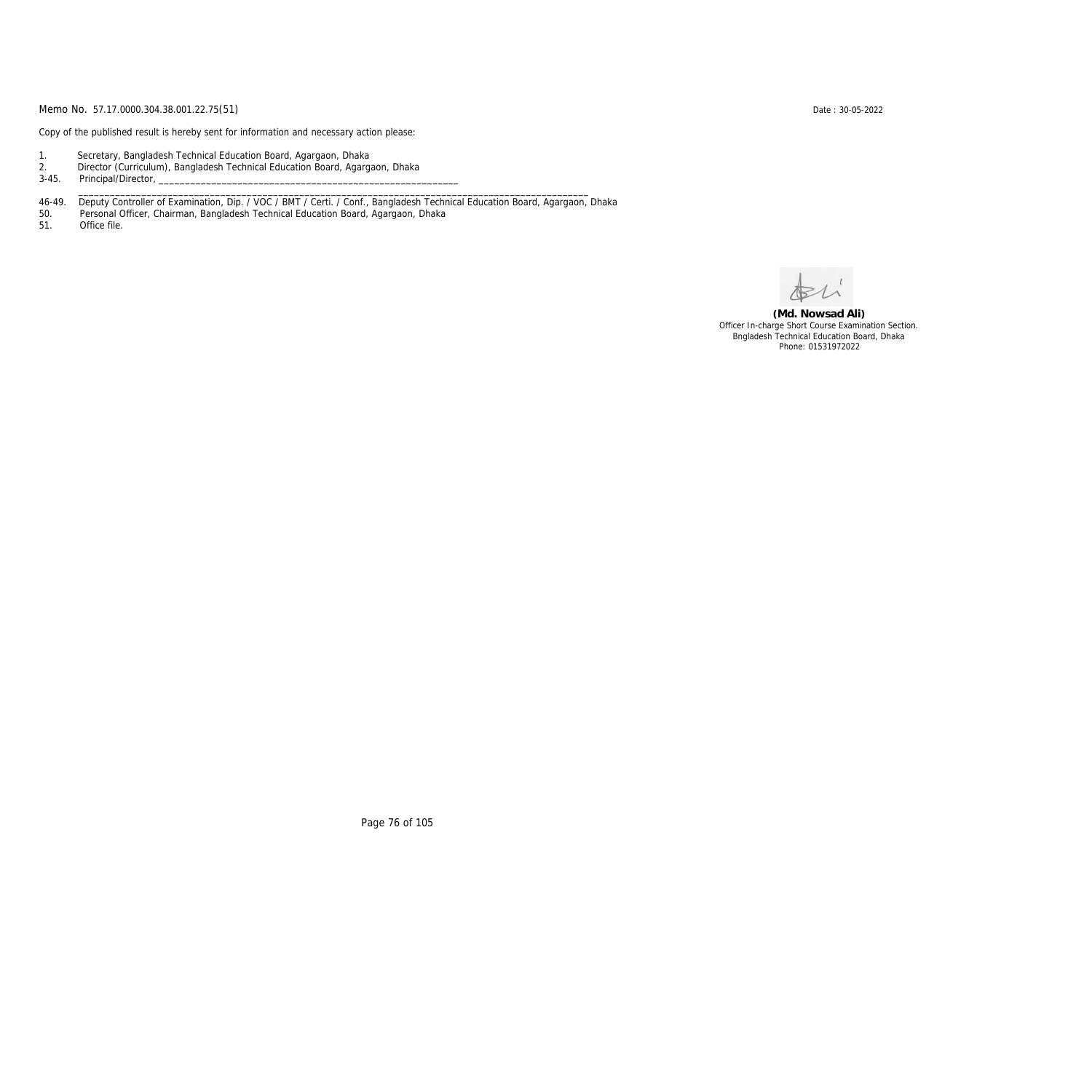Memo No. 57.17.0000.304.38.001.22.75(51)

Date : 30-05-2022

Copy of the published result is hereby sent for information and necessary action please:

1. Secretary, Bangladesh Technical Education Board, Agargaon, Dhaka
2. Director (Curriculum), Bangladesh Technical Education Board, Agargaon, Dhaka
3-45. Principal/Director, ____________________________________________________________

______________________________________________________________________________________________
46-49. Deputy Controller of Examination, Dip. / VOC / BMT / Certi. / Conf., Bangladesh Technical Education Board, Agargaon, Dhaka
50. Personal Officer, Chairman, Bangladesh Technical Education Board, Agargaon, Dhaka
51. Office file.

**(Md. Nowsad Ali)**
Officer In-charge Short Course Examination Section.
Bngladesh Technical Education Board, Dhaka
Phone: 01531972022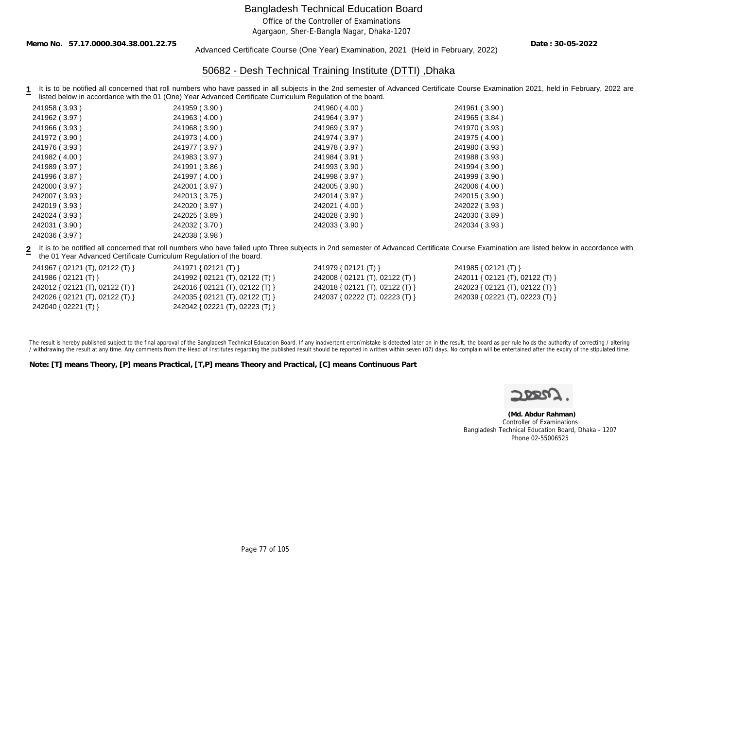Bangladesh Technical Education Board

Office of the Controller of Examinations

Agargaon, Sher-E-Bangla Nagar, Dhaka-1207

**Memo No. 57.17.0000.304.38.001.22.75** Advanced Certificate Course (One Year) Examination, 2021 (Held in February, 2022) **Date : 30-05-2022**

## 50682 - Desh Technical Training Institute (DTTI) ,Dhaka

**1** It is to be notified all concerned that roll numbers who have passed in all subjects in the 2nd semester of Advanced Certificate Course Examination 2021, held in February, 2022 are listed below in accordance with the 01 (One) Year Advanced Certificate Curriculum Regulation of the board.

| | | | |
|---|---|---|---|
| 241958 ( 3.93 ) | 241959 ( 3.90 ) | 241960 ( 4.00 ) | 241961 ( 3.90 ) |
| 241962 ( 3.97 ) | 241963 ( 4.00 ) | 241964 ( 3.97 ) | 241965 ( 3.84 ) |
| 241966 ( 3.93 ) | 241968 ( 3.90 ) | 241969 ( 3.97 ) | 241970 ( 3.93 ) |
| 241972 ( 3.90 ) | 241973 ( 4.00 ) | 241974 ( 3.97 ) | 241975 ( 4.00 ) |
| 241976 ( 3.93 ) | 241977 ( 3.97 ) | 241978 ( 3.97 ) | 241980 ( 3.93 ) |
| 241982 ( 4.00 ) | 241983 ( 3.97 ) | 241984 ( 3.91 ) | 241988 ( 3.93 ) |
| 241989 ( 3.97 ) | 241991 ( 3.86 ) | 241993 ( 3.90 ) | 241994 ( 3.90 ) |
| 241996 ( 3.87 ) | 241997 ( 4.00 ) | 241998 ( 3.97 ) | 241999 ( 3.90 ) |
| 242000 ( 3.97 ) | 242001 ( 3.97 ) | 242005 ( 3.90 ) | 242006 ( 4.00 ) |
| 242007 ( 3.93 ) | 242013 ( 3.75 ) | 242014 ( 3.97 ) | 242015 ( 3.90 ) |
| 242019 ( 3.93 ) | 242020 ( 3.97 ) | 242021 ( 4.00 ) | 242022 ( 3.93 ) |
| 242024 ( 3.93 ) | 242025 ( 3.89 ) | 242028 ( 3.90 ) | 242030 ( 3.89 ) |
| 242031 ( 3.90 ) | 242032 ( 3.70 ) | 242033 ( 3.90 ) | 242034 ( 3.93 ) |
| 242036 ( 3.97 ) | 242038 ( 3.98 ) | | |

**2** It is to be notified all concerned that roll numbers who have failed upto Three subjects in 2nd semester of Advanced Certificate Course Examination are listed below in accordance with the 01 Year Advanced Certificate Curriculum Regulation of the board.

| | | | |
|---|---|---|---|
| 241967 { 02121 (T), 02122 (T) } | 241971 { 02121 (T) } | 241979 { 02121 (T) } | 241985 { 02121 (T) } |
| 241986 { 02121 (T) } | 241992 { 02121 (T), 02122 (T) } | 242008 { 02121 (T), 02122 (T) } | 242011 { 02121 (T), 02122 (T) } |
| 242012 { 02121 (T), 02122 (T) } | 242016 { 02121 (T), 02122 (T) } | 242018 { 02121 (T), 02122 (T) } | 242023 { 02121 (T), 02122 (T) } |
| 242026 { 02121 (T), 02122 (T) } | 242035 { 02121 (T), 02122 (T) } | 242037 { 02222 (T), 02223 (T) } | 242039 { 02221 (T), 02223 (T) } |
| 242040 { 02221 (T) } | 242042 { 02221 (T), 02223 (T) } | | |

The result is hereby published subject to the final approval of the Bangladesh Technical Education Board. If any inadvertent error/mistake is detected later on in the result, the board as per rule holds the authority of correcting / altering / withdrawing the result at any time. Any comments from the Head of Institutes regarding the published result should be reported in written within seven (07) days. No complain will be entertained after the expiry of the stipulated time.

**Note: [T] means Theory, [P] means Practical, [T,P] means Theory and Practical, [C] means Continuous Part**

**(Md. Abdur Rahman)**
Controller of Examinations
Bangladesh Technical Education Board, Dhaka - 1207
Phone 02-55006525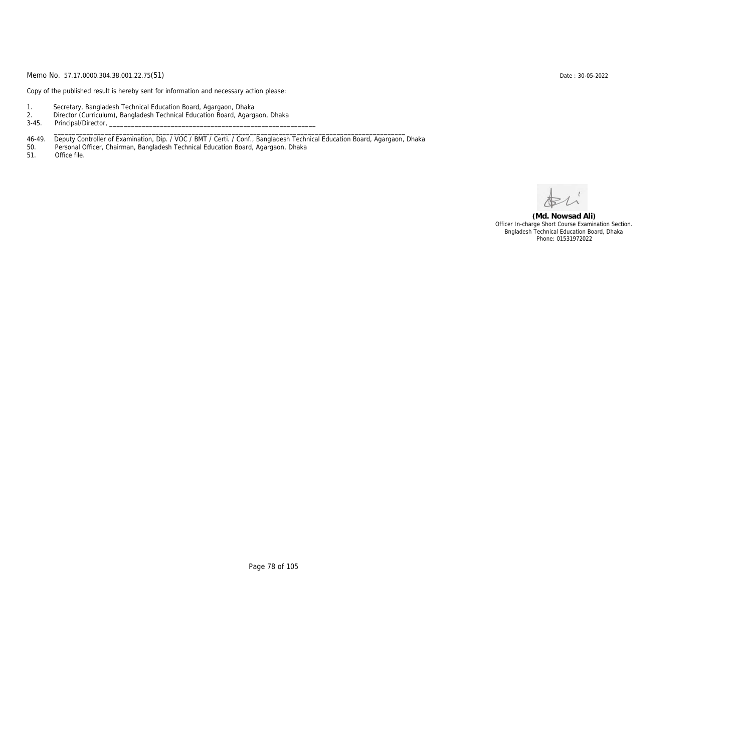Memo No. 57.17.0000.304.38.001.22.75(51)

Date : 30-05-2022

Copy of the published result is hereby sent for information and necessary action please:

1. Secretary, Bangladesh Technical Education Board, Agargaon, Dhaka
2. Director (Curriculum), Bangladesh Technical Education Board, Agargaon, Dhaka
3-45. Principal/Director, ____________________________________________________________
____________________________________________________________________________________________
46-49. Deputy Controller of Examination, Dip. / VOC / BMT / Certi. / Conf., Bangladesh Technical Education Board, Agargaon, Dhaka
50. Personal Officer, Chairman, Bangladesh Technical Education Board, Agargaon, Dhaka
51. Office file.

**(Md. Nowsad Ali)**
Officer In-charge Short Course Examination Section.
Bngladesh Technical Education Board, Dhaka
Phone: 01531972022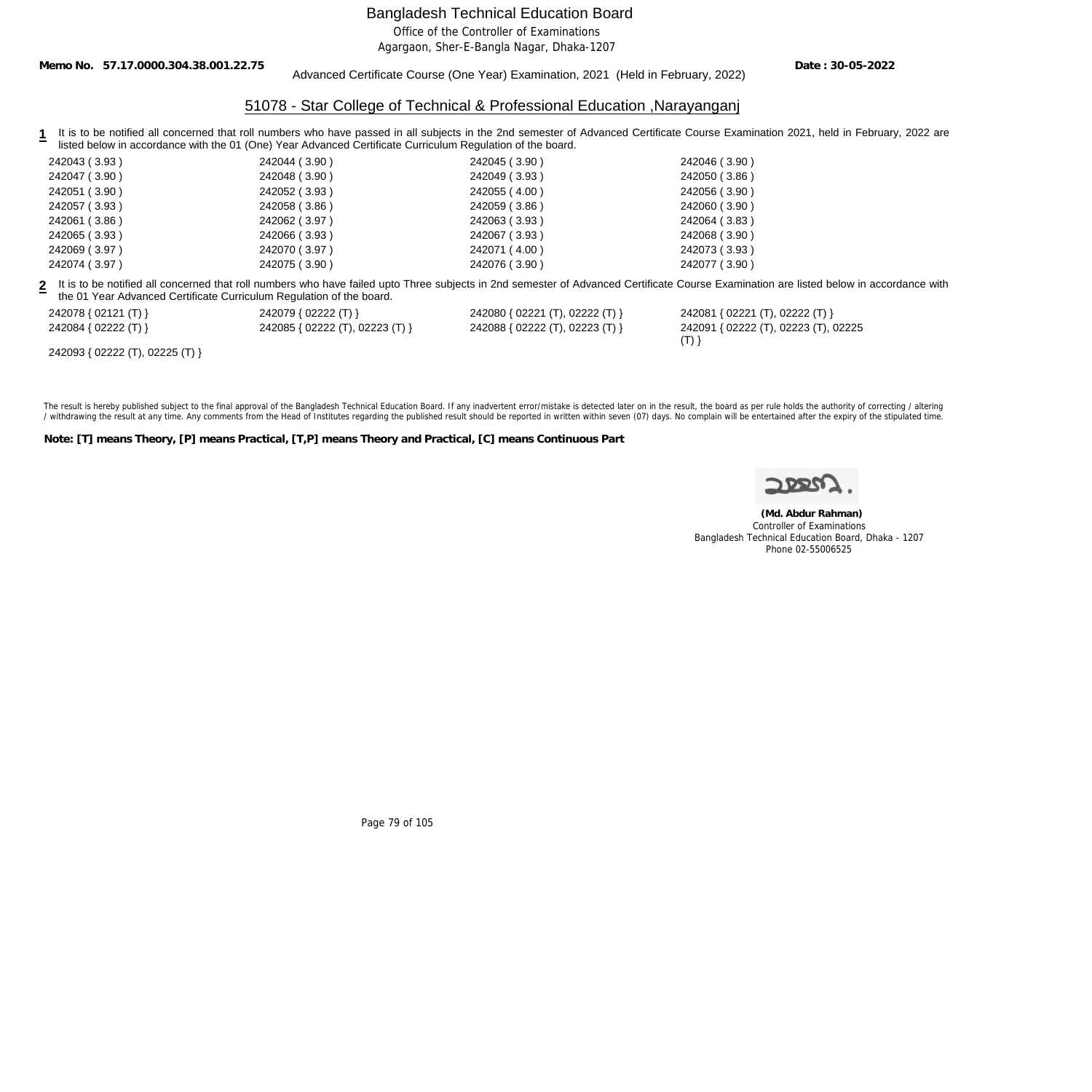# Bangladesh Technical Education Board

Office of the Controller of Examinations

Agargaon, Sher-E-Bangla Nagar, Dhaka-1207

**Memo No. 57.17.0000.304.38.001.22.75** **Date : 30-05-2022**

Advanced Certificate Course (One Year) Examination, 2021 (Held in February, 2022)

## 51078 - Star College of Technical & Professional Education ,Narayanganj

**1** It is to be notified all concerned that roll numbers who have passed in all subjects in the 2nd semester of Advanced Certificate Course Examination 2021, held in February, 2022 are listed below in accordance with the 01 (One) Year Advanced Certificate Curriculum Regulation of the board.

| | | | |
|---|---|---|---|
| 242043 ( 3.93 ) | 242044 ( 3.90 ) | 242045 ( 3.90 ) | 242046 ( 3.90 ) |
| 242047 ( 3.90 ) | 242048 ( 3.90 ) | 242049 ( 3.93 ) | 242050 ( 3.86 ) |
| 242051 ( 3.90 ) | 242052 ( 3.93 ) | 242055 ( 4.00 ) | 242056 ( 3.90 ) |
| 242057 ( 3.93 ) | 242058 ( 3.86 ) | 242059 ( 3.86 ) | 242060 ( 3.90 ) |
| 242061 ( 3.86 ) | 242062 ( 3.97 ) | 242063 ( 3.93 ) | 242064 ( 3.83 ) |
| 242065 ( 3.93 ) | 242066 ( 3.93 ) | 242067 ( 3.93 ) | 242068 ( 3.90 ) |
| 242069 ( 3.97 ) | 242070 ( 3.97 ) | 242071 ( 4.00 ) | 242073 ( 3.93 ) |
| 242074 ( 3.97 ) | 242075 ( 3.90 ) | 242076 ( 3.90 ) | 242077 ( 3.90 ) |

**2** It is to be notified all concerned that roll numbers who have failed upto Three subjects in 2nd semester of Advanced Certificate Course Examination are listed below in accordance with the 01 Year Advanced Certificate Curriculum Regulation of the board.

| | | | |
|---|---|---|---|
| 242078 { 02121 (T) } | 242079 { 02222 (T) } | 242080 { 02221 (T), 02222 (T) } | 242081 { 02221 (T), 02222 (T) } |
| 242084 { 02222 (T) } | 242085 { 02222 (T), 02223 (T) } | 242088 { 02222 (T), 02223 (T) } | 242091 { 02222 (T), 02223 (T), 02225 (T) } |
| 242093 { 02222 (T), 02225 (T) } | | | |

The result is hereby published subject to the final approval of the Bangladesh Technical Education Board. If any inadvertent error/mistake is detected later on in the result, the board as per rule holds the authority of correcting / altering / withdrawing the result at any time. Any comments from the Head of Institutes regarding the published result should be reported in written within seven (07) days. No complain will be entertained after the expiry of the stipulated time.

**Note: [T] means Theory, [P] means Practical, [T,P] means Theory and Practical, [C] means Continuous Part**

**(Md. Abdur Rahman)**
Controller of Examinations
Bangladesh Technical Education Board, Dhaka - 1207
Phone 02-55006525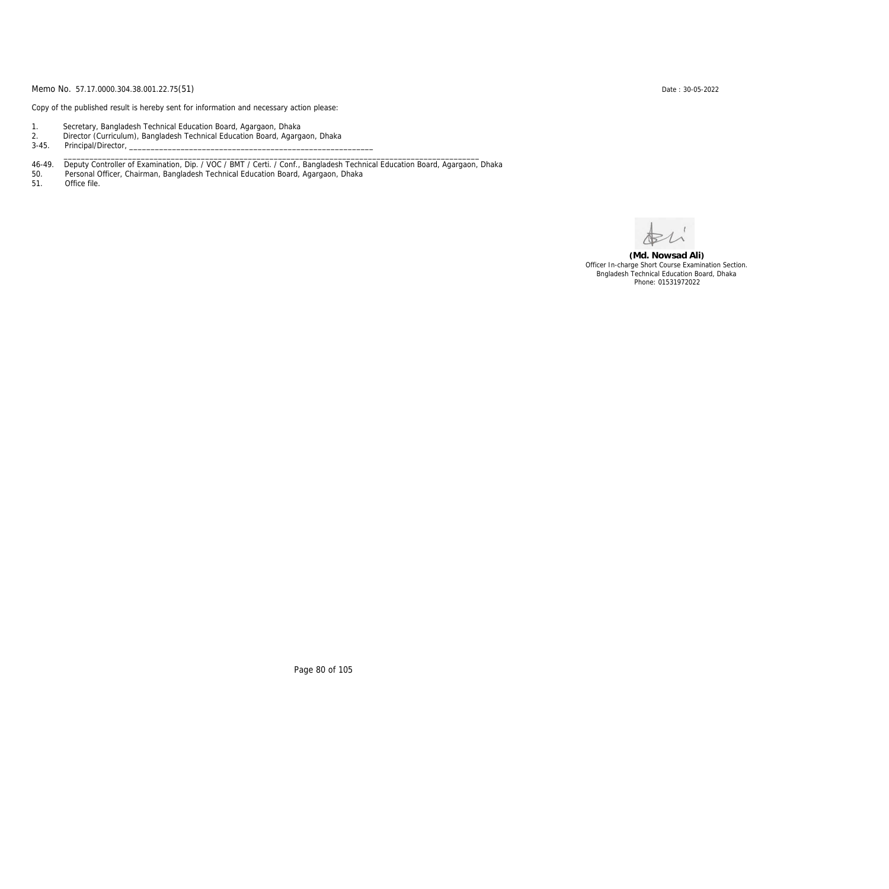Memo No. 57.17.0000.304.38.001.22.75(51) Date : 30-05-2022

Copy of the published result is hereby sent for information and necessary action please:

1. Secretary, Bangladesh Technical Education Board, Agargaon, Dhaka
2. Director (Curriculum), Bangladesh Technical Education Board, Agargaon, Dhaka
3-45. Principal/Director, ____________________________________________________________
_____________________________________________________________________________________________
46-49. Deputy Controller of Examination, Dip. / VOC / BMT / Certi. / Conf., Bangladesh Technical Education Board, Agargaon, Dhaka
50. Personal Officer, Chairman, Bangladesh Technical Education Board, Agargaon, Dhaka
51. Office file.

**(Md. Nowsad Ali)**
Officer In-charge Short Course Examination Section.
Bngladesh Technical Education Board, Dhaka
Phone: 01531972022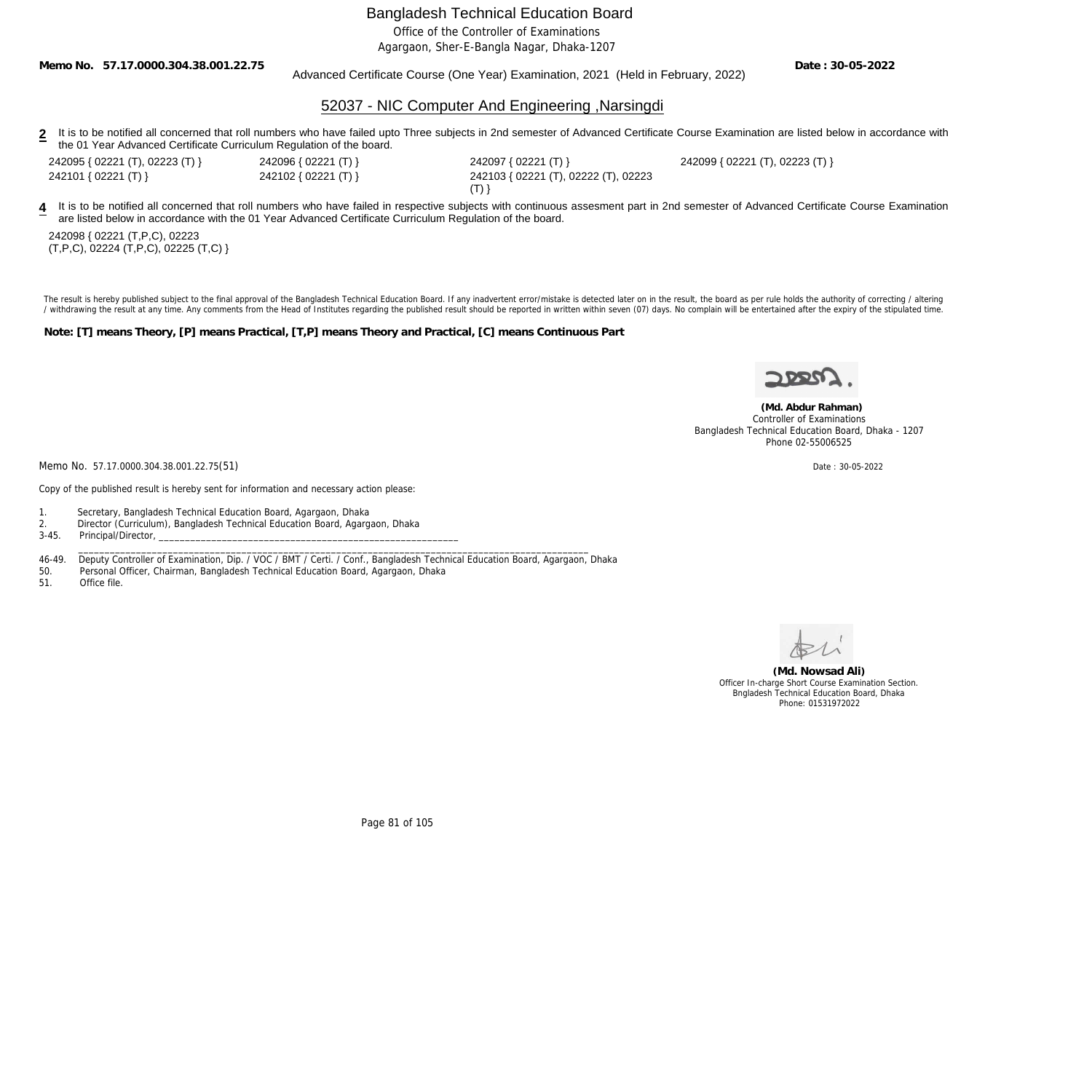# Bangladesh Technical Education Board

Office of the Controller of Examinations
Agargaon, Sher-E-Bangla Nagar, Dhaka-1207

**Memo No. 57.17.0000.304.38.001.22.75** Advanced Certificate Course (One Year) Examination, 2021 (Held in February, 2022) **Date : 30-05-2022**

## 52037 - NIC Computer And Engineering ,Narsingdi

**2** It is to be notified all concerned that roll numbers who have failed upto Three subjects in 2nd semester of Advanced Certificate Course Examination are listed below in accordance with the 01 Year Advanced Certificate Curriculum Regulation of the board.

242095 { 02221 (T), 02223 (T) }
242096 { 02221 (T) }
242097 { 02221 (T) }
242099 { 02221 (T), 02223 (T) }
242101 { 02221 (T) }
242102 { 02221 (T) }
242103 { 02221 (T), 02222 (T), 02223 (T) }

**4** It is to be notified all concerned that roll numbers who have failed in respective subjects with continuous assesment part in 2nd semester of Advanced Certificate Course Examination are listed below in accordance with the 01 Year Advanced Certificate Curriculum Regulation of the board.

242098 { 02221 (T,P,C), 02223 (T,P,C), 02224 (T,P,C), 02225 (T,C) }

The result is hereby published subject to the final approval of the Bangladesh Technical Education Board. If any inadvertent error/mistake is detected later on in the result, the board as per rule holds the authority of correcting / altering / withdrawing the result at any time. Any comments from the Head of Institutes regarding the published result should be reported in written within seven (07) days. No complain will be entertained after the expiry of the stipulated time.

**Note: [T] means Theory, [P] means Practical, [T,P] means Theory and Practical, [C] means Continuous Part**

**(Md. Abdur Rahman)**
Controller of Examinations
Bangladesh Technical Education Board, Dhaka - 1207
Phone 02-55006525

Memo No. 57.17.0000.304.38.001.22.75(51) Date : 30-05-2022

Copy of the published result is hereby sent for information and necessary action please:

1. Secretary, Bangladesh Technical Education Board, Agargaon, Dhaka
2. Director (Curriculum), Bangladesh Technical Education Board, Agargaon, Dhaka
3-45. Principal/Director, ______________________________________________________________________________________________________________
46-49. Deputy Controller of Examination, Dip. / VOC / BMT / Certi. / Conf., Bangladesh Technical Education Board, Agargaon, Dhaka
50. Personal Officer, Chairman, Bangladesh Technical Education Board, Agargaon, Dhaka
51. Office file.

**(Md. Nowsad Ali)**
Officer In-charge Short Course Examination Section.
Bngladesh Technical Education Board, Dhaka
Phone: 01531972022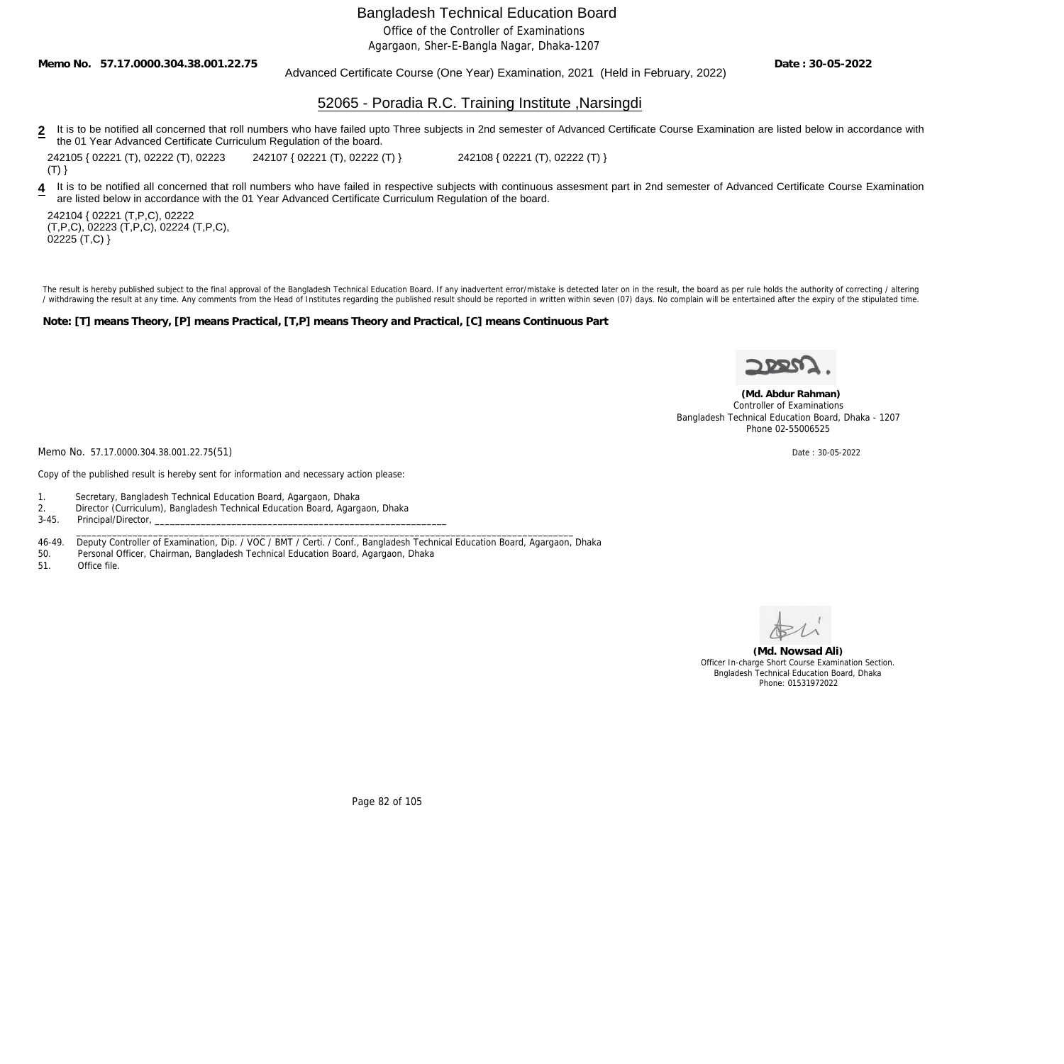# Bangladesh Technical Education Board

Office of the Controller of Examinations

Agargaon, Sher-E-Bangla Nagar, Dhaka-1207

**Memo No. 57.17.0000.304.38.001.22.75** **Date : 30-05-2022**

Advanced Certificate Course (One Year) Examination, 2021 (Held in February, 2022)

## 52065 - Poradia R.C. Training Institute ,Narsingdi

**2** It is to be notified all concerned that roll numbers who have failed upto Three subjects in 2nd semester of Advanced Certificate Course Examination are listed below in accordance with the 01 Year Advanced Certificate Curriculum Regulation of the board.

242105 { 02221 (T), 02222 (T), 02223 (T) }    242107 { 02221 (T), 02222 (T) }    242108 { 02221 (T), 02222 (T) }

**4** It is to be notified all concerned that roll numbers who have failed in respective subjects with continuous assesment part in 2nd semester of Advanced Certificate Course Examination are listed below in accordance with the 01 Year Advanced Certificate Curriculum Regulation of the board.

242104 { 02221 (T,P,C), 02222 (T,P,C), 02223 (T,P,C), 02224 (T,P,C), 02225 (T,C) }

The result is hereby published subject to the final approval of the Bangladesh Technical Education Board. If any inadvertent error/mistake is detected later on in the result, the board as per rule holds the authority of correcting / altering / withdrawing the result at any time. Any comments from the Head of Institutes regarding the published result should be reported in written within seven (07) days. No complain will be entertained after the expiry of the stipulated time.

**Note: [T] means Theory, [P] means Practical, [T,P] means Theory and Practical, [C] means Continuous Part**

**(Md. Abdur Rahman)**
Controller of Examinations
Bangladesh Technical Education Board, Dhaka - 1207
Phone 02-55006525

Memo No. 57.17.0000.304.38.001.22.75(51)    Date : 30-05-2022

Copy of the published result is hereby sent for information and necessary action please:

1. Secretary, Bangladesh Technical Education Board, Agargaon, Dhaka
2. Director (Curriculum), Bangladesh Technical Education Board, Agargaon, Dhaka

3-45. Principal/Director, ____________________________________________________________

46-49. Deputy Controller of Examination, Dip. / VOC / BMT / Certi. / Conf., Bangladesh Technical Education Board, Agargaon, Dhaka

50. Personal Officer, Chairman, Bangladesh Technical Education Board, Agargaon, Dhaka
51. Office file.

**(Md. Nowsad Ali)**
Officer In-charge Short Course Examination Section.
Bngladesh Technical Education Board, Dhaka
Phone: 01531972022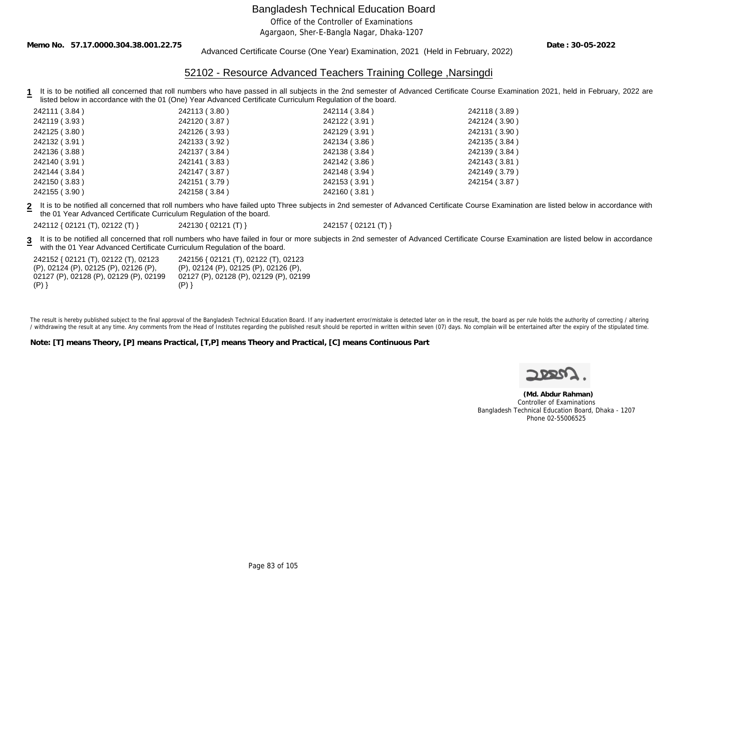# Bangladesh Technical Education Board

Office of the Controller of Examinations

Agargaon, Sher-E-Bangla Nagar, Dhaka-1207

**Memo No. 57.17.0000.304.38.001.22.75** | **Date : 30-05-2022**

Advanced Certificate Course (One Year) Examination, 2021 (Held in February, 2022)

## 52102 - Resource Advanced Teachers Training College ,Narsingdi

**1** It is to be notified all concerned that roll numbers who have passed in all subjects in the 2nd semester of Advanced Certificate Course Examination 2021, held in February, 2022 are listed below in accordance with the 01 (One) Year Advanced Certificate Curriculum Regulation of the board.

| | | | |
|---|---|---|---|
| 242111 ( 3.84 ) | 242113 ( 3.80 ) | 242114 ( 3.84 ) | 242118 ( 3.89 ) |
| 242119 ( 3.93 ) | 242120 ( 3.87 ) | 242122 ( 3.91 ) | 242124 ( 3.90 ) |
| 242125 ( 3.80 ) | 242126 ( 3.93 ) | 242129 ( 3.91 ) | 242131 ( 3.90 ) |
| 242132 ( 3.91 ) | 242133 ( 3.92 ) | 242134 ( 3.86 ) | 242135 ( 3.84 ) |
| 242136 ( 3.88 ) | 242137 ( 3.84 ) | 242138 ( 3.84 ) | 242139 ( 3.84 ) |
| 242140 ( 3.91 ) | 242141 ( 3.83 ) | 242142 ( 3.86 ) | 242143 ( 3.81 ) |
| 242144 ( 3.84 ) | 242147 ( 3.87 ) | 242148 ( 3.94 ) | 242149 ( 3.79 ) |
| 242150 ( 3.83 ) | 242151 ( 3.79 ) | 242153 ( 3.91 ) | 242154 ( 3.87 ) |
| 242155 ( 3.90 ) | 242158 ( 3.84 ) | 242160 ( 3.81 ) | |

**2** It is to be notified all concerned that roll numbers who have failed upto Three subjects in 2nd semester of Advanced Certificate Course Examination are listed below in accordance with the 01 Year Advanced Certificate Curriculum Regulation of the board.

242112 { 02121 (T), 02122 (T) }    242130 { 02121 (T) }    242157 { 02121 (T) }

**3** It is to be notified all concerned that roll numbers who have failed in four or more subjects in 2nd semester of Advanced Certificate Course Examination are listed below in accordance with the 01 Year Advanced Certificate Curriculum Regulation of the board.

242152 { 02121 (T), 02122 (T), 02123 (P), 02124 (P), 02125 (P), 02126 (P), 02127 (P), 02128 (P), 02129 (P), 02199 (P) }

242156 { 02121 (T), 02122 (T), 02123 (P), 02124 (P), 02125 (P), 02126 (P), 02127 (P), 02128 (P), 02129 (P), 02199 (P) }

The result is hereby published subject to the final approval of the Bangladesh Technical Education Board. If any inadvertent error/mistake is detected later on in the result, the board as per rule holds the authority of correcting / altering / withdrawing the result at any time. Any comments from the Head of Institutes regarding the published result should be reported in written within seven (07) days. No complain will be entertained after the expiry of the stipulated time.

**Note: [T] means Theory, [P] means Practical, [T,P] means Theory and Practical, [C] means Continuous Part**

**(Md. Abdur Rahman)**
Controller of Examinations
Bangladesh Technical Education Board, Dhaka - 1207
Phone 02-55006525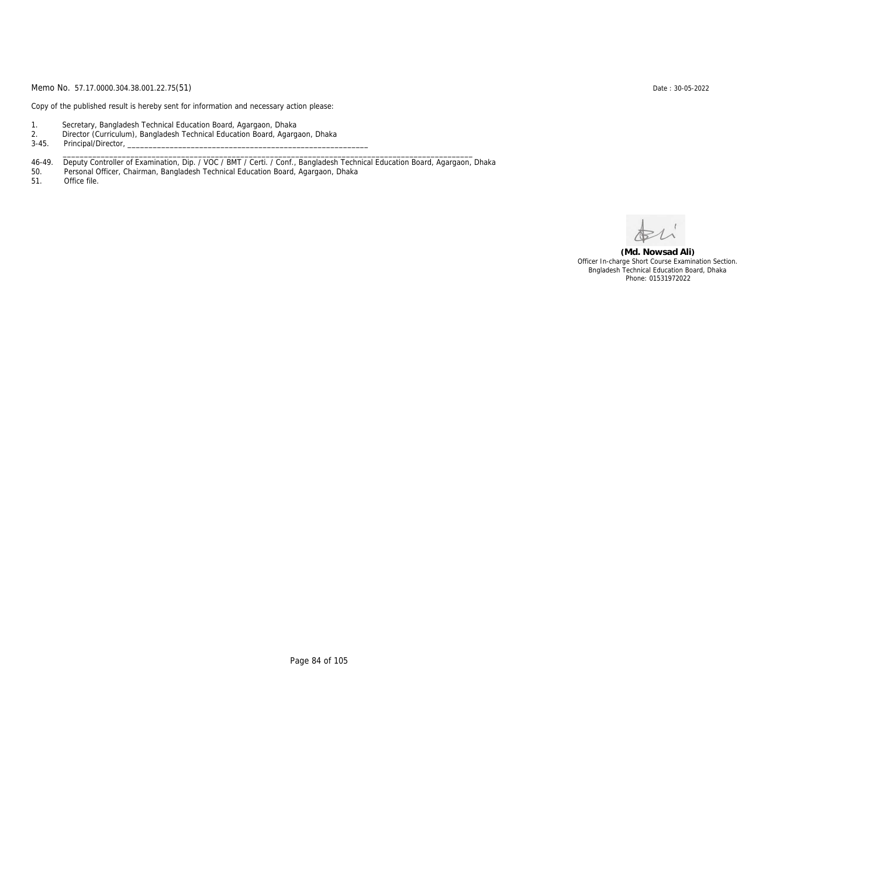Memo No. 57.17.0000.304.38.001.22.75(51)

Date : 30-05-2022

Copy of the published result is hereby sent for information and necessary action please:

1. Secretary, Bangladesh Technical Education Board, Agargaon, Dhaka
2. Director (Curriculum), Bangladesh Technical Education Board, Agargaon, Dhaka

3-45. Principal/Director, ____________________________________________________________
______________________________________________________________________________________________

46-49. Deputy Controller of Examination, Dip. / VOC / BMT / Certi. / Conf., Bangladesh Technical Education Board, Agargaon, Dhaka

50. Personal Officer, Chairman, Bangladesh Technical Education Board, Agargaon, Dhaka

51. Office file.

**(Md. Nowsad Ali)**
Officer In-charge Short Course Examination Section.
Bngladesh Technical Education Board, Dhaka
Phone: 01531972022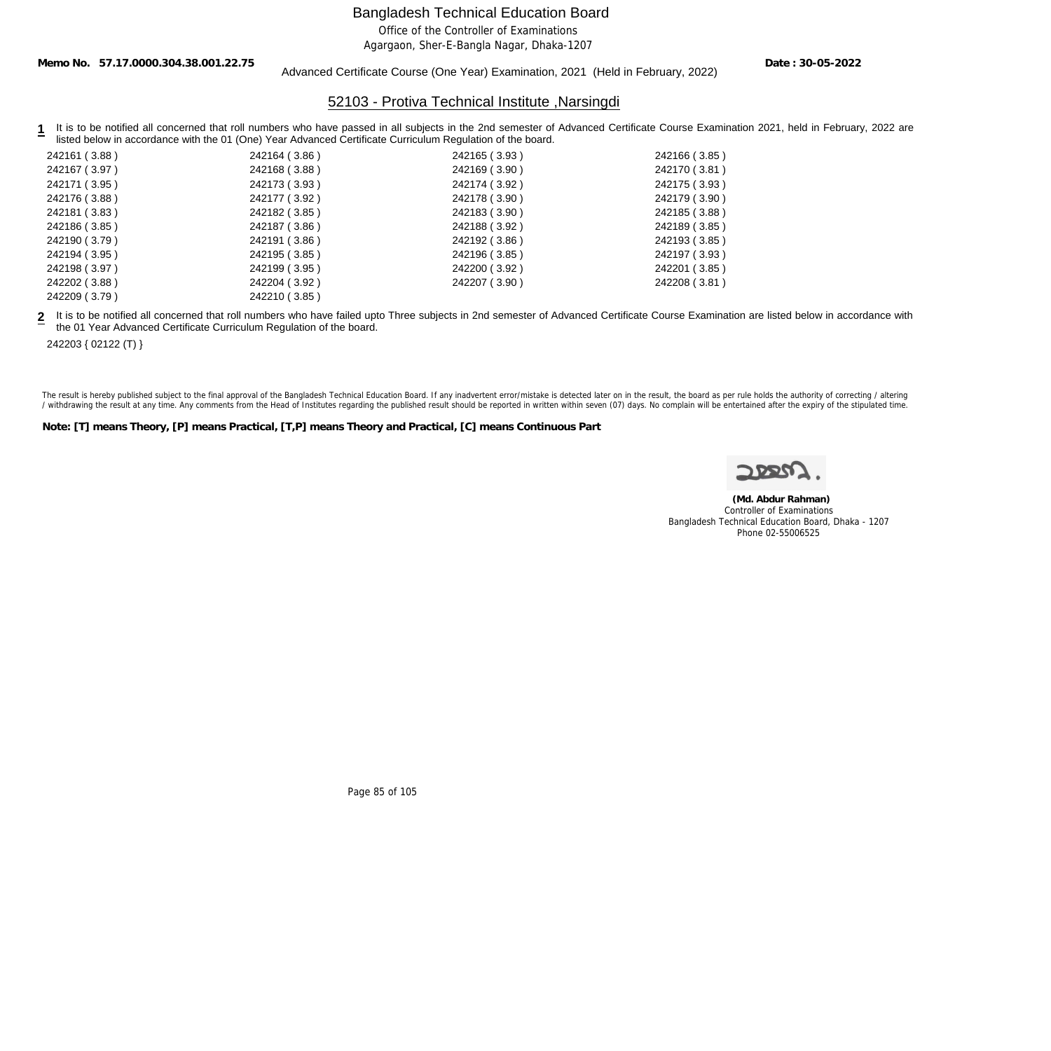Bangladesh Technical Education Board

Office of the Controller of Examinations

Agargaon, Sher-E-Bangla Nagar, Dhaka-1207

**Memo No. 57.17.0000.304.38.001.22.75** Advanced Certificate Course (One Year) Examination, 2021 (Held in February, 2022) **Date : 30-05-2022**

## 52103 - Protiva Technical Institute ,Narsingdi

**1** It is to be notified all concerned that roll numbers who have passed in all subjects in the 2nd semester of Advanced Certificate Course Examination 2021, held in February, 2022 are listed below in accordance with the 01 (One) Year Advanced Certificate Curriculum Regulation of the board.

| | | | |
|---|---|---|---|
| 242161 ( 3.88 ) | 242164 ( 3.86 ) | 242165 ( 3.93 ) | 242166 ( 3.85 ) |
| 242167 ( 3.97 ) | 242168 ( 3.88 ) | 242169 ( 3.90 ) | 242170 ( 3.81 ) |
| 242171 ( 3.95 ) | 242173 ( 3.93 ) | 242174 ( 3.92 ) | 242175 ( 3.93 ) |
| 242176 ( 3.88 ) | 242177 ( 3.92 ) | 242178 ( 3.90 ) | 242179 ( 3.90 ) |
| 242181 ( 3.83 ) | 242182 ( 3.85 ) | 242183 ( 3.90 ) | 242185 ( 3.88 ) |
| 242186 ( 3.85 ) | 242187 ( 3.86 ) | 242188 ( 3.92 ) | 242189 ( 3.85 ) |
| 242190 ( 3.79 ) | 242191 ( 3.86 ) | 242192 ( 3.86 ) | 242193 ( 3.85 ) |
| 242194 ( 3.95 ) | 242195 ( 3.85 ) | 242196 ( 3.85 ) | 242197 ( 3.93 ) |
| 242198 ( 3.97 ) | 242199 ( 3.95 ) | 242200 ( 3.92 ) | 242201 ( 3.85 ) |
| 242202 ( 3.88 ) | 242204 ( 3.92 ) | 242207 ( 3.90 ) | 242208 ( 3.81 ) |
| 242209 ( 3.79 ) | 242210 ( 3.85 ) | | |

**2** It is to be notified all concerned that roll numbers who have failed upto Three subjects in 2nd semester of Advanced Certificate Course Examination are listed below in accordance with the 01 Year Advanced Certificate Curriculum Regulation of the board.

242203 { 02122 (T) }

The result is hereby published subject to the final approval of the Bangladesh Technical Education Board. If any inadvertent error/mistake is detected later on in the result, the board as per rule holds the authority of correcting / altering / withdrawing the result at any time. Any comments from the Head of Institutes regarding the published result should be reported in written within seven (07) days. No complain will be entertained after the expiry of the stipulated time.

**Note: [T] means Theory, [P] means Practical, [T,P] means Theory and Practical, [C] means Continuous Part**

**(Md. Abdur Rahman)**
Controller of Examinations
Bangladesh Technical Education Board, Dhaka - 1207
Phone 02-55006525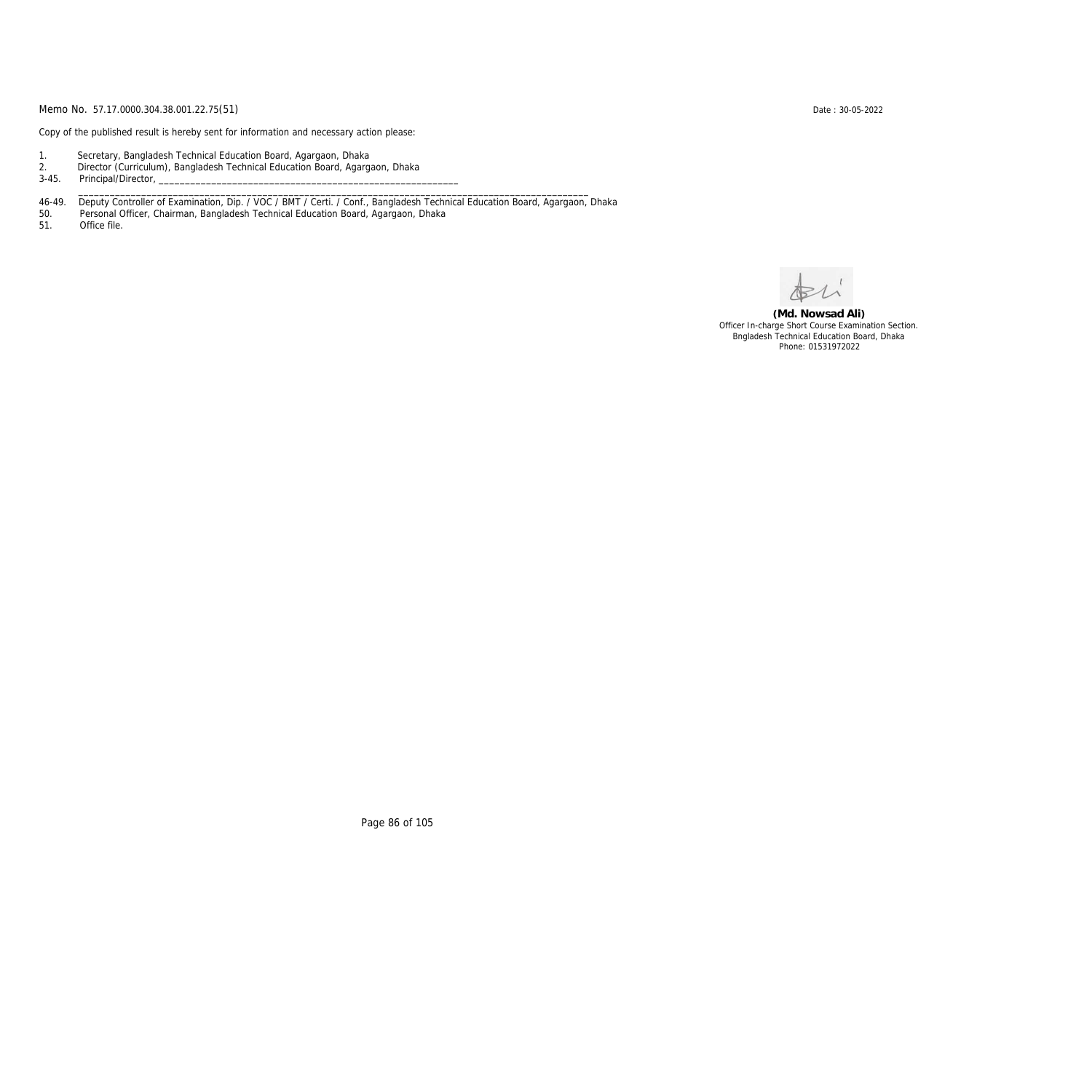Memo No. 57.17.0000.304.38.001.22.75(51)

Date : 30-05-2022

Copy of the published result is hereby sent for information and necessary action please:

1. Secretary, Bangladesh Technical Education Board, Agargaon, Dhaka
2. Director (Curriculum), Bangladesh Technical Education Board, Agargaon, Dhaka

3-45. Principal/Director, ____________________________________________________________
____________________________________________________________________________________________

46-49. Deputy Controller of Examination, Dip. / VOC / BMT / Certi. / Conf., Bangladesh Technical Education Board, Agargaon, Dhaka

50. Personal Officer, Chairman, Bangladesh Technical Education Board, Agargaon, Dhaka

51. Office file.

**(Md. Nowsad Ali)**
Officer In-charge Short Course Examination Section.
Bngladesh Technical Education Board, Dhaka
Phone: 01531972022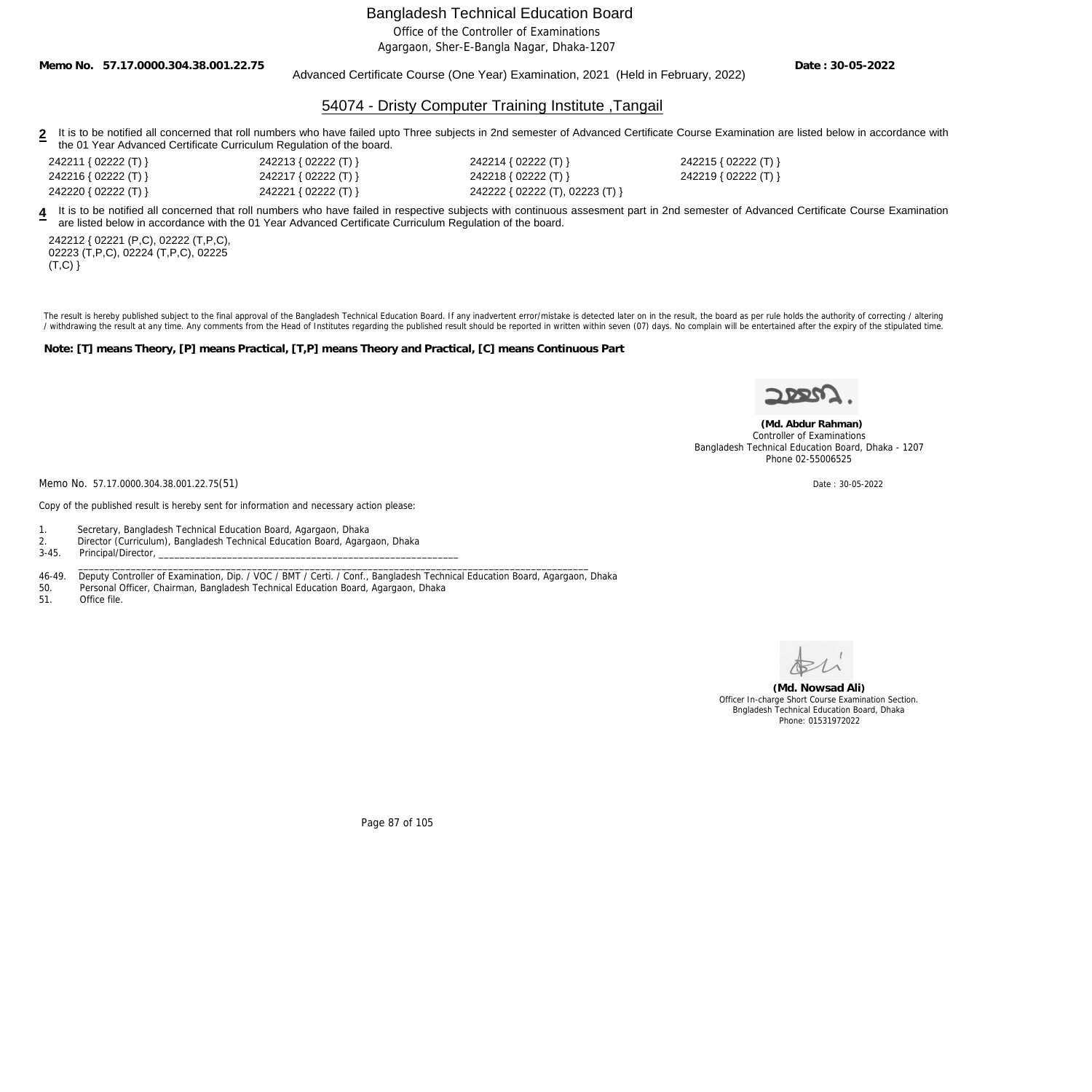Bangladesh Technical Education Board
Office of the Controller of Examinations
Agargaon, Sher-E-Bangla Nagar, Dhaka-1207

**Memo No. 57.17.0000.304.38.001.22.75** **Date : 30-05-2022**

Advanced Certificate Course (One Year) Examination, 2021 (Held in February, 2022)

## 54074 - Dristy Computer Training Institute ,Tangail

**2** It is to be notified all concerned that roll numbers who have failed upto Three subjects in 2nd semester of Advanced Certificate Course Examination are listed below in accordance with the 01 Year Advanced Certificate Curriculum Regulation of the board.

242211 { 02222 (T) }
242213 { 02222 (T) }
242214 { 02222 (T) }
242215 { 02222 (T) }
242216 { 02222 (T) }
242217 { 02222 (T) }
242218 { 02222 (T) }
242219 { 02222 (T) }
242220 { 02222 (T) }
242221 { 02222 (T) }
242222 { 02222 (T), 02223 (T) }

**4** It is to be notified all concerned that roll numbers who have failed in respective subjects with continuous assesment part in 2nd semester of Advanced Certificate Course Examination are listed below in accordance with the 01 Year Advanced Certificate Curriculum Regulation of the board.

242212 { 02221 (P,C), 02222 (T,P,C), 02223 (T,P,C), 02224 (T,P,C), 02225 (T,C) }

The result is hereby published subject to the final approval of the Bangladesh Technical Education Board. If any inadvertent error/mistake is detected later on in the result, the board as per rule holds the authority of correcting / altering / withdrawing the result at any time. Any comments from the Head of Institutes regarding the published result should be reported in written within seven (07) days. No complain will be entertained after the expiry of the stipulated time.

**Note: [T] means Theory, [P] means Practical, [T,P] means Theory and Practical, [C] means Continuous Part**

**(Md. Abdur Rahman)**
Controller of Examinations
Bangladesh Technical Education Board, Dhaka - 1207
Phone 02-55006525

Memo No. 57.17.0000.304.38.001.22.75(51) Date : 30-05-2022

Copy of the published result is hereby sent for information and necessary action please:

1. Secretary, Bangladesh Technical Education Board, Agargaon, Dhaka
2. Director (Curriculum), Bangladesh Technical Education Board, Agargaon, Dhaka
3-45. Principal/Director, ____________________________________________________________
46-49. Deputy Controller of Examination, Dip. / VOC / BMT / Certi. / Conf., Bangladesh Technical Education Board, Agargaon, Dhaka
50. Personal Officer, Chairman, Bangladesh Technical Education Board, Agargaon, Dhaka
51. Office file.

**(Md. Nowsad Ali)**
Officer In-charge Short Course Examination Section.
Bngladesh Technical Education Board, Dhaka
Phone: 01531972022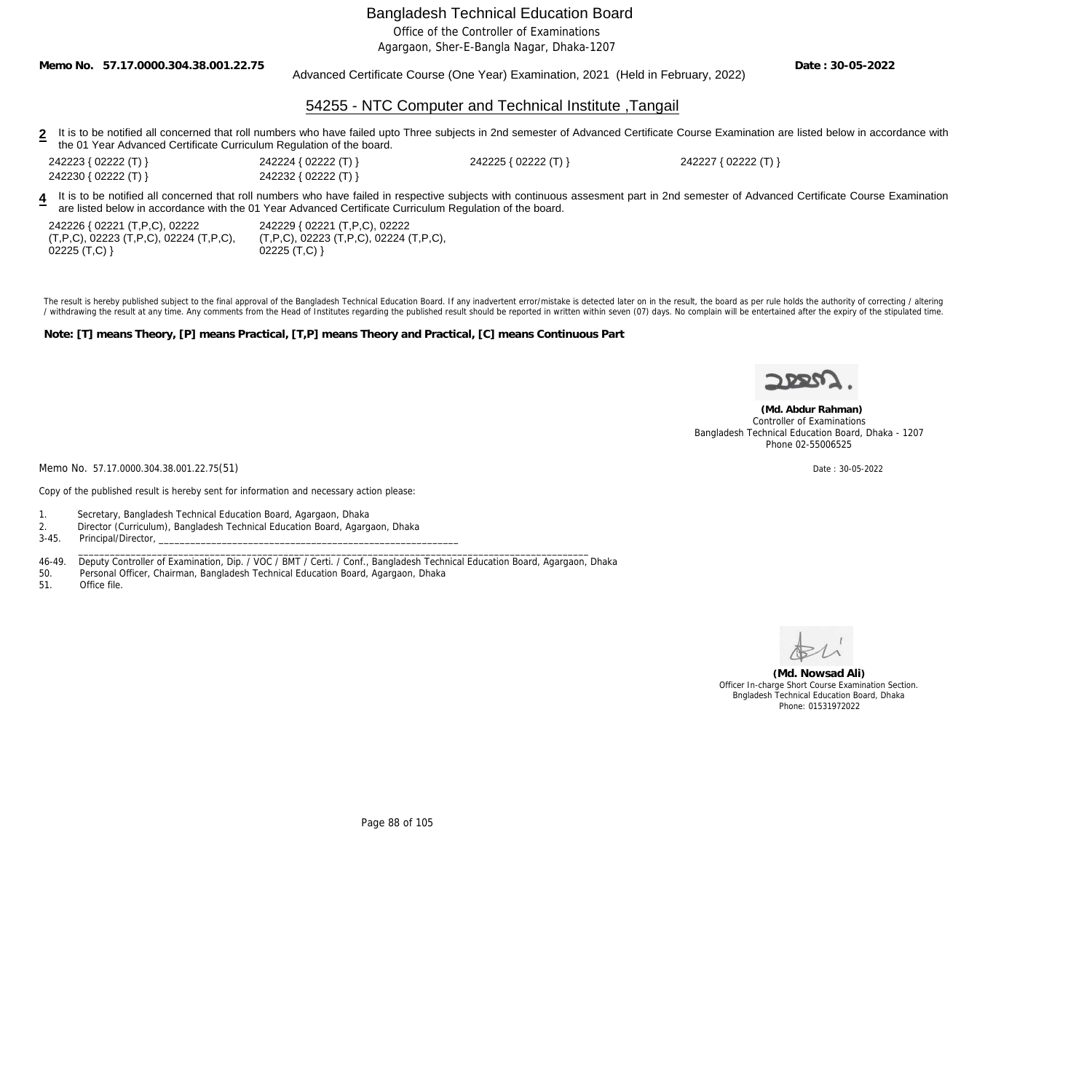# Bangladesh Technical Education Board

Office of the Controller of Examinations

Agargaon, Sher-E-Bangla Nagar, Dhaka-1207

**Memo No. 57.17.0000.304.38.001.22.75** Advanced Certificate Course (One Year) Examination, 2021 (Held in February, 2022) **Date : 30-05-2022**

## 54255 - NTC Computer and Technical Institute ,Tangail

**2** It is to be notified all concerned that roll numbers who have failed upto Three subjects in 2nd semester of Advanced Certificate Course Examination are listed below in accordance with the 01 Year Advanced Certificate Curriculum Regulation of the board.

242223 { 02222 (T) } 242224 { 02222 (T) } 242225 { 02222 (T) } 242227 { 02222 (T) }
242230 { 02222 (T) } 242232 { 02222 (T) }

**4** It is to be notified all concerned that roll numbers who have failed in respective subjects with continuous assesment part in 2nd semester of Advanced Certificate Course Examination are listed below in accordance with the 01 Year Advanced Certificate Curriculum Regulation of the board.

242226 { 02221 (T,P,C), 02222 (T,P,C), 02223 (T,P,C), 02224 (T,P,C), 02225 (T,C) }
242229 { 02221 (T,P,C), 02222 (T,P,C), 02223 (T,P,C), 02224 (T,P,C), 02225 (T,C) }

The result is hereby published subject to the final approval of the Bangladesh Technical Education Board. If any inadvertent error/mistake is detected later on in the result, the board as per rule holds the authority of correcting / altering / withdrawing the result at any time. Any comments from the Head of Institutes regarding the published result should be reported in written within seven (07) days. No complain will be entertained after the expiry of the stipulated time.

**Note: [T] means Theory, [P] means Practical, [T,P] means Theory and Practical, [C] means Continuous Part**

**(Md. Abdur Rahman)**
Controller of Examinations
Bangladesh Technical Education Board, Dhaka - 1207
Phone 02-55006525

Memo No. 57.17.0000.304.38.001.22.75(51) Date : 30-05-2022

Copy of the published result is hereby sent for information and necessary action please:

1. Secretary, Bangladesh Technical Education Board, Agargaon, Dhaka
2. Director (Curriculum), Bangladesh Technical Education Board, Agargaon, Dhaka
3-45. Principal/Director, ______________________________________________________________________________________
46-49. Deputy Controller of Examination, Dip. / VOC / BMT / Certi. / Conf., Bangladesh Technical Education Board, Agargaon, Dhaka
50. Personal Officer, Chairman, Bangladesh Technical Education Board, Agargaon, Dhaka
51. Office file.

**(Md. Nowsad Ali)**
Officer In-charge Short Course Examination Section.
Bngladesh Technical Education Board, Dhaka
Phone: 01531972022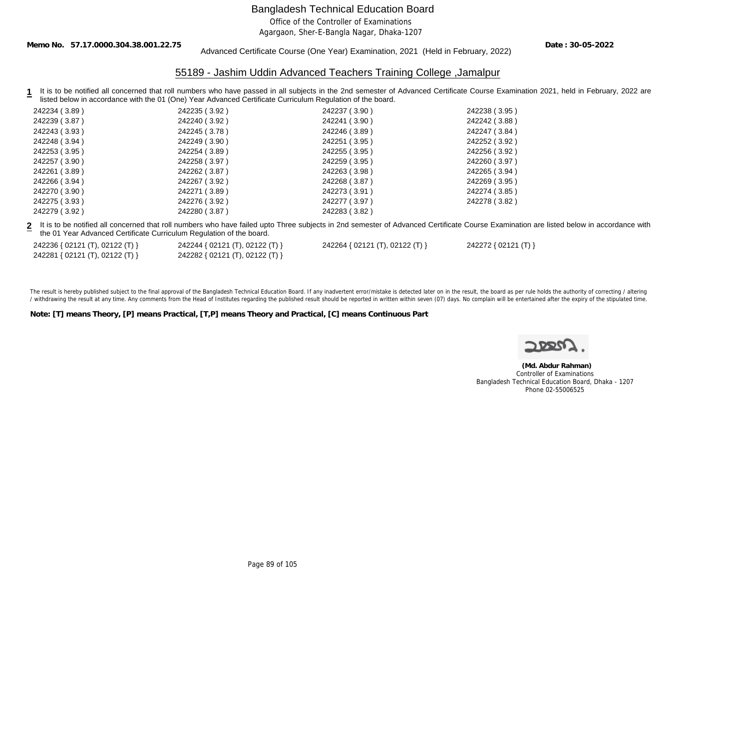# Bangladesh Technical Education Board

Office of the Controller of Examinations

Agargaon, Sher-E-Bangla Nagar, Dhaka-1207

**Memo No. 57.17.0000.304.38.001.22.75** **Date : 30-05-2022**

Advanced Certificate Course (One Year) Examination, 2021 (Held in February, 2022)

## 55189 - Jashim Uddin Advanced Teachers Training College ,Jamalpur

**1** It is to be notified all concerned that roll numbers who have passed in all subjects in the 2nd semester of Advanced Certificate Course Examination 2021, held in February, 2022 are listed below in accordance with the 01 (One) Year Advanced Certificate Curriculum Regulation of the board.

| | | | |
|---|---|---|---|
| 242234 ( 3.89 ) | 242235 ( 3.92 ) | 242237 ( 3.90 ) | 242238 ( 3.95 ) |
| 242239 ( 3.87 ) | 242240 ( 3.92 ) | 242241 ( 3.90 ) | 242242 ( 3.88 ) |
| 242243 ( 3.93 ) | 242245 ( 3.78 ) | 242246 ( 3.89 ) | 242247 ( 3.84 ) |
| 242248 ( 3.94 ) | 242249 ( 3.90 ) | 242251 ( 3.95 ) | 242252 ( 3.92 ) |
| 242253 ( 3.95 ) | 242254 ( 3.89 ) | 242255 ( 3.95 ) | 242256 ( 3.92 ) |
| 242257 ( 3.90 ) | 242258 ( 3.97 ) | 242259 ( 3.95 ) | 242260 ( 3.97 ) |
| 242261 ( 3.89 ) | 242262 ( 3.87 ) | 242263 ( 3.98 ) | 242265 ( 3.94 ) |
| 242266 ( 3.94 ) | 242267 ( 3.92 ) | 242268 ( 3.87 ) | 242269 ( 3.95 ) |
| 242270 ( 3.90 ) | 242271 ( 3.89 ) | 242273 ( 3.91 ) | 242274 ( 3.85 ) |
| 242275 ( 3.93 ) | 242276 ( 3.92 ) | 242277 ( 3.97 ) | 242278 ( 3.82 ) |
| 242279 ( 3.92 ) | 242280 ( 3.87 ) | 242283 ( 3.82 ) | |

**2** It is to be notified all concerned that roll numbers who have failed upto Three subjects in 2nd semester of Advanced Certificate Course Examination are listed below in accordance with the 01 Year Advanced Certificate Curriculum Regulation of the board.

| | | | |
|---|---|---|---|
| 242236 { 02121 (T), 02122 (T) } | 242244 { 02121 (T), 02122 (T) } | 242264 { 02121 (T), 02122 (T) } | 242272 { 02121 (T) } |
| 242281 { 02121 (T), 02122 (T) } | 242282 { 02121 (T), 02122 (T) } | | |

The result is hereby published subject to the final approval of the Bangladesh Technical Education Board. If any inadvertent error/mistake is detected later on in the result, the board as per rule holds the authority of correcting / altering / withdrawing the result at any time. Any comments from the Head of Institutes regarding the published result should be reported in written within seven (07) days. No complain will be entertained after the expiry of the stipulated time.

**Note: [T] means Theory, [P] means Practical, [T,P] means Theory and Practical, [C] means Continuous Part**

**(Md. Abdur Rahman)**
Controller of Examinations
Bangladesh Technical Education Board, Dhaka - 1207
Phone 02-55006525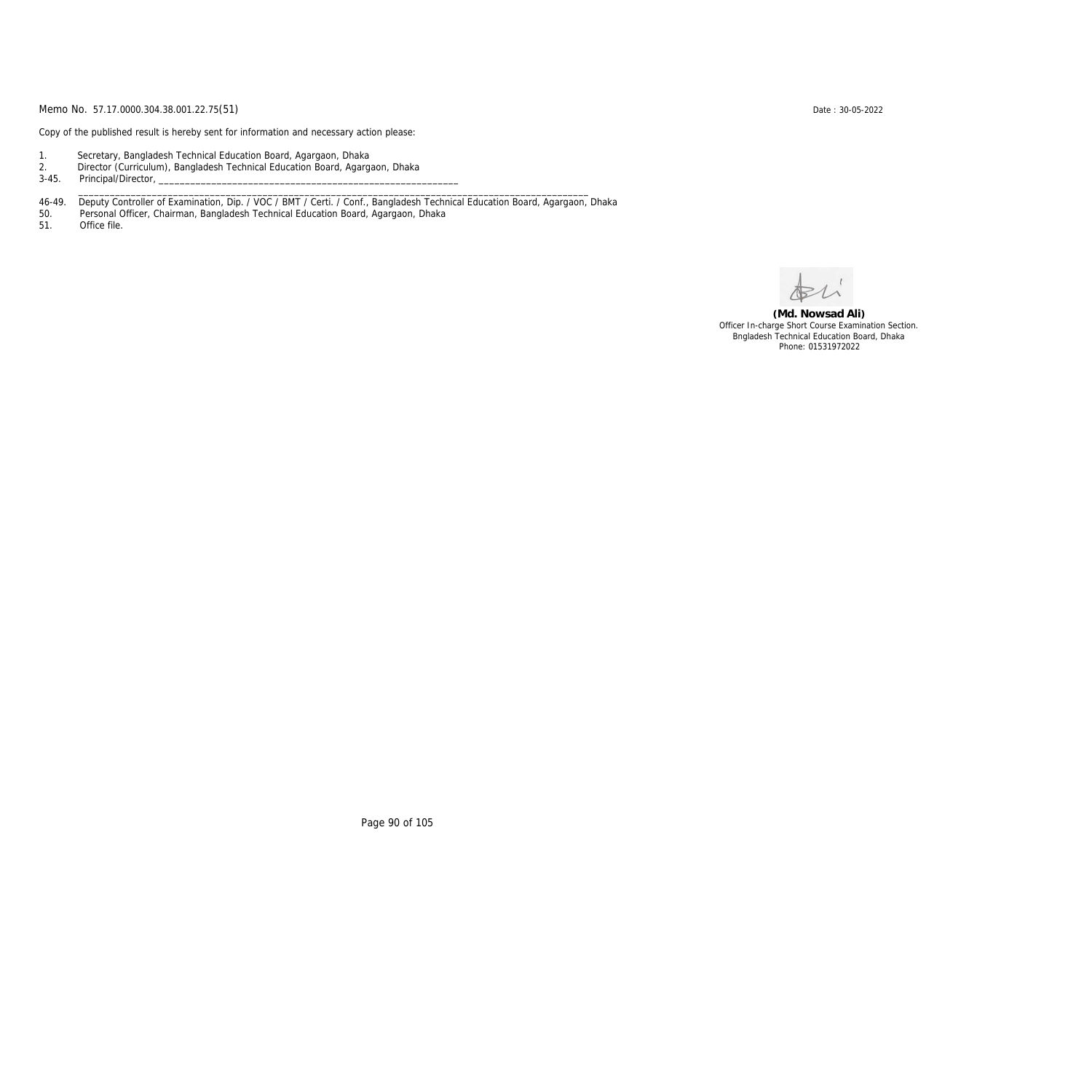Memo No. 57.17.0000.304.38.001.22.75(51)

Date : 30-05-2022

Copy of the published result is hereby sent for information and necessary action please:

1. Secretary, Bangladesh Technical Education Board, Agargaon, Dhaka
2. Director (Curriculum), Bangladesh Technical Education Board, Agargaon, Dhaka

3-45. Principal/Director, ____________________________________________________________

____________________________________________________________________________________________________

46-49. Deputy Controller of Examination, Dip. / VOC / BMT / Certi. / Conf., Bangladesh Technical Education Board, Agargaon, Dhaka

50. Personal Officer, Chairman, Bangladesh Technical Education Board, Agargaon, Dhaka

51. Office file.

**(Md. Nowsad Ali)**
Officer In-charge Short Course Examination Section.
Bngladesh Technical Education Board, Dhaka
Phone: 01531972022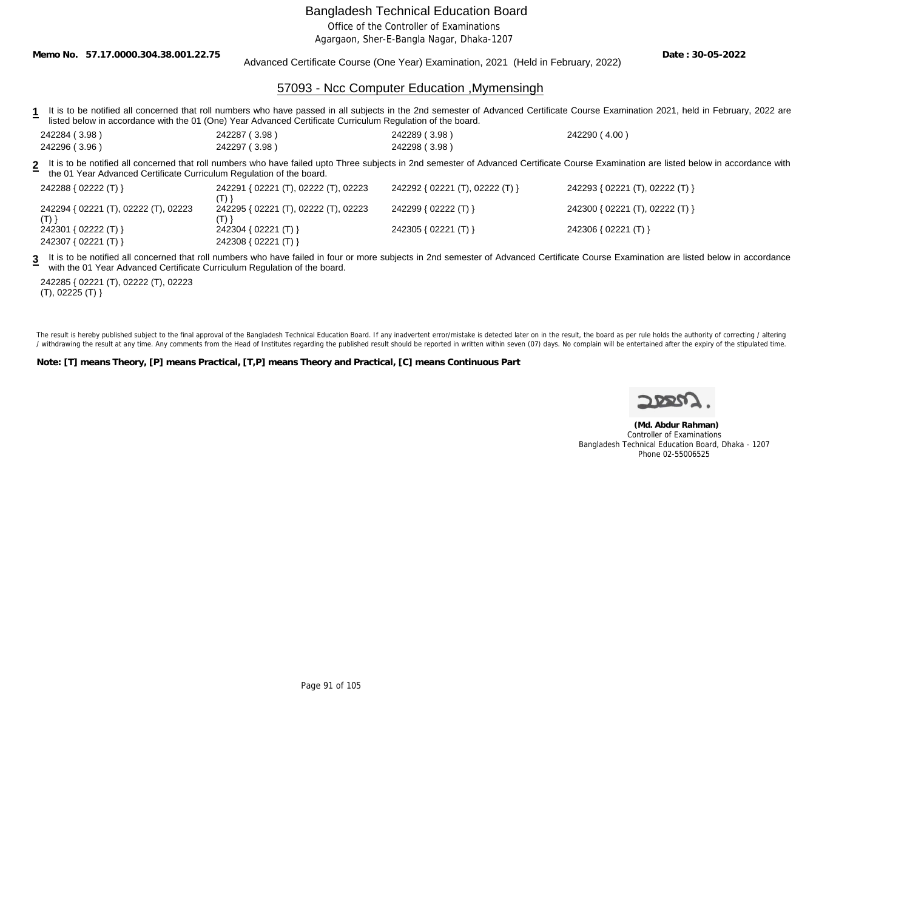# Bangladesh Technical Education Board

Office of the Controller of Examinations

Agargaon, Sher-E-Bangla Nagar, Dhaka-1207

**Memo No. 57.17.0000.304.38.001.22.75**

Advanced Certificate Course (One Year) Examination, 2021 (Held in February, 2022)

**Date : 30-05-2022**

## 57093 - Ncc Computer Education ,Mymensingh

**1** It is to be notified all concerned that roll numbers who have passed in all subjects in the 2nd semester of Advanced Certificate Course Examination 2021, held in February, 2022 are listed below in accordance with the 01 (One) Year Advanced Certificate Curriculum Regulation of the board.

242284 ( 3.98 ) 242287 ( 3.98 ) 242289 ( 3.98 ) 242290 ( 4.00 )
242296 ( 3.96 ) 242297 ( 3.98 ) 242298 ( 3.98 )

**2** It is to be notified all concerned that roll numbers who have failed upto Three subjects in 2nd semester of Advanced Certificate Course Examination are listed below in accordance with the 01 Year Advanced Certificate Curriculum Regulation of the board.

242288 { 02222 (T) } 242291 { 02221 (T), 02222 (T), 02223 (T) } 242292 { 02221 (T), 02222 (T) } 242293 { 02221 (T), 02222 (T) }
242294 { 02221 (T), 02222 (T), 02223 (T) } 242295 { 02221 (T), 02222 (T), 02223 (T) } 242299 { 02222 (T) } 242300 { 02221 (T), 02222 (T) }
242301 { 02222 (T) } 242304 { 02221 (T) } 242305 { 02221 (T) } 242306 { 02221 (T) }
242307 { 02221 (T) } 242308 { 02221 (T) }

**3** It is to be notified all concerned that roll numbers who have failed in four or more subjects in 2nd semester of Advanced Certificate Course Examination are listed below in accordance with the 01 Year Advanced Certificate Curriculum Regulation of the board.

242285 { 02221 (T), 02222 (T), 02223 (T), 02225 (T) }

The result is hereby published subject to the final approval of the Bangladesh Technical Education Board. If any inadvertent error/mistake is detected later on in the result, the board as per rule holds the authority of correcting / altering / withdrawing the result at any time. Any comments from the Head of Institutes regarding the published result should be reported in written within seven (07) days. No complain will be entertained after the expiry of the stipulated time.

**Note: [T] means Theory, [P] means Practical, [T,P] means Theory and Practical, [C] means Continuous Part**

**(Md. Abdur Rahman)**
Controller of Examinations
Bangladesh Technical Education Board, Dhaka - 1207
Phone 02-55006525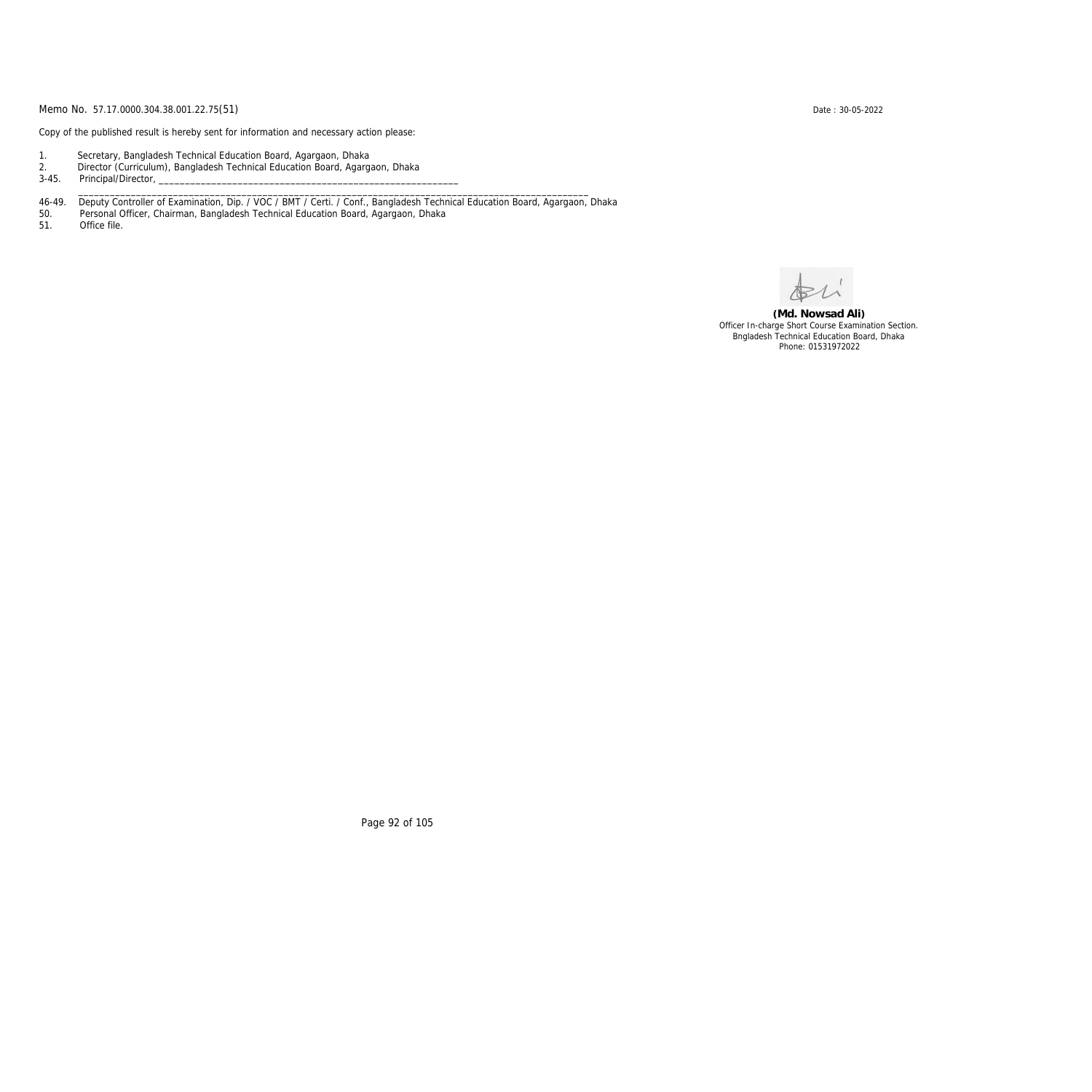Memo No. 57.17.0000.304.38.001.22.75(51)

Date : 30-05-2022

Copy of the published result is hereby sent for information and necessary action please:

1. Secretary, Bangladesh Technical Education Board, Agargaon, Dhaka
2. Director (Curriculum), Bangladesh Technical Education Board, Agargaon, Dhaka

3-45. Principal/Director, ____________________________________________________________

______________________________________________________________________________________________

46-49. Deputy Controller of Examination, Dip. / VOC / BMT / Certi. / Conf., Bangladesh Technical Education Board, Agargaon, Dhaka

50. Personal Officer, Chairman, Bangladesh Technical Education Board, Agargaon, Dhaka

51. Office file.

**(Md. Nowsad Ali)**
Officer In-charge Short Course Examination Section.
Bngladesh Technical Education Board, Dhaka
Phone: 01531972022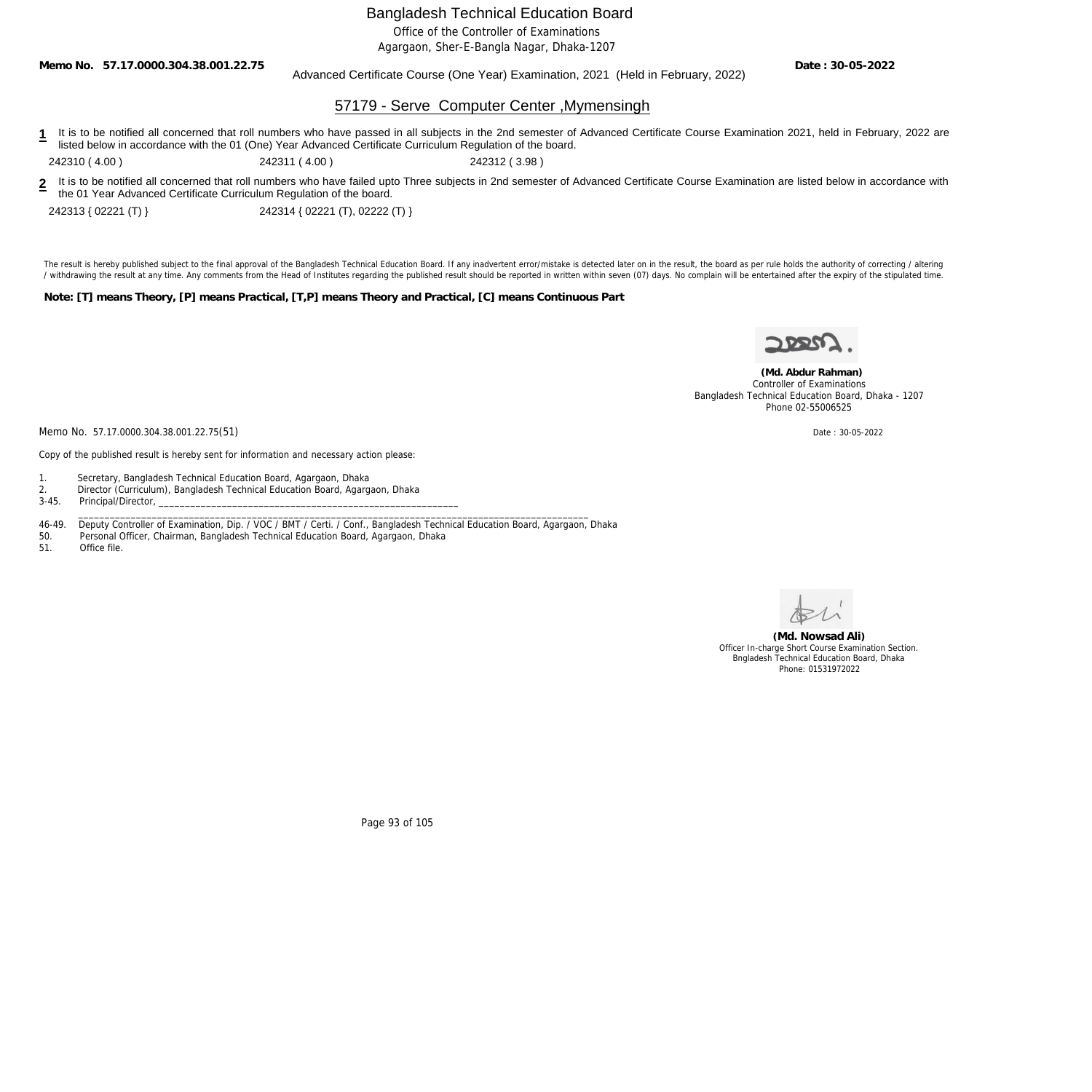# Bangladesh Technical Education Board

Office of the Controller of Examinations

Agargaon, Sher-E-Bangla Nagar, Dhaka-1207

**Memo No. 57.17.0000.304.38.001.22.75** Advanced Certificate Course (One Year) Examination, 2021 (Held in February, 2022) **Date : 30-05-2022**

## 57179 - Serve Computer Center ,Mymensingh

**1** It is to be notified all concerned that roll numbers who have passed in all subjects in the 2nd semester of Advanced Certificate Course Examination 2021, held in February, 2022 are listed below in accordance with the 01 (One) Year Advanced Certificate Curriculum Regulation of the board.

242310 ( 4.00 ) 242311 ( 4.00 ) 242312 ( 3.98 )

**2** It is to be notified all concerned that roll numbers who have failed upto Three subjects in 2nd semester of Advanced Certificate Course Examination are listed below in accordance with the 01 Year Advanced Certificate Curriculum Regulation of the board.

242313 { 02221 (T) } 242314 { 02221 (T), 02222 (T) }

The result is hereby published subject to the final approval of the Bangladesh Technical Education Board. If any inadvertent error/mistake is detected later on in the result, the board as per rule holds the authority of correcting / altering / withdrawing the result at any time. Any comments from the Head of Institutes regarding the published result should be reported in written within seven (07) days. No complain will be entertained after the expiry of the stipulated time.

**Note: [T] means Theory, [P] means Practical, [T,P] means Theory and Practical, [C] means Continuous Part**

**(Md. Abdur Rahman)**
Controller of Examinations
Bangladesh Technical Education Board, Dhaka - 1207
Phone 02-55006525

Memo No. 57.17.0000.304.38.001.22.75(51) Date : 30-05-2022

Copy of the published result is hereby sent for information and necessary action please:

1. Secretary, Bangladesh Technical Education Board, Agargaon, Dhaka
2. Director (Curriculum), Bangladesh Technical Education Board, Agargaon, Dhaka

3-45. Principal/Director, ____________________________________________________________
____________________________________________________________________________________________

46-49. Deputy Controller of Examination, Dip. / VOC / BMT / Certi. / Conf., Bangladesh Technical Education Board, Agargaon, Dhaka

50. Personal Officer, Chairman, Bangladesh Technical Education Board, Agargaon, Dhaka

51. Office file.

**(Md. Nowsad Ali)**
Officer In-charge Short Course Examination Section.
Bngladesh Technical Education Board, Dhaka
Phone: 01531972022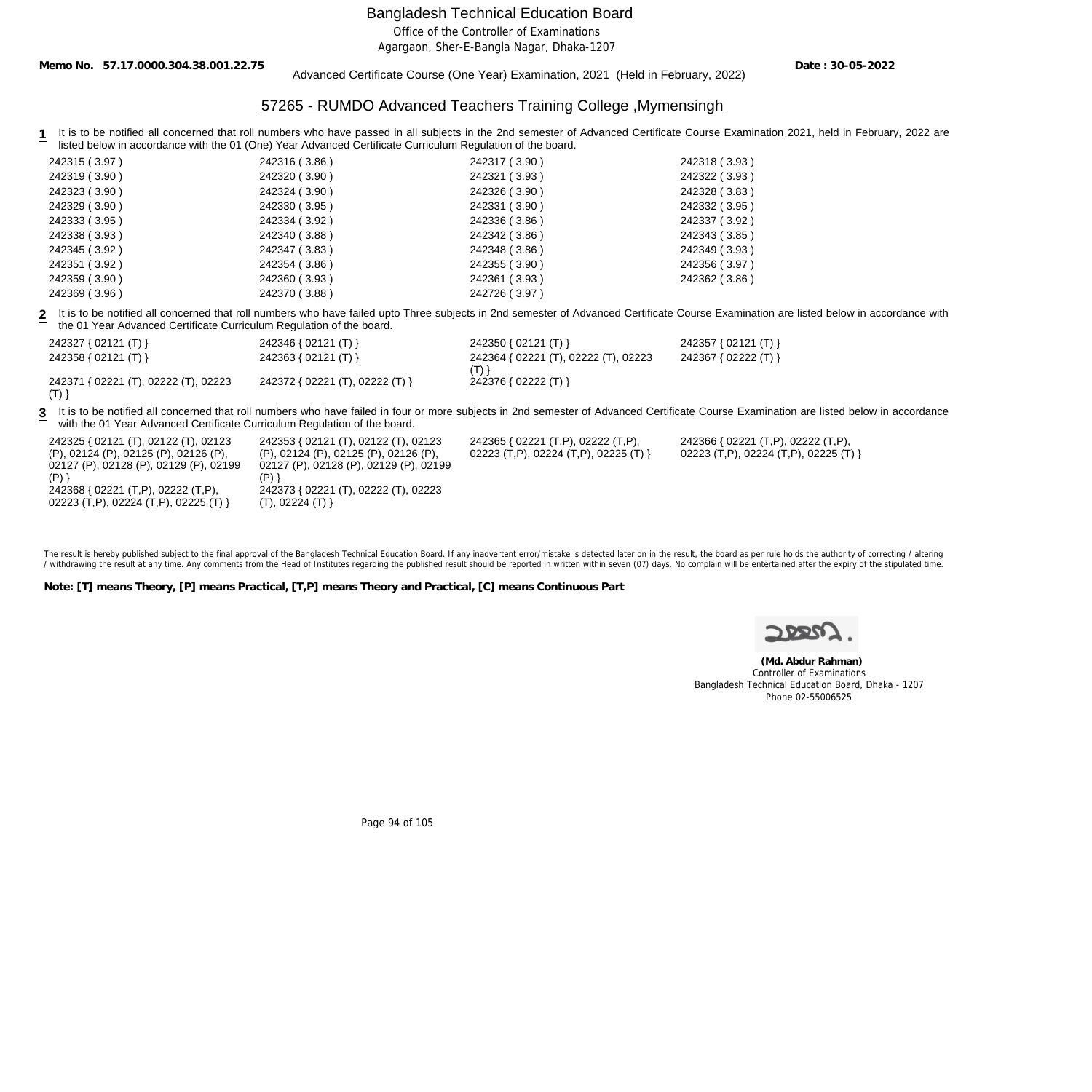# Bangladesh Technical Education Board

Office of the Controller of Examinations

Agargaon, Sher-E-Bangla Nagar, Dhaka-1207

**Memo No. 57.17.0000.304.38.001.22.75** **Date : 30-05-2022**

Advanced Certificate Course (One Year) Examination, 2021 (Held in February, 2022)

## 57265 - RUMDO Advanced Teachers Training College ,Mymensingh

**1** It is to be notified all concerned that roll numbers who have passed in all subjects in the 2nd semester of Advanced Certificate Course Examination 2021, held in February, 2022 are listed below in accordance with the 01 (One) Year Advanced Certificate Curriculum Regulation of the board.

| | | | |
|---|---|---|---|
| 242315 ( 3.97 ) | 242316 ( 3.86 ) | 242317 ( 3.90 ) | 242318 ( 3.93 ) |
| 242319 ( 3.90 ) | 242320 ( 3.90 ) | 242321 ( 3.93 ) | 242322 ( 3.93 ) |
| 242323 ( 3.90 ) | 242324 ( 3.90 ) | 242326 ( 3.90 ) | 242328 ( 3.83 ) |
| 242329 ( 3.90 ) | 242330 ( 3.95 ) | 242331 ( 3.90 ) | 242332 ( 3.95 ) |
| 242333 ( 3.95 ) | 242334 ( 3.92 ) | 242336 ( 3.86 ) | 242337 ( 3.92 ) |
| 242338 ( 3.93 ) | 242340 ( 3.88 ) | 242342 ( 3.86 ) | 242343 ( 3.85 ) |
| 242345 ( 3.92 ) | 242347 ( 3.83 ) | 242348 ( 3.86 ) | 242349 ( 3.93 ) |
| 242351 ( 3.92 ) | 242354 ( 3.86 ) | 242355 ( 3.90 ) | 242356 ( 3.97 ) |
| 242359 ( 3.90 ) | 242360 ( 3.93 ) | 242361 ( 3.93 ) | 242362 ( 3.86 ) |
| 242369 ( 3.96 ) | 242370 ( 3.88 ) | 242726 ( 3.97 ) | |

**2** It is to be notified all concerned that roll numbers who have failed upto Three subjects in 2nd semester of Advanced Certificate Course Examination are listed below in accordance with the 01 Year Advanced Certificate Curriculum Regulation of the board.

| | | | |
|---|---|---|---|
| 242327 { 02121 (T) } | 242346 { 02121 (T) } | 242350 { 02121 (T) } | 242357 { 02121 (T) } |
| 242358 { 02121 (T) } | 242363 { 02121 (T) } | 242364 { 02221 (T), 02222 (T), 02223 (T) } | 242367 { 02222 (T) } |
| 242371 { 02221 (T), 02222 (T), 02223 (T) } | 242372 { 02221 (T), 02222 (T) } | 242376 { 02222 (T) } | |

**3** It is to be notified all concerned that roll numbers who have failed in four or more subjects in 2nd semester of Advanced Certificate Course Examination are listed below in accordance with the 01 Year Advanced Certificate Curriculum Regulation of the board.

| | | | |
|---|---|---|---|
| 242325 { 02121 (T), 02122 (T), 02123 (P), 02124 (P), 02125 (P), 02126 (P), 02127 (P), 02128 (P), 02129 (P), 02199 (P) } | 242353 { 02121 (T), 02122 (T), 02123 (P), 02124 (P), 02125 (P), 02126 (P), 02127 (P), 02128 (P), 02129 (P), 02199 (P) } | 242365 { 02221 (T,P), 02222 (T,P), 02223 (T,P), 02224 (T,P), 02225 (T) } | 242366 { 02221 (T,P), 02222 (T,P), 02223 (T,P), 02224 (T,P), 02225 (T) } |
| 242368 { 02221 (T,P), 02222 (T,P), 02223 (T,P), 02224 (T,P), 02225 (T) } | 242373 { 02221 (T), 02222 (T), 02223 (T), 02224 (T) } | | |

The result is hereby published subject to the final approval of the Bangladesh Technical Education Board. If any inadvertent error/mistake is detected later on in the result, the board as per rule holds the authority of correcting / altering / withdrawing the result at any time. Any comments from the Head of Institutes regarding the published result should be reported in written within seven (07) days. No complain will be entertained after the expiry of the stipulated time.

**Note: [T] means Theory, [P] means Practical, [T,P] means Theory and Practical, [C] means Continuous Part**

**(Md. Abdur Rahman)**
Controller of Examinations
Bangladesh Technical Education Board, Dhaka - 1207
Phone 02-55006525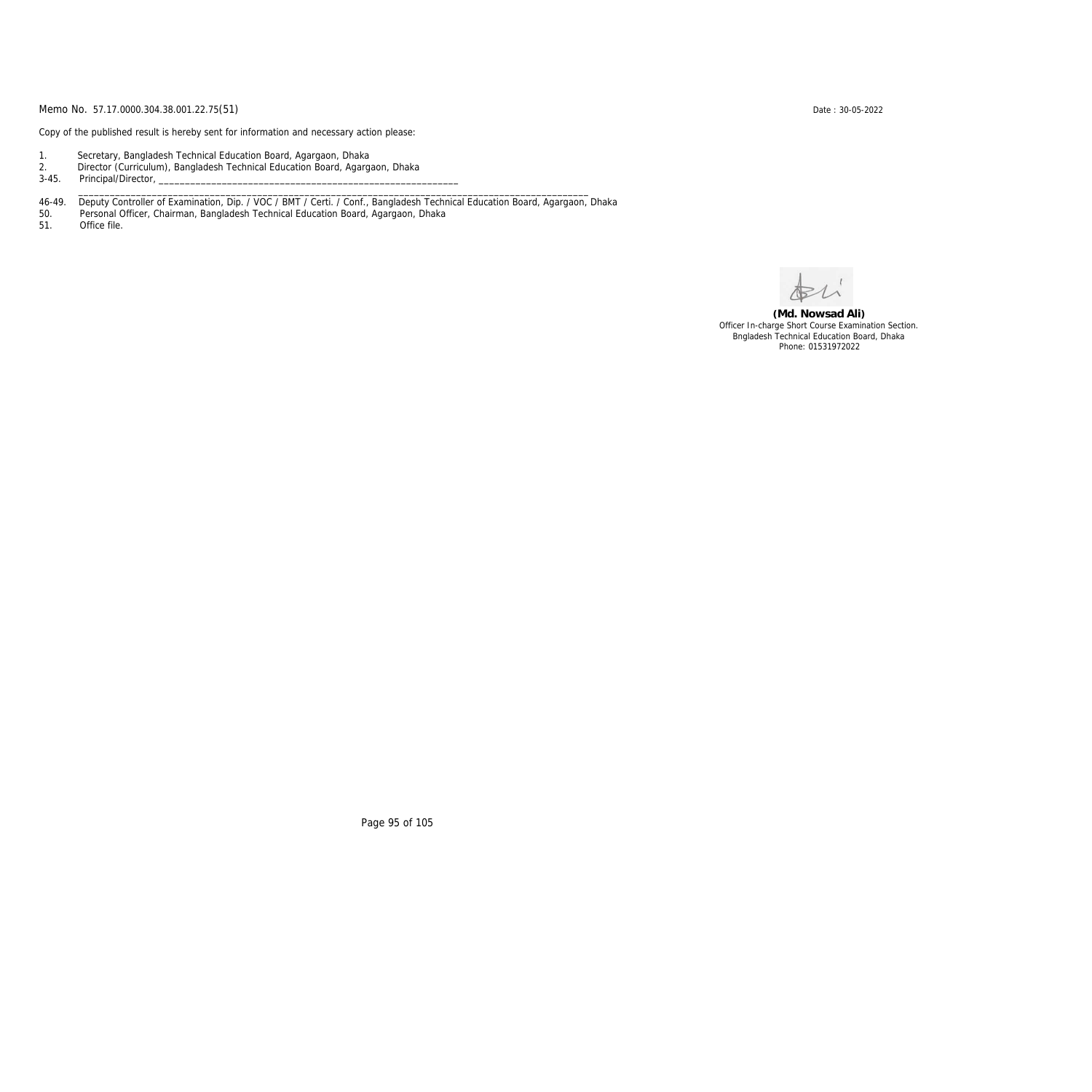Memo No. 57.17.0000.304.38.001.22.75(51)

Date : 30-05-2022

Copy of the published result is hereby sent for information and necessary action please:

1. Secretary, Bangladesh Technical Education Board, Agargaon, Dhaka
2. Director (Curriculum), Bangladesh Technical Education Board, Agargaon, Dhaka
3-45. Principal/Director, ____________________________________________________________
_______________________________________________________________________________________________
46-49. Deputy Controller of Examination, Dip. / VOC / BMT / Certi. / Conf., Bangladesh Technical Education Board, Agargaon, Dhaka
50. Personal Officer, Chairman, Bangladesh Technical Education Board, Agargaon, Dhaka
51. Office file.

**(Md. Nowsad Ali)**
Officer In-charge Short Course Examination Section.
Bngladesh Technical Education Board, Dhaka
Phone: 01531972022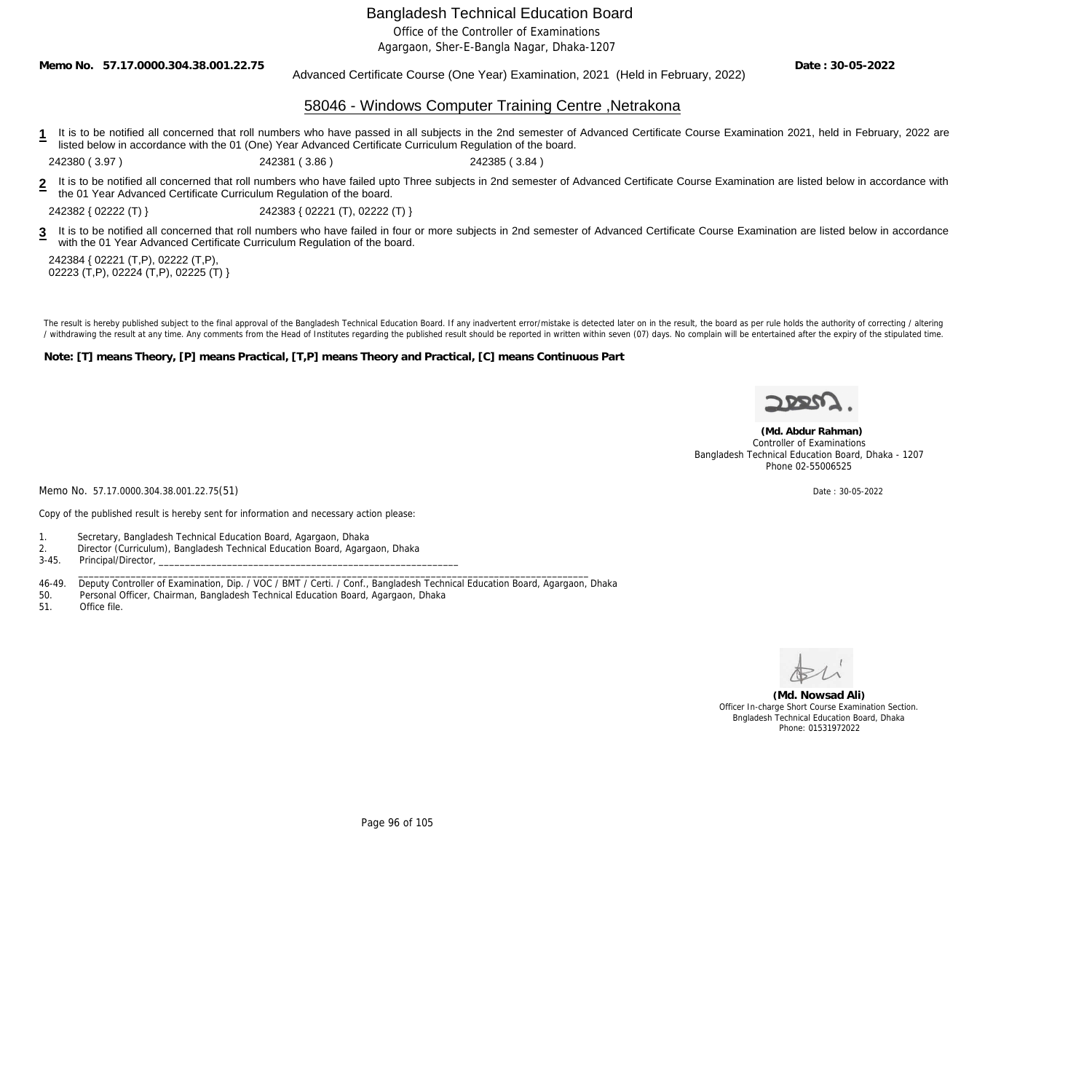Bangladesh Technical Education Board

Office of the Controller of Examinations

Agargaon, Sher-E-Bangla Nagar, Dhaka-1207

**Memo No. 57.17.0000.304.38.001.22.75** Advanced Certificate Course (One Year) Examination, 2021 (Held in February, 2022) **Date : 30-05-2022**

## 58046 - Windows Computer Training Centre ,Netrakona

**1** It is to be notified all concerned that roll numbers who have passed in all subjects in the 2nd semester of Advanced Certificate Course Examination 2021, held in February, 2022 are listed below in accordance with the 01 (One) Year Advanced Certificate Curriculum Regulation of the board.

242380 ( 3.97 ) 242381 ( 3.86 ) 242385 ( 3.84 )

**2** It is to be notified all concerned that roll numbers who have failed upto Three subjects in 2nd semester of Advanced Certificate Course Examination are listed below in accordance with the 01 Year Advanced Certificate Curriculum Regulation of the board.

242382 { 02222 (T) } 242383 { 02221 (T), 02222 (T) }

**3** It is to be notified all concerned that roll numbers who have failed in four or more subjects in 2nd semester of Advanced Certificate Course Examination are listed below in accordance with the 01 Year Advanced Certificate Curriculum Regulation of the board.

242384 { 02221 (T,P), 02222 (T,P), 02223 (T,P), 02224 (T,P), 02225 (T) }

The result is hereby published subject to the final approval of the Bangladesh Technical Education Board. If any inadvertent error/mistake is detected later on in the result, the board as per rule holds the authority of correcting / altering / withdrawing the result at any time. Any comments from the Head of Institutes regarding the published result should be reported in written within seven (07) days. No complain will be entertained after the expiry of the stipulated time.

**Note: [T] means Theory, [P] means Practical, [T,P] means Theory and Practical, [C] means Continuous Part**

**(Md. Abdur Rahman)**
Controller of Examinations
Bangladesh Technical Education Board, Dhaka - 1207
Phone 02-55006525

Memo No. 57.17.0000.304.38.001.22.75(51) Date : 30-05-2022

Copy of the published result is hereby sent for information and necessary action please:

1. Secretary, Bangladesh Technical Education Board, Agargaon, Dhaka
2. Director (Curriculum), Bangladesh Technical Education Board, Agargaon, Dhaka

3-45. Principal/Director, ______________________________________________________________

46-49. Deputy Controller of Examination, Dip. / VOC / BMT / Certi. / Conf., Bangladesh Technical Education Board, Agargaon, Dhaka

50. Personal Officer, Chairman, Bangladesh Technical Education Board, Agargaon, Dhaka
51. Office file.

**(Md. Nowsad Ali)**
Officer In-charge Short Course Examination Section.
Bngladesh Technical Education Board, Dhaka
Phone: 01531972022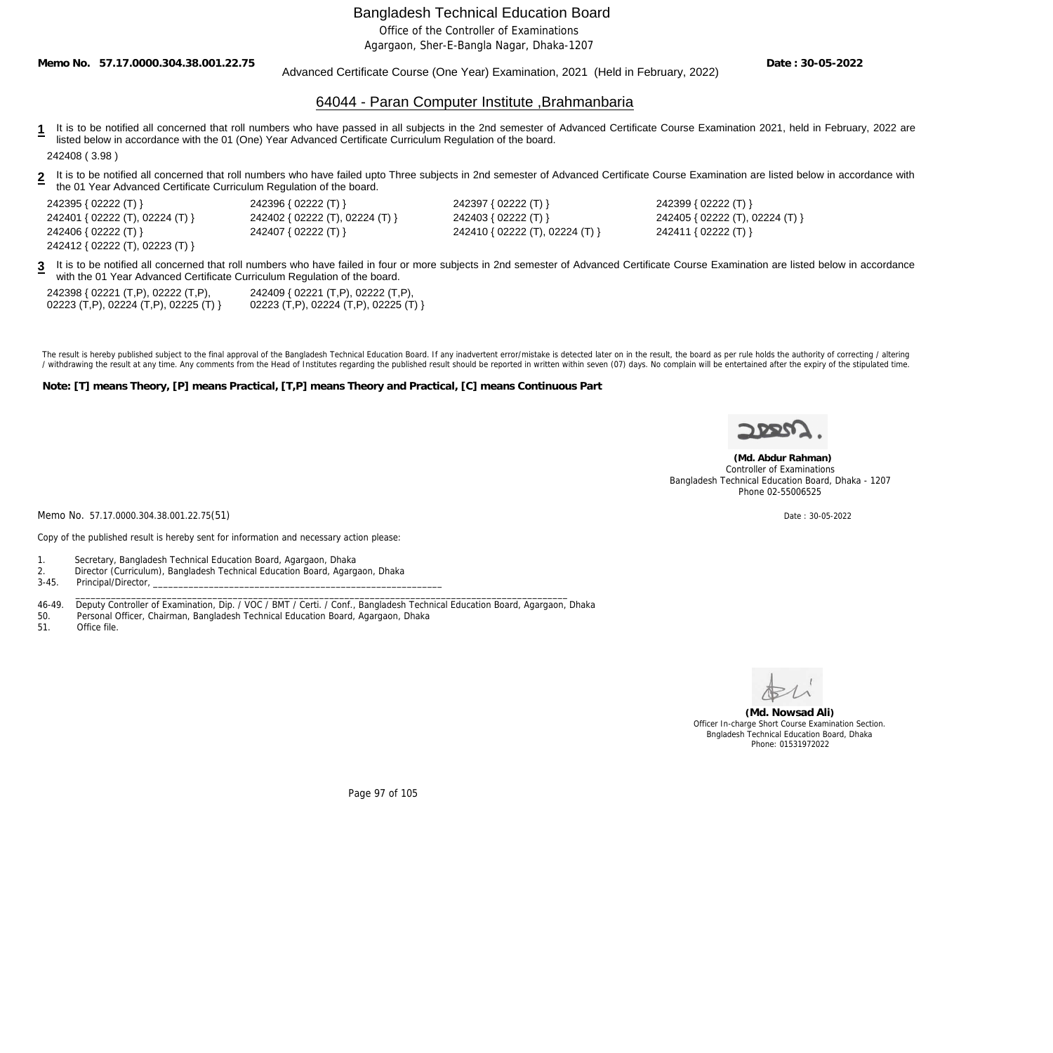# Bangladesh Technical Education Board

Office of the Controller of Examinations

Agargaon, Sher-E-Bangla Nagar, Dhaka-1207

**Memo No. 57.17.0000.304.38.001.22.75** Advanced Certificate Course (One Year) Examination, 2021 (Held in February, 2022) **Date : 30-05-2022**

## 64044 - Paran Computer Institute ,Brahmanbaria

**1** It is to be notified all concerned that roll numbers who have passed in all subjects in the 2nd semester of Advanced Certificate Course Examination 2021, held in February, 2022 are listed below in accordance with the 01 (One) Year Advanced Certificate Curriculum Regulation of the board.

242408 ( 3.98 )

**2** It is to be notified all concerned that roll numbers who have failed upto Three subjects in 2nd semester of Advanced Certificate Course Examination are listed below in accordance with the 01 Year Advanced Certificate Curriculum Regulation of the board.

242395 { 02222 (T) }
242396 { 02222 (T) }
242397 { 02222 (T) }
242399 { 02222 (T) }
242401 { 02222 (T), 02224 (T) }
242402 { 02222 (T), 02224 (T) }
242403 { 02222 (T) }
242405 { 02222 (T), 02224 (T) }
242406 { 02222 (T) }
242407 { 02222 (T) }
242410 { 02222 (T), 02224 (T) }
242411 { 02222 (T) }
242412 { 02222 (T), 02223 (T) }

**3** It is to be notified all concerned that roll numbers who have failed in four or more subjects in 2nd semester of Advanced Certificate Course Examination are listed below in accordance with the 01 Year Advanced Certificate Curriculum Regulation of the board.

242398 { 02221 (T,P), 02222 (T,P), 02223 (T,P), 02224 (T,P), 02225 (T) }
242409 { 02221 (T,P), 02222 (T,P), 02223 (T,P), 02224 (T,P), 02225 (T) }

The result is hereby published subject to the final approval of the Bangladesh Technical Education Board. If any inadvertent error/mistake is detected later on in the result, the board as per rule holds the authority of correcting / altering / withdrawing the result at any time. Any comments from the Head of Institutes regarding the published result should be reported in written within seven (07) days. No complain will be entertained after the expiry of the stipulated time.

**Note: [T] means Theory, [P] means Practical, [T,P] means Theory and Practical, [C] means Continuous Part**

**(Md. Abdur Rahman)**
Controller of Examinations
Bangladesh Technical Education Board, Dhaka - 1207
Phone 02-55006525

Memo No. 57.17.0000.304.38.001.22.75(51) Date : 30-05-2022

Copy of the published result is hereby sent for information and necessary action please:

1. Secretary, Bangladesh Technical Education Board, Agargaon, Dhaka
2. Director (Curriculum), Bangladesh Technical Education Board, Agargaon, Dhaka
3-45. Principal/Director, ______________________________________________________________
46-49. Deputy Controller of Examination, Dip. / VOC / BMT / Certi. / Conf., Bangladesh Technical Education Board, Agargaon, Dhaka
50. Personal Officer, Chairman, Bangladesh Technical Education Board, Agargaon, Dhaka
51. Office file.

**(Md. Nowsad Ali)**
Officer In-charge Short Course Examination Section.
Bngladesh Technical Education Board, Dhaka
Phone: 01531972022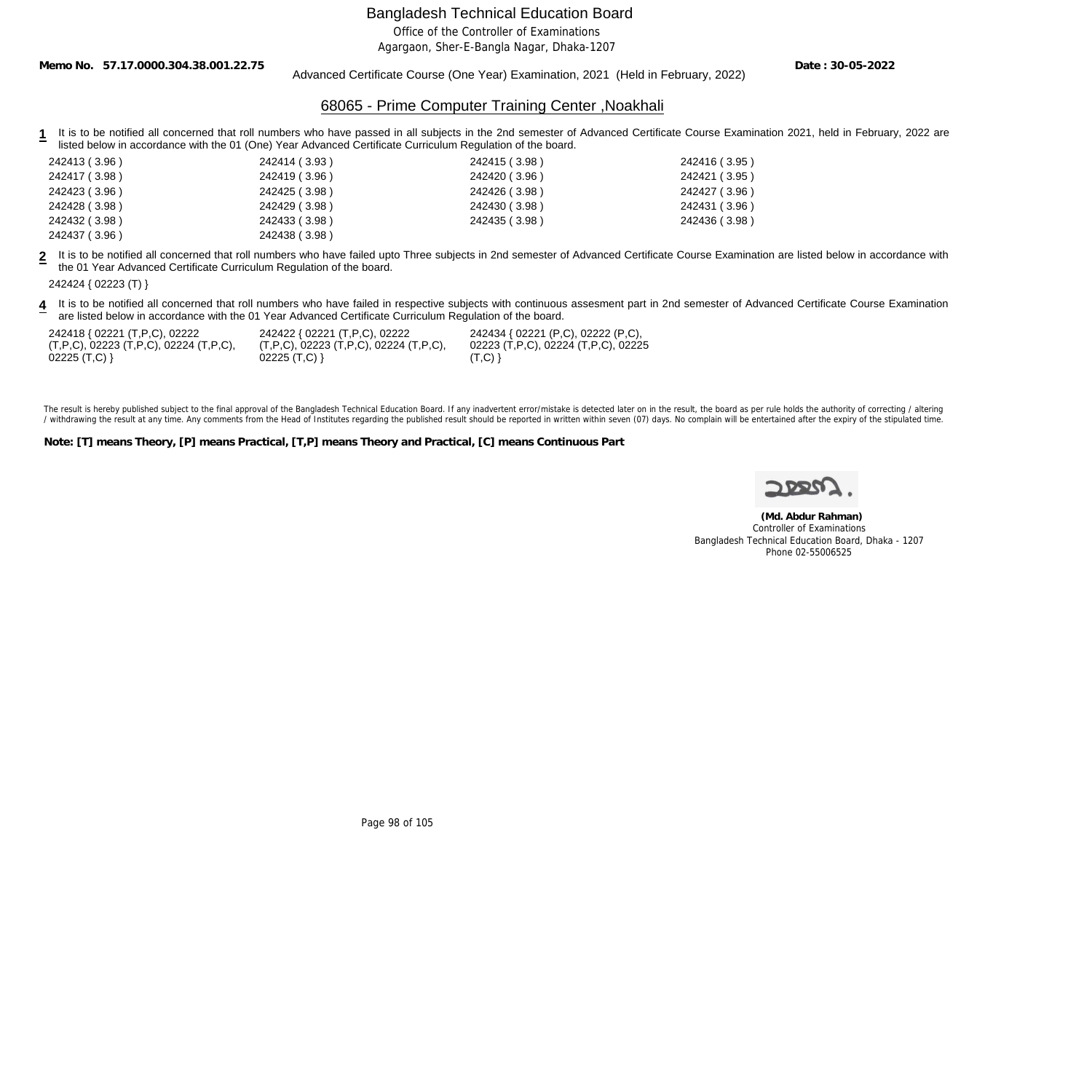# Bangladesh Technical Education Board

Office of the Controller of Examinations

Agargaon, Sher-E-Bangla Nagar, Dhaka-1207

**Memo No. 57.17.0000.304.38.001.22.75** **Date : 30-05-2022**

Advanced Certificate Course (One Year) Examination, 2021 (Held in February, 2022)

## 68065 - Prime Computer Training Center ,Noakhali

**1** It is to be notified all concerned that roll numbers who have passed in all subjects in the 2nd semester of Advanced Certificate Course Examination 2021, held in February, 2022 are listed below in accordance with the 01 (One) Year Advanced Certificate Curriculum Regulation of the board.

| | | | |
|---|---|---|---|
| 242413 ( 3.96 ) | 242414 ( 3.93 ) | 242415 ( 3.98 ) | 242416 ( 3.95 ) |
| 242417 ( 3.98 ) | 242419 ( 3.96 ) | 242420 ( 3.96 ) | 242421 ( 3.95 ) |
| 242423 ( 3.96 ) | 242425 ( 3.98 ) | 242426 ( 3.98 ) | 242427 ( 3.96 ) |
| 242428 ( 3.98 ) | 242429 ( 3.98 ) | 242430 ( 3.98 ) | 242431 ( 3.96 ) |
| 242432 ( 3.98 ) | 242433 ( 3.98 ) | 242435 ( 3.98 ) | 242436 ( 3.98 ) |
| 242437 ( 3.96 ) | 242438 ( 3.98 ) | | |

**2** It is to be notified all concerned that roll numbers who have failed upto Three subjects in 2nd semester of Advanced Certificate Course Examination are listed below in accordance with the 01 Year Advanced Certificate Curriculum Regulation of the board.

242424 { 02223 (T) }

**4** It is to be notified all concerned that roll numbers who have failed in respective subjects with continuous assesment part in 2nd semester of Advanced Certificate Course Examination are listed below in accordance with the 01 Year Advanced Certificate Curriculum Regulation of the board.

| | | |
|---|---|---|
| 242418 { 02221 (T,P,C), 02222 (T,P,C), 02223 (T,P,C), 02224 (T,P,C), 02225 (T,C) } | 242422 { 02221 (T,P,C), 02222 (T,P,C), 02223 (T,P,C), 02224 (T,P,C), 02225 (T,C) } | 242434 { 02221 (P,C), 02222 (P,C), 02223 (T,P,C), 02224 (T,P,C), 02225 (T,C) } |

The result is hereby published subject to the final approval of the Bangladesh Technical Education Board. If any inadvertent error/mistake is detected later on in the result, the board as per rule holds the authority of correcting / altering / withdrawing the result at any time. Any comments from the Head of Institutes regarding the published result should be reported in written within seven (07) days. No complain will be entertained after the expiry of the stipulated time.

**Note: [T] means Theory, [P] means Practical, [T,P] means Theory and Practical, [C] means Continuous Part**

**(Md. Abdur Rahman)**
Controller of Examinations
Bangladesh Technical Education Board, Dhaka - 1207
Phone 02-55006525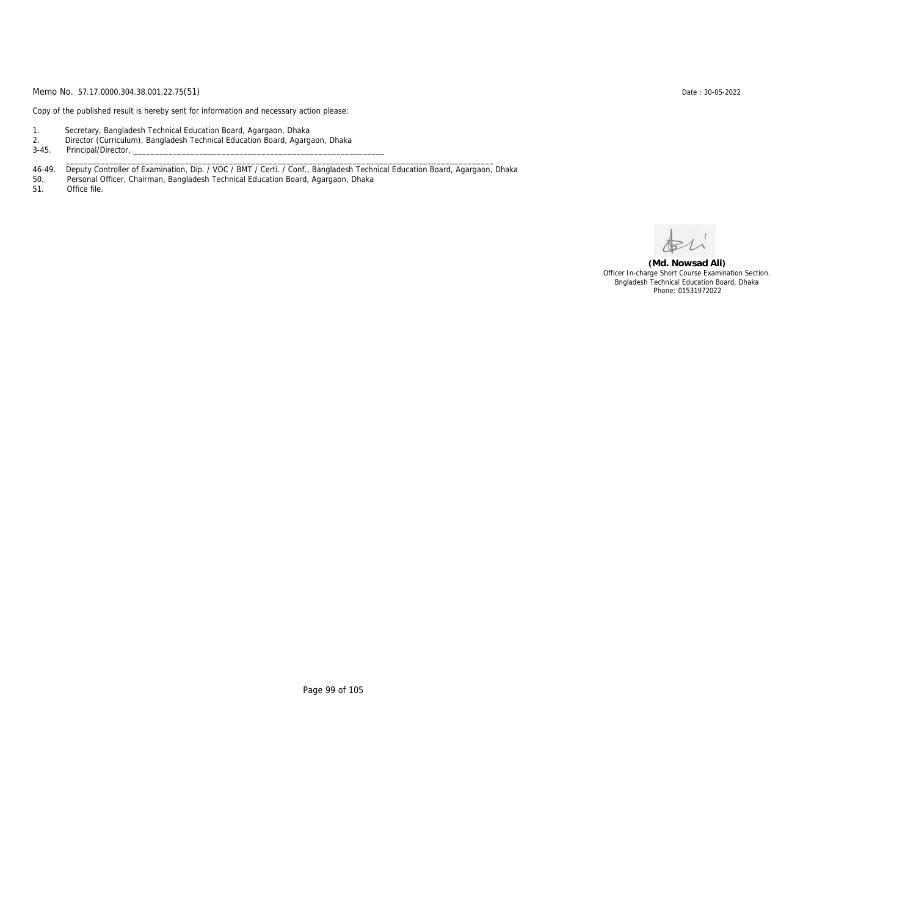Memo No. 57.17.0000.304.38.001.22.75(51)

Date : 30-05-2022

Copy of the published result is hereby sent for information and necessary action please:

1. Secretary, Bangladesh Technical Education Board, Agargaon, Dhaka
2. Director (Curriculum), Bangladesh Technical Education Board, Agargaon, Dhaka

3-45. Principal/Director, ____________________________________________________________

______________________________________________________________________________________________

46-49. Deputy Controller of Examination, Dip. / VOC / BMT / Certi. / Conf., Bangladesh Technical Education Board, Agargaon, Dhaka

50. Personal Officer, Chairman, Bangladesh Technical Education Board, Agargaon, Dhaka

51. Office file.

**(Md. Nowsad Ali)**
Officer In-charge Short Course Examination Section.
Bngladesh Technical Education Board, Dhaka
Phone: 01531972022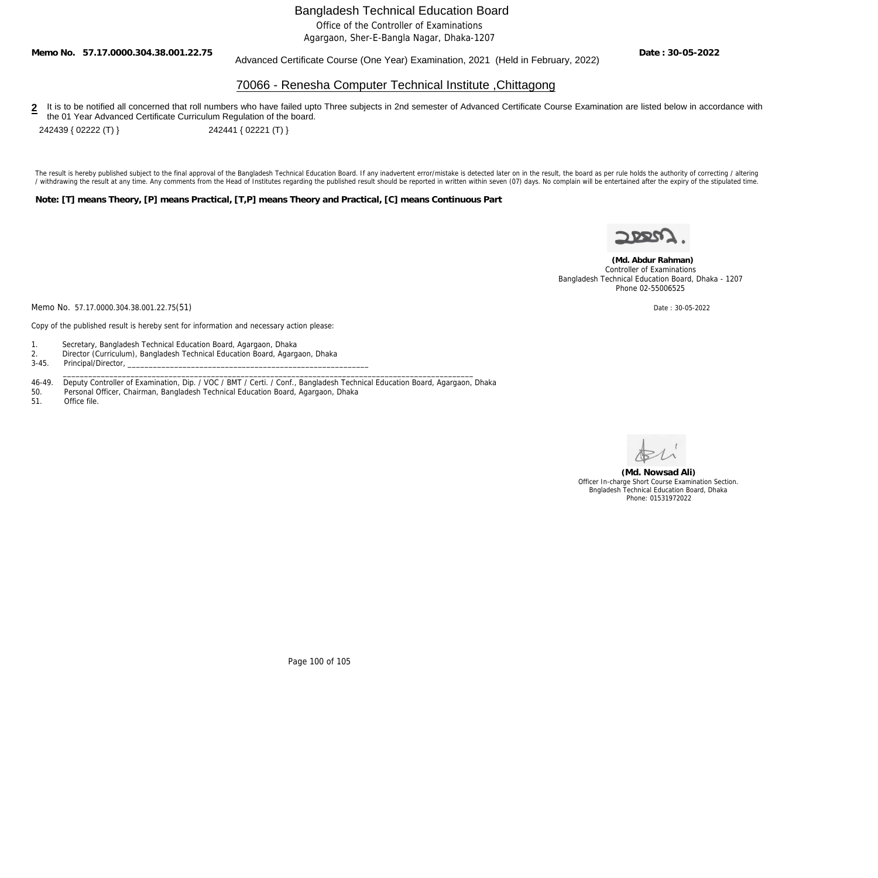# Bangladesh Technical Education Board

Office of the Controller of Examinations
Agargaon, Sher-E-Bangla Nagar, Dhaka-1207

**Memo No. 57.17.0000.304.38.001.22.75** Advanced Certificate Course (One Year) Examination, 2021 (Held in February, 2022) **Date : 30-05-2022**

## 70066 - Renesha Computer Technical Institute ,Chittagong

**2** It is to be notified all concerned that roll numbers who have failed upto Three subjects in 2nd semester of Advanced Certificate Course Examination are listed below in accordance with the 01 Year Advanced Certificate Curriculum Regulation of the board.

242439 { 02222 (T) }     242441 { 02221 (T) }

The result is hereby published subject to the final approval of the Bangladesh Technical Education Board. If any inadvertent error/mistake is detected later on in the result, the board as per rule holds the authority of correcting / altering / withdrawing the result at any time. Any comments from the Head of Institutes regarding the published result should be reported in written within seven (07) days. No complain will be entertained after the expiry of the stipulated time.

**Note: [T] means Theory, [P] means Practical, [T,P] means Theory and Practical, [C] means Continuous Part**

**(Md. Abdur Rahman)**
Controller of Examinations
Bangladesh Technical Education Board, Dhaka - 1207
Phone 02-55006525

Memo No. 57.17.0000.304.38.001.22.75(51)     Date : 30-05-2022

Copy of the published result is hereby sent for information and necessary action please:

1. Secretary, Bangladesh Technical Education Board, Agargaon, Dhaka
2. Director (Curriculum), Bangladesh Technical Education Board, Agargaon, Dhaka

3-45. Principal/Director, ____________________________________________________________

46-49. Deputy Controller of Examination, Dip. / VOC / BMT / Certi. / Conf., Bangladesh Technical Education Board, Agargaon, Dhaka

50. Personal Officer, Chairman, Bangladesh Technical Education Board, Agargaon, Dhaka
51. Office file.

**(Md. Nowsad Ali)**
Officer In-charge Short Course Examination Section.
Bngladesh Technical Education Board, Dhaka
Phone: 01531972022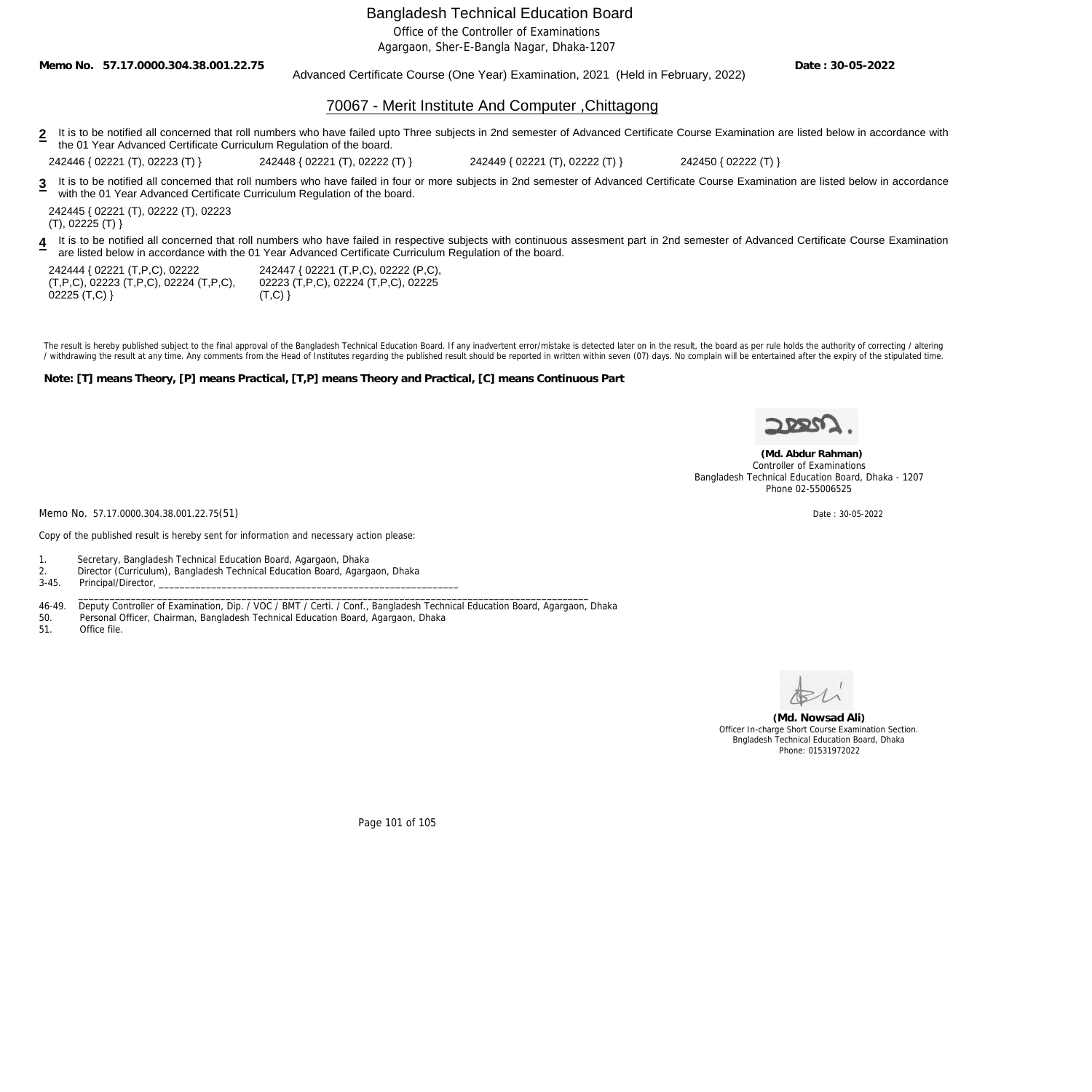# Bangladesh Technical Education Board

Office of the Controller of Examinations

Agargaon, Sher-E-Bangla Nagar, Dhaka-1207

**Memo No. 57.17.0000.304.38.001.22.75** — Advanced Certificate Course (One Year) Examination, 2021 (Held in February, 2022) — **Date : 30-05-2022**

## 70067 - Merit Institute And Computer ,Chittagong

**2** It is to be notified all concerned that roll numbers who have failed upto Three subjects in 2nd semester of Advanced Certificate Course Examination are listed below in accordance with the 01 Year Advanced Certificate Curriculum Regulation of the board.

242446 { 02221 (T), 02223 (T) } 242448 { 02221 (T), 02222 (T) } 242449 { 02221 (T), 02222 (T) } 242450 { 02222 (T) }

**3** It is to be notified all concerned that roll numbers who have failed in four or more subjects in 2nd semester of Advanced Certificate Course Examination are listed below in accordance with the 01 Year Advanced Certificate Curriculum Regulation of the board.

242445 { 02221 (T), 02222 (T), 02223 (T), 02225 (T) }

**4** It is to be notified all concerned that roll numbers who have failed in respective subjects with continuous assesment part in 2nd semester of Advanced Certificate Course Examination are listed below in accordance with the 01 Year Advanced Certificate Curriculum Regulation of the board.

242444 { 02221 (T,P,C), 02222 (T,P,C), 02223 (T,P,C), 02224 (T,P,C), 02225 (T,C) } 242447 { 02221 (T,P,C), 02222 (P,C), 02223 (T,P,C), 02224 (T,P,C), 02225 (T,C) }

The result is hereby published subject to the final approval of the Bangladesh Technical Education Board. If any inadvertent error/mistake is detected later on in the result, the board as per rule holds the authority of correcting / altering / withdrawing the result at any time. Any comments from the Head of Institutes regarding the published result should be reported in written within seven (07) days. No complain will be entertained after the expiry of the stipulated time.

**Note: [T] means Theory, [P] means Practical, [T,P] means Theory and Practical, [C] means Continuous Part**

**(Md. Abdur Rahman)**
Controller of Examinations
Bangladesh Technical Education Board, Dhaka - 1207
Phone 02-55006525

Memo No. 57.17.0000.304.38.001.22.75(51) — Date : 30-05-2022

Copy of the published result is hereby sent for information and necessary action please:

1. Secretary, Bangladesh Technical Education Board, Agargaon, Dhaka
2. Director (Curriculum), Bangladesh Technical Education Board, Agargaon, Dhaka

3-45. Principal/Director, ____________________________________________________________

46-49. Deputy Controller of Examination, Dip. / VOC / BMT / Certi. / Conf., Bangladesh Technical Education Board, Agargaon, Dhaka

50. Personal Officer, Chairman, Bangladesh Technical Education Board, Agargaon, Dhaka

51. Office file.

**(Md. Nowsad Ali)**
Officer In-charge Short Course Examination Section.
Bngladesh Technical Education Board, Dhaka
Phone: 01531972022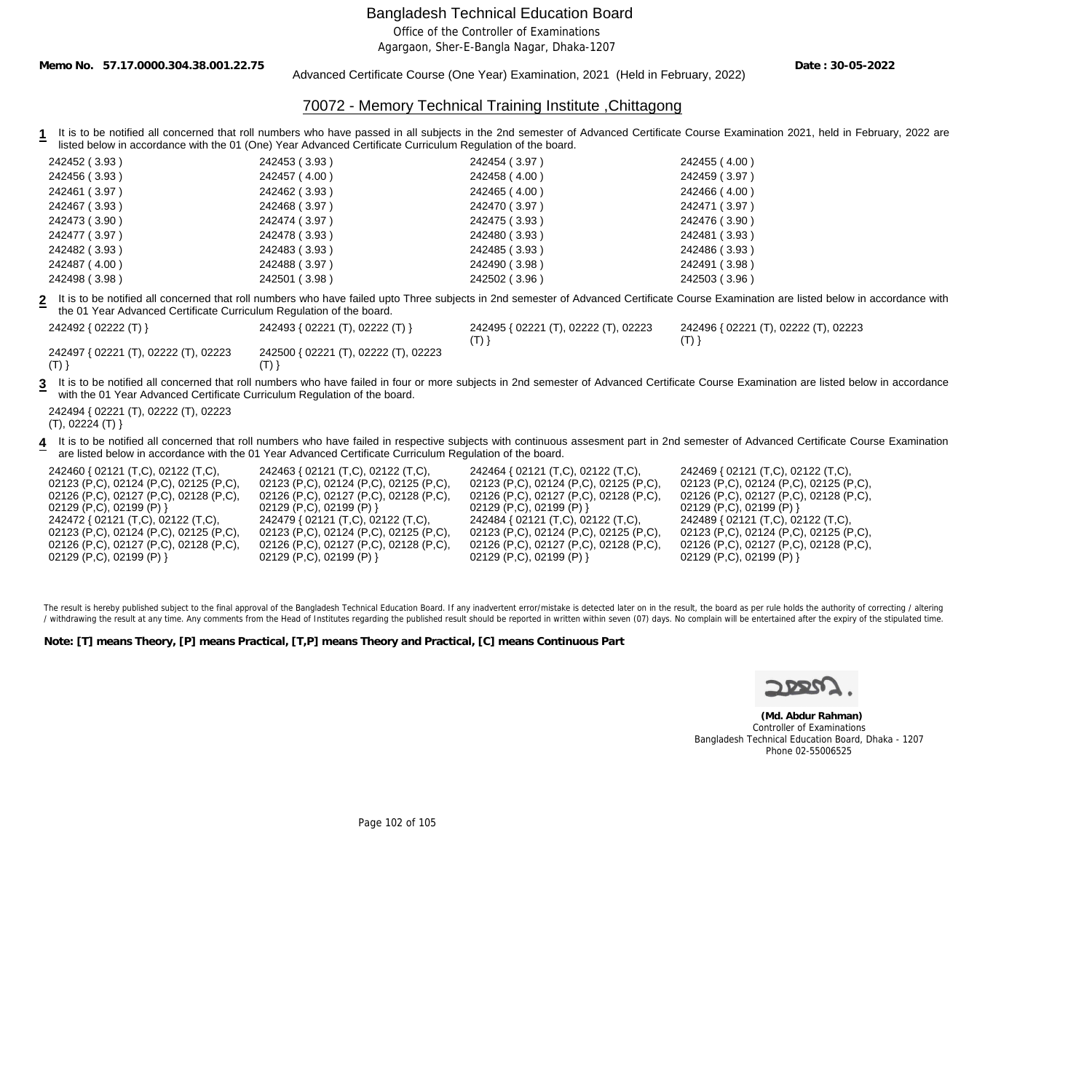Bangladesh Technical Education Board

Office of the Controller of Examinations

Agargaon, Sher-E-Bangla Nagar, Dhaka-1207

**Memo No. 57.17.0000.304.38.001.22.75** **Date : 30-05-2022**

Advanced Certificate Course (One Year) Examination, 2021 (Held in February, 2022)

## 70072 - Memory Technical Training Institute ,Chittagong

**1** It is to be notified all concerned that roll numbers who have passed in all subjects in the 2nd semester of Advanced Certificate Course Examination 2021, held in February, 2022 are listed below in accordance with the 01 (One) Year Advanced Certificate Curriculum Regulation of the board.

| | | | |
|---|---|---|---|
| 242452 ( 3.93 ) | 242453 ( 3.93 ) | 242454 ( 3.97 ) | 242455 ( 4.00 ) |
| 242456 ( 3.93 ) | 242457 ( 4.00 ) | 242458 ( 4.00 ) | 242459 ( 3.97 ) |
| 242461 ( 3.97 ) | 242462 ( 3.93 ) | 242465 ( 4.00 ) | 242466 ( 4.00 ) |
| 242467 ( 3.93 ) | 242468 ( 3.97 ) | 242470 ( 3.97 ) | 242471 ( 3.97 ) |
| 242473 ( 3.90 ) | 242474 ( 3.97 ) | 242475 ( 3.93 ) | 242476 ( 3.90 ) |
| 242477 ( 3.97 ) | 242478 ( 3.93 ) | 242480 ( 3.93 ) | 242481 ( 3.93 ) |
| 242482 ( 3.93 ) | 242483 ( 3.93 ) | 242485 ( 3.93 ) | 242486 ( 3.93 ) |
| 242487 ( 4.00 ) | 242488 ( 3.97 ) | 242490 ( 3.98 ) | 242491 ( 3.98 ) |
| 242498 ( 3.98 ) | 242501 ( 3.98 ) | 242502 ( 3.96 ) | 242503 ( 3.96 ) |

**2** It is to be notified all concerned that roll numbers who have failed upto Three subjects in 2nd semester of Advanced Certificate Course Examination are listed below in accordance with the 01 Year Advanced Certificate Curriculum Regulation of the board.

242492 { 02222 (T) }
242493 { 02221 (T), 02222 (T) }
242495 { 02221 (T), 02222 (T), 02223 (T) }
242496 { 02221 (T), 02222 (T), 02223 (T) }
242497 { 02221 (T), 02222 (T), 02223 (T) }
242500 { 02221 (T), 02222 (T), 02223 (T) }

**3** It is to be notified all concerned that roll numbers who have failed in four or more subjects in 2nd semester of Advanced Certificate Course Examination are listed below in accordance with the 01 Year Advanced Certificate Curriculum Regulation of the board.

242494 { 02221 (T), 02222 (T), 02223 (T), 02224 (T) }

**4** It is to be notified all concerned that roll numbers who have failed in respective subjects with continuous assesment part in 2nd semester of Advanced Certificate Course Examination are listed below in accordance with the 01 Year Advanced Certificate Curriculum Regulation of the board.

242460 { 02121 (T,C), 02122 (T,C), 02123 (P,C), 02124 (P,C), 02125 (P,C), 02126 (P,C), 02127 (P,C), 02128 (P,C), 02129 (P,C), 02199 (P) }
242463 { 02121 (T,C), 02122 (T,C), 02123 (P,C), 02124 (P,C), 02125 (P,C), 02126 (P,C), 02127 (P,C), 02128 (P,C), 02129 (P,C), 02199 (P) }
242464 { 02121 (T,C), 02122 (T,C), 02123 (P,C), 02124 (P,C), 02125 (P,C), 02126 (P,C), 02127 (P,C), 02128 (P,C), 02129 (P,C), 02199 (P) }
242469 { 02121 (T,C), 02122 (T,C), 02123 (P,C), 02124 (P,C), 02125 (P,C), 02126 (P,C), 02127 (P,C), 02128 (P,C), 02129 (P,C), 02199 (P) }
242472 { 02121 (T,C), 02122 (T,C), 02123 (P,C), 02124 (P,C), 02125 (P,C), 02126 (P,C), 02127 (P,C), 02128 (P,C), 02129 (P,C), 02199 (P) }
242479 { 02121 (T,C), 02122 (T,C), 02123 (P,C), 02124 (P,C), 02125 (P,C), 02126 (P,C), 02127 (P,C), 02128 (P,C), 02129 (P,C), 02199 (P) }
242484 { 02121 (T,C), 02122 (T,C), 02123 (P,C), 02124 (P,C), 02125 (P,C), 02126 (P,C), 02127 (P,C), 02128 (P,C), 02129 (P,C), 02199 (P) }
242489 { 02121 (T,C), 02122 (T,C), 02123 (P,C), 02124 (P,C), 02125 (P,C), 02126 (P,C), 02127 (P,C), 02128 (P,C), 02129 (P,C), 02199 (P) }

The result is hereby published subject to the final approval of the Bangladesh Technical Education Board. If any inadvertent error/mistake is detected later on in the result, the board as per rule holds the authority of correcting / altering / withdrawing the result at any time. Any comments from the Head of Institutes regarding the published result should be reported in written within seven (07) days. No complain will be entertained after the expiry of the stipulated time.

**Note: [T] means Theory, [P] means Practical, [T,P] means Theory and Practical, [C] means Continuous Part**

**(Md. Abdur Rahman)**
Controller of Examinations
Bangladesh Technical Education Board, Dhaka - 1207
Phone 02-55006525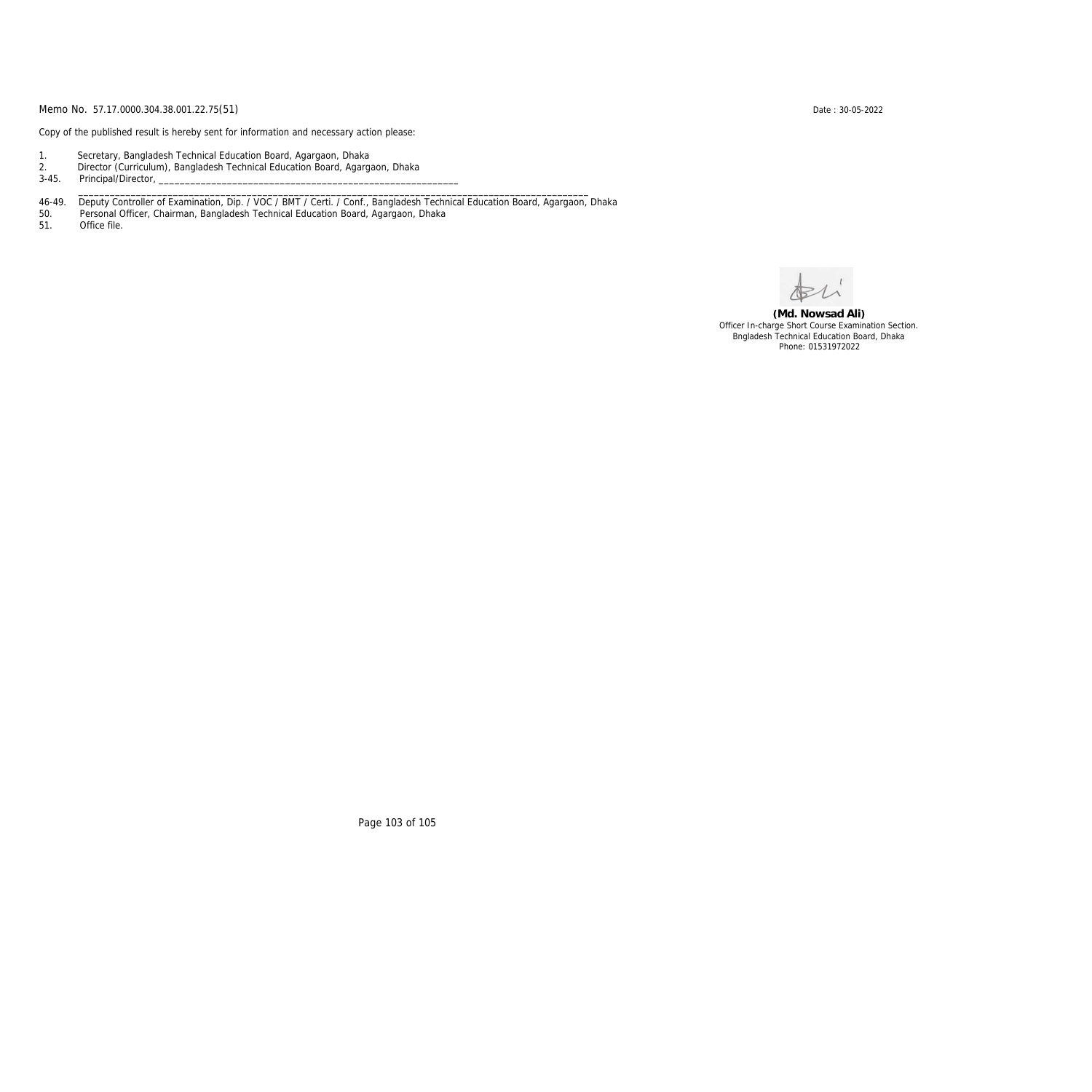Memo No. 57.17.0000.304.38.001.22.75(51)

Date : 30-05-2022

Copy of the published result is hereby sent for information and necessary action please:

1. Secretary, Bangladesh Technical Education Board, Agargaon, Dhaka
2. Director (Curriculum), Bangladesh Technical Education Board, Agargaon, Dhaka
3-45. Principal/Director, ____________________________________________________________
______________________________________________________________________________________________
46-49. Deputy Controller of Examination, Dip. / VOC / BMT / Certi. / Conf., Bangladesh Technical Education Board, Agargaon, Dhaka
50. Personal Officer, Chairman, Bangladesh Technical Education Board, Agargaon, Dhaka
51. Office file.

**(Md. Nowsad Ali)**
Officer In-charge Short Course Examination Section.
Bngladesh Technical Education Board, Dhaka
Phone: 01531972022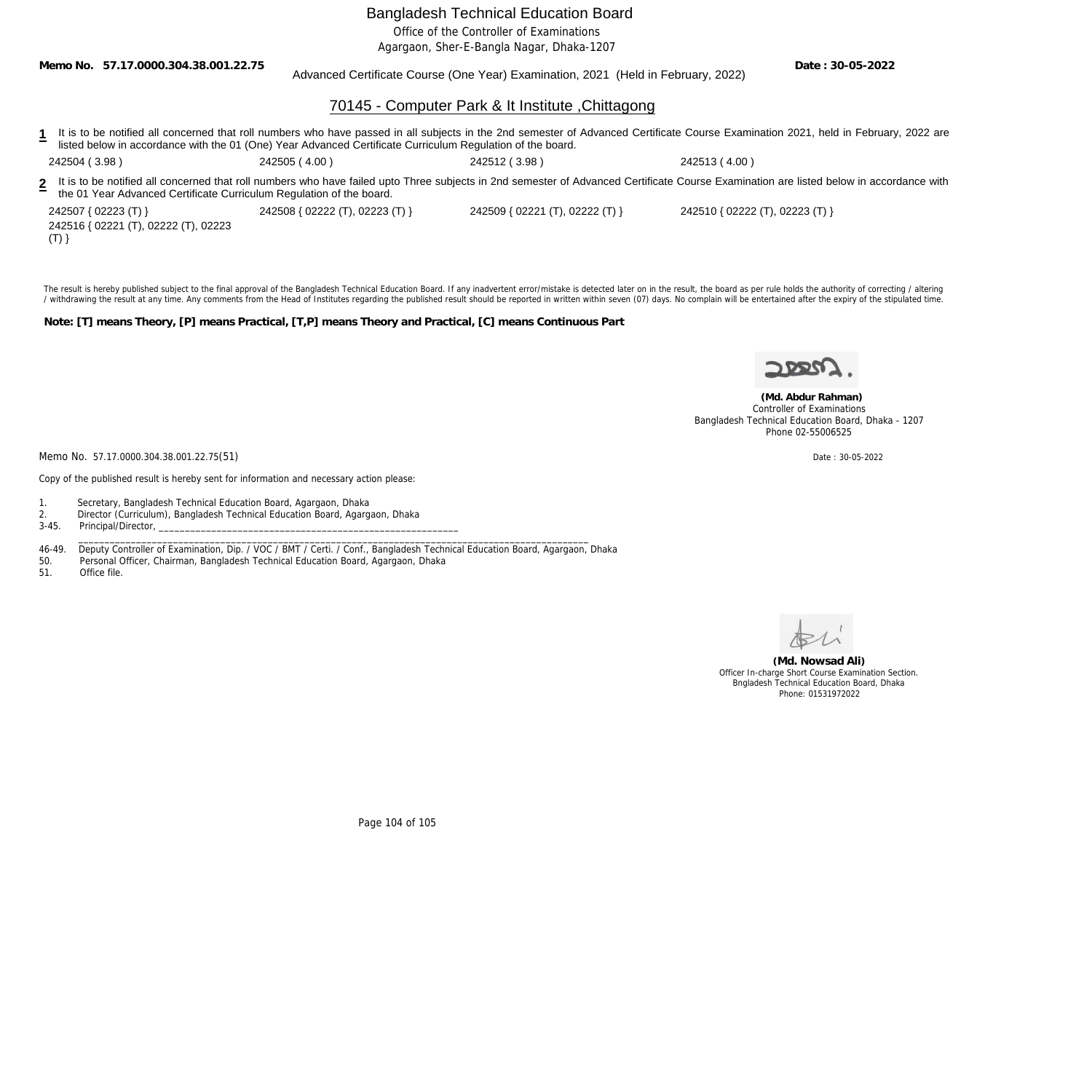# Bangladesh Technical Education Board

Office of the Controller of Examinations

Agargaon, Sher-E-Bangla Nagar, Dhaka-1207

**Memo No. 57.17.0000.304.38.001.22.75** **Date : 30-05-2022**

Advanced Certificate Course (One Year) Examination, 2021 (Held in February, 2022)

## 70145 - Computer Park & It Institute ,Chittagong

**1** It is to be notified all concerned that roll numbers who have passed in all subjects in the 2nd semester of Advanced Certificate Course Examination 2021, held in February, 2022 are listed below in accordance with the 01 (One) Year Advanced Certificate Curriculum Regulation of the board.

242504 ( 3.98 ) 242505 ( 4.00 ) 242512 ( 3.98 ) 242513 ( 4.00 )

**2** It is to be notified all concerned that roll numbers who have failed upto Three subjects in 2nd semester of Advanced Certificate Course Examination are listed below in accordance with the 01 Year Advanced Certificate Curriculum Regulation of the board.

242507 { 02223 (T) } 242508 { 02222 (T), 02223 (T) } 242509 { 02221 (T), 02222 (T) } 242510 { 02222 (T), 02223 (T) } 242516 { 02221 (T), 02222 (T), 02223 (T) }

The result is hereby published subject to the final approval of the Bangladesh Technical Education Board. If any inadvertent error/mistake is detected later on in the result, the board as per rule holds the authority of correcting / altering / withdrawing the result at any time. Any comments from the Head of Institutes regarding the published result should be reported in written within seven (07) days. No complain will be entertained after the expiry of the stipulated time.

**Note: [T] means Theory, [P] means Practical, [T,P] means Theory and Practical, [C] means Continuous Part**

**(Md. Abdur Rahman)**
Controller of Examinations
Bangladesh Technical Education Board, Dhaka - 1207
Phone 02-55006525

Memo No. 57.17.0000.304.38.001.22.75(51) Date : 30-05-2022

Copy of the published result is hereby sent for information and necessary action please:

1. Secretary, Bangladesh Technical Education Board, Agargaon, Dhaka
2. Director (Curriculum), Bangladesh Technical Education Board, Agargaon, Dhaka

3-45. Principal/Director, ____________________________________________________________

46-49. Deputy Controller of Examination, Dip. / VOC / BMT / Certi. / Conf., Bangladesh Technical Education Board, Agargaon, Dhaka

50. Personal Officer, Chairman, Bangladesh Technical Education Board, Agargaon, Dhaka
51. Office file.

**(Md. Nowsad Ali)**
Officer In-charge Short Course Examination Section.
Bngladesh Technical Education Board, Dhaka
Phone: 01531972022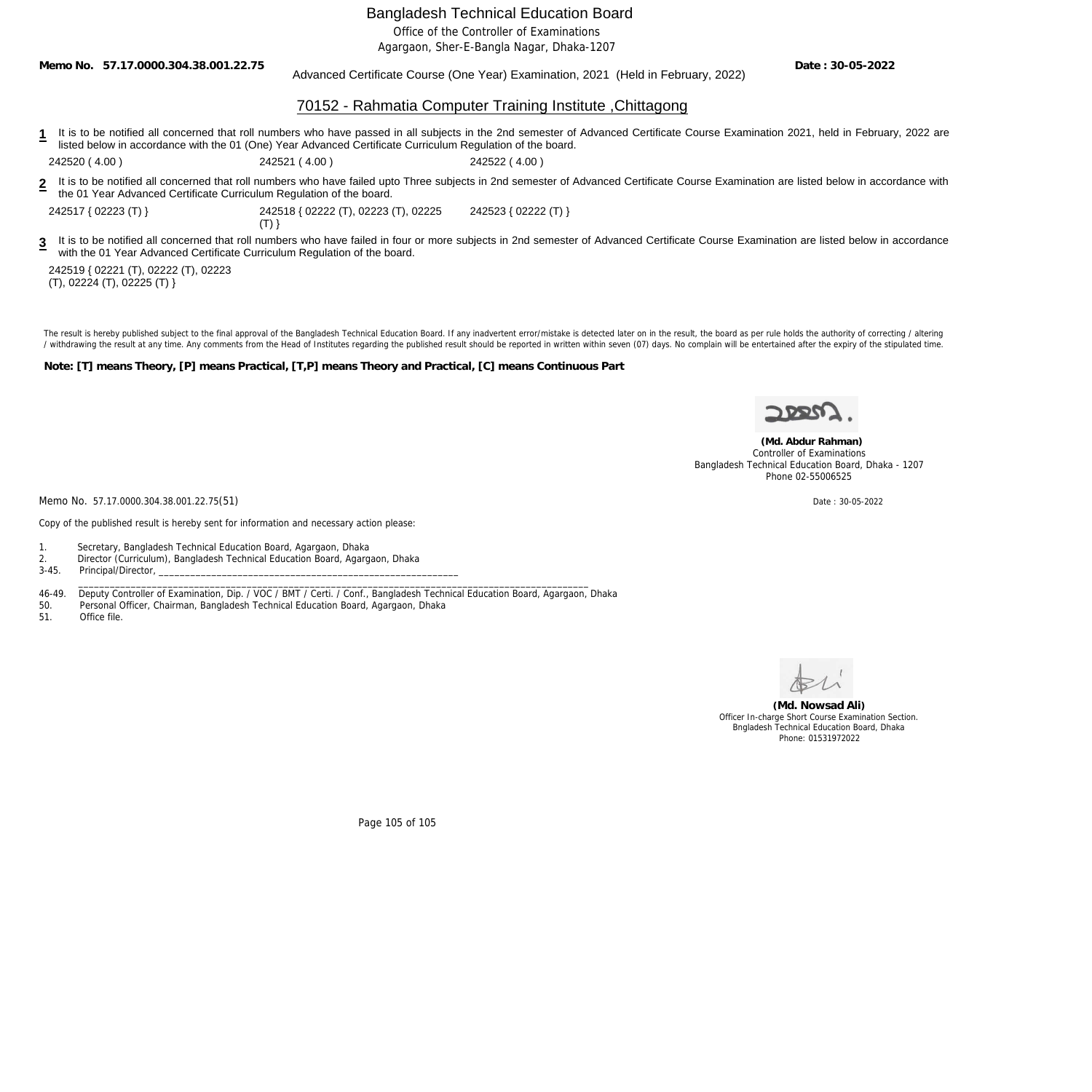Bangladesh Technical Education Board

Office of the Controller of Examinations

Agargaon, Sher-E-Bangla Nagar, Dhaka-1207

**Memo No. 57.17.0000.304.38.001.22.75**

Advanced Certificate Course (One Year) Examination, 2021 (Held in February, 2022)

**Date : 30-05-2022**

## 70152 - Rahmatia Computer Training Institute ,Chittagong

**1** It is to be notified all concerned that roll numbers who have passed in all subjects in the 2nd semester of Advanced Certificate Course Examination 2021, held in February, 2022 are listed below in accordance with the 01 (One) Year Advanced Certificate Curriculum Regulation of the board.

242520 ( 4.00 )    242521 ( 4.00 )    242522 ( 4.00 )

**2** It is to be notified all concerned that roll numbers who have failed upto Three subjects in 2nd semester of Advanced Certificate Course Examination are listed below in accordance with the 01 Year Advanced Certificate Curriculum Regulation of the board.

242517 { 02223 (T) }    242518 { 02222 (T), 02223 (T), 02225 (T) }    242523 { 02222 (T) }

**3** It is to be notified all concerned that roll numbers who have failed in four or more subjects in 2nd semester of Advanced Certificate Course Examination are listed below in accordance with the 01 Year Advanced Certificate Curriculum Regulation of the board.

242519 { 02221 (T), 02222 (T), 02223 (T), 02224 (T), 02225 (T) }

The result is hereby published subject to the final approval of the Bangladesh Technical Education Board. If any inadvertent error/mistake is detected later on in the result, the board as per rule holds the authority of correcting / altering / withdrawing the result at any time. Any comments from the Head of Institutes regarding the published result should be reported in written within seven (07) days. No complain will be entertained after the expiry of the stipulated time.

**Note: [T] means Theory, [P] means Practical, [T,P] means Theory and Practical, [C] means Continuous Part**

**(Md. Abdur Rahman)**
Controller of Examinations
Bangladesh Technical Education Board, Dhaka - 1207
Phone 02-55006525

Memo No. 57.17.0000.304.38.001.22.75(51)

Date : 30-05-2022

Copy of the published result is hereby sent for information and necessary action please:

1. Secretary, Bangladesh Technical Education Board, Agargaon, Dhaka
2. Director (Curriculum), Bangladesh Technical Education Board, Agargaon, Dhaka

3-45. Principal/Director, ____________________________________________________________
____________________________________________________________________________________________

46-49. Deputy Controller of Examination, Dip. / VOC / BMT / Certi. / Conf., Bangladesh Technical Education Board, Agargaon, Dhaka

50. Personal Officer, Chairman, Bangladesh Technical Education Board, Agargaon, Dhaka

51. Office file.

**(Md. Nowsad Ali)**
Officer In-charge Short Course Examination Section.
Bngladesh Technical Education Board, Dhaka
Phone: 01531972022